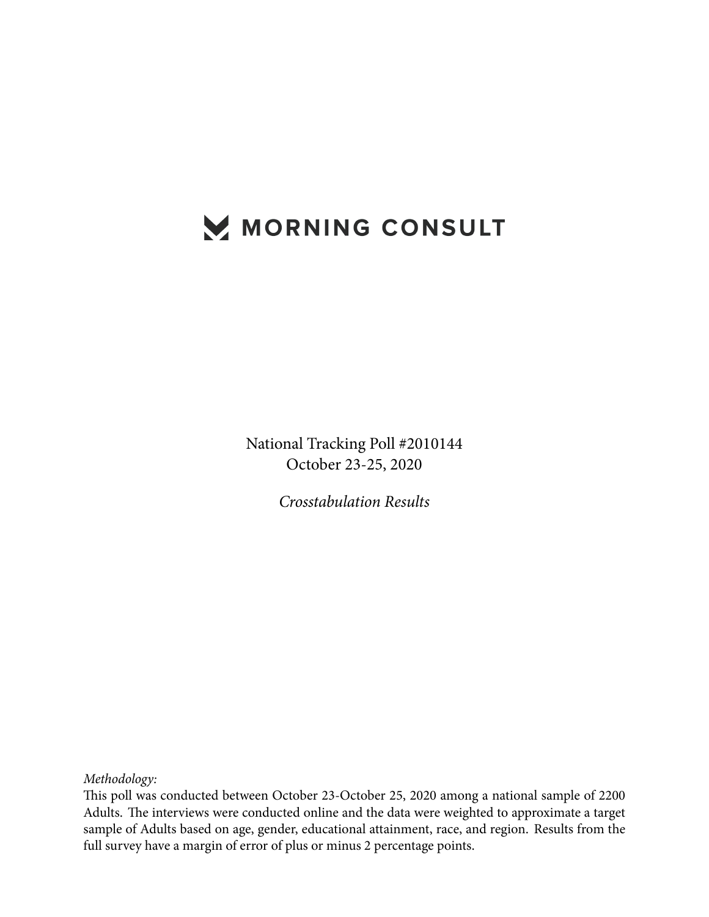# MORNING CONSULT

National Tracking Poll #2010144
October 23-25, 2020

*Crosstabulation Results*

*Methodology:*
This poll was conducted between October 23-October 25, 2020 among a national sample of 2200 Adults. The interviews were conducted online and the data were weighted to approximate a target sample of Adults based on age, gender, educational attainment, race, and region. Results from the full survey have a margin of error of plus or minus 2 percentage points.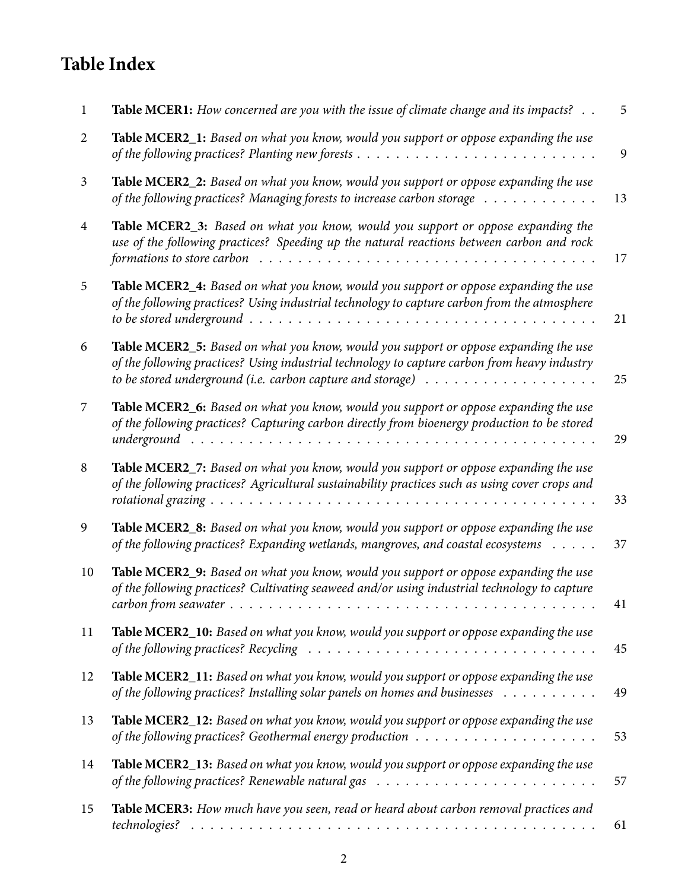# Table Index

| | | |
|---|---|---|
| 1 | **Table MCER1:** *How concerned are you with the issue of climate change and its impacts?* | 5 |
| 2 | **Table MCER2_1:** *Based on what you know, would you support or oppose expanding the use of the following practices? Planting new forests* | 9 |
| 3 | **Table MCER2_2:** *Based on what you know, would you support or oppose expanding the use of the following practices? Managing forests to increase carbon storage* | 13 |
| 4 | **Table MCER2_3:** *Based on what you know, would you support or oppose expanding the use of the following practices? Speeding up the natural reactions between carbon and rock formations to store carbon* | 17 |
| 5 | **Table MCER2_4:** *Based on what you know, would you support or oppose expanding the use of the following practices? Using industrial technology to capture carbon from the atmosphere to be stored underground* | 21 |
| 6 | **Table MCER2_5:** *Based on what you know, would you support or oppose expanding the use of the following practices? Using industrial technology to capture carbon from heavy industry to be stored underground (i.e. carbon capture and storage)* | 25 |
| 7 | **Table MCER2_6:** *Based on what you know, would you support or oppose expanding the use of the following practices? Capturing carbon directly from bioenergy production to be stored underground* | 29 |
| 8 | **Table MCER2_7:** *Based on what you know, would you support or oppose expanding the use of the following practices? Agricultural sustainability practices such as using cover crops and rotational grazing* | 33 |
| 9 | **Table MCER2_8:** *Based on what you know, would you support or oppose expanding the use of the following practices? Expanding wetlands, mangroves, and coastal ecosystems* | 37 |
| 10 | **Table MCER2_9:** *Based on what you know, would you support or oppose expanding the use of the following practices? Cultivating seaweed and/or using industrial technology to capture carbon from seawater* | 41 |
| 11 | **Table MCER2_10:** *Based on what you know, would you support or oppose expanding the use of the following practices? Recycling* | 45 |
| 12 | **Table MCER2_11:** *Based on what you know, would you support or oppose expanding the use of the following practices? Installing solar panels on homes and businesses* | 49 |
| 13 | **Table MCER2_12:** *Based on what you know, would you support or oppose expanding the use of the following practices? Geothermal energy production* | 53 |
| 14 | **Table MCER2_13:** *Based on what you know, would you support or oppose expanding the use of the following practices? Renewable natural gas* | 57 |
| 15 | **Table MCER3:** *How much have you seen, read or heard about carbon removal practices and technologies?* | 61 |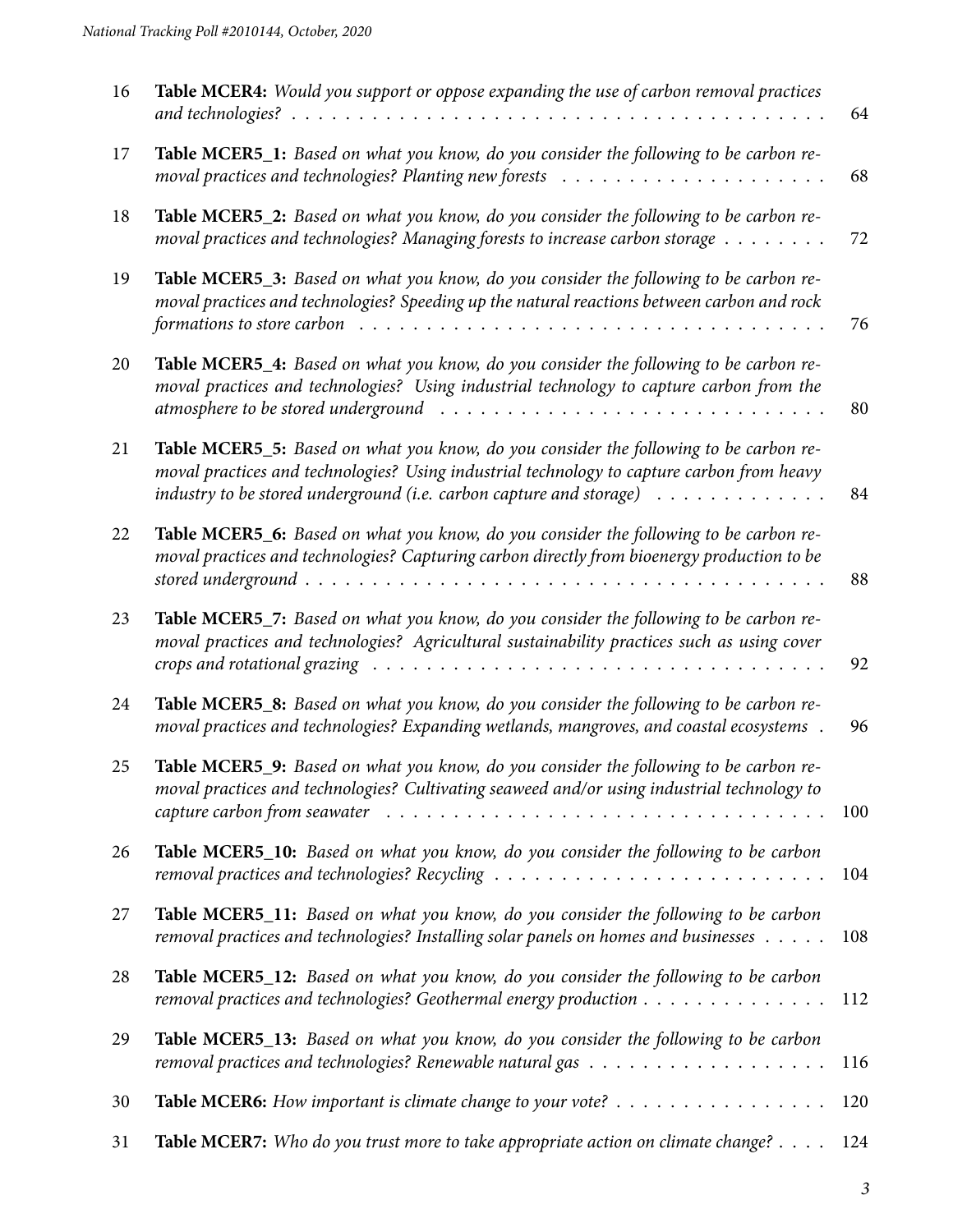| | | |
|---|---|---|
| 16 | **Table MCER4:** *Would you support or oppose expanding the use of carbon removal practices and technologies?* | 64 |
| 17 | **Table MCER5_1:** *Based on what you know, do you consider the following to be carbon removal practices and technologies? Planting new forests* | 68 |
| 18 | **Table MCER5_2:** *Based on what you know, do you consider the following to be carbon removal practices and technologies? Managing forests to increase carbon storage* | 72 |
| 19 | **Table MCER5_3:** *Based on what you know, do you consider the following to be carbon removal practices and technologies? Speeding up the natural reactions between carbon and rock formations to store carbon* | 76 |
| 20 | **Table MCER5_4:** *Based on what you know, do you consider the following to be carbon removal practices and technologies? Using industrial technology to capture carbon from the atmosphere to be stored underground* | 80 |
| 21 | **Table MCER5_5:** *Based on what you know, do you consider the following to be carbon removal practices and technologies? Using industrial technology to capture carbon from heavy industry to be stored underground (i.e. carbon capture and storage)* | 84 |
| 22 | **Table MCER5_6:** *Based on what you know, do you consider the following to be carbon removal practices and technologies? Capturing carbon directly from bioenergy production to be stored underground* | 88 |
| 23 | **Table MCER5_7:** *Based on what you know, do you consider the following to be carbon removal practices and technologies? Agricultural sustainability practices such as using cover crops and rotational grazing* | 92 |
| 24 | **Table MCER5_8:** *Based on what you know, do you consider the following to be carbon removal practices and technologies? Expanding wetlands, mangroves, and coastal ecosystems* | 96 |
| 25 | **Table MCER5_9:** *Based on what you know, do you consider the following to be carbon removal practices and technologies? Cultivating seaweed and/or using industrial technology to capture carbon from seawater* | 100 |
| 26 | **Table MCER5_10:** *Based on what you know, do you consider the following to be carbon removal practices and technologies? Recycling* | 104 |
| 27 | **Table MCER5_11:** *Based on what you know, do you consider the following to be carbon removal practices and technologies? Installing solar panels on homes and businesses* | 108 |
| 28 | **Table MCER5_12:** *Based on what you know, do you consider the following to be carbon removal practices and technologies? Geothermal energy production* | 112 |
| 29 | **Table MCER5_13:** *Based on what you know, do you consider the following to be carbon removal practices and technologies? Renewable natural gas* | 116 |
| 30 | **Table MCER6:** *How important is climate change to your vote?* | 120 |
| 31 | **Table MCER7:** *Who do you trust more to take appropriate action on climate change?* | 124 |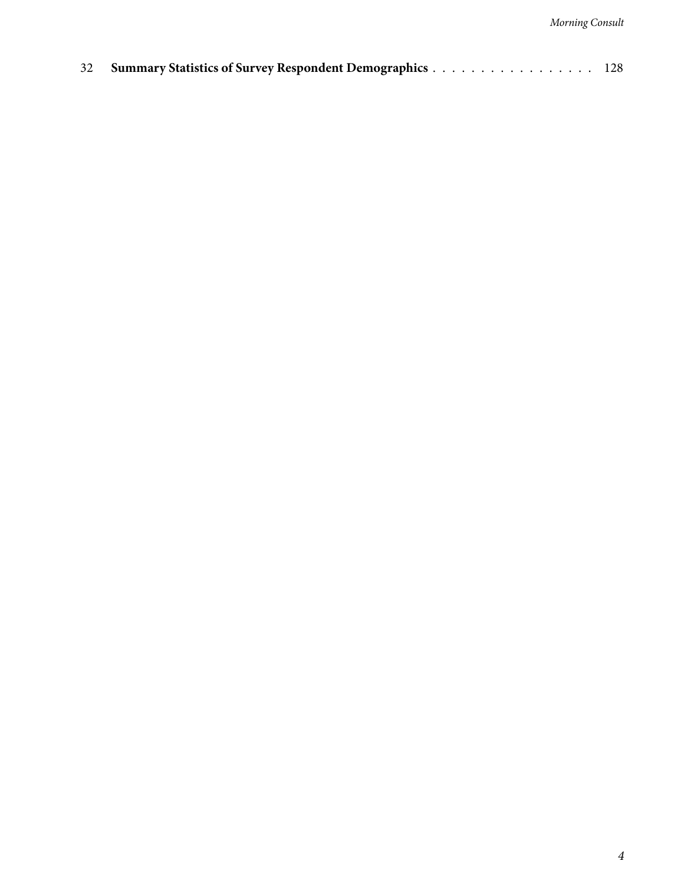32 **Summary Statistics of Survey Respondent Demographics** . . . . . . . . . . . . . . . . . 128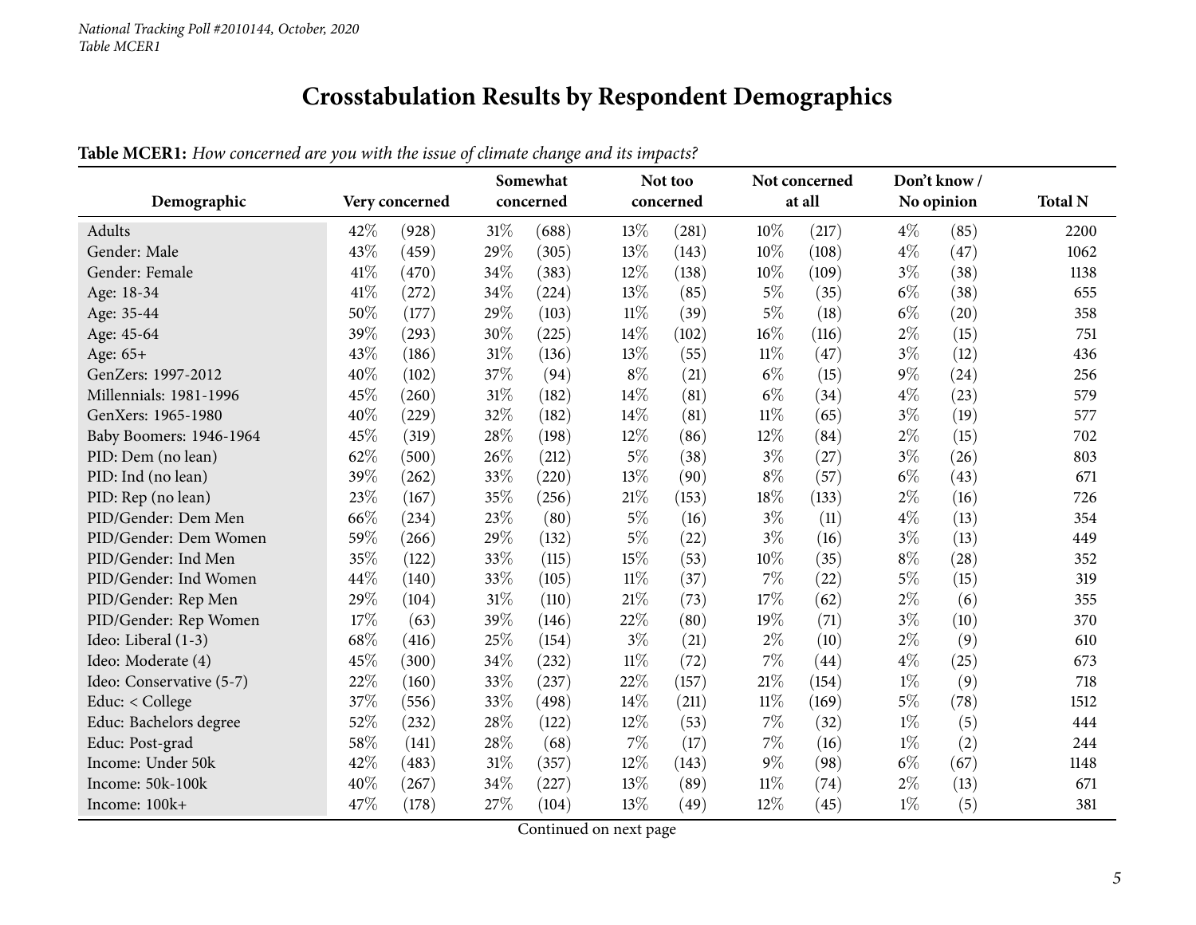*National Tracking Poll #2010144, October, 2020*
*Table MCER1*

# Crosstabulation Results by Respondent Demographics

**Table MCER1:** *How concerned are you with the issue of climate change and its impacts?*

| Demographic | Very concerned | | Somewhat concerned | | Not too concerned | | Not concerned at all | | Don't know / No opinion | | Total N |
|---|---|---|---|---|---|---|---|---|---|---|---|
| Adults | 42% | (928) | 31% | (688) | 13% | (281) | 10% | (217) | 4% | (85) | 2200 |
| Gender: Male | 43% | (459) | 29% | (305) | 13% | (143) | 10% | (108) | 4% | (47) | 1062 |
| Gender: Female | 41% | (470) | 34% | (383) | 12% | (138) | 10% | (109) | 3% | (38) | 1138 |
| Age: 18-34 | 41% | (272) | 34% | (224) | 13% | (85) | 5% | (35) | 6% | (38) | 655 |
| Age: 35-44 | 50% | (177) | 29% | (103) | 11% | (39) | 5% | (18) | 6% | (20) | 358 |
| Age: 45-64 | 39% | (293) | 30% | (225) | 14% | (102) | 16% | (116) | 2% | (15) | 751 |
| Age: 65+ | 43% | (186) | 31% | (136) | 13% | (55) | 11% | (47) | 3% | (12) | 436 |
| GenZers: 1997-2012 | 40% | (102) | 37% | (94) | 8% | (21) | 6% | (15) | 9% | (24) | 256 |
| Millennials: 1981-1996 | 45% | (260) | 31% | (182) | 14% | (81) | 6% | (34) | 4% | (23) | 579 |
| GenXers: 1965-1980 | 40% | (229) | 32% | (182) | 14% | (81) | 11% | (65) | 3% | (19) | 577 |
| Baby Boomers: 1946-1964 | 45% | (319) | 28% | (198) | 12% | (86) | 12% | (84) | 2% | (15) | 702 |
| PID: Dem (no lean) | 62% | (500) | 26% | (212) | 5% | (38) | 3% | (27) | 3% | (26) | 803 |
| PID: Ind (no lean) | 39% | (262) | 33% | (220) | 13% | (90) | 8% | (57) | 6% | (43) | 671 |
| PID: Rep (no lean) | 23% | (167) | 35% | (256) | 21% | (153) | 18% | (133) | 2% | (16) | 726 |
| PID/Gender: Dem Men | 66% | (234) | 23% | (80) | 5% | (16) | 3% | (11) | 4% | (13) | 354 |
| PID/Gender: Dem Women | 59% | (266) | 29% | (132) | 5% | (22) | 3% | (16) | 3% | (13) | 449 |
| PID/Gender: Ind Men | 35% | (122) | 33% | (115) | 15% | (53) | 10% | (35) | 8% | (28) | 352 |
| PID/Gender: Ind Women | 44% | (140) | 33% | (105) | 11% | (37) | 7% | (22) | 5% | (15) | 319 |
| PID/Gender: Rep Men | 29% | (104) | 31% | (110) | 21% | (73) | 17% | (62) | 2% | (6) | 355 |
| PID/Gender: Rep Women | 17% | (63) | 39% | (146) | 22% | (80) | 19% | (71) | 3% | (10) | 370 |
| Ideo: Liberal (1-3) | 68% | (416) | 25% | (154) | 3% | (21) | 2% | (10) | 2% | (9) | 610 |
| Ideo: Moderate (4) | 45% | (300) | 34% | (232) | 11% | (72) | 7% | (44) | 4% | (25) | 673 |
| Ideo: Conservative (5-7) | 22% | (160) | 33% | (237) | 22% | (157) | 21% | (154) | 1% | (9) | 718 |
| Educ: < College | 37% | (556) | 33% | (498) | 14% | (211) | 11% | (169) | 5% | (78) | 1512 |
| Educ: Bachelors degree | 52% | (232) | 28% | (122) | 12% | (53) | 7% | (32) | 1% | (5) | 444 |
| Educ: Post-grad | 58% | (141) | 28% | (68) | 7% | (17) | 7% | (16) | 1% | (2) | 244 |
| Income: Under 50k | 42% | (483) | 31% | (357) | 12% | (143) | 9% | (98) | 6% | (67) | 1148 |
| Income: 50k-100k | 40% | (267) | 34% | (227) | 13% | (89) | 11% | (74) | 2% | (13) | 671 |
| Income: 100k+ | 47% | (178) | 27% | (104) | 13% | (49) | 12% | (45) | 1% | (5) | 381 |

Continued on next page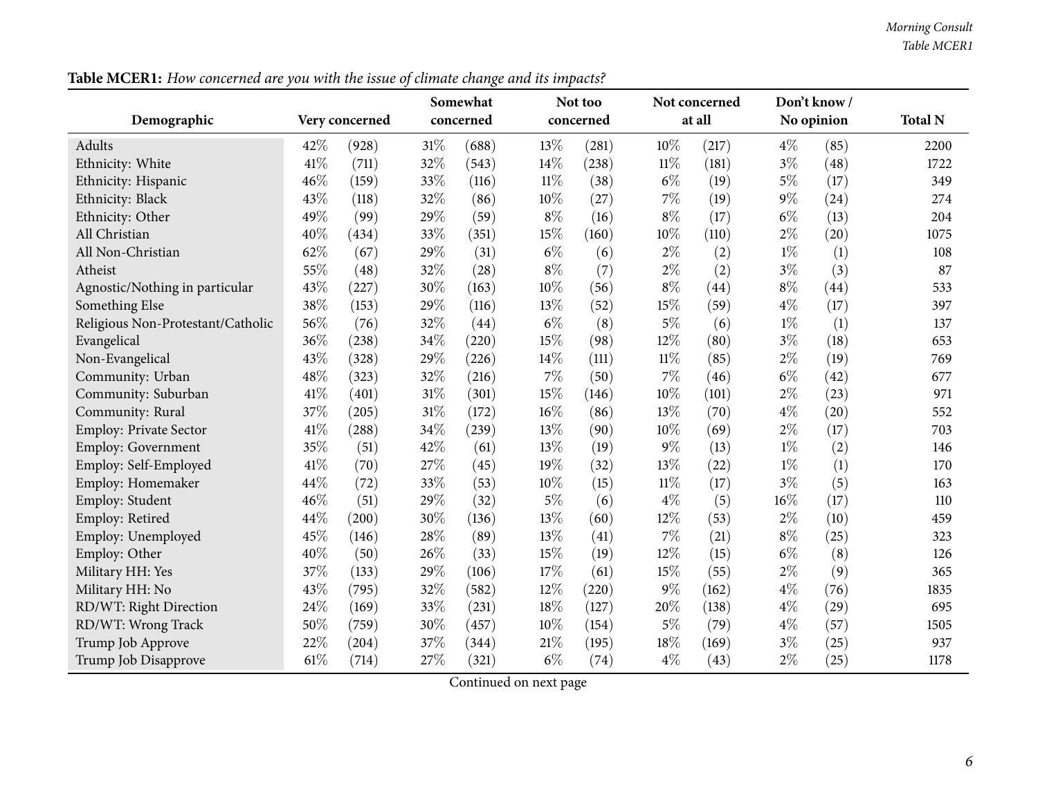**Table MCER1:** *How concerned are you with the issue of climate change and its impacts?*

| Demographic | Very concerned | | Somewhat concerned | | Not too concerned | | Not concerned at all | | Don't know / No opinion | | Total N |
|---|---|---|---|---|---|---|---|---|---|---|---|
| Adults | 42% | (928) | 31% | (688) | 13% | (281) | 10% | (217) | 4% | (85) | 2200 |
| Ethnicity: White | 41% | (711) | 32% | (543) | 14% | (238) | 11% | (181) | 3% | (48) | 1722 |
| Ethnicity: Hispanic | 46% | (159) | 33% | (116) | 11% | (38) | 6% | (19) | 5% | (17) | 349 |
| Ethnicity: Black | 43% | (118) | 32% | (86) | 10% | (27) | 7% | (19) | 9% | (24) | 274 |
| Ethnicity: Other | 49% | (99) | 29% | (59) | 8% | (16) | 8% | (17) | 6% | (13) | 204 |
| All Christian | 40% | (434) | 33% | (351) | 15% | (160) | 10% | (110) | 2% | (20) | 1075 |
| All Non-Christian | 62% | (67) | 29% | (31) | 6% | (6) | 2% | (2) | 1% | (1) | 108 |
| Atheist | 55% | (48) | 32% | (28) | 8% | (7) | 2% | (2) | 3% | (3) | 87 |
| Agnostic/Nothing in particular | 43% | (227) | 30% | (163) | 10% | (56) | 8% | (44) | 8% | (44) | 533 |
| Something Else | 38% | (153) | 29% | (116) | 13% | (52) | 15% | (59) | 4% | (17) | 397 |
| Religious Non-Protestant/Catholic | 56% | (76) | 32% | (44) | 6% | (8) | 5% | (6) | 1% | (1) | 137 |
| Evangelical | 36% | (238) | 34% | (220) | 15% | (98) | 12% | (80) | 3% | (18) | 653 |
| Non-Evangelical | 43% | (328) | 29% | (226) | 14% | (111) | 11% | (85) | 2% | (19) | 769 |
| Community: Urban | 48% | (323) | 32% | (216) | 7% | (50) | 7% | (46) | 6% | (42) | 677 |
| Community: Suburban | 41% | (401) | 31% | (301) | 15% | (146) | 10% | (101) | 2% | (23) | 971 |
| Community: Rural | 37% | (205) | 31% | (172) | 16% | (86) | 13% | (70) | 4% | (20) | 552 |
| Employ: Private Sector | 41% | (288) | 34% | (239) | 13% | (90) | 10% | (69) | 2% | (17) | 703 |
| Employ: Government | 35% | (51) | 42% | (61) | 13% | (19) | 9% | (13) | 1% | (2) | 146 |
| Employ: Self-Employed | 41% | (70) | 27% | (45) | 19% | (32) | 13% | (22) | 1% | (1) | 170 |
| Employ: Homemaker | 44% | (72) | 33% | (53) | 10% | (15) | 11% | (17) | 3% | (5) | 163 |
| Employ: Student | 46% | (51) | 29% | (32) | 5% | (6) | 4% | (5) | 16% | (17) | 110 |
| Employ: Retired | 44% | (200) | 30% | (136) | 13% | (60) | 12% | (53) | 2% | (10) | 459 |
| Employ: Unemployed | 45% | (146) | 28% | (89) | 13% | (41) | 7% | (21) | 8% | (25) | 323 |
| Employ: Other | 40% | (50) | 26% | (33) | 15% | (19) | 12% | (15) | 6% | (8) | 126 |
| Military HH: Yes | 37% | (133) | 29% | (106) | 17% | (61) | 15% | (55) | 2% | (9) | 365 |
| Military HH: No | 43% | (795) | 32% | (582) | 12% | (220) | 9% | (162) | 4% | (76) | 1835 |
| RD/WT: Right Direction | 24% | (169) | 33% | (231) | 18% | (127) | 20% | (138) | 4% | (29) | 695 |
| RD/WT: Wrong Track | 50% | (759) | 30% | (457) | 10% | (154) | 5% | (79) | 4% | (57) | 1505 |
| Trump Job Approve | 22% | (204) | 37% | (344) | 21% | (195) | 18% | (169) | 3% | (25) | 937 |
| Trump Job Disapprove | 61% | (714) | 27% | (321) | 6% | (74) | 4% | (43) | 2% | (25) | 1178 |

Continued on next page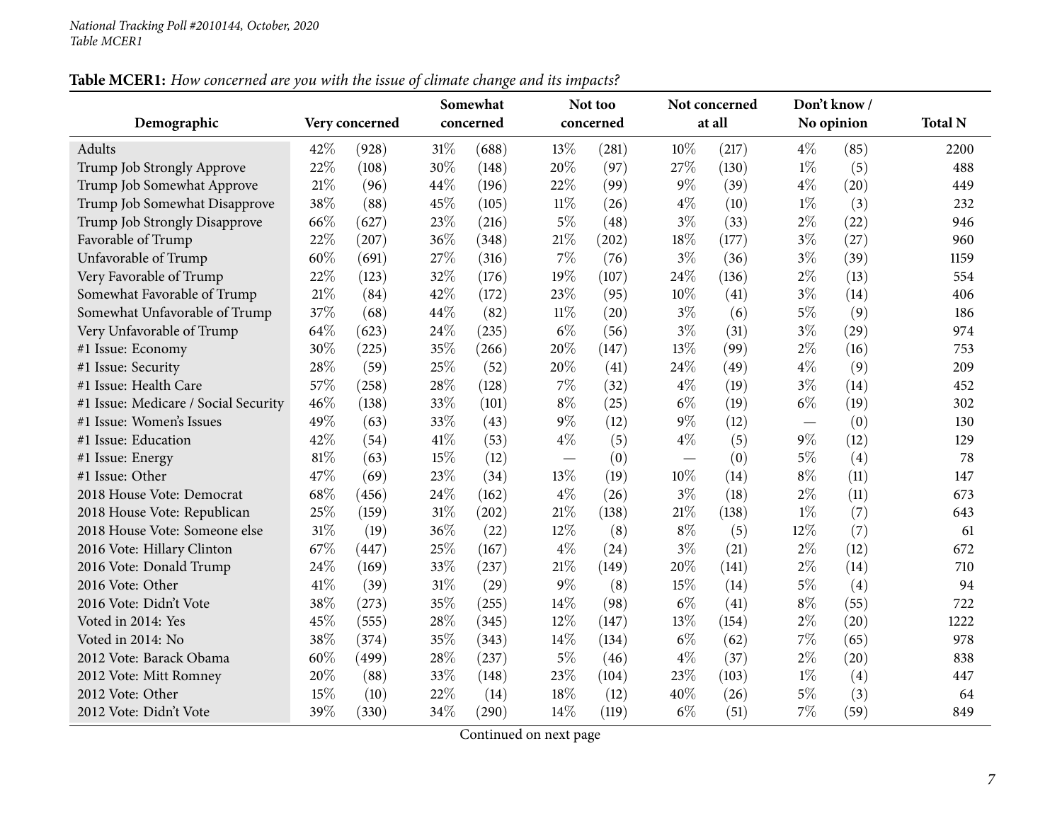*National Tracking Poll #2010144, October, 2020*
*Table MCER1*

**Table MCER1:** *How concerned are you with the issue of climate change and its impacts?*

| Demographic | Very concerned | | Somewhat concerned | | Not too concerned | | Not concerned at all | | Don't know / No opinion | | Total N |
|---|---|---|---|---|---|---|---|---|---|---|---|
| Adults | 42% | (928) | 31% | (688) | 13% | (281) | 10% | (217) | 4% | (85) | 2200 |
| Trump Job Strongly Approve | 22% | (108) | 30% | (148) | 20% | (97) | 27% | (130) | 1% | (5) | 488 |
| Trump Job Somewhat Approve | 21% | (96) | 44% | (196) | 22% | (99) | 9% | (39) | 4% | (20) | 449 |
| Trump Job Somewhat Disapprove | 38% | (88) | 45% | (105) | 11% | (26) | 4% | (10) | 1% | (3) | 232 |
| Trump Job Strongly Disapprove | 66% | (627) | 23% | (216) | 5% | (48) | 3% | (33) | 2% | (22) | 946 |
| Favorable of Trump | 22% | (207) | 36% | (348) | 21% | (202) | 18% | (177) | 3% | (27) | 960 |
| Unfavorable of Trump | 60% | (691) | 27% | (316) | 7% | (76) | 3% | (36) | 3% | (39) | 1159 |
| Very Favorable of Trump | 22% | (123) | 32% | (176) | 19% | (107) | 24% | (136) | 2% | (13) | 554 |
| Somewhat Favorable of Trump | 21% | (84) | 42% | (172) | 23% | (95) | 10% | (41) | 3% | (14) | 406 |
| Somewhat Unfavorable of Trump | 37% | (68) | 44% | (82) | 11% | (20) | 3% | (6) | 5% | (9) | 186 |
| Very Unfavorable of Trump | 64% | (623) | 24% | (235) | 6% | (56) | 3% | (31) | 3% | (29) | 974 |
| #1 Issue: Economy | 30% | (225) | 35% | (266) | 20% | (147) | 13% | (99) | 2% | (16) | 753 |
| #1 Issue: Security | 28% | (59) | 25% | (52) | 20% | (41) | 24% | (49) | 4% | (9) | 209 |
| #1 Issue: Health Care | 57% | (258) | 28% | (128) | 7% | (32) | 4% | (19) | 3% | (14) | 452 |
| #1 Issue: Medicare / Social Security | 46% | (138) | 33% | (101) | 8% | (25) | 6% | (19) | 6% | (19) | 302 |
| #1 Issue: Women's Issues | 49% | (63) | 33% | (43) | 9% | (12) | 9% | (12) | — | (0) | 130 |
| #1 Issue: Education | 42% | (54) | 41% | (53) | 4% | (5) | 4% | (5) | 9% | (12) | 129 |
| #1 Issue: Energy | 81% | (63) | 15% | (12) | — | (0) | — | (0) | 5% | (4) | 78 |
| #1 Issue: Other | 47% | (69) | 23% | (34) | 13% | (19) | 10% | (14) | 8% | (11) | 147 |
| 2018 House Vote: Democrat | 68% | (456) | 24% | (162) | 4% | (26) | 3% | (18) | 2% | (11) | 673 |
| 2018 House Vote: Republican | 25% | (159) | 31% | (202) | 21% | (138) | 21% | (138) | 1% | (7) | 643 |
| 2018 House Vote: Someone else | 31% | (19) | 36% | (22) | 12% | (8) | 8% | (5) | 12% | (7) | 61 |
| 2016 Vote: Hillary Clinton | 67% | (447) | 25% | (167) | 4% | (24) | 3% | (21) | 2% | (12) | 672 |
| 2016 Vote: Donald Trump | 24% | (169) | 33% | (237) | 21% | (149) | 20% | (141) | 2% | (14) | 710 |
| 2016 Vote: Other | 41% | (39) | 31% | (29) | 9% | (8) | 15% | (14) | 5% | (4) | 94 |
| 2016 Vote: Didn't Vote | 38% | (273) | 35% | (255) | 14% | (98) | 6% | (41) | 8% | (55) | 722 |
| Voted in 2014: Yes | 45% | (555) | 28% | (345) | 12% | (147) | 13% | (154) | 2% | (20) | 1222 |
| Voted in 2014: No | 38% | (374) | 35% | (343) | 14% | (134) | 6% | (62) | 7% | (65) | 978 |
| 2012 Vote: Barack Obama | 60% | (499) | 28% | (237) | 5% | (46) | 4% | (37) | 2% | (20) | 838 |
| 2012 Vote: Mitt Romney | 20% | (88) | 33% | (148) | 23% | (104) | 23% | (103) | 1% | (4) | 447 |
| 2012 Vote: Other | 15% | (10) | 22% | (14) | 18% | (12) | 40% | (26) | 5% | (3) | 64 |
| 2012 Vote: Didn't Vote | 39% | (330) | 34% | (290) | 14% | (119) | 6% | (51) | 7% | (59) | 849 |

Continued on next page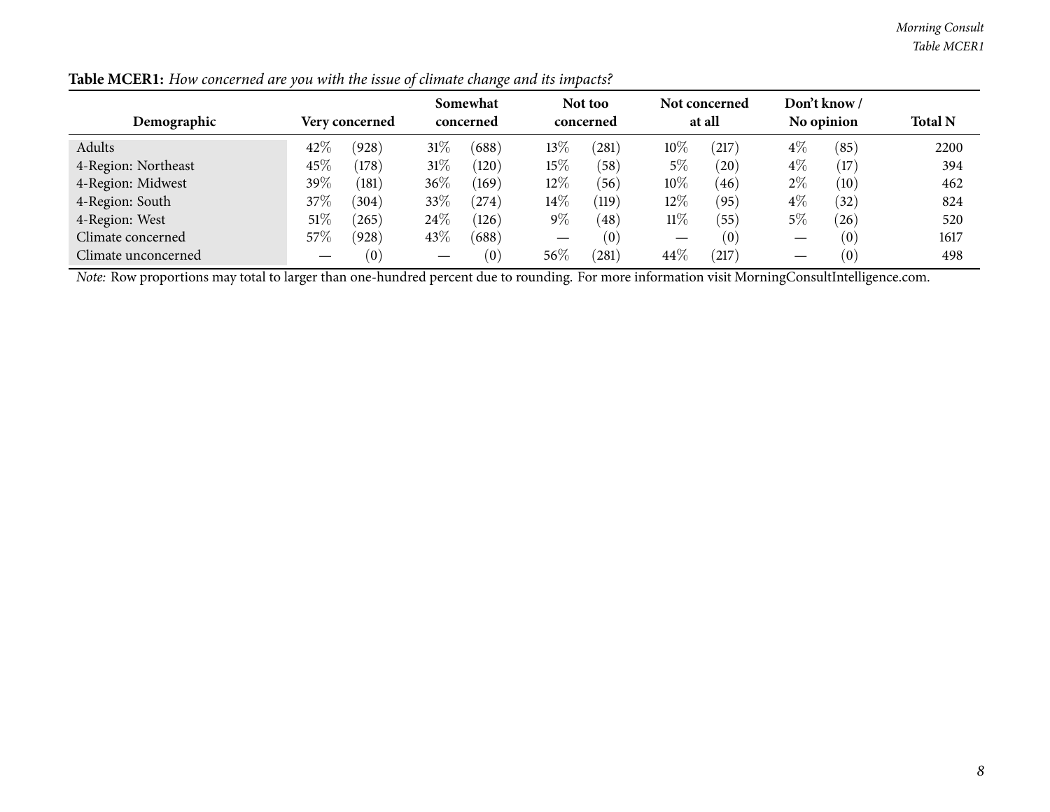**Table MCER1:** *How concerned are you with the issue of climate change and its impacts?*

| Demographic | Very concerned | | Somewhat concerned | | Not too concerned | | Not concerned at all | | Don't know / No opinion | | Total N |
|---|---|---|---|---|---|---|---|---|---|---|---|
| Adults | 42% | (928) | 31% | (688) | 13% | (281) | 10% | (217) | 4% | (85) | 2200 |
| 4-Region: Northeast | 45% | (178) | 31% | (120) | 15% | (58) | 5% | (20) | 4% | (17) | 394 |
| 4-Region: Midwest | 39% | (181) | 36% | (169) | 12% | (56) | 10% | (46) | 2% | (10) | 462 |
| 4-Region: South | 37% | (304) | 33% | (274) | 14% | (119) | 12% | (95) | 4% | (32) | 824 |
| 4-Region: West | 51% | (265) | 24% | (126) | 9% | (48) | 11% | (55) | 5% | (26) | 520 |
| Climate concerned | 57% | (928) | 43% | (688) | — | (0) | — | (0) | — | (0) | 1617 |
| Climate unconcerned | — | (0) | — | (0) | 56% | (281) | 44% | (217) | — | (0) | 498 |

*Note:* Row proportions may total to larger than one-hundred percent due to rounding. For more information visit MorningConsultIntelligence.com.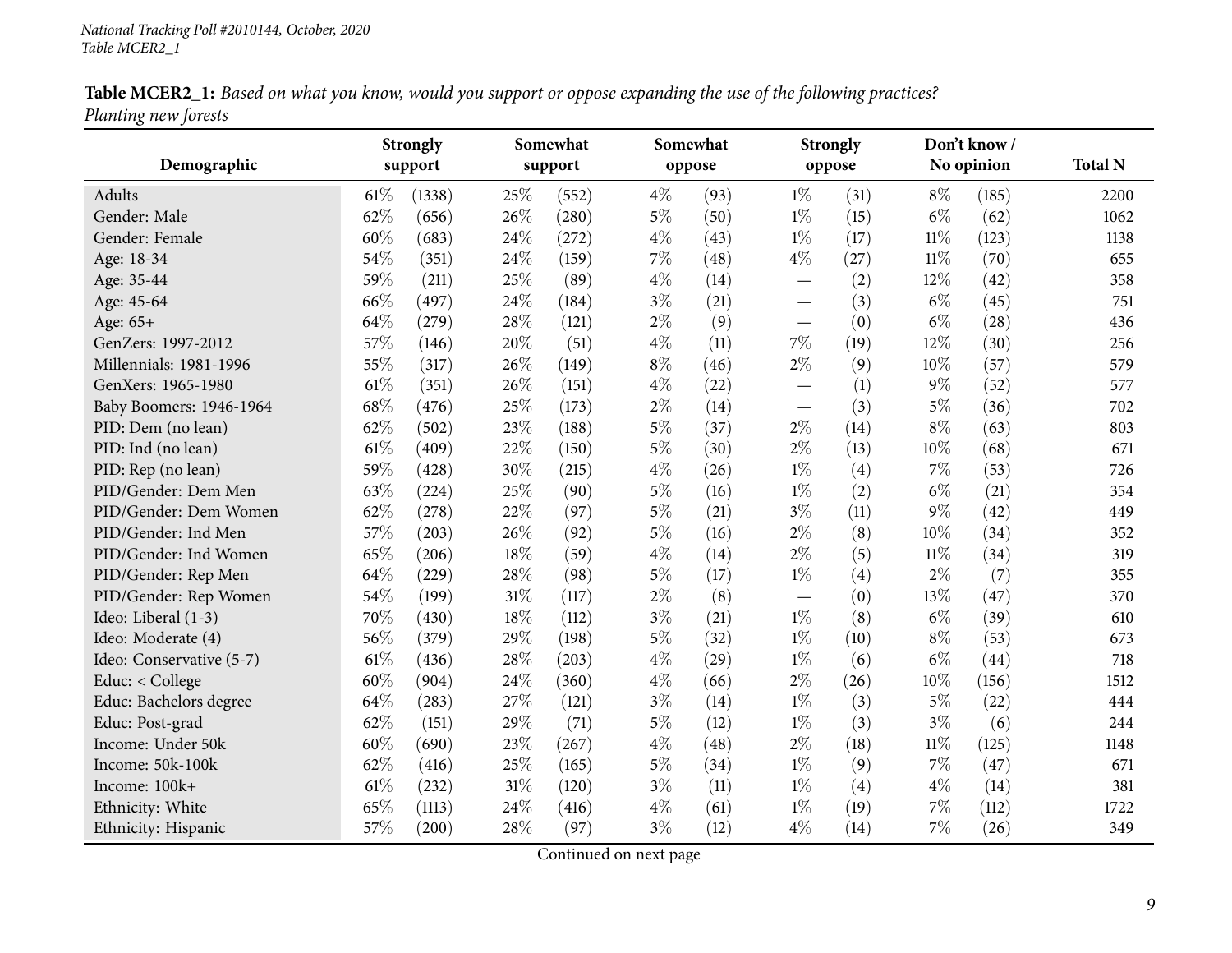National Tracking Poll #2010144, October, 2020
Table MCER2_1

**Table MCER2_1:** *Based on what you know, would you support or oppose expanding the use of the following practices? Planting new forests*

| Demographic | Strongly support | | Somewhat support | | Somewhat oppose | | Strongly oppose | | Don't know / No opinion | | Total N |
|---|---|---|---|---|---|---|---|---|---|---|---|
| Adults | 61% | (1338) | 25% | (552) | 4% | (93) | 1% | (31) | 8% | (185) | 2200 |
| Gender: Male | 62% | (656) | 26% | (280) | 5% | (50) | 1% | (15) | 6% | (62) | 1062 |
| Gender: Female | 60% | (683) | 24% | (272) | 4% | (43) | 1% | (17) | 11% | (123) | 1138 |
| Age: 18-34 | 54% | (351) | 24% | (159) | 7% | (48) | 4% | (27) | 11% | (70) | 655 |
| Age: 35-44 | 59% | (211) | 25% | (89) | 4% | (14) | — | (2) | 12% | (42) | 358 |
| Age: 45-64 | 66% | (497) | 24% | (184) | 3% | (21) | — | (3) | 6% | (45) | 751 |
| Age: 65+ | 64% | (279) | 28% | (121) | 2% | (9) | — | (0) | 6% | (28) | 436 |
| GenZers: 1997-2012 | 57% | (146) | 20% | (51) | 4% | (11) | 7% | (19) | 12% | (30) | 256 |
| Millennials: 1981-1996 | 55% | (317) | 26% | (149) | 8% | (46) | 2% | (9) | 10% | (57) | 579 |
| GenXers: 1965-1980 | 61% | (351) | 26% | (151) | 4% | (22) | — | (1) | 9% | (52) | 577 |
| Baby Boomers: 1946-1964 | 68% | (476) | 25% | (173) | 2% | (14) | — | (3) | 5% | (36) | 702 |
| PID: Dem (no lean) | 62% | (502) | 23% | (188) | 5% | (37) | 2% | (14) | 8% | (63) | 803 |
| PID: Ind (no lean) | 61% | (409) | 22% | (150) | 5% | (30) | 2% | (13) | 10% | (68) | 671 |
| PID: Rep (no lean) | 59% | (428) | 30% | (215) | 4% | (26) | 1% | (4) | 7% | (53) | 726 |
| PID/Gender: Dem Men | 63% | (224) | 25% | (90) | 5% | (16) | 1% | (2) | 6% | (21) | 354 |
| PID/Gender: Dem Women | 62% | (278) | 22% | (97) | 5% | (21) | 3% | (11) | 9% | (42) | 449 |
| PID/Gender: Ind Men | 57% | (203) | 26% | (92) | 5% | (16) | 2% | (8) | 10% | (34) | 352 |
| PID/Gender: Ind Women | 65% | (206) | 18% | (59) | 4% | (14) | 2% | (5) | 11% | (34) | 319 |
| PID/Gender: Rep Men | 64% | (229) | 28% | (98) | 5% | (17) | 1% | (4) | 2% | (7) | 355 |
| PID/Gender: Rep Women | 54% | (199) | 31% | (117) | 2% | (8) | — | (0) | 13% | (47) | 370 |
| Ideo: Liberal (1-3) | 70% | (430) | 18% | (112) | 3% | (21) | 1% | (8) | 6% | (39) | 610 |
| Ideo: Moderate (4) | 56% | (379) | 29% | (198) | 5% | (32) | 1% | (10) | 8% | (53) | 673 |
| Ideo: Conservative (5-7) | 61% | (436) | 28% | (203) | 4% | (29) | 1% | (6) | 6% | (44) | 718 |
| Educ: < College | 60% | (904) | 24% | (360) | 4% | (66) | 2% | (26) | 10% | (156) | 1512 |
| Educ: Bachelors degree | 64% | (283) | 27% | (121) | 3% | (14) | 1% | (3) | 5% | (22) | 444 |
| Educ: Post-grad | 62% | (151) | 29% | (71) | 5% | (12) | 1% | (3) | 3% | (6) | 244 |
| Income: Under 50k | 60% | (690) | 23% | (267) | 4% | (48) | 2% | (18) | 11% | (125) | 1148 |
| Income: 50k-100k | 62% | (416) | 25% | (165) | 5% | (34) | 1% | (9) | 7% | (47) | 671 |
| Income: 100k+ | 61% | (232) | 31% | (120) | 3% | (11) | 1% | (4) | 4% | (14) | 381 |
| Ethnicity: White | 65% | (1113) | 24% | (416) | 4% | (61) | 1% | (19) | 7% | (112) | 1722 |
| Ethnicity: Hispanic | 57% | (200) | 28% | (97) | 3% | (12) | 4% | (14) | 7% | (26) | 349 |

Continued on next page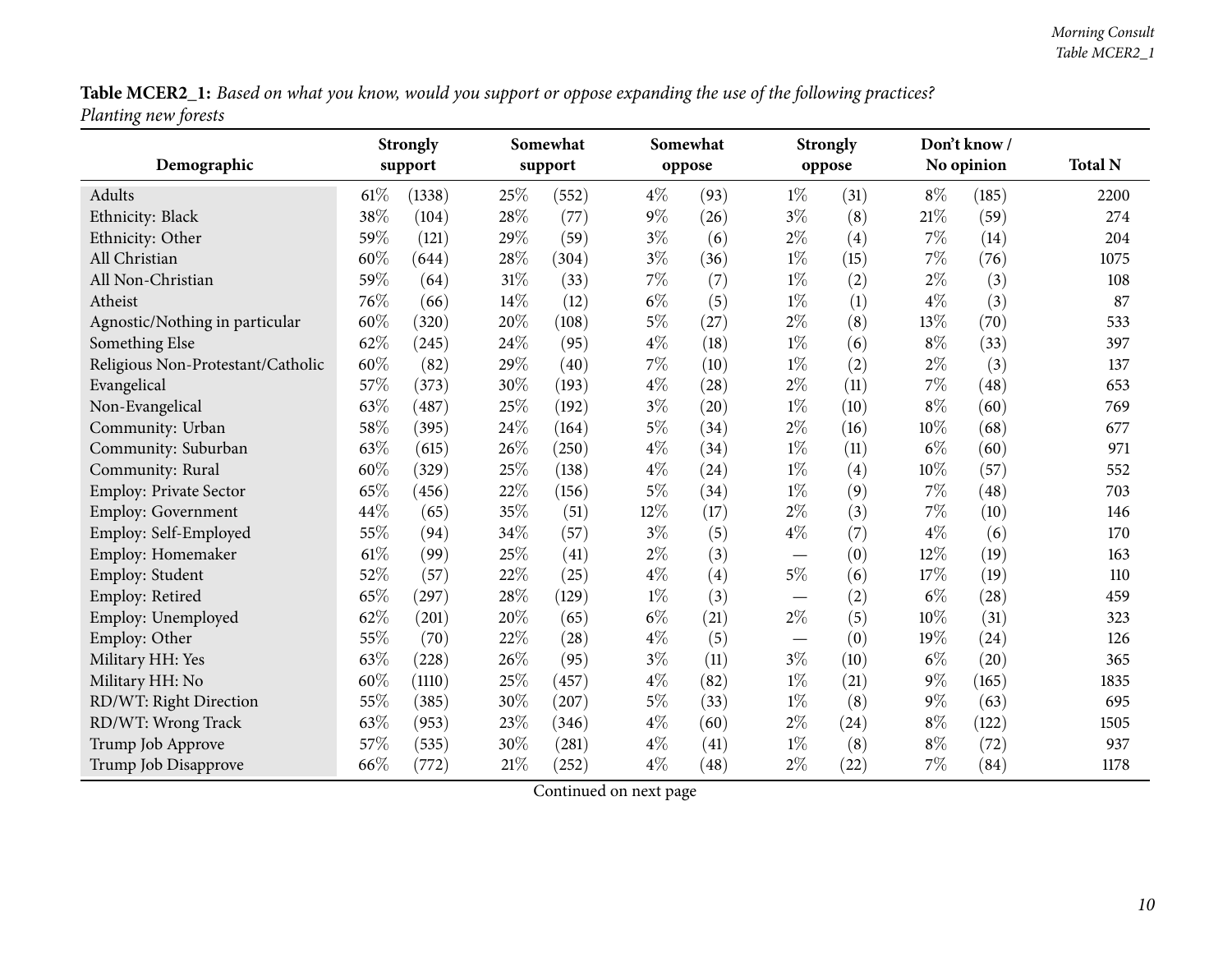**Table MCER2_1:** *Based on what you know, would you support or oppose expanding the use of the following practices? Planting new forests*

| Demographic | Strongly support | | Somewhat support | | Somewhat oppose | | Strongly oppose | | Don't know / No opinion | | Total N |
|---|---|---|---|---|---|---|---|---|---|---|---|
| Adults | 61% | (1338) | 25% | (552) | 4% | (93) | 1% | (31) | 8% | (185) | 2200 |
| Ethnicity: Black | 38% | (104) | 28% | (77) | 9% | (26) | 3% | (8) | 21% | (59) | 274 |
| Ethnicity: Other | 59% | (121) | 29% | (59) | 3% | (6) | 2% | (4) | 7% | (14) | 204 |
| All Christian | 60% | (644) | 28% | (304) | 3% | (36) | 1% | (15) | 7% | (76) | 1075 |
| All Non-Christian | 59% | (64) | 31% | (33) | 7% | (7) | 1% | (2) | 2% | (3) | 108 |
| Atheist | 76% | (66) | 14% | (12) | 6% | (5) | 1% | (1) | 4% | (3) | 87 |
| Agnostic/Nothing in particular | 60% | (320) | 20% | (108) | 5% | (27) | 2% | (8) | 13% | (70) | 533 |
| Something Else | 62% | (245) | 24% | (95) | 4% | (18) | 1% | (6) | 8% | (33) | 397 |
| Religious Non-Protestant/Catholic | 60% | (82) | 29% | (40) | 7% | (10) | 1% | (2) | 2% | (3) | 137 |
| Evangelical | 57% | (373) | 30% | (193) | 4% | (28) | 2% | (11) | 7% | (48) | 653 |
| Non-Evangelical | 63% | (487) | 25% | (192) | 3% | (20) | 1% | (10) | 8% | (60) | 769 |
| Community: Urban | 58% | (395) | 24% | (164) | 5% | (34) | 2% | (16) | 10% | (68) | 677 |
| Community: Suburban | 63% | (615) | 26% | (250) | 4% | (34) | 1% | (11) | 6% | (60) | 971 |
| Community: Rural | 60% | (329) | 25% | (138) | 4% | (24) | 1% | (4) | 10% | (57) | 552 |
| Employ: Private Sector | 65% | (456) | 22% | (156) | 5% | (34) | 1% | (9) | 7% | (48) | 703 |
| Employ: Government | 44% | (65) | 35% | (51) | 12% | (17) | 2% | (3) | 7% | (10) | 146 |
| Employ: Self-Employed | 55% | (94) | 34% | (57) | 3% | (5) | 4% | (7) | 4% | (6) | 170 |
| Employ: Homemaker | 61% | (99) | 25% | (41) | 2% | (3) | — | (0) | 12% | (19) | 163 |
| Employ: Student | 52% | (57) | 22% | (25) | 4% | (4) | 5% | (6) | 17% | (19) | 110 |
| Employ: Retired | 65% | (297) | 28% | (129) | 1% | (3) | — | (2) | 6% | (28) | 459 |
| Employ: Unemployed | 62% | (201) | 20% | (65) | 6% | (21) | 2% | (5) | 10% | (31) | 323 |
| Employ: Other | 55% | (70) | 22% | (28) | 4% | (5) | — | (0) | 19% | (24) | 126 |
| Military HH: Yes | 63% | (228) | 26% | (95) | 3% | (11) | 3% | (10) | 6% | (20) | 365 |
| Military HH: No | 60% | (1110) | 25% | (457) | 4% | (82) | 1% | (21) | 9% | (165) | 1835 |
| RD/WT: Right Direction | 55% | (385) | 30% | (207) | 5% | (33) | 1% | (8) | 9% | (63) | 695 |
| RD/WT: Wrong Track | 63% | (953) | 23% | (346) | 4% | (60) | 2% | (24) | 8% | (122) | 1505 |
| Trump Job Approve | 57% | (535) | 30% | (281) | 4% | (41) | 1% | (8) | 8% | (72) | 937 |
| Trump Job Disapprove | 66% | (772) | 21% | (252) | 4% | (48) | 2% | (22) | 7% | (84) | 1178 |

Continued on next page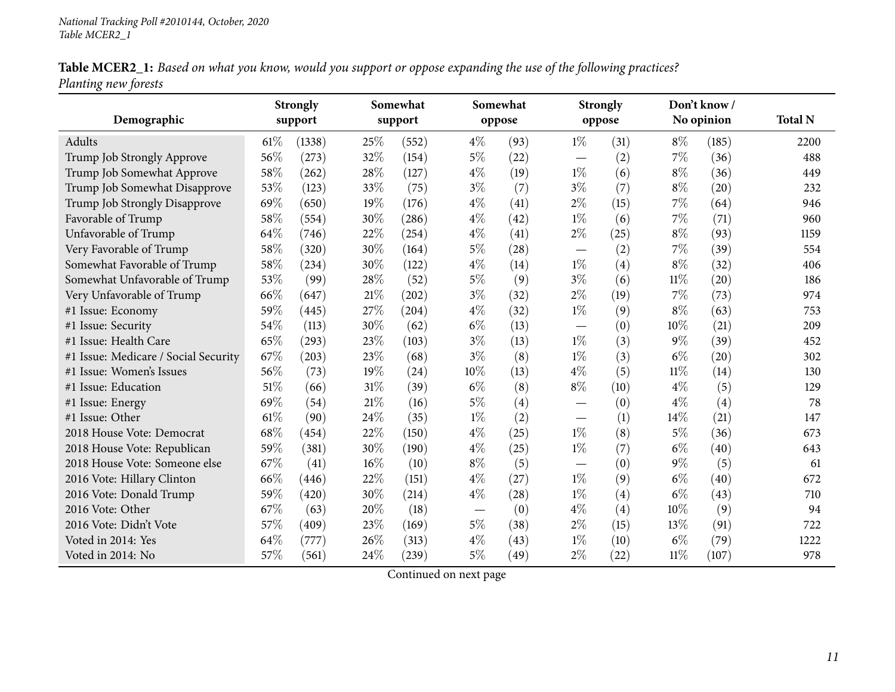*National Tracking Poll #2010144, October, 2020*
*Table MCER2_1*

**Table MCER2_1:** *Based on what you know, would you support or oppose expanding the use of the following practices? Planting new forests*

| Demographic | Strongly support | | Somewhat support | | Somewhat oppose | | Strongly oppose | | Don't know / No opinion | | Total N |
|---|---|---|---|---|---|---|---|---|---|---|---|
| Adults | 61% | (1338) | 25% | (552) | 4% | (93) | 1% | (31) | 8% | (185) | 2200 |
| Trump Job Strongly Approve | 56% | (273) | 32% | (154) | 5% | (22) | — | (2) | 7% | (36) | 488 |
| Trump Job Somewhat Approve | 58% | (262) | 28% | (127) | 4% | (19) | 1% | (6) | 8% | (36) | 449 |
| Trump Job Somewhat Disapprove | 53% | (123) | 33% | (75) | 3% | (7) | 3% | (7) | 8% | (20) | 232 |
| Trump Job Strongly Disapprove | 69% | (650) | 19% | (176) | 4% | (41) | 2% | (15) | 7% | (64) | 946 |
| Favorable of Trump | 58% | (554) | 30% | (286) | 4% | (42) | 1% | (6) | 7% | (71) | 960 |
| Unfavorable of Trump | 64% | (746) | 22% | (254) | 4% | (41) | 2% | (25) | 8% | (93) | 1159 |
| Very Favorable of Trump | 58% | (320) | 30% | (164) | 5% | (28) | — | (2) | 7% | (39) | 554 |
| Somewhat Favorable of Trump | 58% | (234) | 30% | (122) | 4% | (14) | 1% | (4) | 8% | (32) | 406 |
| Somewhat Unfavorable of Trump | 53% | (99) | 28% | (52) | 5% | (9) | 3% | (6) | 11% | (20) | 186 |
| Very Unfavorable of Trump | 66% | (647) | 21% | (202) | 3% | (32) | 2% | (19) | 7% | (73) | 974 |
| #1 Issue: Economy | 59% | (445) | 27% | (204) | 4% | (32) | 1% | (9) | 8% | (63) | 753 |
| #1 Issue: Security | 54% | (113) | 30% | (62) | 6% | (13) | — | (0) | 10% | (21) | 209 |
| #1 Issue: Health Care | 65% | (293) | 23% | (103) | 3% | (13) | 1% | (3) | 9% | (39) | 452 |
| #1 Issue: Medicare / Social Security | 67% | (203) | 23% | (68) | 3% | (8) | 1% | (3) | 6% | (20) | 302 |
| #1 Issue: Women's Issues | 56% | (73) | 19% | (24) | 10% | (13) | 4% | (5) | 11% | (14) | 130 |
| #1 Issue: Education | 51% | (66) | 31% | (39) | 6% | (8) | 8% | (10) | 4% | (5) | 129 |
| #1 Issue: Energy | 69% | (54) | 21% | (16) | 5% | (4) | — | (0) | 4% | (4) | 78 |
| #1 Issue: Other | 61% | (90) | 24% | (35) | 1% | (2) | — | (1) | 14% | (21) | 147 |
| 2018 House Vote: Democrat | 68% | (454) | 22% | (150) | 4% | (25) | 1% | (8) | 5% | (36) | 673 |
| 2018 House Vote: Republican | 59% | (381) | 30% | (190) | 4% | (25) | 1% | (7) | 6% | (40) | 643 |
| 2018 House Vote: Someone else | 67% | (41) | 16% | (10) | 8% | (5) | — | (0) | 9% | (5) | 61 |
| 2016 Vote: Hillary Clinton | 66% | (446) | 22% | (151) | 4% | (27) | 1% | (9) | 6% | (40) | 672 |
| 2016 Vote: Donald Trump | 59% | (420) | 30% | (214) | 4% | (28) | 1% | (4) | 6% | (43) | 710 |
| 2016 Vote: Other | 67% | (63) | 20% | (18) | — | (0) | 4% | (4) | 10% | (9) | 94 |
| 2016 Vote: Didn't Vote | 57% | (409) | 23% | (169) | 5% | (38) | 2% | (15) | 13% | (91) | 722 |
| Voted in 2014: Yes | 64% | (777) | 26% | (313) | 4% | (43) | 1% | (10) | 6% | (79) | 1222 |
| Voted in 2014: No | 57% | (561) | 24% | (239) | 5% | (49) | 2% | (22) | 11% | (107) | 978 |

Continued on next page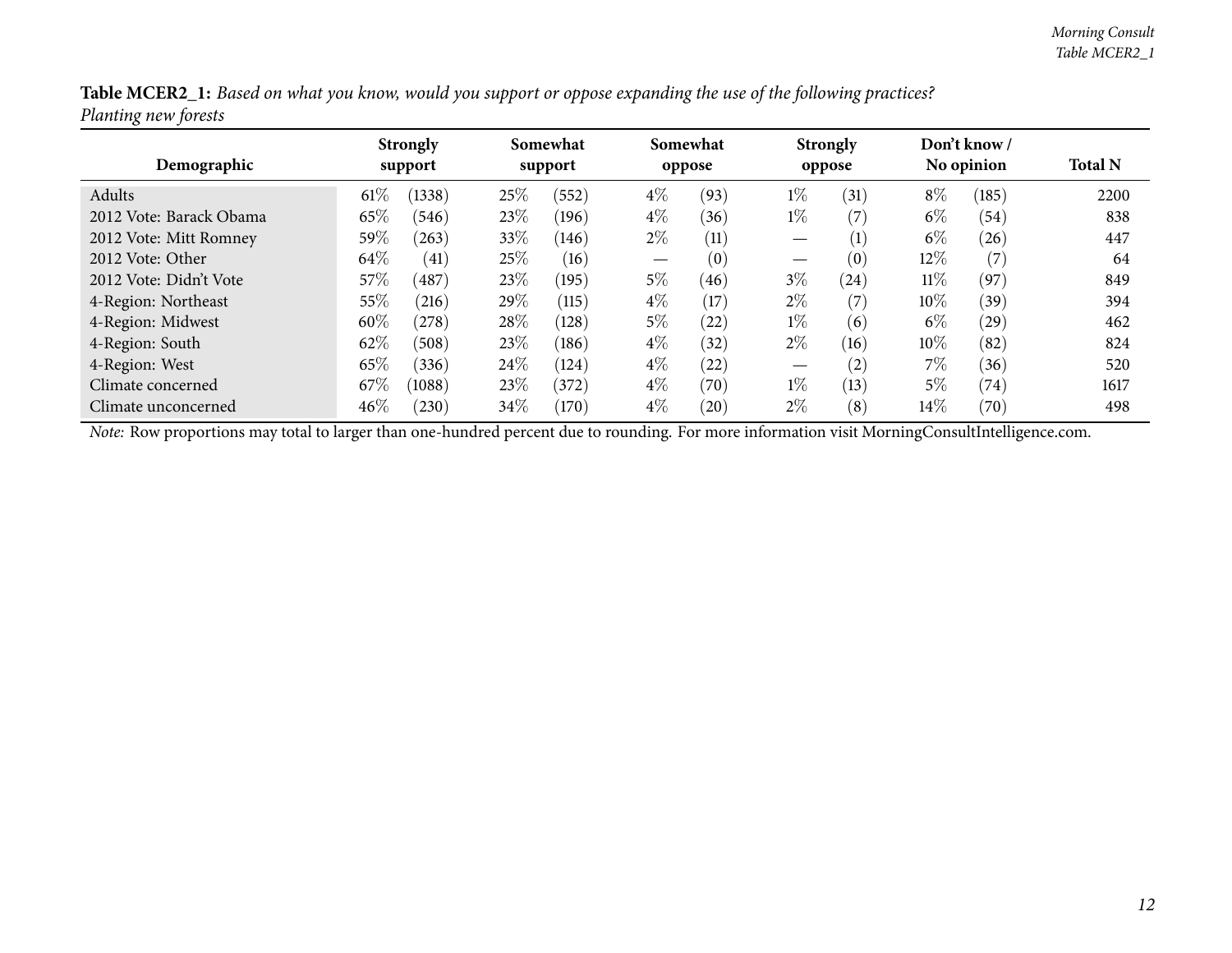**Table MCER2_1:** *Based on what you know, would you support or oppose expanding the use of the following practices? Planting new forests*

| Demographic | Strongly support | | Somewhat support | | Somewhat oppose | | Strongly oppose | | Don't know / No opinion | | Total N |
|---|---|---|---|---|---|---|---|---|---|---|---|
| Adults | 61% | (1338) | 25% | (552) | 4% | (93) | 1% | (31) | 8% | (185) | 2200 |
| 2012 Vote: Barack Obama | 65% | (546) | 23% | (196) | 4% | (36) | 1% | (7) | 6% | (54) | 838 |
| 2012 Vote: Mitt Romney | 59% | (263) | 33% | (146) | 2% | (11) | — | (1) | 6% | (26) | 447 |
| 2012 Vote: Other | 64% | (41) | 25% | (16) | — | (0) | — | (0) | 12% | (7) | 64 |
| 2012 Vote: Didn't Vote | 57% | (487) | 23% | (195) | 5% | (46) | 3% | (24) | 11% | (97) | 849 |
| 4-Region: Northeast | 55% | (216) | 29% | (115) | 4% | (17) | 2% | (7) | 10% | (39) | 394 |
| 4-Region: Midwest | 60% | (278) | 28% | (128) | 5% | (22) | 1% | (6) | 6% | (29) | 462 |
| 4-Region: South | 62% | (508) | 23% | (186) | 4% | (32) | 2% | (16) | 10% | (82) | 824 |
| 4-Region: West | 65% | (336) | 24% | (124) | 4% | (22) | — | (2) | 7% | (36) | 520 |
| Climate concerned | 67% | (1088) | 23% | (372) | 4% | (70) | 1% | (13) | 5% | (74) | 1617 |
| Climate unconcerned | 46% | (230) | 34% | (170) | 4% | (20) | 2% | (8) | 14% | (70) | 498 |

*Note:* Row proportions may total to larger than one-hundred percent due to rounding. For more information visit MorningConsultIntelligence.com.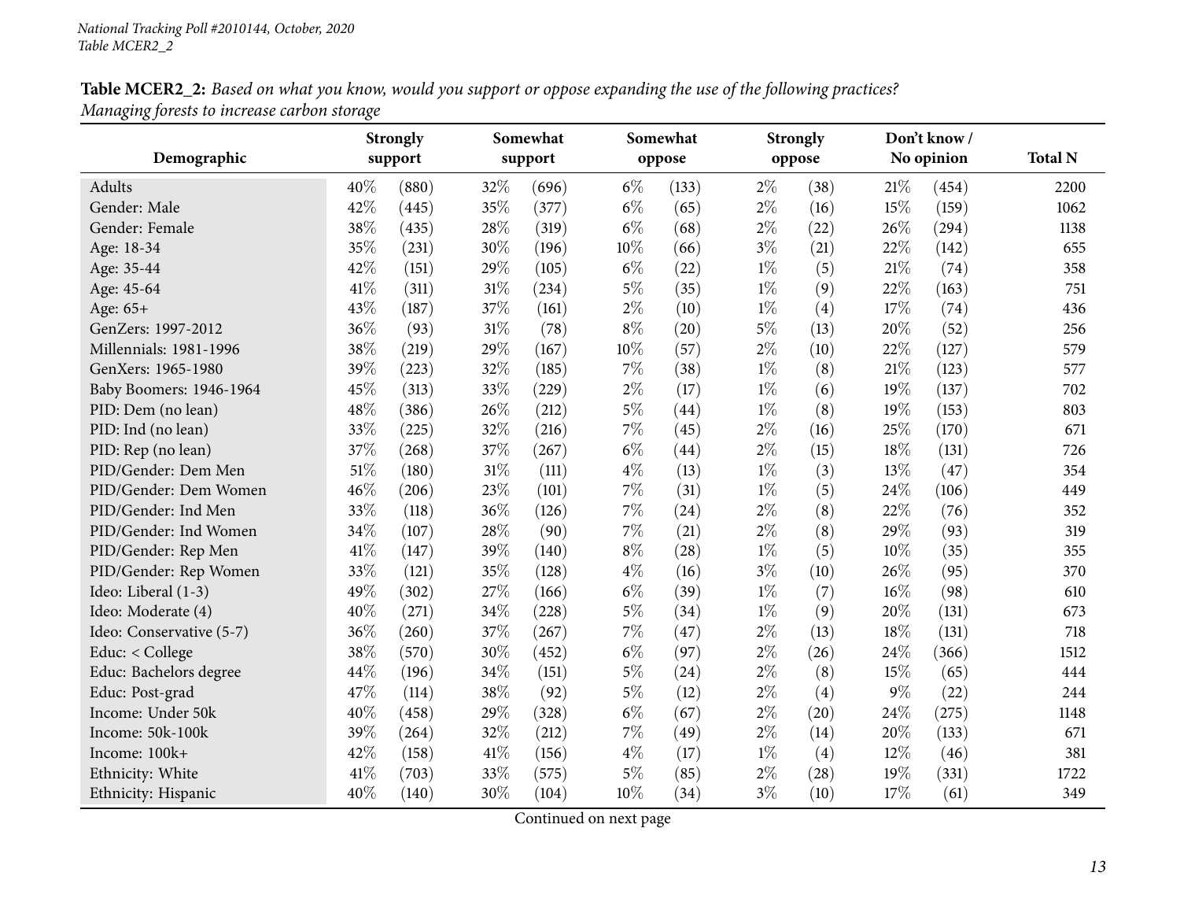**Table MCER2_2:** *Based on what you know, would you support or oppose expanding the use of the following practices? Managing forests to increase carbon storage*

| Demographic | Strongly support | | Somewhat support | | Somewhat oppose | | Strongly oppose | | Don't know / No opinion | | Total N |
|---|---|---|---|---|---|---|---|---|---|---|---|
| Adults | 40% | (880) | 32% | (696) | 6% | (133) | 2% | (38) | 21% | (454) | 2200 |
| Gender: Male | 42% | (445) | 35% | (377) | 6% | (65) | 2% | (16) | 15% | (159) | 1062 |
| Gender: Female | 38% | (435) | 28% | (319) | 6% | (68) | 2% | (22) | 26% | (294) | 1138 |
| Age: 18-34 | 35% | (231) | 30% | (196) | 10% | (66) | 3% | (21) | 22% | (142) | 655 |
| Age: 35-44 | 42% | (151) | 29% | (105) | 6% | (22) | 1% | (5) | 21% | (74) | 358 |
| Age: 45-64 | 41% | (311) | 31% | (234) | 5% | (35) | 1% | (9) | 22% | (163) | 751 |
| Age: 65+ | 43% | (187) | 37% | (161) | 2% | (10) | 1% | (4) | 17% | (74) | 436 |
| GenZers: 1997-2012 | 36% | (93) | 31% | (78) | 8% | (20) | 5% | (13) | 20% | (52) | 256 |
| Millennials: 1981-1996 | 38% | (219) | 29% | (167) | 10% | (57) | 2% | (10) | 22% | (127) | 579 |
| GenXers: 1965-1980 | 39% | (223) | 32% | (185) | 7% | (38) | 1% | (8) | 21% | (123) | 577 |
| Baby Boomers: 1946-1964 | 45% | (313) | 33% | (229) | 2% | (17) | 1% | (6) | 19% | (137) | 702 |
| PID: Dem (no lean) | 48% | (386) | 26% | (212) | 5% | (44) | 1% | (8) | 19% | (153) | 803 |
| PID: Ind (no lean) | 33% | (225) | 32% | (216) | 7% | (45) | 2% | (16) | 25% | (170) | 671 |
| PID: Rep (no lean) | 37% | (268) | 37% | (267) | 6% | (44) | 2% | (15) | 18% | (131) | 726 |
| PID/Gender: Dem Men | 51% | (180) | 31% | (111) | 4% | (13) | 1% | (3) | 13% | (47) | 354 |
| PID/Gender: Dem Women | 46% | (206) | 23% | (101) | 7% | (31) | 1% | (5) | 24% | (106) | 449 |
| PID/Gender: Ind Men | 33% | (118) | 36% | (126) | 7% | (24) | 2% | (8) | 22% | (76) | 352 |
| PID/Gender: Ind Women | 34% | (107) | 28% | (90) | 7% | (21) | 2% | (8) | 29% | (93) | 319 |
| PID/Gender: Rep Men | 41% | (147) | 39% | (140) | 8% | (28) | 1% | (5) | 10% | (35) | 355 |
| PID/Gender: Rep Women | 33% | (121) | 35% | (128) | 4% | (16) | 3% | (10) | 26% | (95) | 370 |
| Ideo: Liberal (1-3) | 49% | (302) | 27% | (166) | 6% | (39) | 1% | (7) | 16% | (98) | 610 |
| Ideo: Moderate (4) | 40% | (271) | 34% | (228) | 5% | (34) | 1% | (9) | 20% | (131) | 673 |
| Ideo: Conservative (5-7) | 36% | (260) | 37% | (267) | 7% | (47) | 2% | (13) | 18% | (131) | 718 |
| Educ: < College | 38% | (570) | 30% | (452) | 6% | (97) | 2% | (26) | 24% | (366) | 1512 |
| Educ: Bachelors degree | 44% | (196) | 34% | (151) | 5% | (24) | 2% | (8) | 15% | (65) | 444 |
| Educ: Post-grad | 47% | (114) | 38% | (92) | 5% | (12) | 2% | (4) | 9% | (22) | 244 |
| Income: Under 50k | 40% | (458) | 29% | (328) | 6% | (67) | 2% | (20) | 24% | (275) | 1148 |
| Income: 50k-100k | 39% | (264) | 32% | (212) | 7% | (49) | 2% | (14) | 20% | (133) | 671 |
| Income: 100k+ | 42% | (158) | 41% | (156) | 4% | (17) | 1% | (4) | 12% | (46) | 381 |
| Ethnicity: White | 41% | (703) | 33% | (575) | 5% | (85) | 2% | (28) | 19% | (331) | 1722 |
| Ethnicity: Hispanic | 40% | (140) | 30% | (104) | 10% | (34) | 3% | (10) | 17% | (61) | 349 |

Continued on next page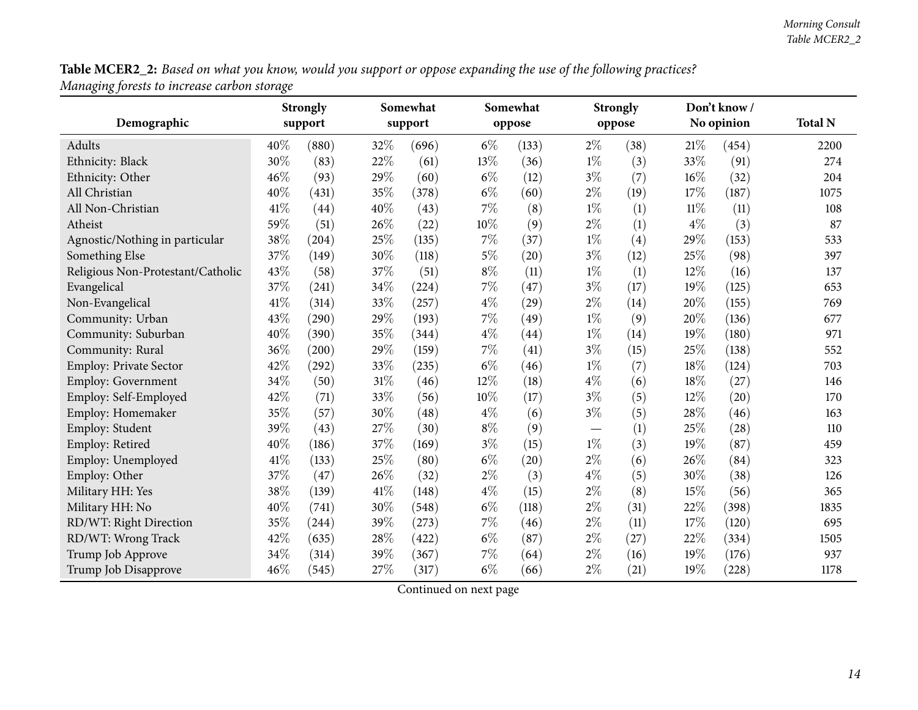**Table MCER2_2:** *Based on what you know, would you support or oppose expanding the use of the following practices? Managing forests to increase carbon storage*

| Demographic | Strongly support | | Somewhat support | | Somewhat oppose | | Strongly oppose | | Don't know / No opinion | | Total N |
|---|---|---|---|---|---|---|---|---|---|---|---|
| Adults | 40% | (880) | 32% | (696) | 6% | (133) | 2% | (38) | 21% | (454) | 2200 |
| Ethnicity: Black | 30% | (83) | 22% | (61) | 13% | (36) | 1% | (3) | 33% | (91) | 274 |
| Ethnicity: Other | 46% | (93) | 29% | (60) | 6% | (12) | 3% | (7) | 16% | (32) | 204 |
| All Christian | 40% | (431) | 35% | (378) | 6% | (60) | 2% | (19) | 17% | (187) | 1075 |
| All Non-Christian | 41% | (44) | 40% | (43) | 7% | (8) | 1% | (1) | 11% | (11) | 108 |
| Atheist | 59% | (51) | 26% | (22) | 10% | (9) | 2% | (1) | 4% | (3) | 87 |
| Agnostic/Nothing in particular | 38% | (204) | 25% | (135) | 7% | (37) | 1% | (4) | 29% | (153) | 533 |
| Something Else | 37% | (149) | 30% | (118) | 5% | (20) | 3% | (12) | 25% | (98) | 397 |
| Religious Non-Protestant/Catholic | 43% | (58) | 37% | (51) | 8% | (11) | 1% | (1) | 12% | (16) | 137 |
| Evangelical | 37% | (241) | 34% | (224) | 7% | (47) | 3% | (17) | 19% | (125) | 653 |
| Non-Evangelical | 41% | (314) | 33% | (257) | 4% | (29) | 2% | (14) | 20% | (155) | 769 |
| Community: Urban | 43% | (290) | 29% | (193) | 7% | (49) | 1% | (9) | 20% | (136) | 677 |
| Community: Suburban | 40% | (390) | 35% | (344) | 4% | (44) | 1% | (14) | 19% | (180) | 971 |
| Community: Rural | 36% | (200) | 29% | (159) | 7% | (41) | 3% | (15) | 25% | (138) | 552 |
| Employ: Private Sector | 42% | (292) | 33% | (235) | 6% | (46) | 1% | (7) | 18% | (124) | 703 |
| Employ: Government | 34% | (50) | 31% | (46) | 12% | (18) | 4% | (6) | 18% | (27) | 146 |
| Employ: Self-Employed | 42% | (71) | 33% | (56) | 10% | (17) | 3% | (5) | 12% | (20) | 170 |
| Employ: Homemaker | 35% | (57) | 30% | (48) | 4% | (6) | 3% | (5) | 28% | (46) | 163 |
| Employ: Student | 39% | (43) | 27% | (30) | 8% | (9) | — | (1) | 25% | (28) | 110 |
| Employ: Retired | 40% | (186) | 37% | (169) | 3% | (15) | 1% | (3) | 19% | (87) | 459 |
| Employ: Unemployed | 41% | (133) | 25% | (80) | 6% | (20) | 2% | (6) | 26% | (84) | 323 |
| Employ: Other | 37% | (47) | 26% | (32) | 2% | (3) | 4% | (5) | 30% | (38) | 126 |
| Military HH: Yes | 38% | (139) | 41% | (148) | 4% | (15) | 2% | (8) | 15% | (56) | 365 |
| Military HH: No | 40% | (741) | 30% | (548) | 6% | (118) | 2% | (31) | 22% | (398) | 1835 |
| RD/WT: Right Direction | 35% | (244) | 39% | (273) | 7% | (46) | 2% | (11) | 17% | (120) | 695 |
| RD/WT: Wrong Track | 42% | (635) | 28% | (422) | 6% | (87) | 2% | (27) | 22% | (334) | 1505 |
| Trump Job Approve | 34% | (314) | 39% | (367) | 7% | (64) | 2% | (16) | 19% | (176) | 937 |
| Trump Job Disapprove | 46% | (545) | 27% | (317) | 6% | (66) | 2% | (21) | 19% | (228) | 1178 |

Continued on next page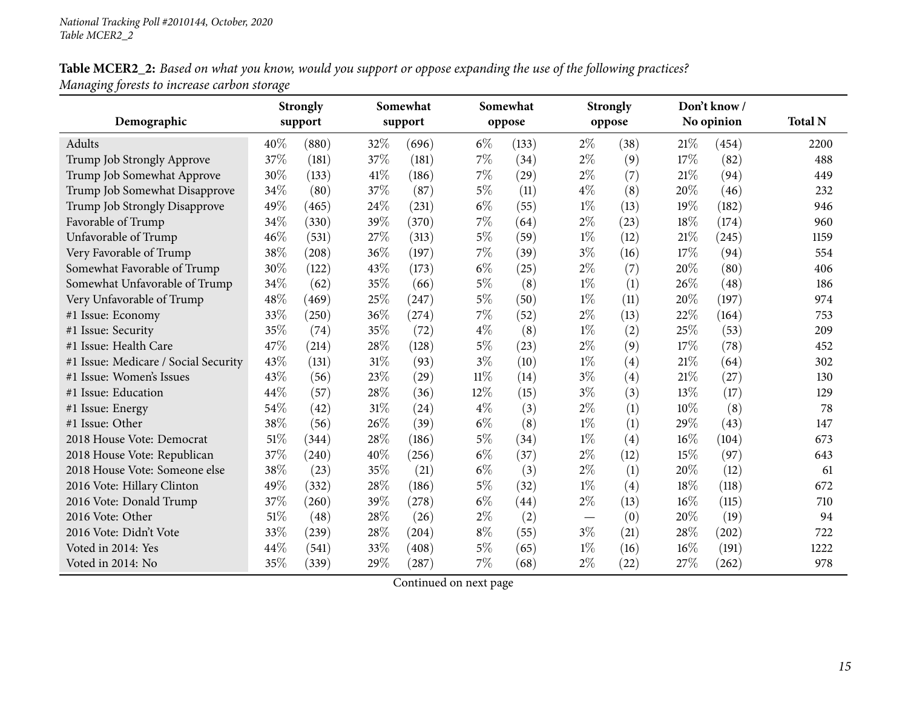**Table MCER2_2:** *Based on what you know, would you support or oppose expanding the use of the following practices? Managing forests to increase carbon storage*

| Demographic | Strongly support | | Somewhat support | | Somewhat oppose | | Strongly oppose | | Don't know / No opinion | | Total N |
|---|---|---|---|---|---|---|---|---|---|---|---|
| Adults | 40% | (880) | 32% | (696) | 6% | (133) | 2% | (38) | 21% | (454) | 2200 |
| Trump Job Strongly Approve | 37% | (181) | 37% | (181) | 7% | (34) | 2% | (9) | 17% | (82) | 488 |
| Trump Job Somewhat Approve | 30% | (133) | 41% | (186) | 7% | (29) | 2% | (7) | 21% | (94) | 449 |
| Trump Job Somewhat Disapprove | 34% | (80) | 37% | (87) | 5% | (11) | 4% | (8) | 20% | (46) | 232 |
| Trump Job Strongly Disapprove | 49% | (465) | 24% | (231) | 6% | (55) | 1% | (13) | 19% | (182) | 946 |
| Favorable of Trump | 34% | (330) | 39% | (370) | 7% | (64) | 2% | (23) | 18% | (174) | 960 |
| Unfavorable of Trump | 46% | (531) | 27% | (313) | 5% | (59) | 1% | (12) | 21% | (245) | 1159 |
| Very Favorable of Trump | 38% | (208) | 36% | (197) | 7% | (39) | 3% | (16) | 17% | (94) | 554 |
| Somewhat Favorable of Trump | 30% | (122) | 43% | (173) | 6% | (25) | 2% | (7) | 20% | (80) | 406 |
| Somewhat Unfavorable of Trump | 34% | (62) | 35% | (66) | 5% | (8) | 1% | (1) | 26% | (48) | 186 |
| Very Unfavorable of Trump | 48% | (469) | 25% | (247) | 5% | (50) | 1% | (11) | 20% | (197) | 974 |
| #1 Issue: Economy | 33% | (250) | 36% | (274) | 7% | (52) | 2% | (13) | 22% | (164) | 753 |
| #1 Issue: Security | 35% | (74) | 35% | (72) | 4% | (8) | 1% | (2) | 25% | (53) | 209 |
| #1 Issue: Health Care | 47% | (214) | 28% | (128) | 5% | (23) | 2% | (9) | 17% | (78) | 452 |
| #1 Issue: Medicare / Social Security | 43% | (131) | 31% | (93) | 3% | (10) | 1% | (4) | 21% | (64) | 302 |
| #1 Issue: Women's Issues | 43% | (56) | 23% | (29) | 11% | (14) | 3% | (4) | 21% | (27) | 130 |
| #1 Issue: Education | 44% | (57) | 28% | (36) | 12% | (15) | 3% | (3) | 13% | (17) | 129 |
| #1 Issue: Energy | 54% | (42) | 31% | (24) | 4% | (3) | 2% | (1) | 10% | (8) | 78 |
| #1 Issue: Other | 38% | (56) | 26% | (39) | 6% | (8) | 1% | (1) | 29% | (43) | 147 |
| 2018 House Vote: Democrat | 51% | (344) | 28% | (186) | 5% | (34) | 1% | (4) | 16% | (104) | 673 |
| 2018 House Vote: Republican | 37% | (240) | 40% | (256) | 6% | (37) | 2% | (12) | 15% | (97) | 643 |
| 2018 House Vote: Someone else | 38% | (23) | 35% | (21) | 6% | (3) | 2% | (1) | 20% | (12) | 61 |
| 2016 Vote: Hillary Clinton | 49% | (332) | 28% | (186) | 5% | (32) | 1% | (4) | 18% | (118) | 672 |
| 2016 Vote: Donald Trump | 37% | (260) | 39% | (278) | 6% | (44) | 2% | (13) | 16% | (115) | 710 |
| 2016 Vote: Other | 51% | (48) | 28% | (26) | 2% | (2) | — | (0) | 20% | (19) | 94 |
| 2016 Vote: Didn't Vote | 33% | (239) | 28% | (204) | 8% | (55) | 3% | (21) | 28% | (202) | 722 |
| Voted in 2014: Yes | 44% | (541) | 33% | (408) | 5% | (65) | 1% | (16) | 16% | (191) | 1222 |
| Voted in 2014: No | 35% | (339) | 29% | (287) | 7% | (68) | 2% | (22) | 27% | (262) | 978 |

Continued on next page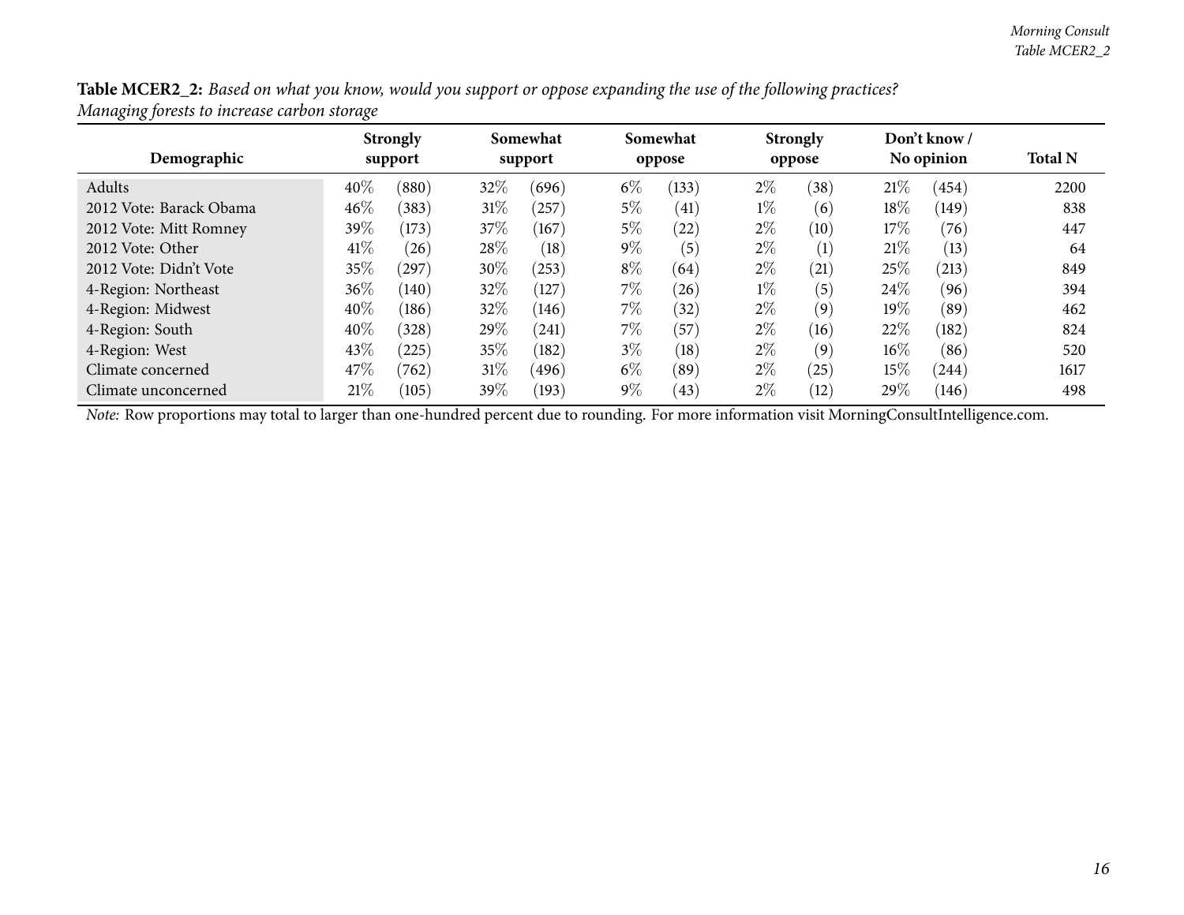**Table MCER2_2:** *Based on what you know, would you support or oppose expanding the use of the following practices? Managing forests to increase carbon storage*

| Demographic | Strongly support | | Somewhat support | | Somewhat oppose | | Strongly oppose | | Don't know / No opinion | | Total N |
|---|---|---|---|---|---|---|---|---|---|---|---|
| Adults | 40% | (880) | 32% | (696) | 6% | (133) | 2% | (38) | 21% | (454) | 2200 |
| 2012 Vote: Barack Obama | 46% | (383) | 31% | (257) | 5% | (41) | 1% | (6) | 18% | (149) | 838 |
| 2012 Vote: Mitt Romney | 39% | (173) | 37% | (167) | 5% | (22) | 2% | (10) | 17% | (76) | 447 |
| 2012 Vote: Other | 41% | (26) | 28% | (18) | 9% | (5) | 2% | (1) | 21% | (13) | 64 |
| 2012 Vote: Didn't Vote | 35% | (297) | 30% | (253) | 8% | (64) | 2% | (21) | 25% | (213) | 849 |
| 4-Region: Northeast | 36% | (140) | 32% | (127) | 7% | (26) | 1% | (5) | 24% | (96) | 394 |
| 4-Region: Midwest | 40% | (186) | 32% | (146) | 7% | (32) | 2% | (9) | 19% | (89) | 462 |
| 4-Region: South | 40% | (328) | 29% | (241) | 7% | (57) | 2% | (16) | 22% | (182) | 824 |
| 4-Region: West | 43% | (225) | 35% | (182) | 3% | (18) | 2% | (9) | 16% | (86) | 520 |
| Climate concerned | 47% | (762) | 31% | (496) | 6% | (89) | 2% | (25) | 15% | (244) | 1617 |
| Climate unconcerned | 21% | (105) | 39% | (193) | 9% | (43) | 2% | (12) | 29% | (146) | 498 |

*Note:* Row proportions may total to larger than one-hundred percent due to rounding. For more information visit MorningConsultIntelligence.com.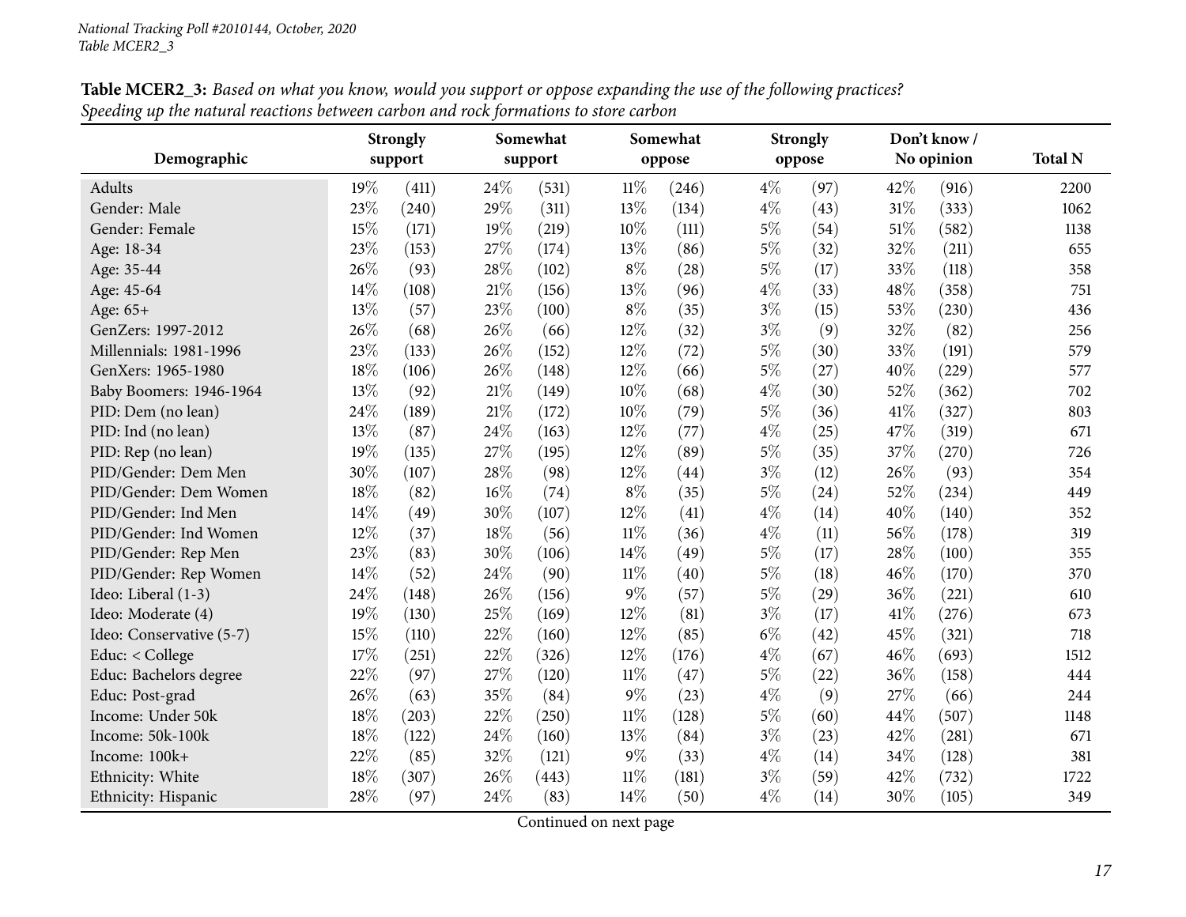National Tracking Poll #2010144, October, 2020
Table MCER2_3

**Table MCER2_3:** *Based on what you know, would you support or oppose expanding the use of the following practices? Speeding up the natural reactions between carbon and rock formations to store carbon*

| Demographic | Strongly support | | Somewhat support | | Somewhat oppose | | Strongly oppose | | Don't know / No opinion | | Total N |
|---|---|---|---|---|---|---|---|---|---|---|---|
| Adults | 19% | (411) | 24% | (531) | 11% | (246) | 4% | (97) | 42% | (916) | 2200 |
| Gender: Male | 23% | (240) | 29% | (311) | 13% | (134) | 4% | (43) | 31% | (333) | 1062 |
| Gender: Female | 15% | (171) | 19% | (219) | 10% | (111) | 5% | (54) | 51% | (582) | 1138 |
| Age: 18-34 | 23% | (153) | 27% | (174) | 13% | (86) | 5% | (32) | 32% | (211) | 655 |
| Age: 35-44 | 26% | (93) | 28% | (102) | 8% | (28) | 5% | (17) | 33% | (118) | 358 |
| Age: 45-64 | 14% | (108) | 21% | (156) | 13% | (96) | 4% | (33) | 48% | (358) | 751 |
| Age: 65+ | 13% | (57) | 23% | (100) | 8% | (35) | 3% | (15) | 53% | (230) | 436 |
| GenZers: 1997-2012 | 26% | (68) | 26% | (66) | 12% | (32) | 3% | (9) | 32% | (82) | 256 |
| Millennials: 1981-1996 | 23% | (133) | 26% | (152) | 12% | (72) | 5% | (30) | 33% | (191) | 579 |
| GenXers: 1965-1980 | 18% | (106) | 26% | (148) | 12% | (66) | 5% | (27) | 40% | (229) | 577 |
| Baby Boomers: 1946-1964 | 13% | (92) | 21% | (149) | 10% | (68) | 4% | (30) | 52% | (362) | 702 |
| PID: Dem (no lean) | 24% | (189) | 21% | (172) | 10% | (79) | 5% | (36) | 41% | (327) | 803 |
| PID: Ind (no lean) | 13% | (87) | 24% | (163) | 12% | (77) | 4% | (25) | 47% | (319) | 671 |
| PID: Rep (no lean) | 19% | (135) | 27% | (195) | 12% | (89) | 5% | (35) | 37% | (270) | 726 |
| PID/Gender: Dem Men | 30% | (107) | 28% | (98) | 12% | (44) | 3% | (12) | 26% | (93) | 354 |
| PID/Gender: Dem Women | 18% | (82) | 16% | (74) | 8% | (35) | 5% | (24) | 52% | (234) | 449 |
| PID/Gender: Ind Men | 14% | (49) | 30% | (107) | 12% | (41) | 4% | (14) | 40% | (140) | 352 |
| PID/Gender: Ind Women | 12% | (37) | 18% | (56) | 11% | (36) | 4% | (11) | 56% | (178) | 319 |
| PID/Gender: Rep Men | 23% | (83) | 30% | (106) | 14% | (49) | 5% | (17) | 28% | (100) | 355 |
| PID/Gender: Rep Women | 14% | (52) | 24% | (90) | 11% | (40) | 5% | (18) | 46% | (170) | 370 |
| Ideo: Liberal (1-3) | 24% | (148) | 26% | (156) | 9% | (57) | 5% | (29) | 36% | (221) | 610 |
| Ideo: Moderate (4) | 19% | (130) | 25% | (169) | 12% | (81) | 3% | (17) | 41% | (276) | 673 |
| Ideo: Conservative (5-7) | 15% | (110) | 22% | (160) | 12% | (85) | 6% | (42) | 45% | (321) | 718 |
| Educ: < College | 17% | (251) | 22% | (326) | 12% | (176) | 4% | (67) | 46% | (693) | 1512 |
| Educ: Bachelors degree | 22% | (97) | 27% | (120) | 11% | (47) | 5% | (22) | 36% | (158) | 444 |
| Educ: Post-grad | 26% | (63) | 35% | (84) | 9% | (23) | 4% | (9) | 27% | (66) | 244 |
| Income: Under 50k | 18% | (203) | 22% | (250) | 11% | (128) | 5% | (60) | 44% | (507) | 1148 |
| Income: 50k-100k | 18% | (122) | 24% | (160) | 13% | (84) | 3% | (23) | 42% | (281) | 671 |
| Income: 100k+ | 22% | (85) | 32% | (121) | 9% | (33) | 4% | (14) | 34% | (128) | 381 |
| Ethnicity: White | 18% | (307) | 26% | (443) | 11% | (181) | 3% | (59) | 42% | (732) | 1722 |
| Ethnicity: Hispanic | 28% | (97) | 24% | (83) | 14% | (50) | 4% | (14) | 30% | (105) | 349 |

Continued on next page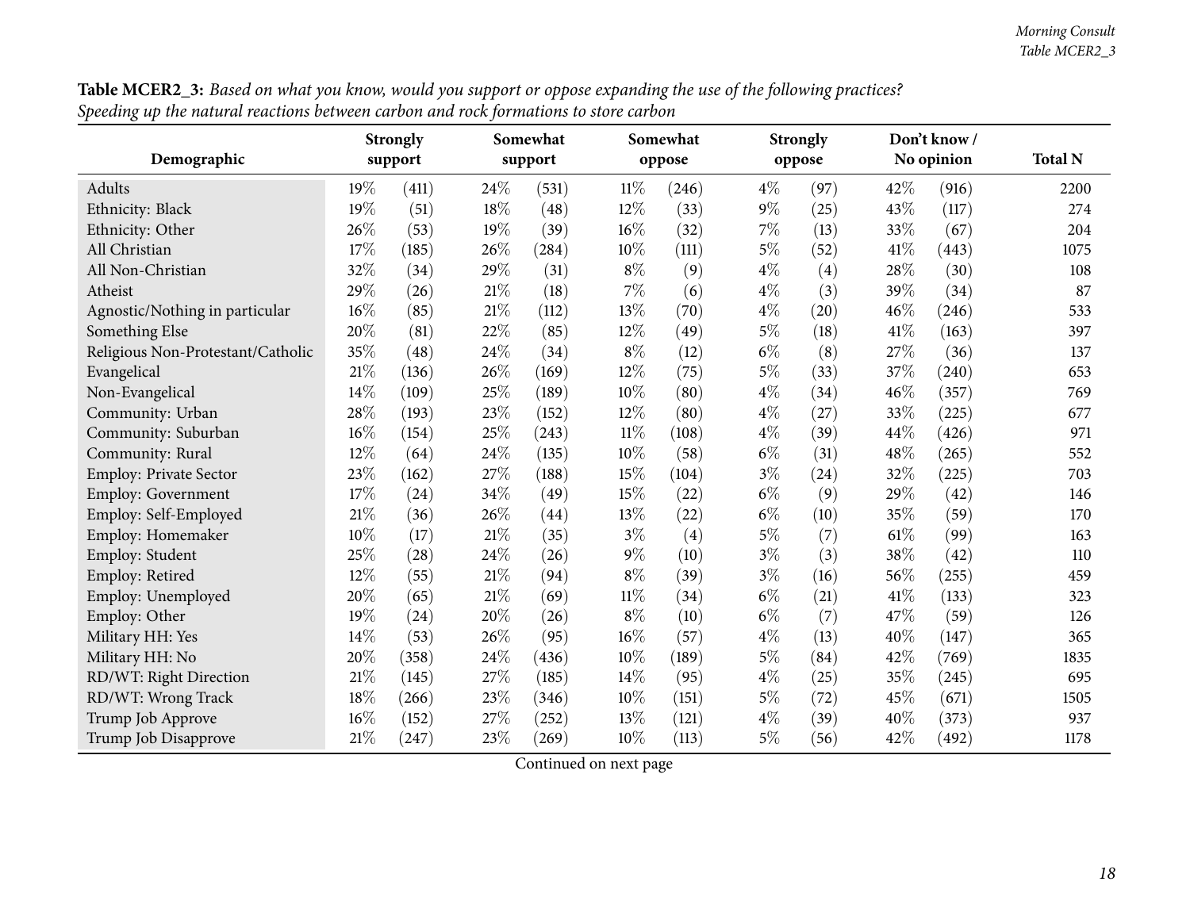**Table MCER2_3:** *Based on what you know, would you support or oppose expanding the use of the following practices? Speeding up the natural reactions between carbon and rock formations to store carbon*

| Demographic | Strongly support | | Somewhat support | | Somewhat oppose | | Strongly oppose | | Don't know / No opinion | | Total N |
|---|---|---|---|---|---|---|---|---|---|---|---|
| Adults | 19% | (411) | 24% | (531) | 11% | (246) | 4% | (97) | 42% | (916) | 2200 |
| Ethnicity: Black | 19% | (51) | 18% | (48) | 12% | (33) | 9% | (25) | 43% | (117) | 274 |
| Ethnicity: Other | 26% | (53) | 19% | (39) | 16% | (32) | 7% | (13) | 33% | (67) | 204 |
| All Christian | 17% | (185) | 26% | (284) | 10% | (111) | 5% | (52) | 41% | (443) | 1075 |
| All Non-Christian | 32% | (34) | 29% | (31) | 8% | (9) | 4% | (4) | 28% | (30) | 108 |
| Atheist | 29% | (26) | 21% | (18) | 7% | (6) | 4% | (3) | 39% | (34) | 87 |
| Agnostic/Nothing in particular | 16% | (85) | 21% | (112) | 13% | (70) | 4% | (20) | 46% | (246) | 533 |
| Something Else | 20% | (81) | 22% | (85) | 12% | (49) | 5% | (18) | 41% | (163) | 397 |
| Religious Non-Protestant/Catholic | 35% | (48) | 24% | (34) | 8% | (12) | 6% | (8) | 27% | (36) | 137 |
| Evangelical | 21% | (136) | 26% | (169) | 12% | (75) | 5% | (33) | 37% | (240) | 653 |
| Non-Evangelical | 14% | (109) | 25% | (189) | 10% | (80) | 4% | (34) | 46% | (357) | 769 |
| Community: Urban | 28% | (193) | 23% | (152) | 12% | (80) | 4% | (27) | 33% | (225) | 677 |
| Community: Suburban | 16% | (154) | 25% | (243) | 11% | (108) | 4% | (39) | 44% | (426) | 971 |
| Community: Rural | 12% | (64) | 24% | (135) | 10% | (58) | 6% | (31) | 48% | (265) | 552 |
| Employ: Private Sector | 23% | (162) | 27% | (188) | 15% | (104) | 3% | (24) | 32% | (225) | 703 |
| Employ: Government | 17% | (24) | 34% | (49) | 15% | (22) | 6% | (9) | 29% | (42) | 146 |
| Employ: Self-Employed | 21% | (36) | 26% | (44) | 13% | (22) | 6% | (10) | 35% | (59) | 170 |
| Employ: Homemaker | 10% | (17) | 21% | (35) | 3% | (4) | 5% | (7) | 61% | (99) | 163 |
| Employ: Student | 25% | (28) | 24% | (26) | 9% | (10) | 3% | (3) | 38% | (42) | 110 |
| Employ: Retired | 12% | (55) | 21% | (94) | 8% | (39) | 3% | (16) | 56% | (255) | 459 |
| Employ: Unemployed | 20% | (65) | 21% | (69) | 11% | (34) | 6% | (21) | 41% | (133) | 323 |
| Employ: Other | 19% | (24) | 20% | (26) | 8% | (10) | 6% | (7) | 47% | (59) | 126 |
| Military HH: Yes | 14% | (53) | 26% | (95) | 16% | (57) | 4% | (13) | 40% | (147) | 365 |
| Military HH: No | 20% | (358) | 24% | (436) | 10% | (189) | 5% | (84) | 42% | (769) | 1835 |
| RD/WT: Right Direction | 21% | (145) | 27% | (185) | 14% | (95) | 4% | (25) | 35% | (245) | 695 |
| RD/WT: Wrong Track | 18% | (266) | 23% | (346) | 10% | (151) | 5% | (72) | 45% | (671) | 1505 |
| Trump Job Approve | 16% | (152) | 27% | (252) | 13% | (121) | 4% | (39) | 40% | (373) | 937 |
| Trump Job Disapprove | 21% | (247) | 23% | (269) | 10% | (113) | 5% | (56) | 42% | (492) | 1178 |

Continued on next page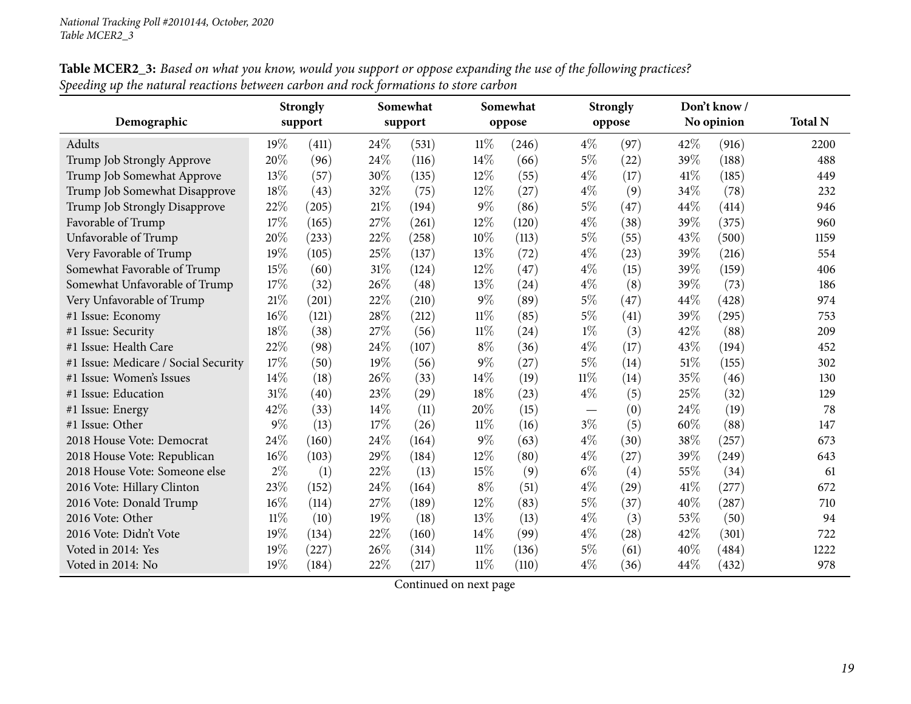**Table MCER2_3:** *Based on what you know, would you support or oppose expanding the use of the following practices? Speeding up the natural reactions between carbon and rock formations to store carbon*

| Demographic | Strongly support | | Somewhat support | | Somewhat oppose | | Strongly oppose | | Don't know / No opinion | | Total N |
|---|---|---|---|---|---|---|---|---|---|---|---|
| Adults | 19% | (411) | 24% | (531) | 11% | (246) | 4% | (97) | 42% | (916) | 2200 |
| Trump Job Strongly Approve | 20% | (96) | 24% | (116) | 14% | (66) | 5% | (22) | 39% | (188) | 488 |
| Trump Job Somewhat Approve | 13% | (57) | 30% | (135) | 12% | (55) | 4% | (17) | 41% | (185) | 449 |
| Trump Job Somewhat Disapprove | 18% | (43) | 32% | (75) | 12% | (27) | 4% | (9) | 34% | (78) | 232 |
| Trump Job Strongly Disapprove | 22% | (205) | 21% | (194) | 9% | (86) | 5% | (47) | 44% | (414) | 946 |
| Favorable of Trump | 17% | (165) | 27% | (261) | 12% | (120) | 4% | (38) | 39% | (375) | 960 |
| Unfavorable of Trump | 20% | (233) | 22% | (258) | 10% | (113) | 5% | (55) | 43% | (500) | 1159 |
| Very Favorable of Trump | 19% | (105) | 25% | (137) | 13% | (72) | 4% | (23) | 39% | (216) | 554 |
| Somewhat Favorable of Trump | 15% | (60) | 31% | (124) | 12% | (47) | 4% | (15) | 39% | (159) | 406 |
| Somewhat Unfavorable of Trump | 17% | (32) | 26% | (48) | 13% | (24) | 4% | (8) | 39% | (73) | 186 |
| Very Unfavorable of Trump | 21% | (201) | 22% | (210) | 9% | (89) | 5% | (47) | 44% | (428) | 974 |
| #1 Issue: Economy | 16% | (121) | 28% | (212) | 11% | (85) | 5% | (41) | 39% | (295) | 753 |
| #1 Issue: Security | 18% | (38) | 27% | (56) | 11% | (24) | 1% | (3) | 42% | (88) | 209 |
| #1 Issue: Health Care | 22% | (98) | 24% | (107) | 8% | (36) | 4% | (17) | 43% | (194) | 452 |
| #1 Issue: Medicare / Social Security | 17% | (50) | 19% | (56) | 9% | (27) | 5% | (14) | 51% | (155) | 302 |
| #1 Issue: Women's Issues | 14% | (18) | 26% | (33) | 14% | (19) | 11% | (14) | 35% | (46) | 130 |
| #1 Issue: Education | 31% | (40) | 23% | (29) | 18% | (23) | 4% | (5) | 25% | (32) | 129 |
| #1 Issue: Energy | 42% | (33) | 14% | (11) | 20% | (15) | — | (0) | 24% | (19) | 78 |
| #1 Issue: Other | 9% | (13) | 17% | (26) | 11% | (16) | 3% | (5) | 60% | (88) | 147 |
| 2018 House Vote: Democrat | 24% | (160) | 24% | (164) | 9% | (63) | 4% | (30) | 38% | (257) | 673 |
| 2018 House Vote: Republican | 16% | (103) | 29% | (184) | 12% | (80) | 4% | (27) | 39% | (249) | 643 |
| 2018 House Vote: Someone else | 2% | (1) | 22% | (13) | 15% | (9) | 6% | (4) | 55% | (34) | 61 |
| 2016 Vote: Hillary Clinton | 23% | (152) | 24% | (164) | 8% | (51) | 4% | (29) | 41% | (277) | 672 |
| 2016 Vote: Donald Trump | 16% | (114) | 27% | (189) | 12% | (83) | 5% | (37) | 40% | (287) | 710 |
| 2016 Vote: Other | 11% | (10) | 19% | (18) | 13% | (13) | 4% | (3) | 53% | (50) | 94 |
| 2016 Vote: Didn't Vote | 19% | (134) | 22% | (160) | 14% | (99) | 4% | (28) | 42% | (301) | 722 |
| Voted in 2014: Yes | 19% | (227) | 26% | (314) | 11% | (136) | 5% | (61) | 40% | (484) | 1222 |
| Voted in 2014: No | 19% | (184) | 22% | (217) | 11% | (110) | 4% | (36) | 44% | (432) | 978 |

Continued on next page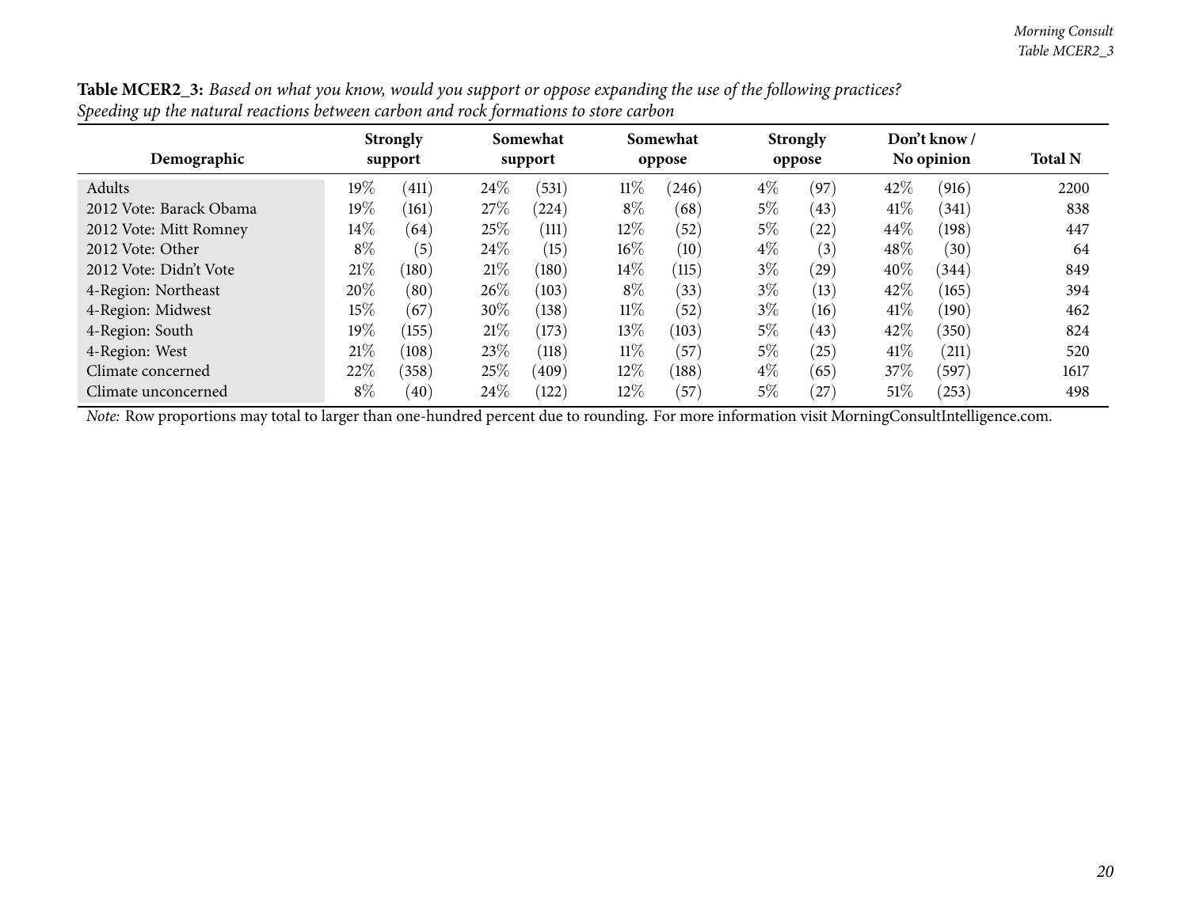**Table MCER2_3:** *Based on what you know, would you support or oppose expanding the use of the following practices? Speeding up the natural reactions between carbon and rock formations to store carbon*

| Demographic | Strongly support | | Somewhat support | | Somewhat oppose | | Strongly oppose | | Don't know / No opinion | | Total N |
|---|---|---|---|---|---|---|---|---|---|---|---|
| Adults | 19% | (411) | 24% | (531) | 11% | (246) | 4% | (97) | 42% | (916) | 2200 |
| 2012 Vote: Barack Obama | 19% | (161) | 27% | (224) | 8% | (68) | 5% | (43) | 41% | (341) | 838 |
| 2012 Vote: Mitt Romney | 14% | (64) | 25% | (111) | 12% | (52) | 5% | (22) | 44% | (198) | 447 |
| 2012 Vote: Other | 8% | (5) | 24% | (15) | 16% | (10) | 4% | (3) | 48% | (30) | 64 |
| 2012 Vote: Didn't Vote | 21% | (180) | 21% | (180) | 14% | (115) | 3% | (29) | 40% | (344) | 849 |
| 4-Region: Northeast | 20% | (80) | 26% | (103) | 8% | (33) | 3% | (13) | 42% | (165) | 394 |
| 4-Region: Midwest | 15% | (67) | 30% | (138) | 11% | (52) | 3% | (16) | 41% | (190) | 462 |
| 4-Region: South | 19% | (155) | 21% | (173) | 13% | (103) | 5% | (43) | 42% | (350) | 824 |
| 4-Region: West | 21% | (108) | 23% | (118) | 11% | (57) | 5% | (25) | 41% | (211) | 520 |
| Climate concerned | 22% | (358) | 25% | (409) | 12% | (188) | 4% | (65) | 37% | (597) | 1617 |
| Climate unconcerned | 8% | (40) | 24% | (122) | 12% | (57) | 5% | (27) | 51% | (253) | 498 |

*Note:* Row proportions may total to larger than one-hundred percent due to rounding. For more information visit MorningConsultIntelligence.com.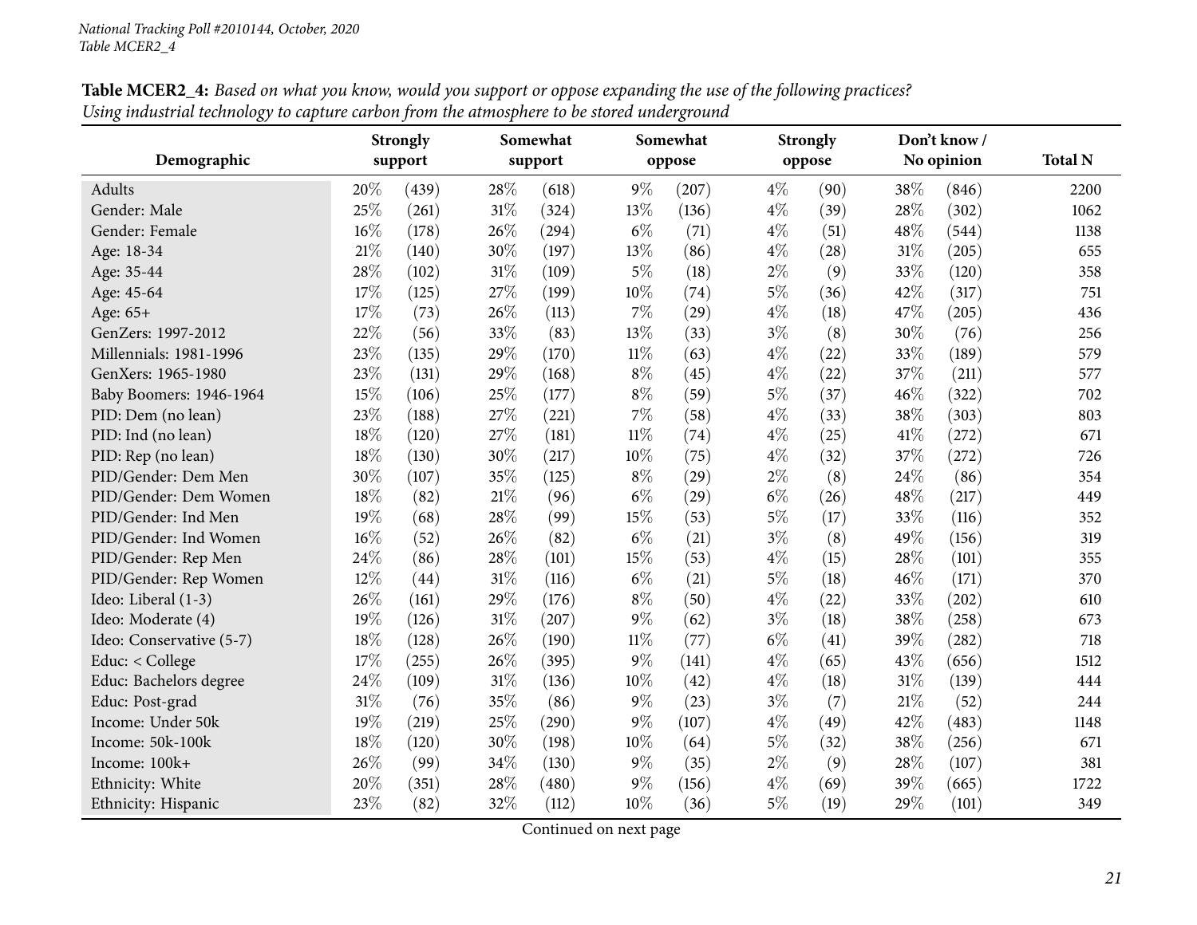*National Tracking Poll #2010144, October, 2020*
*Table MCER2_4*

**Table MCER2_4:** *Based on what you know, would you support or oppose expanding the use of the following practices? Using industrial technology to capture carbon from the atmosphere to be stored underground*

| Demographic | Strongly support | | Somewhat support | | Somewhat oppose | | Strongly oppose | | Don't know / No opinion | | Total N |
|---|---|---|---|---|---|---|---|---|---|---|---|
| Adults | 20% | (439) | 28% | (618) | 9% | (207) | 4% | (90) | 38% | (846) | 2200 |
| Gender: Male | 25% | (261) | 31% | (324) | 13% | (136) | 4% | (39) | 28% | (302) | 1062 |
| Gender: Female | 16% | (178) | 26% | (294) | 6% | (71) | 4% | (51) | 48% | (544) | 1138 |
| Age: 18-34 | 21% | (140) | 30% | (197) | 13% | (86) | 4% | (28) | 31% | (205) | 655 |
| Age: 35-44 | 28% | (102) | 31% | (109) | 5% | (18) | 2% | (9) | 33% | (120) | 358 |
| Age: 45-64 | 17% | (125) | 27% | (199) | 10% | (74) | 5% | (36) | 42% | (317) | 751 |
| Age: 65+ | 17% | (73) | 26% | (113) | 7% | (29) | 4% | (18) | 47% | (205) | 436 |
| GenZers: 1997-2012 | 22% | (56) | 33% | (83) | 13% | (33) | 3% | (8) | 30% | (76) | 256 |
| Millennials: 1981-1996 | 23% | (135) | 29% | (170) | 11% | (63) | 4% | (22) | 33% | (189) | 579 |
| GenXers: 1965-1980 | 23% | (131) | 29% | (168) | 8% | (45) | 4% | (22) | 37% | (211) | 577 |
| Baby Boomers: 1946-1964 | 15% | (106) | 25% | (177) | 8% | (59) | 5% | (37) | 46% | (322) | 702 |
| PID: Dem (no lean) | 23% | (188) | 27% | (221) | 7% | (58) | 4% | (33) | 38% | (303) | 803 |
| PID: Ind (no lean) | 18% | (120) | 27% | (181) | 11% | (74) | 4% | (25) | 41% | (272) | 671 |
| PID: Rep (no lean) | 18% | (130) | 30% | (217) | 10% | (75) | 4% | (32) | 37% | (272) | 726 |
| PID/Gender: Dem Men | 30% | (107) | 35% | (125) | 8% | (29) | 2% | (8) | 24% | (86) | 354 |
| PID/Gender: Dem Women | 18% | (82) | 21% | (96) | 6% | (29) | 6% | (26) | 48% | (217) | 449 |
| PID/Gender: Ind Men | 19% | (68) | 28% | (99) | 15% | (53) | 5% | (17) | 33% | (116) | 352 |
| PID/Gender: Ind Women | 16% | (52) | 26% | (82) | 6% | (21) | 3% | (8) | 49% | (156) | 319 |
| PID/Gender: Rep Men | 24% | (86) | 28% | (101) | 15% | (53) | 4% | (15) | 28% | (101) | 355 |
| PID/Gender: Rep Women | 12% | (44) | 31% | (116) | 6% | (21) | 5% | (18) | 46% | (171) | 370 |
| Ideo: Liberal (1-3) | 26% | (161) | 29% | (176) | 8% | (50) | 4% | (22) | 33% | (202) | 610 |
| Ideo: Moderate (4) | 19% | (126) | 31% | (207) | 9% | (62) | 3% | (18) | 38% | (258) | 673 |
| Ideo: Conservative (5-7) | 18% | (128) | 26% | (190) | 11% | (77) | 6% | (41) | 39% | (282) | 718 |
| Educ: < College | 17% | (255) | 26% | (395) | 9% | (141) | 4% | (65) | 43% | (656) | 1512 |
| Educ: Bachelors degree | 24% | (109) | 31% | (136) | 10% | (42) | 4% | (18) | 31% | (139) | 444 |
| Educ: Post-grad | 31% | (76) | 35% | (86) | 9% | (23) | 3% | (7) | 21% | (52) | 244 |
| Income: Under 50k | 19% | (219) | 25% | (290) | 9% | (107) | 4% | (49) | 42% | (483) | 1148 |
| Income: 50k-100k | 18% | (120) | 30% | (198) | 10% | (64) | 5% | (32) | 38% | (256) | 671 |
| Income: 100k+ | 26% | (99) | 34% | (130) | 9% | (35) | 2% | (9) | 28% | (107) | 381 |
| Ethnicity: White | 20% | (351) | 28% | (480) | 9% | (156) | 4% | (69) | 39% | (665) | 1722 |
| Ethnicity: Hispanic | 23% | (82) | 32% | (112) | 10% | (36) | 5% | (19) | 29% | (101) | 349 |

Continued on next page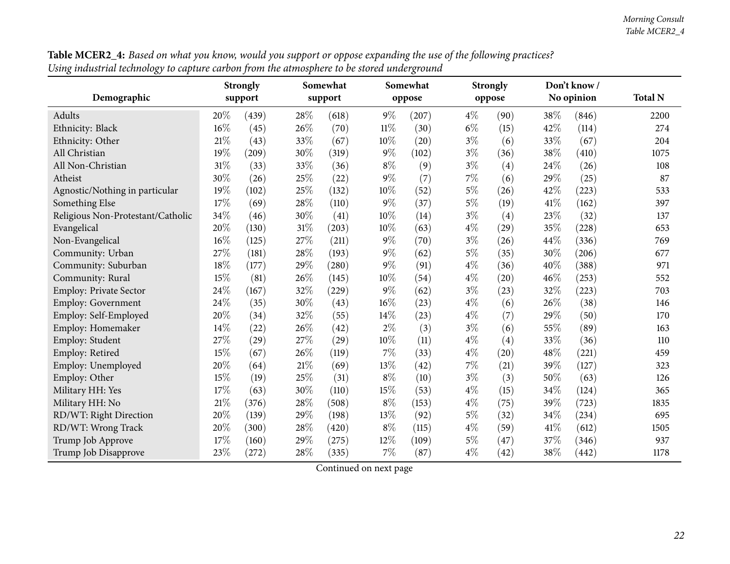**Table MCER2_4:** *Based on what you know, would you support or oppose expanding the use of the following practices? Using industrial technology to capture carbon from the atmosphere to be stored underground*

| Demographic | Strongly support | | Somewhat support | | Somewhat oppose | | Strongly oppose | | Don't know / No opinion | | Total N |
|---|---|---|---|---|---|---|---|---|---|---|---|
| Adults | 20% | (439) | 28% | (618) | 9% | (207) | 4% | (90) | 38% | (846) | 2200 |
| Ethnicity: Black | 16% | (45) | 26% | (70) | 11% | (30) | 6% | (15) | 42% | (114) | 274 |
| Ethnicity: Other | 21% | (43) | 33% | (67) | 10% | (20) | 3% | (6) | 33% | (67) | 204 |
| All Christian | 19% | (209) | 30% | (319) | 9% | (102) | 3% | (36) | 38% | (410) | 1075 |
| All Non-Christian | 31% | (33) | 33% | (36) | 8% | (9) | 3% | (4) | 24% | (26) | 108 |
| Atheist | 30% | (26) | 25% | (22) | 9% | (7) | 7% | (6) | 29% | (25) | 87 |
| Agnostic/Nothing in particular | 19% | (102) | 25% | (132) | 10% | (52) | 5% | (26) | 42% | (223) | 533 |
| Something Else | 17% | (69) | 28% | (110) | 9% | (37) | 5% | (19) | 41% | (162) | 397 |
| Religious Non-Protestant/Catholic | 34% | (46) | 30% | (41) | 10% | (14) | 3% | (4) | 23% | (32) | 137 |
| Evangelical | 20% | (130) | 31% | (203) | 10% | (63) | 4% | (29) | 35% | (228) | 653 |
| Non-Evangelical | 16% | (125) | 27% | (211) | 9% | (70) | 3% | (26) | 44% | (336) | 769 |
| Community: Urban | 27% | (181) | 28% | (193) | 9% | (62) | 5% | (35) | 30% | (206) | 677 |
| Community: Suburban | 18% | (177) | 29% | (280) | 9% | (91) | 4% | (36) | 40% | (388) | 971 |
| Community: Rural | 15% | (81) | 26% | (145) | 10% | (54) | 4% | (20) | 46% | (253) | 552 |
| Employ: Private Sector | 24% | (167) | 32% | (229) | 9% | (62) | 3% | (23) | 32% | (223) | 703 |
| Employ: Government | 24% | (35) | 30% | (43) | 16% | (23) | 4% | (6) | 26% | (38) | 146 |
| Employ: Self-Employed | 20% | (34) | 32% | (55) | 14% | (23) | 4% | (7) | 29% | (50) | 170 |
| Employ: Homemaker | 14% | (22) | 26% | (42) | 2% | (3) | 3% | (6) | 55% | (89) | 163 |
| Employ: Student | 27% | (29) | 27% | (29) | 10% | (11) | 4% | (4) | 33% | (36) | 110 |
| Employ: Retired | 15% | (67) | 26% | (119) | 7% | (33) | 4% | (20) | 48% | (221) | 459 |
| Employ: Unemployed | 20% | (64) | 21% | (69) | 13% | (42) | 7% | (21) | 39% | (127) | 323 |
| Employ: Other | 15% | (19) | 25% | (31) | 8% | (10) | 3% | (3) | 50% | (63) | 126 |
| Military HH: Yes | 17% | (63) | 30% | (110) | 15% | (53) | 4% | (15) | 34% | (124) | 365 |
| Military HH: No | 21% | (376) | 28% | (508) | 8% | (153) | 4% | (75) | 39% | (723) | 1835 |
| RD/WT: Right Direction | 20% | (139) | 29% | (198) | 13% | (92) | 5% | (32) | 34% | (234) | 695 |
| RD/WT: Wrong Track | 20% | (300) | 28% | (420) | 8% | (115) | 4% | (59) | 41% | (612) | 1505 |
| Trump Job Approve | 17% | (160) | 29% | (275) | 12% | (109) | 5% | (47) | 37% | (346) | 937 |
| Trump Job Disapprove | 23% | (272) | 28% | (335) | 7% | (87) | 4% | (42) | 38% | (442) | 1178 |

Continued on next page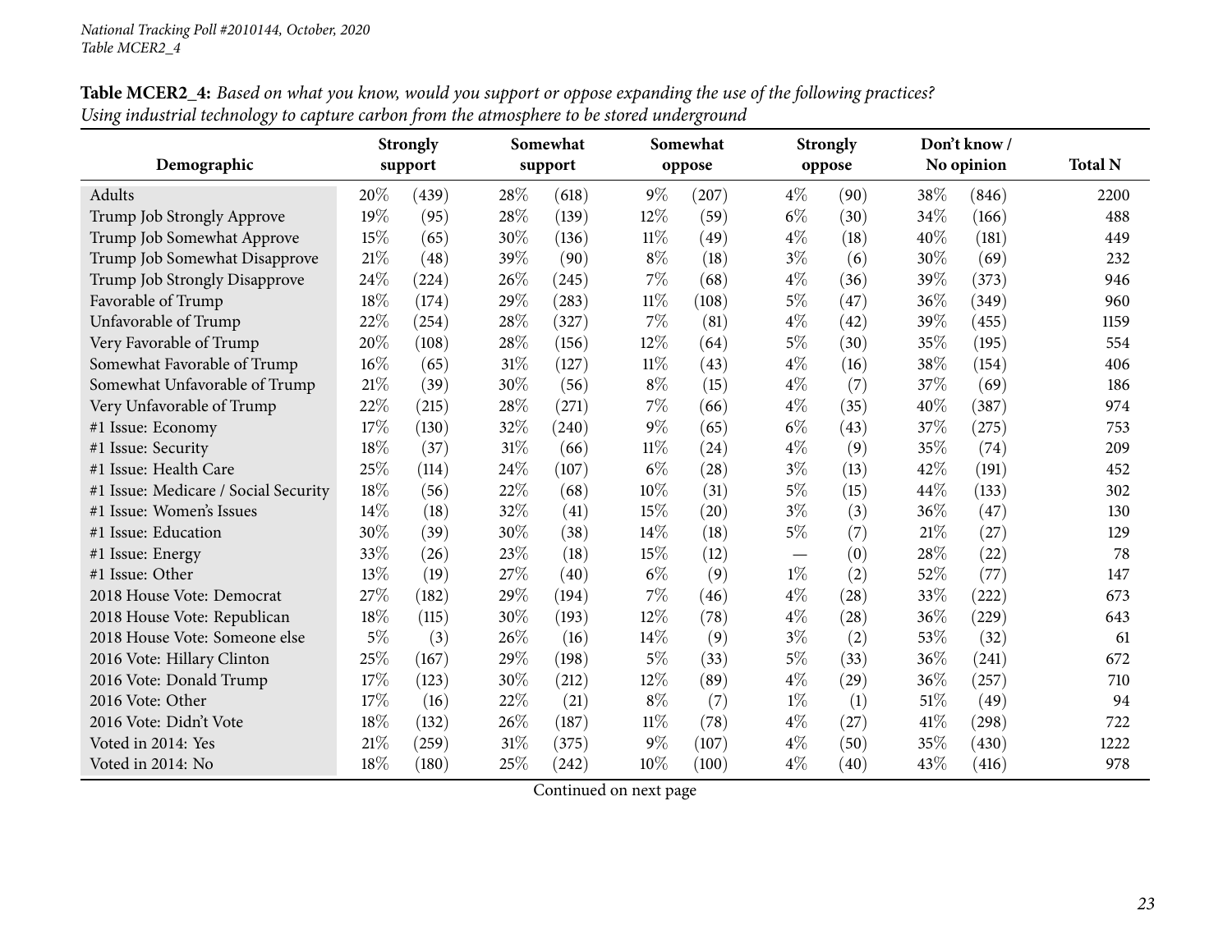National Tracking Poll #2010144, October, 2020
Table MCER2_4

**Table MCER2_4:** *Based on what you know, would you support or oppose expanding the use of the following practices? Using industrial technology to capture carbon from the atmosphere to be stored underground*

| Demographic | Strongly support | | Somewhat support | | Somewhat oppose | | Strongly oppose | | Don't know / No opinion | | Total N |
|---|---|---|---|---|---|---|---|---|---|---|---|
| Adults | 20% | (439) | 28% | (618) | 9% | (207) | 4% | (90) | 38% | (846) | 2200 |
| Trump Job Strongly Approve | 19% | (95) | 28% | (139) | 12% | (59) | 6% | (30) | 34% | (166) | 488 |
| Trump Job Somewhat Approve | 15% | (65) | 30% | (136) | 11% | (49) | 4% | (18) | 40% | (181) | 449 |
| Trump Job Somewhat Disapprove | 21% | (48) | 39% | (90) | 8% | (18) | 3% | (6) | 30% | (69) | 232 |
| Trump Job Strongly Disapprove | 24% | (224) | 26% | (245) | 7% | (68) | 4% | (36) | 39% | (373) | 946 |
| Favorable of Trump | 18% | (174) | 29% | (283) | 11% | (108) | 5% | (47) | 36% | (349) | 960 |
| Unfavorable of Trump | 22% | (254) | 28% | (327) | 7% | (81) | 4% | (42) | 39% | (455) | 1159 |
| Very Favorable of Trump | 20% | (108) | 28% | (156) | 12% | (64) | 5% | (30) | 35% | (195) | 554 |
| Somewhat Favorable of Trump | 16% | (65) | 31% | (127) | 11% | (43) | 4% | (16) | 38% | (154) | 406 |
| Somewhat Unfavorable of Trump | 21% | (39) | 30% | (56) | 8% | (15) | 4% | (7) | 37% | (69) | 186 |
| Very Unfavorable of Trump | 22% | (215) | 28% | (271) | 7% | (66) | 4% | (35) | 40% | (387) | 974 |
| #1 Issue: Economy | 17% | (130) | 32% | (240) | 9% | (65) | 6% | (43) | 37% | (275) | 753 |
| #1 Issue: Security | 18% | (37) | 31% | (66) | 11% | (24) | 4% | (9) | 35% | (74) | 209 |
| #1 Issue: Health Care | 25% | (114) | 24% | (107) | 6% | (28) | 3% | (13) | 42% | (191) | 452 |
| #1 Issue: Medicare / Social Security | 18% | (56) | 22% | (68) | 10% | (31) | 5% | (15) | 44% | (133) | 302 |
| #1 Issue: Women's Issues | 14% | (18) | 32% | (41) | 15% | (20) | 3% | (3) | 36% | (47) | 130 |
| #1 Issue: Education | 30% | (39) | 30% | (38) | 14% | (18) | 5% | (7) | 21% | (27) | 129 |
| #1 Issue: Energy | 33% | (26) | 23% | (18) | 15% | (12) | — | (0) | 28% | (22) | 78 |
| #1 Issue: Other | 13% | (19) | 27% | (40) | 6% | (9) | 1% | (2) | 52% | (77) | 147 |
| 2018 House Vote: Democrat | 27% | (182) | 29% | (194) | 7% | (46) | 4% | (28) | 33% | (222) | 673 |
| 2018 House Vote: Republican | 18% | (115) | 30% | (193) | 12% | (78) | 4% | (28) | 36% | (229) | 643 |
| 2018 House Vote: Someone else | 5% | (3) | 26% | (16) | 14% | (9) | 3% | (2) | 53% | (32) | 61 |
| 2016 Vote: Hillary Clinton | 25% | (167) | 29% | (198) | 5% | (33) | 5% | (33) | 36% | (241) | 672 |
| 2016 Vote: Donald Trump | 17% | (123) | 30% | (212) | 12% | (89) | 4% | (29) | 36% | (257) | 710 |
| 2016 Vote: Other | 17% | (16) | 22% | (21) | 8% | (7) | 1% | (1) | 51% | (49) | 94 |
| 2016 Vote: Didn't Vote | 18% | (132) | 26% | (187) | 11% | (78) | 4% | (27) | 41% | (298) | 722 |
| Voted in 2014: Yes | 21% | (259) | 31% | (375) | 9% | (107) | 4% | (50) | 35% | (430) | 1222 |
| Voted in 2014: No | 18% | (180) | 25% | (242) | 10% | (100) | 4% | (40) | 43% | (416) | 978 |

Continued on next page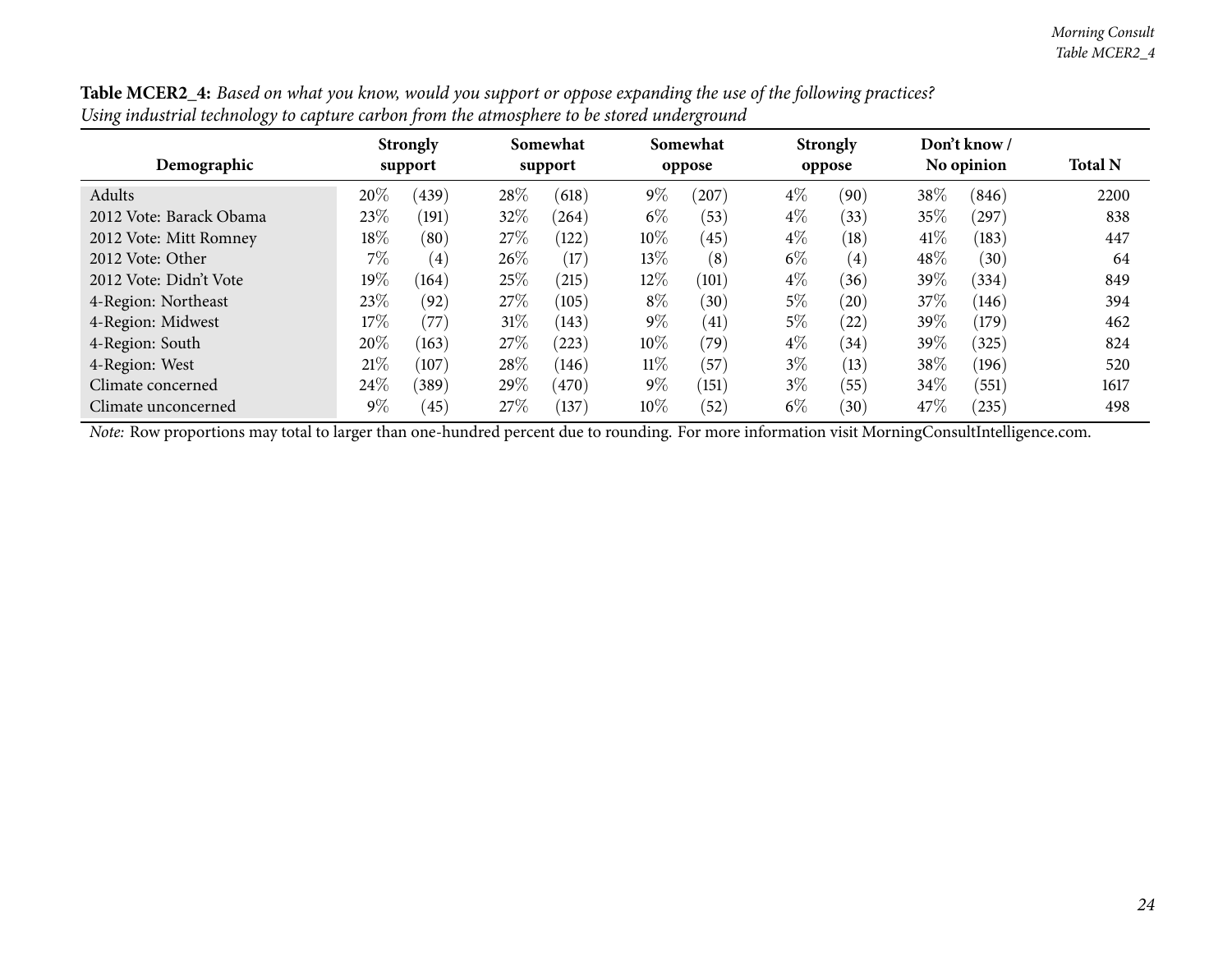**Table MCER2_4:** *Based on what you know, would you support or oppose expanding the use of the following practices? Using industrial technology to capture carbon from the atmosphere to be stored underground*

| Demographic | Strongly support | | Somewhat support | | Somewhat oppose | | Strongly oppose | | Don't know / No opinion | | Total N |
|---|---|---|---|---|---|---|---|---|---|---|---|
| Adults | 20% | (439) | 28% | (618) | 9% | (207) | 4% | (90) | 38% | (846) | 2200 |
| 2012 Vote: Barack Obama | 23% | (191) | 32% | (264) | 6% | (53) | 4% | (33) | 35% | (297) | 838 |
| 2012 Vote: Mitt Romney | 18% | (80) | 27% | (122) | 10% | (45) | 4% | (18) | 41% | (183) | 447 |
| 2012 Vote: Other | 7% | (4) | 26% | (17) | 13% | (8) | 6% | (4) | 48% | (30) | 64 |
| 2012 Vote: Didn't Vote | 19% | (164) | 25% | (215) | 12% | (101) | 4% | (36) | 39% | (334) | 849 |
| 4-Region: Northeast | 23% | (92) | 27% | (105) | 8% | (30) | 5% | (20) | 37% | (146) | 394 |
| 4-Region: Midwest | 17% | (77) | 31% | (143) | 9% | (41) | 5% | (22) | 39% | (179) | 462 |
| 4-Region: South | 20% | (163) | 27% | (223) | 10% | (79) | 4% | (34) | 39% | (325) | 824 |
| 4-Region: West | 21% | (107) | 28% | (146) | 11% | (57) | 3% | (13) | 38% | (196) | 520 |
| Climate concerned | 24% | (389) | 29% | (470) | 9% | (151) | 3% | (55) | 34% | (551) | 1617 |
| Climate unconcerned | 9% | (45) | 27% | (137) | 10% | (52) | 6% | (30) | 47% | (235) | 498 |

*Note:* Row proportions may total to larger than one-hundred percent due to rounding. For more information visit MorningConsultIntelligence.com.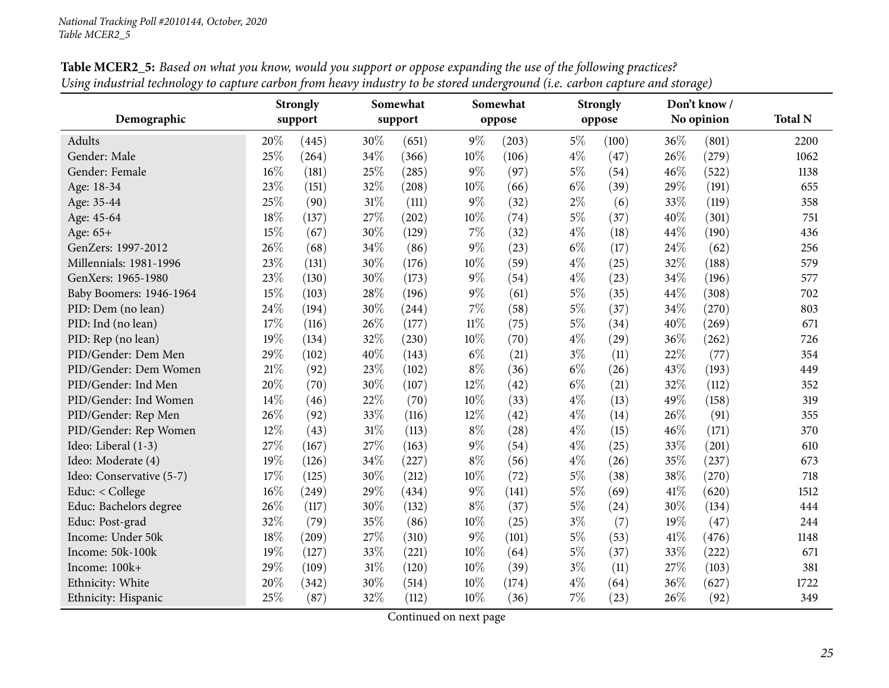**Table MCER2_5:** *Based on what you know, would you support or oppose expanding the use of the following practices? Using industrial technology to capture carbon from heavy industry to be stored underground (i.e. carbon capture and storage)*

| Demographic | Strongly support | | Somewhat support | | Somewhat oppose | | Strongly oppose | | Don't know / No opinion | | Total N |
|---|---|---|---|---|---|---|---|---|---|---|---|
| Adults | 20% | (445) | 30% | (651) | 9% | (203) | 5% | (100) | 36% | (801) | 2200 |
| Gender: Male | 25% | (264) | 34% | (366) | 10% | (106) | 4% | (47) | 26% | (279) | 1062 |
| Gender: Female | 16% | (181) | 25% | (285) | 9% | (97) | 5% | (54) | 46% | (522) | 1138 |
| Age: 18-34 | 23% | (151) | 32% | (208) | 10% | (66) | 6% | (39) | 29% | (191) | 655 |
| Age: 35-44 | 25% | (90) | 31% | (111) | 9% | (32) | 2% | (6) | 33% | (119) | 358 |
| Age: 45-64 | 18% | (137) | 27% | (202) | 10% | (74) | 5% | (37) | 40% | (301) | 751 |
| Age: 65+ | 15% | (67) | 30% | (129) | 7% | (32) | 4% | (18) | 44% | (190) | 436 |
| GenZers: 1997-2012 | 26% | (68) | 34% | (86) | 9% | (23) | 6% | (17) | 24% | (62) | 256 |
| Millennials: 1981-1996 | 23% | (131) | 30% | (176) | 10% | (59) | 4% | (25) | 32% | (188) | 579 |
| GenXers: 1965-1980 | 23% | (130) | 30% | (173) | 9% | (54) | 4% | (23) | 34% | (196) | 577 |
| Baby Boomers: 1946-1964 | 15% | (103) | 28% | (196) | 9% | (61) | 5% | (35) | 44% | (308) | 702 |
| PID: Dem (no lean) | 24% | (194) | 30% | (244) | 7% | (58) | 5% | (37) | 34% | (270) | 803 |
| PID: Ind (no lean) | 17% | (116) | 26% | (177) | 11% | (75) | 5% | (34) | 40% | (269) | 671 |
| PID: Rep (no lean) | 19% | (134) | 32% | (230) | 10% | (70) | 4% | (29) | 36% | (262) | 726 |
| PID/Gender: Dem Men | 29% | (102) | 40% | (143) | 6% | (21) | 3% | (11) | 22% | (77) | 354 |
| PID/Gender: Dem Women | 21% | (92) | 23% | (102) | 8% | (36) | 6% | (26) | 43% | (193) | 449 |
| PID/Gender: Ind Men | 20% | (70) | 30% | (107) | 12% | (42) | 6% | (21) | 32% | (112) | 352 |
| PID/Gender: Ind Women | 14% | (46) | 22% | (70) | 10% | (33) | 4% | (13) | 49% | (158) | 319 |
| PID/Gender: Rep Men | 26% | (92) | 33% | (116) | 12% | (42) | 4% | (14) | 26% | (91) | 355 |
| PID/Gender: Rep Women | 12% | (43) | 31% | (113) | 8% | (28) | 4% | (15) | 46% | (171) | 370 |
| Ideo: Liberal (1-3) | 27% | (167) | 27% | (163) | 9% | (54) | 4% | (25) | 33% | (201) | 610 |
| Ideo: Moderate (4) | 19% | (126) | 34% | (227) | 8% | (56) | 4% | (26) | 35% | (237) | 673 |
| Ideo: Conservative (5-7) | 17% | (125) | 30% | (212) | 10% | (72) | 5% | (38) | 38% | (270) | 718 |
| Educ: < College | 16% | (249) | 29% | (434) | 9% | (141) | 5% | (69) | 41% | (620) | 1512 |
| Educ: Bachelors degree | 26% | (117) | 30% | (132) | 8% | (37) | 5% | (24) | 30% | (134) | 444 |
| Educ: Post-grad | 32% | (79) | 35% | (86) | 10% | (25) | 3% | (7) | 19% | (47) | 244 |
| Income: Under 50k | 18% | (209) | 27% | (310) | 9% | (101) | 5% | (53) | 41% | (476) | 1148 |
| Income: 50k-100k | 19% | (127) | 33% | (221) | 10% | (64) | 5% | (37) | 33% | (222) | 671 |
| Income: 100k+ | 29% | (109) | 31% | (120) | 10% | (39) | 3% | (11) | 27% | (103) | 381 |
| Ethnicity: White | 20% | (342) | 30% | (514) | 10% | (174) | 4% | (64) | 36% | (627) | 1722 |
| Ethnicity: Hispanic | 25% | (87) | 32% | (112) | 10% | (36) | 7% | (23) | 26% | (92) | 349 |

Continued on next page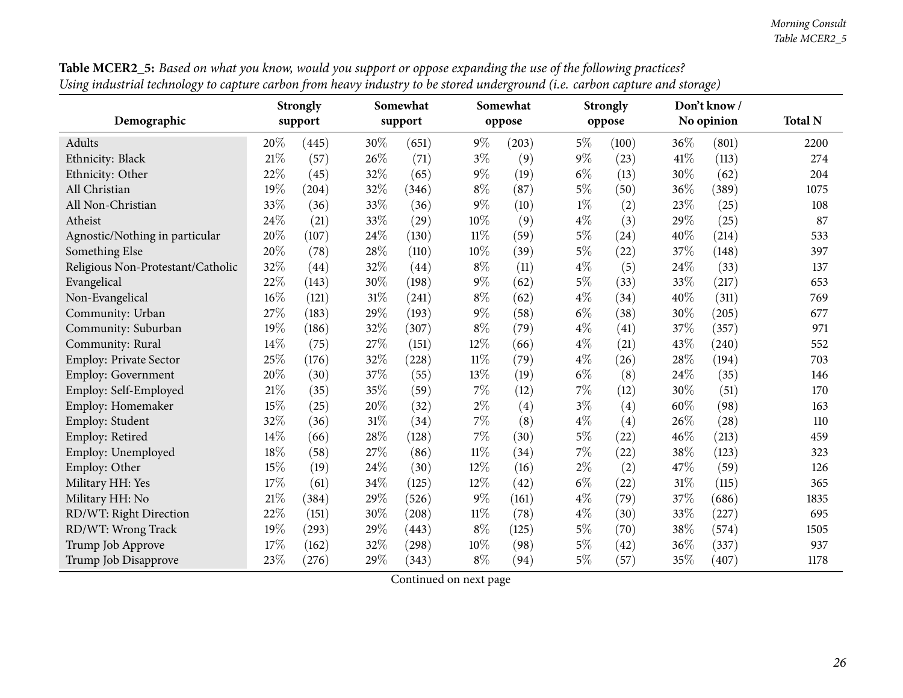**Table MCER2_5:** *Based on what you know, would you support or oppose expanding the use of the following practices? Using industrial technology to capture carbon from heavy industry to be stored underground (i.e. carbon capture and storage)*

| Demographic | Strongly support | | Somewhat support | | Somewhat oppose | | Strongly oppose | | Don't know / No opinion | | Total N |
|---|---|---|---|---|---|---|---|---|---|---|---|
| Adults | 20% | (445) | 30% | (651) | 9% | (203) | 5% | (100) | 36% | (801) | 2200 |
| Ethnicity: Black | 21% | (57) | 26% | (71) | 3% | (9) | 9% | (23) | 41% | (113) | 274 |
| Ethnicity: Other | 22% | (45) | 32% | (65) | 9% | (19) | 6% | (13) | 30% | (62) | 204 |
| All Christian | 19% | (204) | 32% | (346) | 8% | (87) | 5% | (50) | 36% | (389) | 1075 |
| All Non-Christian | 33% | (36) | 33% | (36) | 9% | (10) | 1% | (2) | 23% | (25) | 108 |
| Atheist | 24% | (21) | 33% | (29) | 10% | (9) | 4% | (3) | 29% | (25) | 87 |
| Agnostic/Nothing in particular | 20% | (107) | 24% | (130) | 11% | (59) | 5% | (24) | 40% | (214) | 533 |
| Something Else | 20% | (78) | 28% | (110) | 10% | (39) | 5% | (22) | 37% | (148) | 397 |
| Religious Non-Protestant/Catholic | 32% | (44) | 32% | (44) | 8% | (11) | 4% | (5) | 24% | (33) | 137 |
| Evangelical | 22% | (143) | 30% | (198) | 9% | (62) | 5% | (33) | 33% | (217) | 653 |
| Non-Evangelical | 16% | (121) | 31% | (241) | 8% | (62) | 4% | (34) | 40% | (311) | 769 |
| Community: Urban | 27% | (183) | 29% | (193) | 9% | (58) | 6% | (38) | 30% | (205) | 677 |
| Community: Suburban | 19% | (186) | 32% | (307) | 8% | (79) | 4% | (41) | 37% | (357) | 971 |
| Community: Rural | 14% | (75) | 27% | (151) | 12% | (66) | 4% | (21) | 43% | (240) | 552 |
| Employ: Private Sector | 25% | (176) | 32% | (228) | 11% | (79) | 4% | (26) | 28% | (194) | 703 |
| Employ: Government | 20% | (30) | 37% | (55) | 13% | (19) | 6% | (8) | 24% | (35) | 146 |
| Employ: Self-Employed | 21% | (35) | 35% | (59) | 7% | (12) | 7% | (12) | 30% | (51) | 170 |
| Employ: Homemaker | 15% | (25) | 20% | (32) | 2% | (4) | 3% | (4) | 60% | (98) | 163 |
| Employ: Student | 32% | (36) | 31% | (34) | 7% | (8) | 4% | (4) | 26% | (28) | 110 |
| Employ: Retired | 14% | (66) | 28% | (128) | 7% | (30) | 5% | (22) | 46% | (213) | 459 |
| Employ: Unemployed | 18% | (58) | 27% | (86) | 11% | (34) | 7% | (22) | 38% | (123) | 323 |
| Employ: Other | 15% | (19) | 24% | (30) | 12% | (16) | 2% | (2) | 47% | (59) | 126 |
| Military HH: Yes | 17% | (61) | 34% | (125) | 12% | (42) | 6% | (22) | 31% | (115) | 365 |
| Military HH: No | 21% | (384) | 29% | (526) | 9% | (161) | 4% | (79) | 37% | (686) | 1835 |
| RD/WT: Right Direction | 22% | (151) | 30% | (208) | 11% | (78) | 4% | (30) | 33% | (227) | 695 |
| RD/WT: Wrong Track | 19% | (293) | 29% | (443) | 8% | (125) | 5% | (70) | 38% | (574) | 1505 |
| Trump Job Approve | 17% | (162) | 32% | (298) | 10% | (98) | 5% | (42) | 36% | (337) | 937 |
| Trump Job Disapprove | 23% | (276) | 29% | (343) | 8% | (94) | 5% | (57) | 35% | (407) | 1178 |

Continued on next page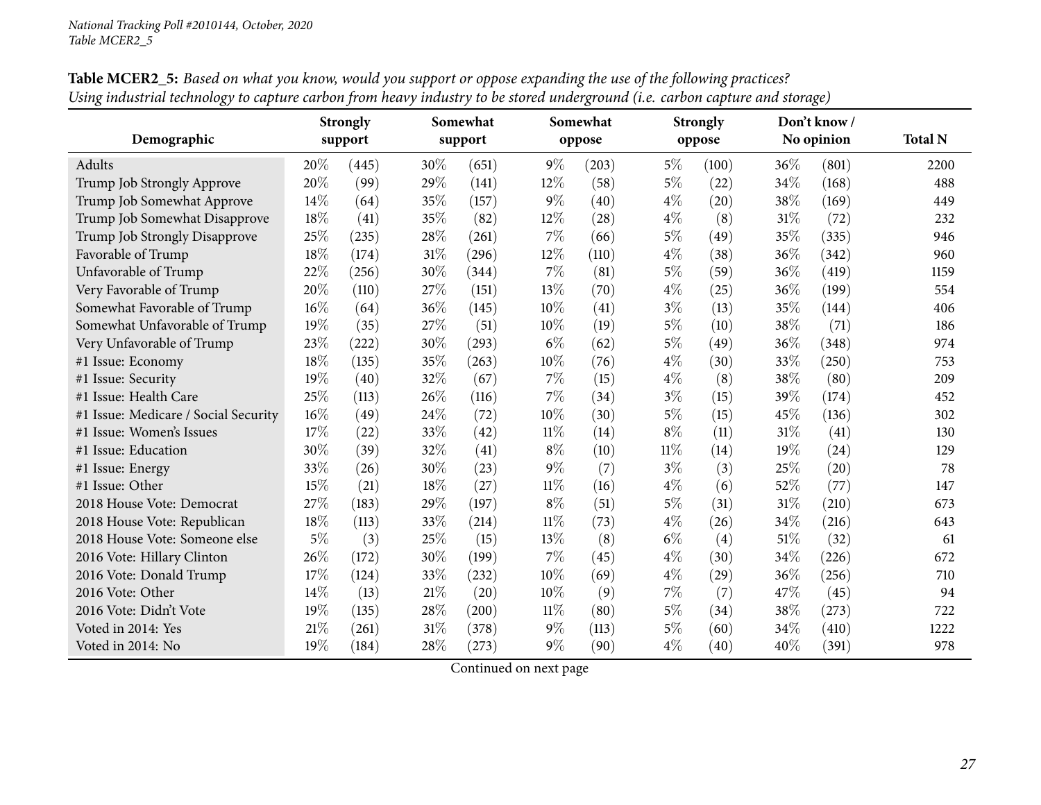**Table MCER2_5:** *Based on what you know, would you support or oppose expanding the use of the following practices? Using industrial technology to capture carbon from heavy industry to be stored underground (i.e. carbon capture and storage)*

| Demographic | Strongly support | | Somewhat support | | Somewhat oppose | | Strongly oppose | | Don't know / No opinion | | Total N |
|---|---|---|---|---|---|---|---|---|---|---|---|
| Adults | 20% | (445) | 30% | (651) | 9% | (203) | 5% | (100) | 36% | (801) | 2200 |
| Trump Job Strongly Approve | 20% | (99) | 29% | (141) | 12% | (58) | 5% | (22) | 34% | (168) | 488 |
| Trump Job Somewhat Approve | 14% | (64) | 35% | (157) | 9% | (40) | 4% | (20) | 38% | (169) | 449 |
| Trump Job Somewhat Disapprove | 18% | (41) | 35% | (82) | 12% | (28) | 4% | (8) | 31% | (72) | 232 |
| Trump Job Strongly Disapprove | 25% | (235) | 28% | (261) | 7% | (66) | 5% | (49) | 35% | (335) | 946 |
| Favorable of Trump | 18% | (174) | 31% | (296) | 12% | (110) | 4% | (38) | 36% | (342) | 960 |
| Unfavorable of Trump | 22% | (256) | 30% | (344) | 7% | (81) | 5% | (59) | 36% | (419) | 1159 |
| Very Favorable of Trump | 20% | (110) | 27% | (151) | 13% | (70) | 4% | (25) | 36% | (199) | 554 |
| Somewhat Favorable of Trump | 16% | (64) | 36% | (145) | 10% | (41) | 3% | (13) | 35% | (144) | 406 |
| Somewhat Unfavorable of Trump | 19% | (35) | 27% | (51) | 10% | (19) | 5% | (10) | 38% | (71) | 186 |
| Very Unfavorable of Trump | 23% | (222) | 30% | (293) | 6% | (62) | 5% | (49) | 36% | (348) | 974 |
| #1 Issue: Economy | 18% | (135) | 35% | (263) | 10% | (76) | 4% | (30) | 33% | (250) | 753 |
| #1 Issue: Security | 19% | (40) | 32% | (67) | 7% | (15) | 4% | (8) | 38% | (80) | 209 |
| #1 Issue: Health Care | 25% | (113) | 26% | (116) | 7% | (34) | 3% | (15) | 39% | (174) | 452 |
| #1 Issue: Medicare / Social Security | 16% | (49) | 24% | (72) | 10% | (30) | 5% | (15) | 45% | (136) | 302 |
| #1 Issue: Women's Issues | 17% | (22) | 33% | (42) | 11% | (14) | 8% | (11) | 31% | (41) | 130 |
| #1 Issue: Education | 30% | (39) | 32% | (41) | 8% | (10) | 11% | (14) | 19% | (24) | 129 |
| #1 Issue: Energy | 33% | (26) | 30% | (23) | 9% | (7) | 3% | (3) | 25% | (20) | 78 |
| #1 Issue: Other | 15% | (21) | 18% | (27) | 11% | (16) | 4% | (6) | 52% | (77) | 147 |
| 2018 House Vote: Democrat | 27% | (183) | 29% | (197) | 8% | (51) | 5% | (31) | 31% | (210) | 673 |
| 2018 House Vote: Republican | 18% | (113) | 33% | (214) | 11% | (73) | 4% | (26) | 34% | (216) | 643 |
| 2018 House Vote: Someone else | 5% | (3) | 25% | (15) | 13% | (8) | 6% | (4) | 51% | (32) | 61 |
| 2016 Vote: Hillary Clinton | 26% | (172) | 30% | (199) | 7% | (45) | 4% | (30) | 34% | (226) | 672 |
| 2016 Vote: Donald Trump | 17% | (124) | 33% | (232) | 10% | (69) | 4% | (29) | 36% | (256) | 710 |
| 2016 Vote: Other | 14% | (13) | 21% | (20) | 10% | (9) | 7% | (7) | 47% | (45) | 94 |
| 2016 Vote: Didn't Vote | 19% | (135) | 28% | (200) | 11% | (80) | 5% | (34) | 38% | (273) | 722 |
| Voted in 2014: Yes | 21% | (261) | 31% | (378) | 9% | (113) | 5% | (60) | 34% | (410) | 1222 |
| Voted in 2014: No | 19% | (184) | 28% | (273) | 9% | (90) | 4% | (40) | 40% | (391) | 978 |

Continued on next page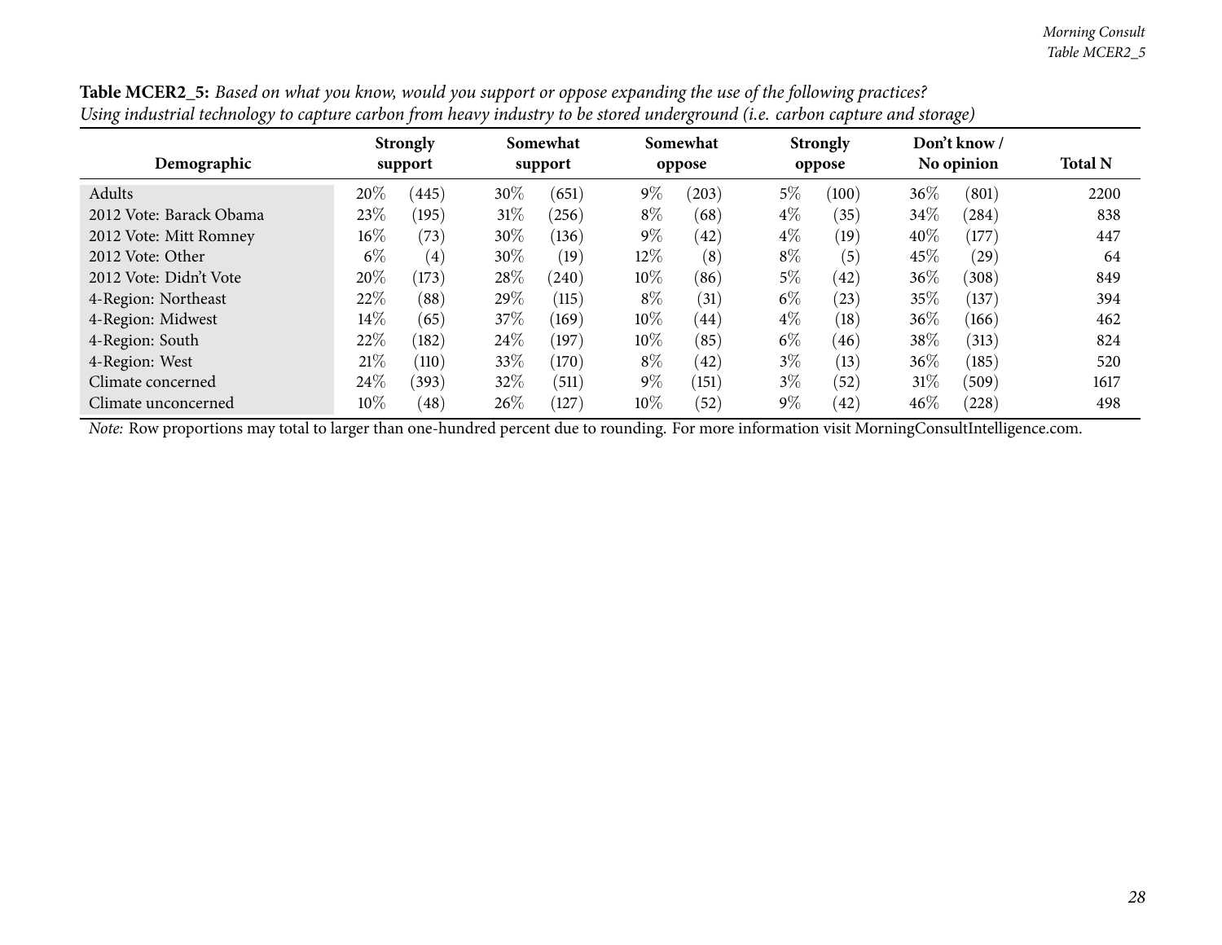**Table MCER2_5:** *Based on what you know, would you support or oppose expanding the use of the following practices?*
*Using industrial technology to capture carbon from heavy industry to be stored underground (i.e. carbon capture and storage)*

| Demographic | Strongly support | | Somewhat support | | Somewhat oppose | | Strongly oppose | | Don't know / No opinion | | Total N |
|---|---|---|---|---|---|---|---|---|---|---|---|
| Adults | 20% | (445) | 30% | (651) | 9% | (203) | 5% | (100) | 36% | (801) | 2200 |
| 2012 Vote: Barack Obama | 23% | (195) | 31% | (256) | 8% | (68) | 4% | (35) | 34% | (284) | 838 |
| 2012 Vote: Mitt Romney | 16% | (73) | 30% | (136) | 9% | (42) | 4% | (19) | 40% | (177) | 447 |
| 2012 Vote: Other | 6% | (4) | 30% | (19) | 12% | (8) | 8% | (5) | 45% | (29) | 64 |
| 2012 Vote: Didn't Vote | 20% | (173) | 28% | (240) | 10% | (86) | 5% | (42) | 36% | (308) | 849 |
| 4-Region: Northeast | 22% | (88) | 29% | (115) | 8% | (31) | 6% | (23) | 35% | (137) | 394 |
| 4-Region: Midwest | 14% | (65) | 37% | (169) | 10% | (44) | 4% | (18) | 36% | (166) | 462 |
| 4-Region: South | 22% | (182) | 24% | (197) | 10% | (85) | 6% | (46) | 38% | (313) | 824 |
| 4-Region: West | 21% | (110) | 33% | (170) | 8% | (42) | 3% | (13) | 36% | (185) | 520 |
| Climate concerned | 24% | (393) | 32% | (511) | 9% | (151) | 3% | (52) | 31% | (509) | 1617 |
| Climate unconcerned | 10% | (48) | 26% | (127) | 10% | (52) | 9% | (42) | 46% | (228) | 498 |

*Note:* Row proportions may total to larger than one-hundred percent due to rounding. For more information visit MorningConsultIntelligence.com.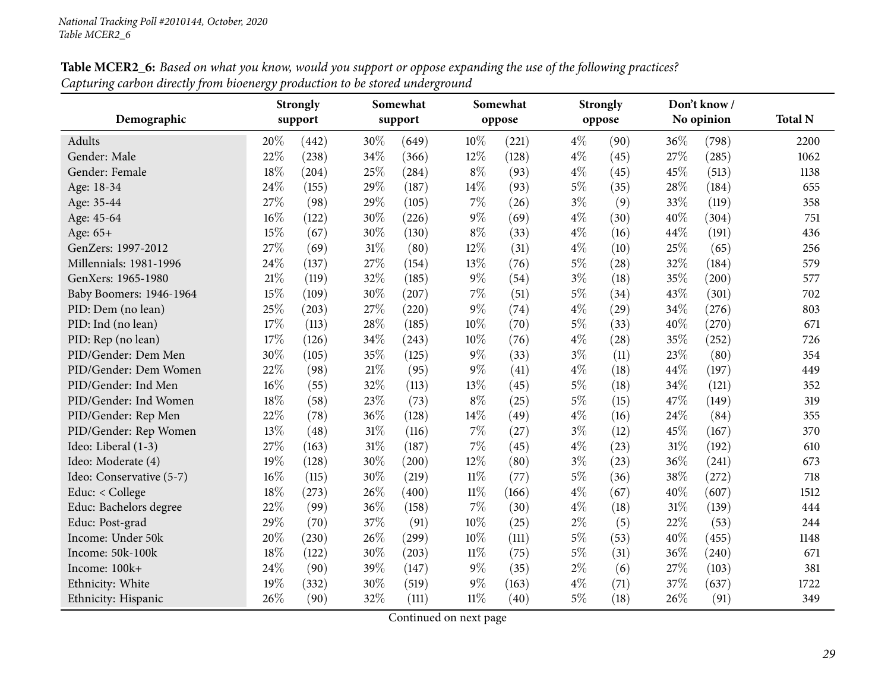**Table MCER2_6:** *Based on what you know, would you support or oppose expanding the use of the following practices? Capturing carbon directly from bioenergy production to be stored underground*

| Demographic | Strongly support | | Somewhat support | | Somewhat oppose | | Strongly oppose | | Don't know / No opinion | | Total N |
|---|---|---|---|---|---|---|---|---|---|---|---|
| Adults | 20% | (442) | 30% | (649) | 10% | (221) | 4% | (90) | 36% | (798) | 2200 |
| Gender: Male | 22% | (238) | 34% | (366) | 12% | (128) | 4% | (45) | 27% | (285) | 1062 |
| Gender: Female | 18% | (204) | 25% | (284) | 8% | (93) | 4% | (45) | 45% | (513) | 1138 |
| Age: 18-34 | 24% | (155) | 29% | (187) | 14% | (93) | 5% | (35) | 28% | (184) | 655 |
| Age: 35-44 | 27% | (98) | 29% | (105) | 7% | (26) | 3% | (9) | 33% | (119) | 358 |
| Age: 45-64 | 16% | (122) | 30% | (226) | 9% | (69) | 4% | (30) | 40% | (304) | 751 |
| Age: 65+ | 15% | (67) | 30% | (130) | 8% | (33) | 4% | (16) | 44% | (191) | 436 |
| GenZers: 1997-2012 | 27% | (69) | 31% | (80) | 12% | (31) | 4% | (10) | 25% | (65) | 256 |
| Millennials: 1981-1996 | 24% | (137) | 27% | (154) | 13% | (76) | 5% | (28) | 32% | (184) | 579 |
| GenXers: 1965-1980 | 21% | (119) | 32% | (185) | 9% | (54) | 3% | (18) | 35% | (200) | 577 |
| Baby Boomers: 1946-1964 | 15% | (109) | 30% | (207) | 7% | (51) | 5% | (34) | 43% | (301) | 702 |
| PID: Dem (no lean) | 25% | (203) | 27% | (220) | 9% | (74) | 4% | (29) | 34% | (276) | 803 |
| PID: Ind (no lean) | 17% | (113) | 28% | (185) | 10% | (70) | 5% | (33) | 40% | (270) | 671 |
| PID: Rep (no lean) | 17% | (126) | 34% | (243) | 10% | (76) | 4% | (28) | 35% | (252) | 726 |
| PID/Gender: Dem Men | 30% | (105) | 35% | (125) | 9% | (33) | 3% | (11) | 23% | (80) | 354 |
| PID/Gender: Dem Women | 22% | (98) | 21% | (95) | 9% | (41) | 4% | (18) | 44% | (197) | 449 |
| PID/Gender: Ind Men | 16% | (55) | 32% | (113) | 13% | (45) | 5% | (18) | 34% | (121) | 352 |
| PID/Gender: Ind Women | 18% | (58) | 23% | (73) | 8% | (25) | 5% | (15) | 47% | (149) | 319 |
| PID/Gender: Rep Men | 22% | (78) | 36% | (128) | 14% | (49) | 4% | (16) | 24% | (84) | 355 |
| PID/Gender: Rep Women | 13% | (48) | 31% | (116) | 7% | (27) | 3% | (12) | 45% | (167) | 370 |
| Ideo: Liberal (1-3) | 27% | (163) | 31% | (187) | 7% | (45) | 4% | (23) | 31% | (192) | 610 |
| Ideo: Moderate (4) | 19% | (128) | 30% | (200) | 12% | (80) | 3% | (23) | 36% | (241) | 673 |
| Ideo: Conservative (5-7) | 16% | (115) | 30% | (219) | 11% | (77) | 5% | (36) | 38% | (272) | 718 |
| Educ: < College | 18% | (273) | 26% | (400) | 11% | (166) | 4% | (67) | 40% | (607) | 1512 |
| Educ: Bachelors degree | 22% | (99) | 36% | (158) | 7% | (30) | 4% | (18) | 31% | (139) | 444 |
| Educ: Post-grad | 29% | (70) | 37% | (91) | 10% | (25) | 2% | (5) | 22% | (53) | 244 |
| Income: Under 50k | 20% | (230) | 26% | (299) | 10% | (111) | 5% | (53) | 40% | (455) | 1148 |
| Income: 50k-100k | 18% | (122) | 30% | (203) | 11% | (75) | 5% | (31) | 36% | (240) | 671 |
| Income: 100k+ | 24% | (90) | 39% | (147) | 9% | (35) | 2% | (6) | 27% | (103) | 381 |
| Ethnicity: White | 19% | (332) | 30% | (519) | 9% | (163) | 4% | (71) | 37% | (637) | 1722 |
| Ethnicity: Hispanic | 26% | (90) | 32% | (111) | 11% | (40) | 5% | (18) | 26% | (91) | 349 |

Continued on next page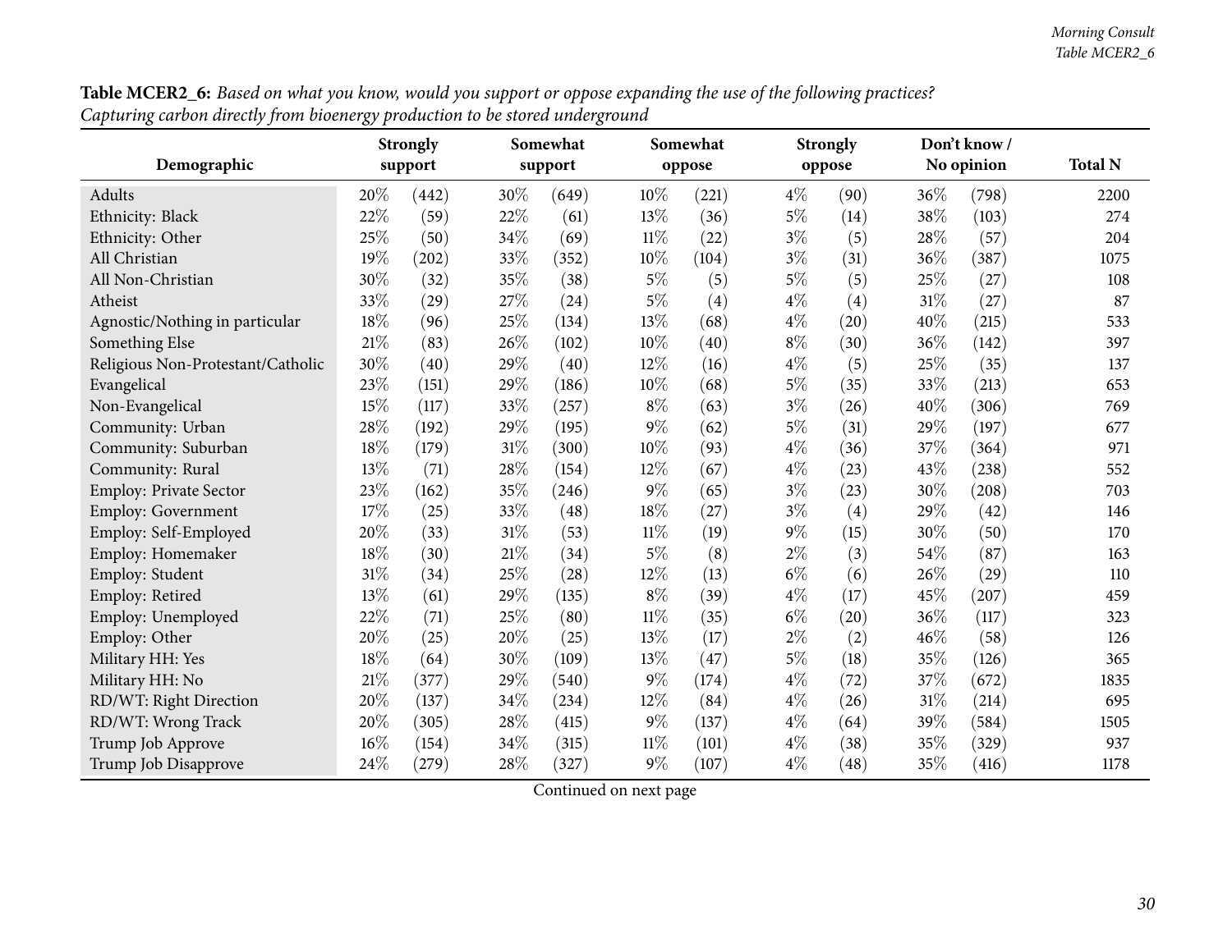**Table MCER2_6:** *Based on what you know, would you support or oppose expanding the use of the following practices? Capturing carbon directly from bioenergy production to be stored underground*

| Demographic | Strongly support | | Somewhat support | | Somewhat oppose | | Strongly oppose | | Don't know / No opinion | | Total N |
|---|---|---|---|---|---|---|---|---|---|---|---|
| Adults | 20% | (442) | 30% | (649) | 10% | (221) | 4% | (90) | 36% | (798) | 2200 |
| Ethnicity: Black | 22% | (59) | 22% | (61) | 13% | (36) | 5% | (14) | 38% | (103) | 274 |
| Ethnicity: Other | 25% | (50) | 34% | (69) | 11% | (22) | 3% | (5) | 28% | (57) | 204 |
| All Christian | 19% | (202) | 33% | (352) | 10% | (104) | 3% | (31) | 36% | (387) | 1075 |
| All Non-Christian | 30% | (32) | 35% | (38) | 5% | (5) | 5% | (5) | 25% | (27) | 108 |
| Atheist | 33% | (29) | 27% | (24) | 5% | (4) | 4% | (4) | 31% | (27) | 87 |
| Agnostic/Nothing in particular | 18% | (96) | 25% | (134) | 13% | (68) | 4% | (20) | 40% | (215) | 533 |
| Something Else | 21% | (83) | 26% | (102) | 10% | (40) | 8% | (30) | 36% | (142) | 397 |
| Religious Non-Protestant/Catholic | 30% | (40) | 29% | (40) | 12% | (16) | 4% | (5) | 25% | (35) | 137 |
| Evangelical | 23% | (151) | 29% | (186) | 10% | (68) | 5% | (35) | 33% | (213) | 653 |
| Non-Evangelical | 15% | (117) | 33% | (257) | 8% | (63) | 3% | (26) | 40% | (306) | 769 |
| Community: Urban | 28% | (192) | 29% | (195) | 9% | (62) | 5% | (31) | 29% | (197) | 677 |
| Community: Suburban | 18% | (179) | 31% | (300) | 10% | (93) | 4% | (36) | 37% | (364) | 971 |
| Community: Rural | 13% | (71) | 28% | (154) | 12% | (67) | 4% | (23) | 43% | (238) | 552 |
| Employ: Private Sector | 23% | (162) | 35% | (246) | 9% | (65) | 3% | (23) | 30% | (208) | 703 |
| Employ: Government | 17% | (25) | 33% | (48) | 18% | (27) | 3% | (4) | 29% | (42) | 146 |
| Employ: Self-Employed | 20% | (33) | 31% | (53) | 11% | (19) | 9% | (15) | 30% | (50) | 170 |
| Employ: Homemaker | 18% | (30) | 21% | (34) | 5% | (8) | 2% | (3) | 54% | (87) | 163 |
| Employ: Student | 31% | (34) | 25% | (28) | 12% | (13) | 6% | (6) | 26% | (29) | 110 |
| Employ: Retired | 13% | (61) | 29% | (135) | 8% | (39) | 4% | (17) | 45% | (207) | 459 |
| Employ: Unemployed | 22% | (71) | 25% | (80) | 11% | (35) | 6% | (20) | 36% | (117) | 323 |
| Employ: Other | 20% | (25) | 20% | (25) | 13% | (17) | 2% | (2) | 46% | (58) | 126 |
| Military HH: Yes | 18% | (64) | 30% | (109) | 13% | (47) | 5% | (18) | 35% | (126) | 365 |
| Military HH: No | 21% | (377) | 29% | (540) | 9% | (174) | 4% | (72) | 37% | (672) | 1835 |
| RD/WT: Right Direction | 20% | (137) | 34% | (234) | 12% | (84) | 4% | (26) | 31% | (214) | 695 |
| RD/WT: Wrong Track | 20% | (305) | 28% | (415) | 9% | (137) | 4% | (64) | 39% | (584) | 1505 |
| Trump Job Approve | 16% | (154) | 34% | (315) | 11% | (101) | 4% | (38) | 35% | (329) | 937 |
| Trump Job Disapprove | 24% | (279) | 28% | (327) | 9% | (107) | 4% | (48) | 35% | (416) | 1178 |

Continued on next page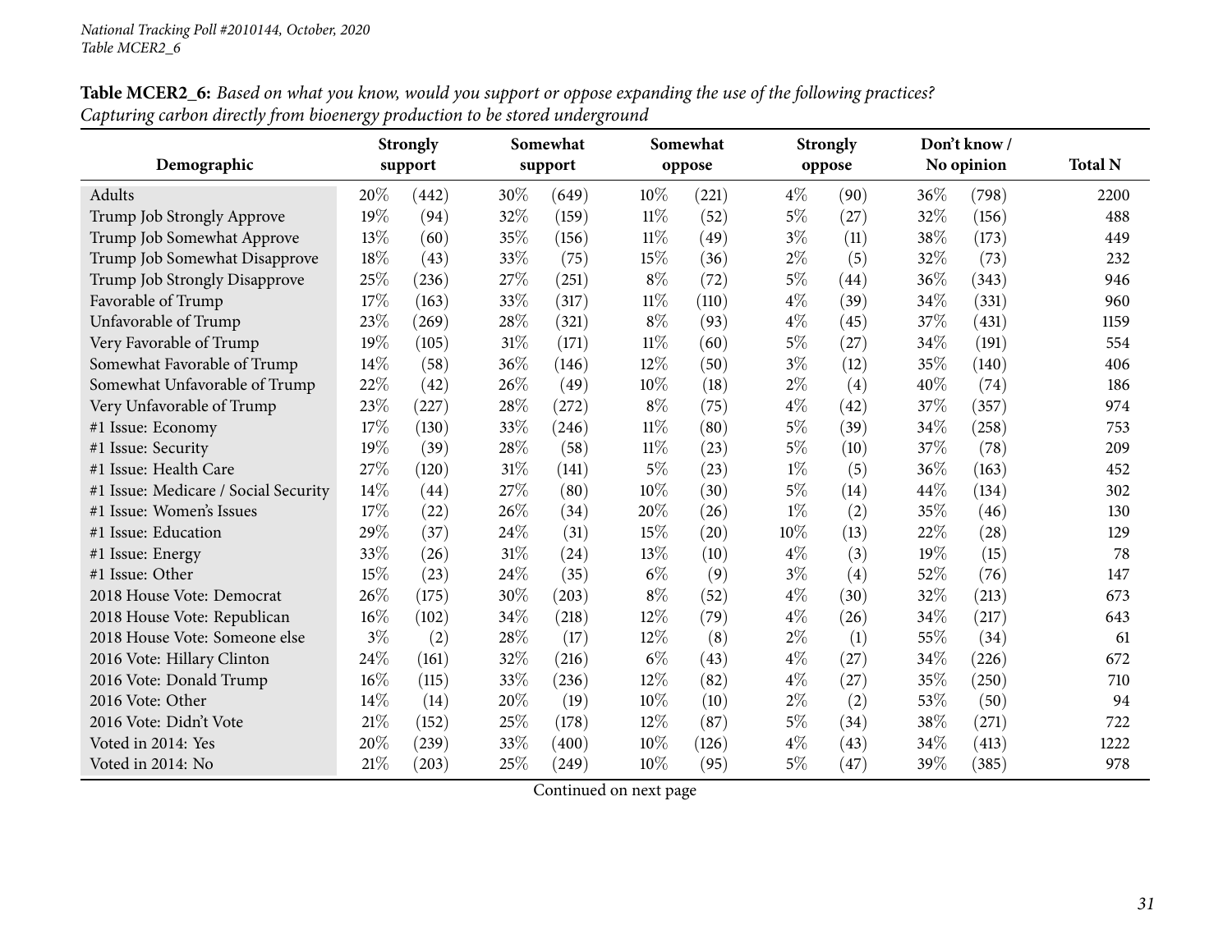National Tracking Poll #2010144, October, 2020
Table MCER2_6

**Table MCER2_6:** *Based on what you know, would you support or oppose expanding the use of the following practices? Capturing carbon directly from bioenergy production to be stored underground*

| Demographic | Strongly support | | Somewhat support | | Somewhat oppose | | Strongly oppose | | Don't know / No opinion | | Total N |
|---|---|---|---|---|---|---|---|---|---|---|---|
| Adults | 20% | (442) | 30% | (649) | 10% | (221) | 4% | (90) | 36% | (798) | 2200 |
| Trump Job Strongly Approve | 19% | (94) | 32% | (159) | 11% | (52) | 5% | (27) | 32% | (156) | 488 |
| Trump Job Somewhat Approve | 13% | (60) | 35% | (156) | 11% | (49) | 3% | (11) | 38% | (173) | 449 |
| Trump Job Somewhat Disapprove | 18% | (43) | 33% | (75) | 15% | (36) | 2% | (5) | 32% | (73) | 232 |
| Trump Job Strongly Disapprove | 25% | (236) | 27% | (251) | 8% | (72) | 5% | (44) | 36% | (343) | 946 |
| Favorable of Trump | 17% | (163) | 33% | (317) | 11% | (110) | 4% | (39) | 34% | (331) | 960 |
| Unfavorable of Trump | 23% | (269) | 28% | (321) | 8% | (93) | 4% | (45) | 37% | (431) | 1159 |
| Very Favorable of Trump | 19% | (105) | 31% | (171) | 11% | (60) | 5% | (27) | 34% | (191) | 554 |
| Somewhat Favorable of Trump | 14% | (58) | 36% | (146) | 12% | (50) | 3% | (12) | 35% | (140) | 406 |
| Somewhat Unfavorable of Trump | 22% | (42) | 26% | (49) | 10% | (18) | 2% | (4) | 40% | (74) | 186 |
| Very Unfavorable of Trump | 23% | (227) | 28% | (272) | 8% | (75) | 4% | (42) | 37% | (357) | 974 |
| #1 Issue: Economy | 17% | (130) | 33% | (246) | 11% | (80) | 5% | (39) | 34% | (258) | 753 |
| #1 Issue: Security | 19% | (39) | 28% | (58) | 11% | (23) | 5% | (10) | 37% | (78) | 209 |
| #1 Issue: Health Care | 27% | (120) | 31% | (141) | 5% | (23) | 1% | (5) | 36% | (163) | 452 |
| #1 Issue: Medicare / Social Security | 14% | (44) | 27% | (80) | 10% | (30) | 5% | (14) | 44% | (134) | 302 |
| #1 Issue: Women's Issues | 17% | (22) | 26% | (34) | 20% | (26) | 1% | (2) | 35% | (46) | 130 |
| #1 Issue: Education | 29% | (37) | 24% | (31) | 15% | (20) | 10% | (13) | 22% | (28) | 129 |
| #1 Issue: Energy | 33% | (26) | 31% | (24) | 13% | (10) | 4% | (3) | 19% | (15) | 78 |
| #1 Issue: Other | 15% | (23) | 24% | (35) | 6% | (9) | 3% | (4) | 52% | (76) | 147 |
| 2018 House Vote: Democrat | 26% | (175) | 30% | (203) | 8% | (52) | 4% | (30) | 32% | (213) | 673 |
| 2018 House Vote: Republican | 16% | (102) | 34% | (218) | 12% | (79) | 4% | (26) | 34% | (217) | 643 |
| 2018 House Vote: Someone else | 3% | (2) | 28% | (17) | 12% | (8) | 2% | (1) | 55% | (34) | 61 |
| 2016 Vote: Hillary Clinton | 24% | (161) | 32% | (216) | 6% | (43) | 4% | (27) | 34% | (226) | 672 |
| 2016 Vote: Donald Trump | 16% | (115) | 33% | (236) | 12% | (82) | 4% | (27) | 35% | (250) | 710 |
| 2016 Vote: Other | 14% | (14) | 20% | (19) | 10% | (10) | 2% | (2) | 53% | (50) | 94 |
| 2016 Vote: Didn't Vote | 21% | (152) | 25% | (178) | 12% | (87) | 5% | (34) | 38% | (271) | 722 |
| Voted in 2014: Yes | 20% | (239) | 33% | (400) | 10% | (126) | 4% | (43) | 34% | (413) | 1222 |
| Voted in 2014: No | 21% | (203) | 25% | (249) | 10% | (95) | 5% | (47) | 39% | (385) | 978 |

Continued on next page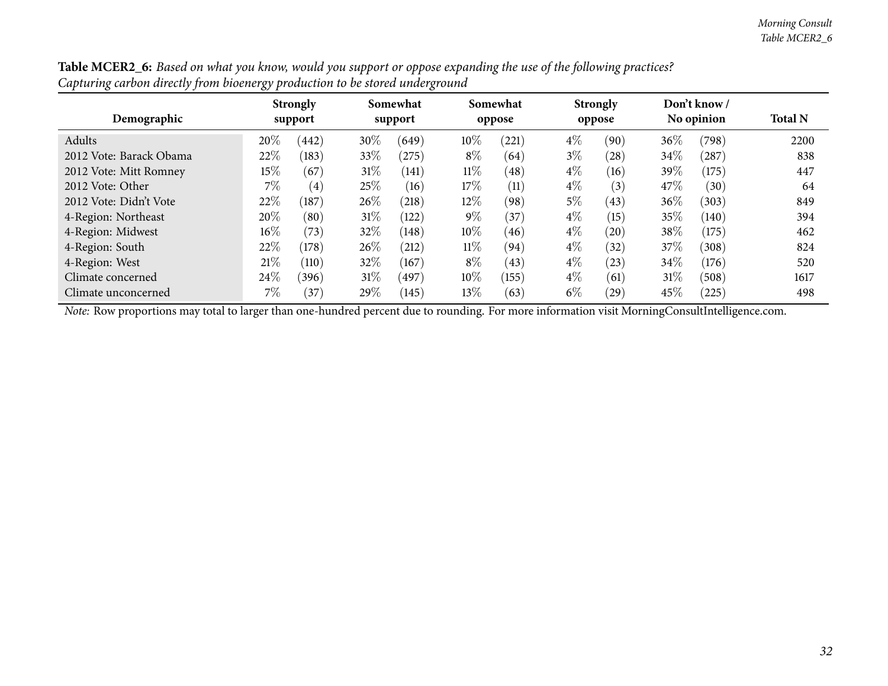**Table MCER2_6:** *Based on what you know, would you support or oppose expanding the use of the following practices? Capturing carbon directly from bioenergy production to be stored underground*

| Demographic | Strongly support | | Somewhat support | | Somewhat oppose | | Strongly oppose | | Don't know / No opinion | | Total N |
|---|---|---|---|---|---|---|---|---|---|---|---|
| Adults | 20% | (442) | 30% | (649) | 10% | (221) | 4% | (90) | 36% | (798) | 2200 |
| 2012 Vote: Barack Obama | 22% | (183) | 33% | (275) | 8% | (64) | 3% | (28) | 34% | (287) | 838 |
| 2012 Vote: Mitt Romney | 15% | (67) | 31% | (141) | 11% | (48) | 4% | (16) | 39% | (175) | 447 |
| 2012 Vote: Other | 7% | (4) | 25% | (16) | 17% | (11) | 4% | (3) | 47% | (30) | 64 |
| 2012 Vote: Didn't Vote | 22% | (187) | 26% | (218) | 12% | (98) | 5% | (43) | 36% | (303) | 849 |
| 4-Region: Northeast | 20% | (80) | 31% | (122) | 9% | (37) | 4% | (15) | 35% | (140) | 394 |
| 4-Region: Midwest | 16% | (73) | 32% | (148) | 10% | (46) | 4% | (20) | 38% | (175) | 462 |
| 4-Region: South | 22% | (178) | 26% | (212) | 11% | (94) | 4% | (32) | 37% | (308) | 824 |
| 4-Region: West | 21% | (110) | 32% | (167) | 8% | (43) | 4% | (23) | 34% | (176) | 520 |
| Climate concerned | 24% | (396) | 31% | (497) | 10% | (155) | 4% | (61) | 31% | (508) | 1617 |
| Climate unconcerned | 7% | (37) | 29% | (145) | 13% | (63) | 6% | (29) | 45% | (225) | 498 |

*Note:* Row proportions may total to larger than one-hundred percent due to rounding. For more information visit MorningConsultIntelligence.com.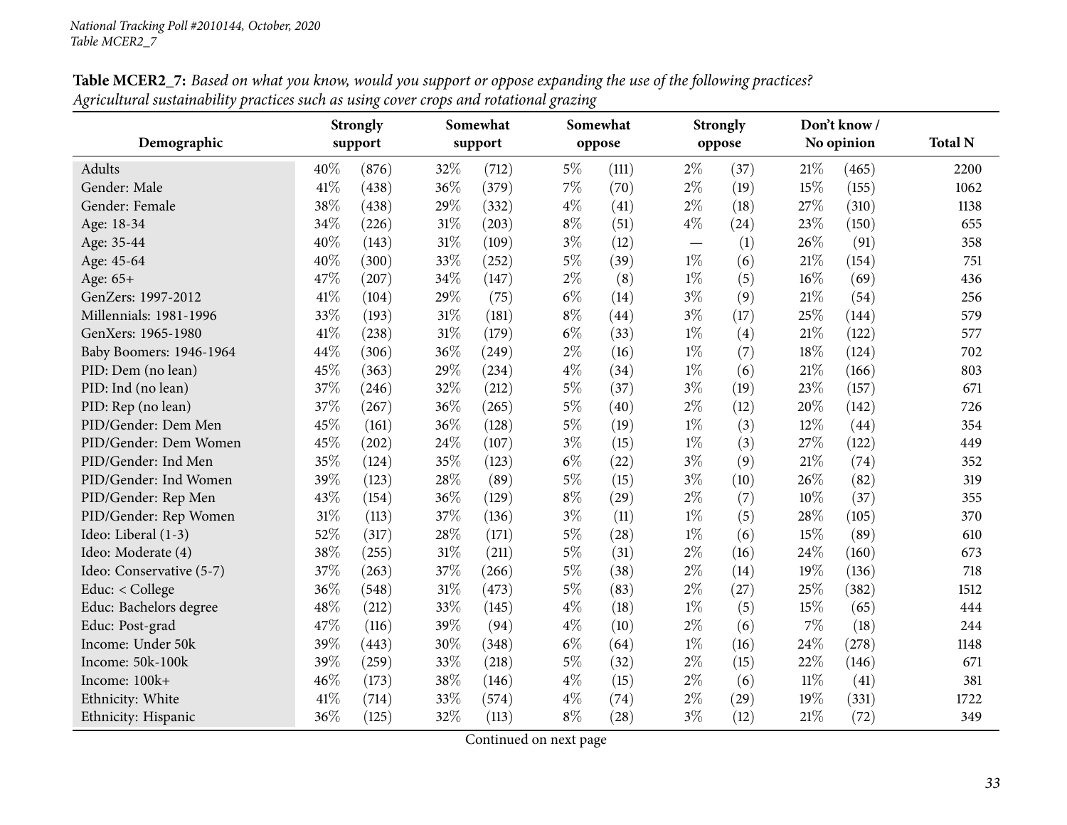**Table MCER2_7:** *Based on what you know, would you support or oppose expanding the use of the following practices? Agricultural sustainability practices such as using cover crops and rotational grazing*

| Demographic | Strongly support | | Somewhat support | | Somewhat oppose | | Strongly oppose | | Don't know / No opinion | | Total N |
|---|---|---|---|---|---|---|---|---|---|---|---|
| Adults | 40% | (876) | 32% | (712) | 5% | (111) | 2% | (37) | 21% | (465) | 2200 |
| Gender: Male | 41% | (438) | 36% | (379) | 7% | (70) | 2% | (19) | 15% | (155) | 1062 |
| Gender: Female | 38% | (438) | 29% | (332) | 4% | (41) | 2% | (18) | 27% | (310) | 1138 |
| Age: 18-34 | 34% | (226) | 31% | (203) | 8% | (51) | 4% | (24) | 23% | (150) | 655 |
| Age: 35-44 | 40% | (143) | 31% | (109) | 3% | (12) | — | (1) | 26% | (91) | 358 |
| Age: 45-64 | 40% | (300) | 33% | (252) | 5% | (39) | 1% | (6) | 21% | (154) | 751 |
| Age: 65+ | 47% | (207) | 34% | (147) | 2% | (8) | 1% | (5) | 16% | (69) | 436 |
| GenZers: 1997-2012 | 41% | (104) | 29% | (75) | 6% | (14) | 3% | (9) | 21% | (54) | 256 |
| Millennials: 1981-1996 | 33% | (193) | 31% | (181) | 8% | (44) | 3% | (17) | 25% | (144) | 579 |
| GenXers: 1965-1980 | 41% | (238) | 31% | (179) | 6% | (33) | 1% | (4) | 21% | (122) | 577 |
| Baby Boomers: 1946-1964 | 44% | (306) | 36% | (249) | 2% | (16) | 1% | (7) | 18% | (124) | 702 |
| PID: Dem (no lean) | 45% | (363) | 29% | (234) | 4% | (34) | 1% | (6) | 21% | (166) | 803 |
| PID: Ind (no lean) | 37% | (246) | 32% | (212) | 5% | (37) | 3% | (19) | 23% | (157) | 671 |
| PID: Rep (no lean) | 37% | (267) | 36% | (265) | 5% | (40) | 2% | (12) | 20% | (142) | 726 |
| PID/Gender: Dem Men | 45% | (161) | 36% | (128) | 5% | (19) | 1% | (3) | 12% | (44) | 354 |
| PID/Gender: Dem Women | 45% | (202) | 24% | (107) | 3% | (15) | 1% | (3) | 27% | (122) | 449 |
| PID/Gender: Ind Men | 35% | (124) | 35% | (123) | 6% | (22) | 3% | (9) | 21% | (74) | 352 |
| PID/Gender: Ind Women | 39% | (123) | 28% | (89) | 5% | (15) | 3% | (10) | 26% | (82) | 319 |
| PID/Gender: Rep Men | 43% | (154) | 36% | (129) | 8% | (29) | 2% | (7) | 10% | (37) | 355 |
| PID/Gender: Rep Women | 31% | (113) | 37% | (136) | 3% | (11) | 1% | (5) | 28% | (105) | 370 |
| Ideo: Liberal (1-3) | 52% | (317) | 28% | (171) | 5% | (28) | 1% | (6) | 15% | (89) | 610 |
| Ideo: Moderate (4) | 38% | (255) | 31% | (211) | 5% | (31) | 2% | (16) | 24% | (160) | 673 |
| Ideo: Conservative (5-7) | 37% | (263) | 37% | (266) | 5% | (38) | 2% | (14) | 19% | (136) | 718 |
| Educ: < College | 36% | (548) | 31% | (473) | 5% | (83) | 2% | (27) | 25% | (382) | 1512 |
| Educ: Bachelors degree | 48% | (212) | 33% | (145) | 4% | (18) | 1% | (5) | 15% | (65) | 444 |
| Educ: Post-grad | 47% | (116) | 39% | (94) | 4% | (10) | 2% | (6) | 7% | (18) | 244 |
| Income: Under 50k | 39% | (443) | 30% | (348) | 6% | (64) | 1% | (16) | 24% | (278) | 1148 |
| Income: 50k-100k | 39% | (259) | 33% | (218) | 5% | (32) | 2% | (15) | 22% | (146) | 671 |
| Income: 100k+ | 46% | (173) | 38% | (146) | 4% | (15) | 2% | (6) | 11% | (41) | 381 |
| Ethnicity: White | 41% | (714) | 33% | (574) | 4% | (74) | 2% | (29) | 19% | (331) | 1722 |
| Ethnicity: Hispanic | 36% | (125) | 32% | (113) | 8% | (28) | 3% | (12) | 21% | (72) | 349 |

Continued on next page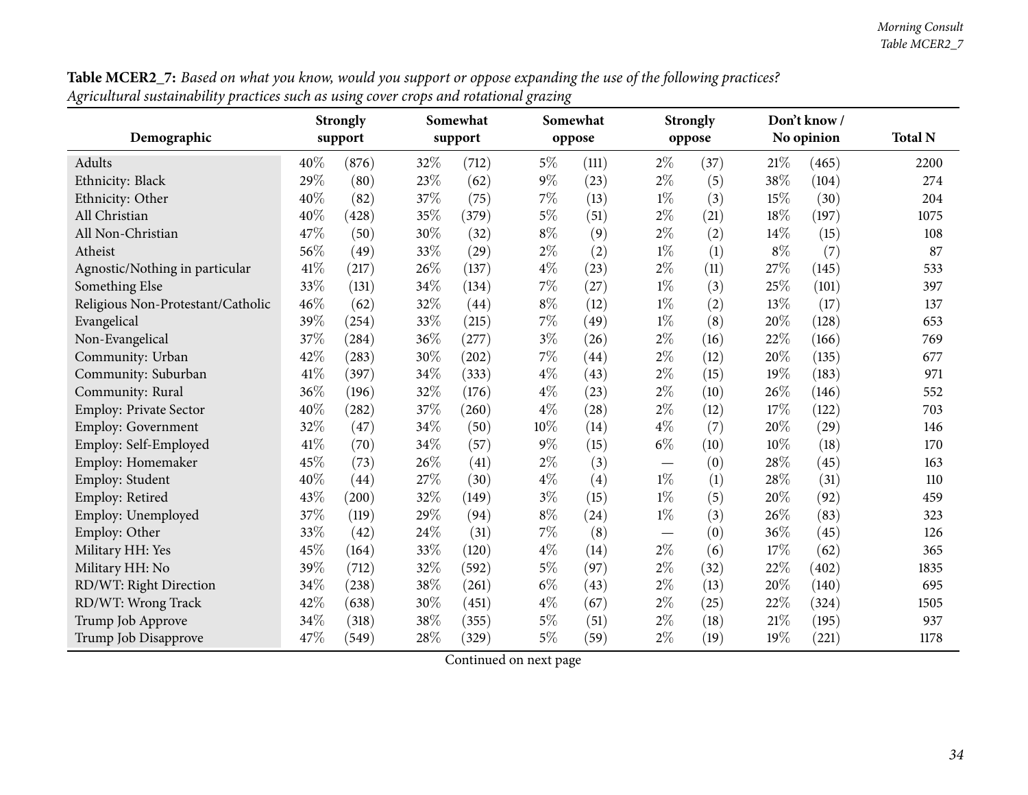**Table MCER2_7:** *Based on what you know, would you support or oppose expanding the use of the following practices? Agricultural sustainability practices such as using cover crops and rotational grazing*

| Demographic | Strongly support | | Somewhat support | | Somewhat oppose | | Strongly oppose | | Don't know / No opinion | | Total N |
|---|---|---|---|---|---|---|---|---|---|---|---|
| Adults | 40% | (876) | 32% | (712) | 5% | (111) | 2% | (37) | 21% | (465) | 2200 |
| Ethnicity: Black | 29% | (80) | 23% | (62) | 9% | (23) | 2% | (5) | 38% | (104) | 274 |
| Ethnicity: Other | 40% | (82) | 37% | (75) | 7% | (13) | 1% | (3) | 15% | (30) | 204 |
| All Christian | 40% | (428) | 35% | (379) | 5% | (51) | 2% | (21) | 18% | (197) | 1075 |
| All Non-Christian | 47% | (50) | 30% | (32) | 8% | (9) | 2% | (2) | 14% | (15) | 108 |
| Atheist | 56% | (49) | 33% | (29) | 2% | (2) | 1% | (1) | 8% | (7) | 87 |
| Agnostic/Nothing in particular | 41% | (217) | 26% | (137) | 4% | (23) | 2% | (11) | 27% | (145) | 533 |
| Something Else | 33% | (131) | 34% | (134) | 7% | (27) | 1% | (3) | 25% | (101) | 397 |
| Religious Non-Protestant/Catholic | 46% | (62) | 32% | (44) | 8% | (12) | 1% | (2) | 13% | (17) | 137 |
| Evangelical | 39% | (254) | 33% | (215) | 7% | (49) | 1% | (8) | 20% | (128) | 653 |
| Non-Evangelical | 37% | (284) | 36% | (277) | 3% | (26) | 2% | (16) | 22% | (166) | 769 |
| Community: Urban | 42% | (283) | 30% | (202) | 7% | (44) | 2% | (12) | 20% | (135) | 677 |
| Community: Suburban | 41% | (397) | 34% | (333) | 4% | (43) | 2% | (15) | 19% | (183) | 971 |
| Community: Rural | 36% | (196) | 32% | (176) | 4% | (23) | 2% | (10) | 26% | (146) | 552 |
| Employ: Private Sector | 40% | (282) | 37% | (260) | 4% | (28) | 2% | (12) | 17% | (122) | 703 |
| Employ: Government | 32% | (47) | 34% | (50) | 10% | (14) | 4% | (7) | 20% | (29) | 146 |
| Employ: Self-Employed | 41% | (70) | 34% | (57) | 9% | (15) | 6% | (10) | 10% | (18) | 170 |
| Employ: Homemaker | 45% | (73) | 26% | (41) | 2% | (3) | — | (0) | 28% | (45) | 163 |
| Employ: Student | 40% | (44) | 27% | (30) | 4% | (4) | 1% | (1) | 28% | (31) | 110 |
| Employ: Retired | 43% | (200) | 32% | (149) | 3% | (15) | 1% | (5) | 20% | (92) | 459 |
| Employ: Unemployed | 37% | (119) | 29% | (94) | 8% | (24) | 1% | (3) | 26% | (83) | 323 |
| Employ: Other | 33% | (42) | 24% | (31) | 7% | (8) | — | (0) | 36% | (45) | 126 |
| Military HH: Yes | 45% | (164) | 33% | (120) | 4% | (14) | 2% | (6) | 17% | (62) | 365 |
| Military HH: No | 39% | (712) | 32% | (592) | 5% | (97) | 2% | (32) | 22% | (402) | 1835 |
| RD/WT: Right Direction | 34% | (238) | 38% | (261) | 6% | (43) | 2% | (13) | 20% | (140) | 695 |
| RD/WT: Wrong Track | 42% | (638) | 30% | (451) | 4% | (67) | 2% | (25) | 22% | (324) | 1505 |
| Trump Job Approve | 34% | (318) | 38% | (355) | 5% | (51) | 2% | (18) | 21% | (195) | 937 |
| Trump Job Disapprove | 47% | (549) | 28% | (329) | 5% | (59) | 2% | (19) | 19% | (221) | 1178 |

Continued on next page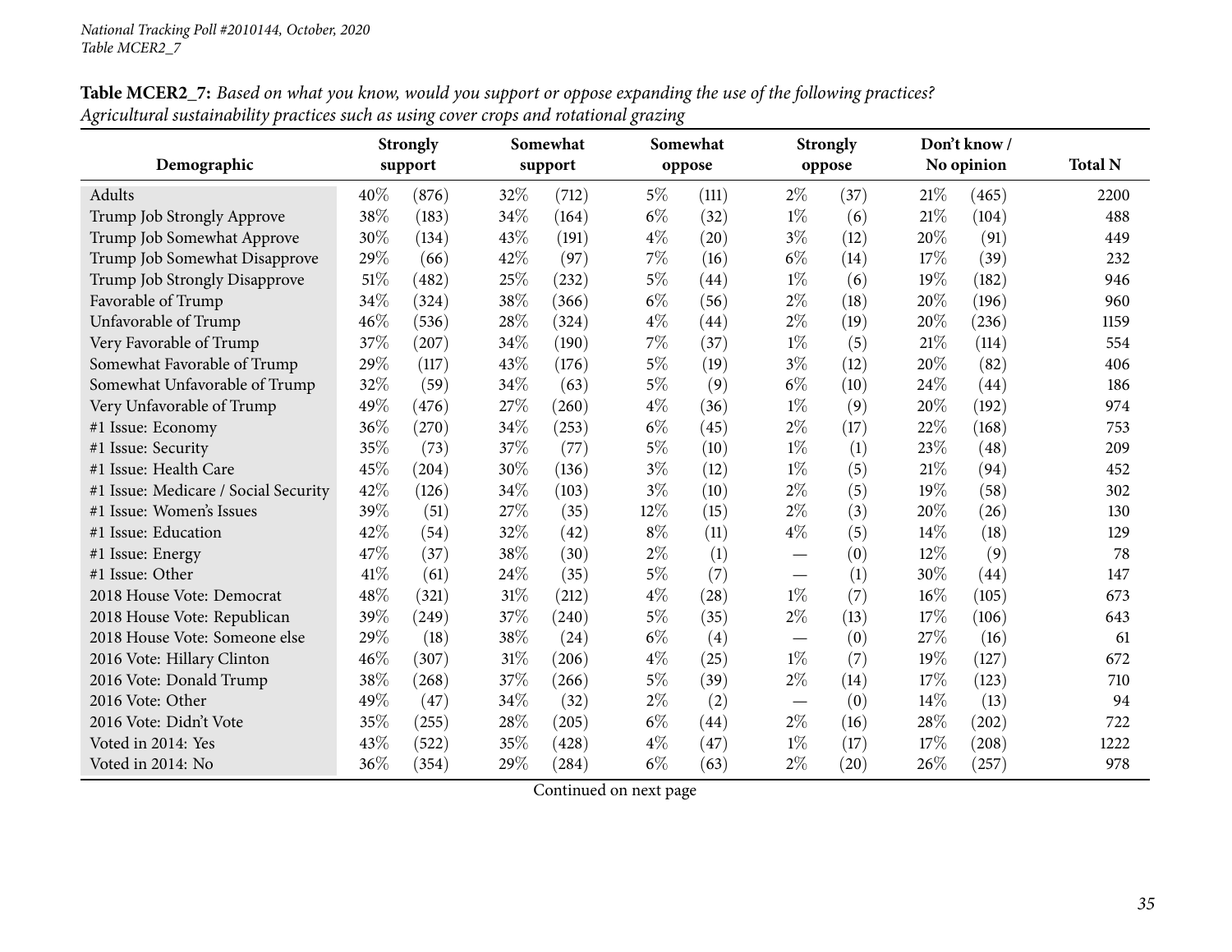*National Tracking Poll #2010144, October, 2020*
*Table MCER2_7*

**Table MCER2_7:** *Based on what you know, would you support or oppose expanding the use of the following practices? Agricultural sustainability practices such as using cover crops and rotational grazing*

| Demographic | Strongly support | | Somewhat support | | Somewhat oppose | | Strongly oppose | | Don't know / No opinion | | Total N |
|---|---|---|---|---|---|---|---|---|---|---|---|
| Adults | 40% | (876) | 32% | (712) | 5% | (111) | 2% | (37) | 21% | (465) | 2200 |
| Trump Job Strongly Approve | 38% | (183) | 34% | (164) | 6% | (32) | 1% | (6) | 21% | (104) | 488 |
| Trump Job Somewhat Approve | 30% | (134) | 43% | (191) | 4% | (20) | 3% | (12) | 20% | (91) | 449 |
| Trump Job Somewhat Disapprove | 29% | (66) | 42% | (97) | 7% | (16) | 6% | (14) | 17% | (39) | 232 |
| Trump Job Strongly Disapprove | 51% | (482) | 25% | (232) | 5% | (44) | 1% | (6) | 19% | (182) | 946 |
| Favorable of Trump | 34% | (324) | 38% | (366) | 6% | (56) | 2% | (18) | 20% | (196) | 960 |
| Unfavorable of Trump | 46% | (536) | 28% | (324) | 4% | (44) | 2% | (19) | 20% | (236) | 1159 |
| Very Favorable of Trump | 37% | (207) | 34% | (190) | 7% | (37) | 1% | (5) | 21% | (114) | 554 |
| Somewhat Favorable of Trump | 29% | (117) | 43% | (176) | 5% | (19) | 3% | (12) | 20% | (82) | 406 |
| Somewhat Unfavorable of Trump | 32% | (59) | 34% | (63) | 5% | (9) | 6% | (10) | 24% | (44) | 186 |
| Very Unfavorable of Trump | 49% | (476) | 27% | (260) | 4% | (36) | 1% | (9) | 20% | (192) | 974 |
| #1 Issue: Economy | 36% | (270) | 34% | (253) | 6% | (45) | 2% | (17) | 22% | (168) | 753 |
| #1 Issue: Security | 35% | (73) | 37% | (77) | 5% | (10) | 1% | (1) | 23% | (48) | 209 |
| #1 Issue: Health Care | 45% | (204) | 30% | (136) | 3% | (12) | 1% | (5) | 21% | (94) | 452 |
| #1 Issue: Medicare / Social Security | 42% | (126) | 34% | (103) | 3% | (10) | 2% | (5) | 19% | (58) | 302 |
| #1 Issue: Women's Issues | 39% | (51) | 27% | (35) | 12% | (15) | 2% | (3) | 20% | (26) | 130 |
| #1 Issue: Education | 42% | (54) | 32% | (42) | 8% | (11) | 4% | (5) | 14% | (18) | 129 |
| #1 Issue: Energy | 47% | (37) | 38% | (30) | 2% | (1) | — | (0) | 12% | (9) | 78 |
| #1 Issue: Other | 41% | (61) | 24% | (35) | 5% | (7) | — | (1) | 30% | (44) | 147 |
| 2018 House Vote: Democrat | 48% | (321) | 31% | (212) | 4% | (28) | 1% | (7) | 16% | (105) | 673 |
| 2018 House Vote: Republican | 39% | (249) | 37% | (240) | 5% | (35) | 2% | (13) | 17% | (106) | 643 |
| 2018 House Vote: Someone else | 29% | (18) | 38% | (24) | 6% | (4) | — | (0) | 27% | (16) | 61 |
| 2016 Vote: Hillary Clinton | 46% | (307) | 31% | (206) | 4% | (25) | 1% | (7) | 19% | (127) | 672 |
| 2016 Vote: Donald Trump | 38% | (268) | 37% | (266) | 5% | (39) | 2% | (14) | 17% | (123) | 710 |
| 2016 Vote: Other | 49% | (47) | 34% | (32) | 2% | (2) | — | (0) | 14% | (13) | 94 |
| 2016 Vote: Didn't Vote | 35% | (255) | 28% | (205) | 6% | (44) | 2% | (16) | 28% | (202) | 722 |
| Voted in 2014: Yes | 43% | (522) | 35% | (428) | 4% | (47) | 1% | (17) | 17% | (208) | 1222 |
| Voted in 2014: No | 36% | (354) | 29% | (284) | 6% | (63) | 2% | (20) | 26% | (257) | 978 |

Continued on next page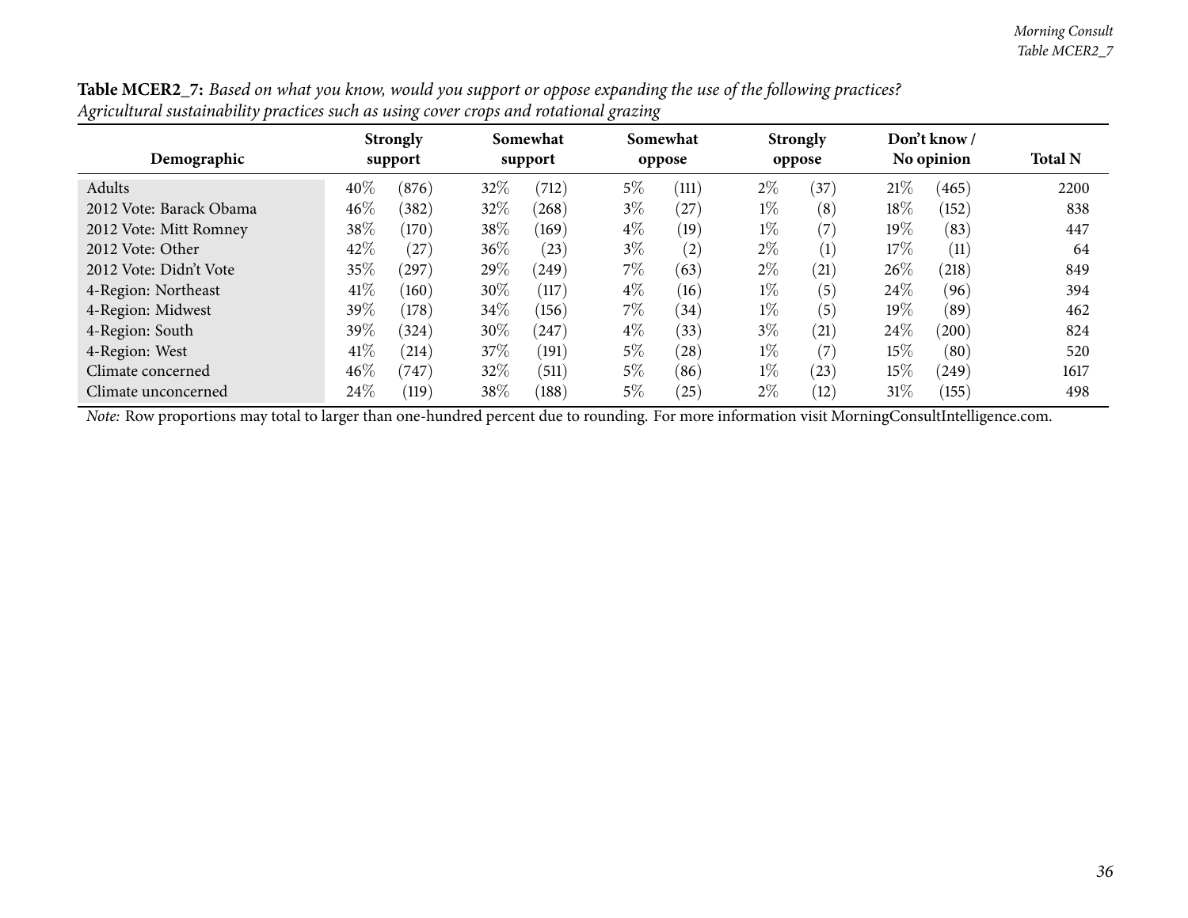**Table MCER2_7:** *Based on what you know, would you support or oppose expanding the use of the following practices?*
*Agricultural sustainability practices such as using cover crops and rotational grazing*

| Demographic | Strongly support | | Somewhat support | | Somewhat oppose | | Strongly oppose | | Don't know / No opinion | | Total N |
|---|---|---|---|---|---|---|---|---|---|---|---|
| Adults | 40% | (876) | 32% | (712) | 5% | (111) | 2% | (37) | 21% | (465) | 2200 |
| 2012 Vote: Barack Obama | 46% | (382) | 32% | (268) | 3% | (27) | 1% | (8) | 18% | (152) | 838 |
| 2012 Vote: Mitt Romney | 38% | (170) | 38% | (169) | 4% | (19) | 1% | (7) | 19% | (83) | 447 |
| 2012 Vote: Other | 42% | (27) | 36% | (23) | 3% | (2) | 2% | (1) | 17% | (11) | 64 |
| 2012 Vote: Didn't Vote | 35% | (297) | 29% | (249) | 7% | (63) | 2% | (21) | 26% | (218) | 849 |
| 4-Region: Northeast | 41% | (160) | 30% | (117) | 4% | (16) | 1% | (5) | 24% | (96) | 394 |
| 4-Region: Midwest | 39% | (178) | 34% | (156) | 7% | (34) | 1% | (5) | 19% | (89) | 462 |
| 4-Region: South | 39% | (324) | 30% | (247) | 4% | (33) | 3% | (21) | 24% | (200) | 824 |
| 4-Region: West | 41% | (214) | 37% | (191) | 5% | (28) | 1% | (7) | 15% | (80) | 520 |
| Climate concerned | 46% | (747) | 32% | (511) | 5% | (86) | 1% | (23) | 15% | (249) | 1617 |
| Climate unconcerned | 24% | (119) | 38% | (188) | 5% | (25) | 2% | (12) | 31% | (155) | 498 |

*Note:* Row proportions may total to larger than one-hundred percent due to rounding. For more information visit MorningConsultIntelligence.com.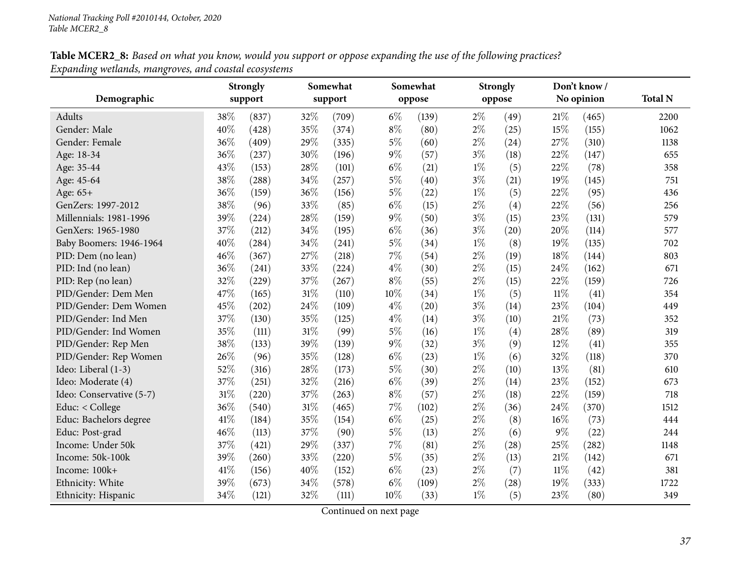*National Tracking Poll #2010144, October, 2020*
*Table MCER2_8*

**Table MCER2_8:** *Based on what you know, would you support or oppose expanding the use of the following practices? Expanding wetlands, mangroves, and coastal ecosystems*

| Demographic | Strongly support | | Somewhat support | | Somewhat oppose | | Strongly oppose | | Don't know / No opinion | | Total N |
|---|---|---|---|---|---|---|---|---|---|---|---|
| Adults | 38% | (837) | 32% | (709) | 6% | (139) | 2% | (49) | 21% | (465) | 2200 |
| Gender: Male | 40% | (428) | 35% | (374) | 8% | (80) | 2% | (25) | 15% | (155) | 1062 |
| Gender: Female | 36% | (409) | 29% | (335) | 5% | (60) | 2% | (24) | 27% | (310) | 1138 |
| Age: 18-34 | 36% | (237) | 30% | (196) | 9% | (57) | 3% | (18) | 22% | (147) | 655 |
| Age: 35-44 | 43% | (153) | 28% | (101) | 6% | (21) | 1% | (5) | 22% | (78) | 358 |
| Age: 45-64 | 38% | (288) | 34% | (257) | 5% | (40) | 3% | (21) | 19% | (145) | 751 |
| Age: 65+ | 36% | (159) | 36% | (156) | 5% | (22) | 1% | (5) | 22% | (95) | 436 |
| GenZers: 1997-2012 | 38% | (96) | 33% | (85) | 6% | (15) | 2% | (4) | 22% | (56) | 256 |
| Millennials: 1981-1996 | 39% | (224) | 28% | (159) | 9% | (50) | 3% | (15) | 23% | (131) | 579 |
| GenXers: 1965-1980 | 37% | (212) | 34% | (195) | 6% | (36) | 3% | (20) | 20% | (114) | 577 |
| Baby Boomers: 1946-1964 | 40% | (284) | 34% | (241) | 5% | (34) | 1% | (8) | 19% | (135) | 702 |
| PID: Dem (no lean) | 46% | (367) | 27% | (218) | 7% | (54) | 2% | (19) | 18% | (144) | 803 |
| PID: Ind (no lean) | 36% | (241) | 33% | (224) | 4% | (30) | 2% | (15) | 24% | (162) | 671 |
| PID: Rep (no lean) | 32% | (229) | 37% | (267) | 8% | (55) | 2% | (15) | 22% | (159) | 726 |
| PID/Gender: Dem Men | 47% | (165) | 31% | (110) | 10% | (34) | 1% | (5) | 11% | (41) | 354 |
| PID/Gender: Dem Women | 45% | (202) | 24% | (109) | 4% | (20) | 3% | (14) | 23% | (104) | 449 |
| PID/Gender: Ind Men | 37% | (130) | 35% | (125) | 4% | (14) | 3% | (10) | 21% | (73) | 352 |
| PID/Gender: Ind Women | 35% | (111) | 31% | (99) | 5% | (16) | 1% | (4) | 28% | (89) | 319 |
| PID/Gender: Rep Men | 38% | (133) | 39% | (139) | 9% | (32) | 3% | (9) | 12% | (41) | 355 |
| PID/Gender: Rep Women | 26% | (96) | 35% | (128) | 6% | (23) | 1% | (6) | 32% | (118) | 370 |
| Ideo: Liberal (1-3) | 52% | (316) | 28% | (173) | 5% | (30) | 2% | (10) | 13% | (81) | 610 |
| Ideo: Moderate (4) | 37% | (251) | 32% | (216) | 6% | (39) | 2% | (14) | 23% | (152) | 673 |
| Ideo: Conservative (5-7) | 31% | (220) | 37% | (263) | 8% | (57) | 2% | (18) | 22% | (159) | 718 |
| Educ: < College | 36% | (540) | 31% | (465) | 7% | (102) | 2% | (36) | 24% | (370) | 1512 |
| Educ: Bachelors degree | 41% | (184) | 35% | (154) | 6% | (25) | 2% | (8) | 16% | (73) | 444 |
| Educ: Post-grad | 46% | (113) | 37% | (90) | 5% | (13) | 2% | (6) | 9% | (22) | 244 |
| Income: Under 50k | 37% | (421) | 29% | (337) | 7% | (81) | 2% | (28) | 25% | (282) | 1148 |
| Income: 50k-100k | 39% | (260) | 33% | (220) | 5% | (35) | 2% | (13) | 21% | (142) | 671 |
| Income: 100k+ | 41% | (156) | 40% | (152) | 6% | (23) | 2% | (7) | 11% | (42) | 381 |
| Ethnicity: White | 39% | (673) | 34% | (578) | 6% | (109) | 2% | (28) | 19% | (333) | 1722 |
| Ethnicity: Hispanic | 34% | (121) | 32% | (111) | 10% | (33) | 1% | (5) | 23% | (80) | 349 |

Continued on next page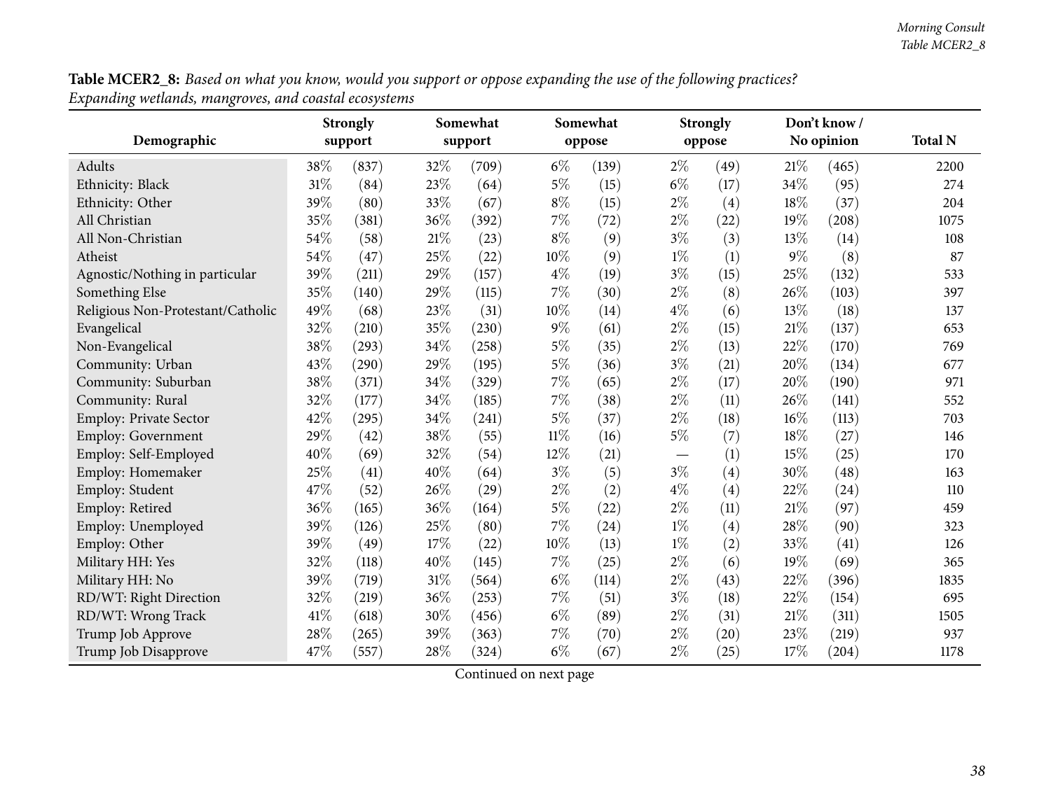**Table MCER2_8:** *Based on what you know, would you support or oppose expanding the use of the following practices? Expanding wetlands, mangroves, and coastal ecosystems*

| Demographic | Strongly support | | Somewhat support | | Somewhat oppose | | Strongly oppose | | Don't know / No opinion | | Total N |
|---|---|---|---|---|---|---|---|---|---|---|---|
| Adults | 38% | (837) | 32% | (709) | 6% | (139) | 2% | (49) | 21% | (465) | 2200 |
| Ethnicity: Black | 31% | (84) | 23% | (64) | 5% | (15) | 6% | (17) | 34% | (95) | 274 |
| Ethnicity: Other | 39% | (80) | 33% | (67) | 8% | (15) | 2% | (4) | 18% | (37) | 204 |
| All Christian | 35% | (381) | 36% | (392) | 7% | (72) | 2% | (22) | 19% | (208) | 1075 |
| All Non-Christian | 54% | (58) | 21% | (23) | 8% | (9) | 3% | (3) | 13% | (14) | 108 |
| Atheist | 54% | (47) | 25% | (22) | 10% | (9) | 1% | (1) | 9% | (8) | 87 |
| Agnostic/Nothing in particular | 39% | (211) | 29% | (157) | 4% | (19) | 3% | (15) | 25% | (132) | 533 |
| Something Else | 35% | (140) | 29% | (115) | 7% | (30) | 2% | (8) | 26% | (103) | 397 |
| Religious Non-Protestant/Catholic | 49% | (68) | 23% | (31) | 10% | (14) | 4% | (6) | 13% | (18) | 137 |
| Evangelical | 32% | (210) | 35% | (230) | 9% | (61) | 2% | (15) | 21% | (137) | 653 |
| Non-Evangelical | 38% | (293) | 34% | (258) | 5% | (35) | 2% | (13) | 22% | (170) | 769 |
| Community: Urban | 43% | (290) | 29% | (195) | 5% | (36) | 3% | (21) | 20% | (134) | 677 |
| Community: Suburban | 38% | (371) | 34% | (329) | 7% | (65) | 2% | (17) | 20% | (190) | 971 |
| Community: Rural | 32% | (177) | 34% | (185) | 7% | (38) | 2% | (11) | 26% | (141) | 552 |
| Employ: Private Sector | 42% | (295) | 34% | (241) | 5% | (37) | 2% | (18) | 16% | (113) | 703 |
| Employ: Government | 29% | (42) | 38% | (55) | 11% | (16) | 5% | (7) | 18% | (27) | 146 |
| Employ: Self-Employed | 40% | (69) | 32% | (54) | 12% | (21) | — | (1) | 15% | (25) | 170 |
| Employ: Homemaker | 25% | (41) | 40% | (64) | 3% | (5) | 3% | (4) | 30% | (48) | 163 |
| Employ: Student | 47% | (52) | 26% | (29) | 2% | (2) | 4% | (4) | 22% | (24) | 110 |
| Employ: Retired | 36% | (165) | 36% | (164) | 5% | (22) | 2% | (11) | 21% | (97) | 459 |
| Employ: Unemployed | 39% | (126) | 25% | (80) | 7% | (24) | 1% | (4) | 28% | (90) | 323 |
| Employ: Other | 39% | (49) | 17% | (22) | 10% | (13) | 1% | (2) | 33% | (41) | 126 |
| Military HH: Yes | 32% | (118) | 40% | (145) | 7% | (25) | 2% | (6) | 19% | (69) | 365 |
| Military HH: No | 39% | (719) | 31% | (564) | 6% | (114) | 2% | (43) | 22% | (396) | 1835 |
| RD/WT: Right Direction | 32% | (219) | 36% | (253) | 7% | (51) | 3% | (18) | 22% | (154) | 695 |
| RD/WT: Wrong Track | 41% | (618) | 30% | (456) | 6% | (89) | 2% | (31) | 21% | (311) | 1505 |
| Trump Job Approve | 28% | (265) | 39% | (363) | 7% | (70) | 2% | (20) | 23% | (219) | 937 |
| Trump Job Disapprove | 47% | (557) | 28% | (324) | 6% | (67) | 2% | (25) | 17% | (204) | 1178 |

Continued on next page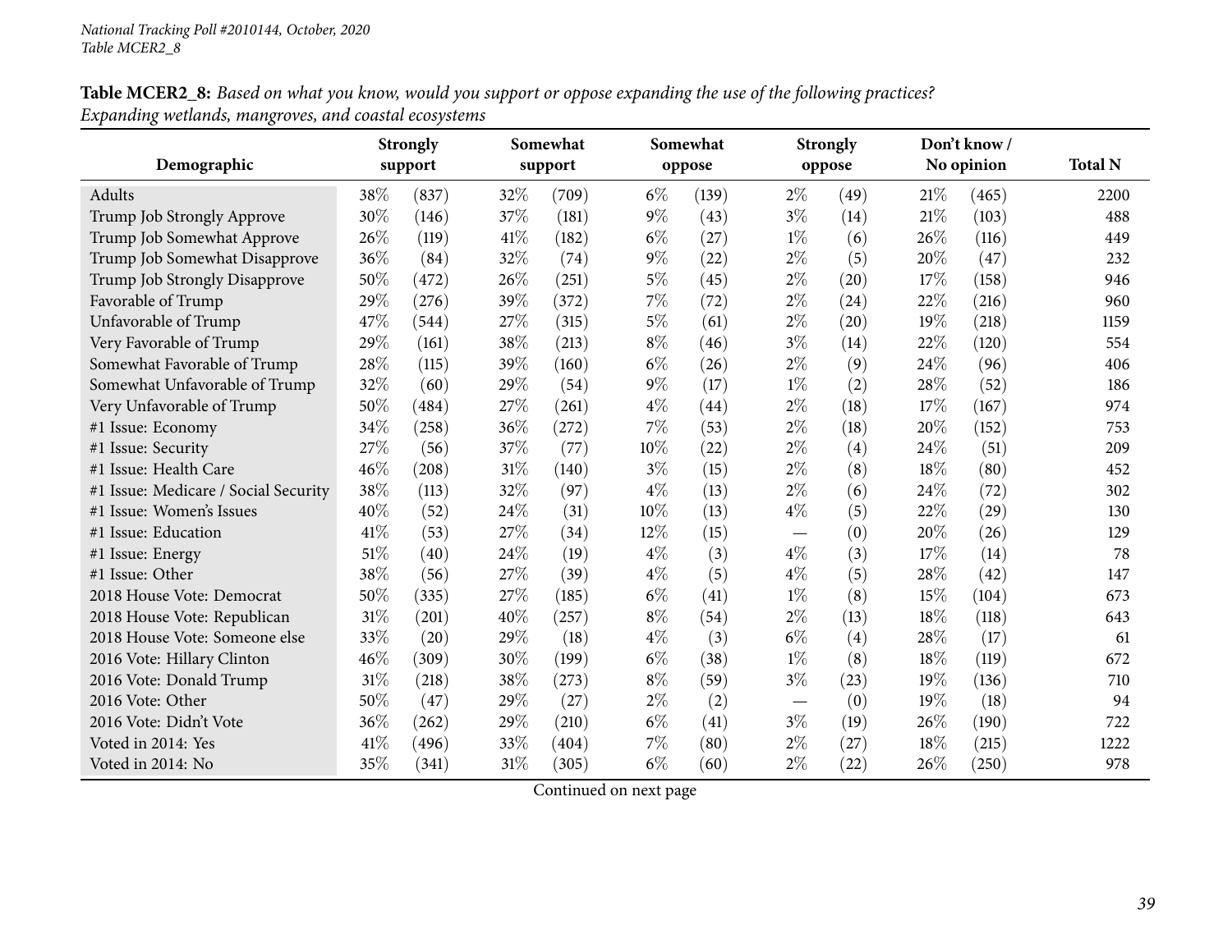*National Tracking Poll #2010144, October, 2020*
*Table MCER2_8*

**Table MCER2_8:** *Based on what you know, would you support or oppose expanding the use of the following practices? Expanding wetlands, mangroves, and coastal ecosystems*

| Demographic | Strongly support | | Somewhat support | | Somewhat oppose | | Strongly oppose | | Don't know / No opinion | | Total N |
|---|---|---|---|---|---|---|---|---|---|---|---|
| Adults | 38% | (837) | 32% | (709) | 6% | (139) | 2% | (49) | 21% | (465) | 2200 |
| Trump Job Strongly Approve | 30% | (146) | 37% | (181) | 9% | (43) | 3% | (14) | 21% | (103) | 488 |
| Trump Job Somewhat Approve | 26% | (119) | 41% | (182) | 6% | (27) | 1% | (6) | 26% | (116) | 449 |
| Trump Job Somewhat Disapprove | 36% | (84) | 32% | (74) | 9% | (22) | 2% | (5) | 20% | (47) | 232 |
| Trump Job Strongly Disapprove | 50% | (472) | 26% | (251) | 5% | (45) | 2% | (20) | 17% | (158) | 946 |
| Favorable of Trump | 29% | (276) | 39% | (372) | 7% | (72) | 2% | (24) | 22% | (216) | 960 |
| Unfavorable of Trump | 47% | (544) | 27% | (315) | 5% | (61) | 2% | (20) | 19% | (218) | 1159 |
| Very Favorable of Trump | 29% | (161) | 38% | (213) | 8% | (46) | 3% | (14) | 22% | (120) | 554 |
| Somewhat Favorable of Trump | 28% | (115) | 39% | (160) | 6% | (26) | 2% | (9) | 24% | (96) | 406 |
| Somewhat Unfavorable of Trump | 32% | (60) | 29% | (54) | 9% | (17) | 1% | (2) | 28% | (52) | 186 |
| Very Unfavorable of Trump | 50% | (484) | 27% | (261) | 4% | (44) | 2% | (18) | 17% | (167) | 974 |
| #1 Issue: Economy | 34% | (258) | 36% | (272) | 7% | (53) | 2% | (18) | 20% | (152) | 753 |
| #1 Issue: Security | 27% | (56) | 37% | (77) | 10% | (22) | 2% | (4) | 24% | (51) | 209 |
| #1 Issue: Health Care | 46% | (208) | 31% | (140) | 3% | (15) | 2% | (8) | 18% | (80) | 452 |
| #1 Issue: Medicare / Social Security | 38% | (113) | 32% | (97) | 4% | (13) | 2% | (6) | 24% | (72) | 302 |
| #1 Issue: Women's Issues | 40% | (52) | 24% | (31) | 10% | (13) | 4% | (5) | 22% | (29) | 130 |
| #1 Issue: Education | 41% | (53) | 27% | (34) | 12% | (15) | — | (0) | 20% | (26) | 129 |
| #1 Issue: Energy | 51% | (40) | 24% | (19) | 4% | (3) | 4% | (3) | 17% | (14) | 78 |
| #1 Issue: Other | 38% | (56) | 27% | (39) | 4% | (5) | 4% | (5) | 28% | (42) | 147 |
| 2018 House Vote: Democrat | 50% | (335) | 27% | (185) | 6% | (41) | 1% | (8) | 15% | (104) | 673 |
| 2018 House Vote: Republican | 31% | (201) | 40% | (257) | 8% | (54) | 2% | (13) | 18% | (118) | 643 |
| 2018 House Vote: Someone else | 33% | (20) | 29% | (18) | 4% | (3) | 6% | (4) | 28% | (17) | 61 |
| 2016 Vote: Hillary Clinton | 46% | (309) | 30% | (199) | 6% | (38) | 1% | (8) | 18% | (119) | 672 |
| 2016 Vote: Donald Trump | 31% | (218) | 38% | (273) | 8% | (59) | 3% | (23) | 19% | (136) | 710 |
| 2016 Vote: Other | 50% | (47) | 29% | (27) | 2% | (2) | — | (0) | 19% | (18) | 94 |
| 2016 Vote: Didn't Vote | 36% | (262) | 29% | (210) | 6% | (41) | 3% | (19) | 26% | (190) | 722 |
| Voted in 2014: Yes | 41% | (496) | 33% | (404) | 7% | (80) | 2% | (27) | 18% | (215) | 1222 |
| Voted in 2014: No | 35% | (341) | 31% | (305) | 6% | (60) | 2% | (22) | 26% | (250) | 978 |

Continued on next page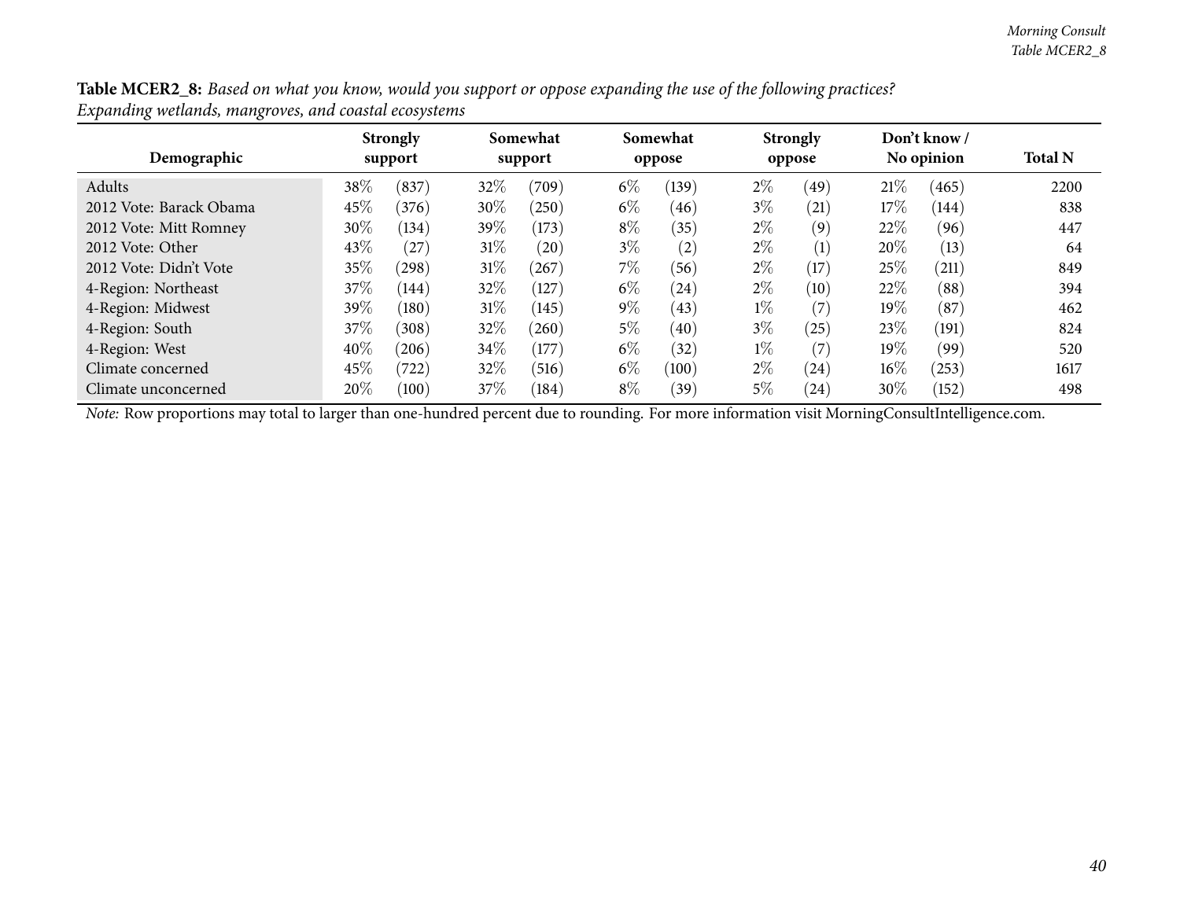**Table MCER2_8:** *Based on what you know, would you support or oppose expanding the use of the following practices? Expanding wetlands, mangroves, and coastal ecosystems*

| Demographic | Strongly support | | Somewhat support | | Somewhat oppose | | Strongly oppose | | Don't know / No opinion | | Total N |
|---|---|---|---|---|---|---|---|---|---|---|---|
| Adults | 38% | (837) | 32% | (709) | 6% | (139) | 2% | (49) | 21% | (465) | 2200 |
| 2012 Vote: Barack Obama | 45% | (376) | 30% | (250) | 6% | (46) | 3% | (21) | 17% | (144) | 838 |
| 2012 Vote: Mitt Romney | 30% | (134) | 39% | (173) | 8% | (35) | 2% | (9) | 22% | (96) | 447 |
| 2012 Vote: Other | 43% | (27) | 31% | (20) | 3% | (2) | 2% | (1) | 20% | (13) | 64 |
| 2012 Vote: Didn't Vote | 35% | (298) | 31% | (267) | 7% | (56) | 2% | (17) | 25% | (211) | 849 |
| 4-Region: Northeast | 37% | (144) | 32% | (127) | 6% | (24) | 2% | (10) | 22% | (88) | 394 |
| 4-Region: Midwest | 39% | (180) | 31% | (145) | 9% | (43) | 1% | (7) | 19% | (87) | 462 |
| 4-Region: South | 37% | (308) | 32% | (260) | 5% | (40) | 3% | (25) | 23% | (191) | 824 |
| 4-Region: West | 40% | (206) | 34% | (177) | 6% | (32) | 1% | (7) | 19% | (99) | 520 |
| Climate concerned | 45% | (722) | 32% | (516) | 6% | (100) | 2% | (24) | 16% | (253) | 1617 |
| Climate unconcerned | 20% | (100) | 37% | (184) | 8% | (39) | 5% | (24) | 30% | (152) | 498 |

*Note:* Row proportions may total to larger than one-hundred percent due to rounding. For more information visit MorningConsultIntelligence.com.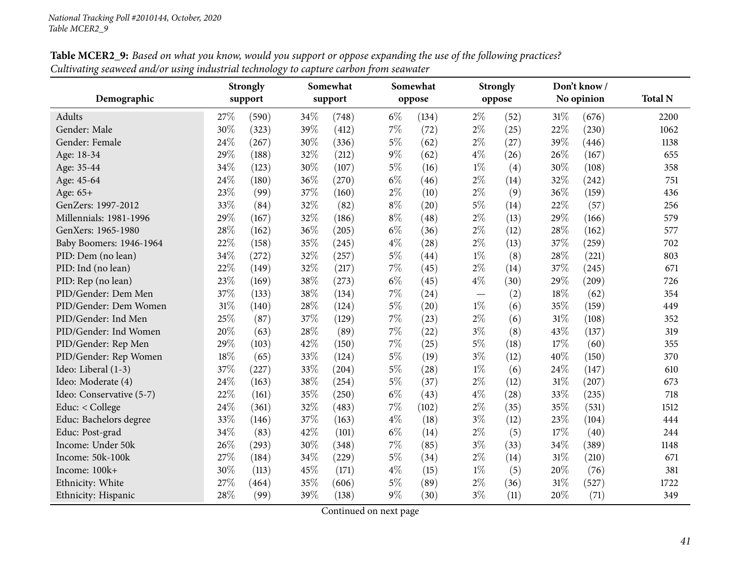**Table MCER2_9:** *Based on what you know, would you support or oppose expanding the use of the following practices? Cultivating seaweed and/or using industrial technology to capture carbon from seawater*

| Demographic | Strongly support | | Somewhat support | | Somewhat oppose | | Strongly oppose | | Don't know / No opinion | | Total N |
|---|---|---|---|---|---|---|---|---|---|---|---|
| Adults | 27% | (590) | 34% | (748) | 6% | (134) | 2% | (52) | 31% | (676) | 2200 |
| Gender: Male | 30% | (323) | 39% | (412) | 7% | (72) | 2% | (25) | 22% | (230) | 1062 |
| Gender: Female | 24% | (267) | 30% | (336) | 5% | (62) | 2% | (27) | 39% | (446) | 1138 |
| Age: 18-34 | 29% | (188) | 32% | (212) | 9% | (62) | 4% | (26) | 26% | (167) | 655 |
| Age: 35-44 | 34% | (123) | 30% | (107) | 5% | (16) | 1% | (4) | 30% | (108) | 358 |
| Age: 45-64 | 24% | (180) | 36% | (270) | 6% | (46) | 2% | (14) | 32% | (242) | 751 |
| Age: 65+ | 23% | (99) | 37% | (160) | 2% | (10) | 2% | (9) | 36% | (159) | 436 |
| GenZers: 1997-2012 | 33% | (84) | 32% | (82) | 8% | (20) | 5% | (14) | 22% | (57) | 256 |
| Millennials: 1981-1996 | 29% | (167) | 32% | (186) | 8% | (48) | 2% | (13) | 29% | (166) | 579 |
| GenXers: 1965-1980 | 28% | (162) | 36% | (205) | 6% | (36) | 2% | (12) | 28% | (162) | 577 |
| Baby Boomers: 1946-1964 | 22% | (158) | 35% | (245) | 4% | (28) | 2% | (13) | 37% | (259) | 702 |
| PID: Dem (no lean) | 34% | (272) | 32% | (257) | 5% | (44) | 1% | (8) | 28% | (221) | 803 |
| PID: Ind (no lean) | 22% | (149) | 32% | (217) | 7% | (45) | 2% | (14) | 37% | (245) | 671 |
| PID: Rep (no lean) | 23% | (169) | 38% | (273) | 6% | (45) | 4% | (30) | 29% | (209) | 726 |
| PID/Gender: Dem Men | 37% | (133) | 38% | (134) | 7% | (24) | — | (2) | 18% | (62) | 354 |
| PID/Gender: Dem Women | 31% | (140) | 28% | (124) | 5% | (20) | 1% | (6) | 35% | (159) | 449 |
| PID/Gender: Ind Men | 25% | (87) | 37% | (129) | 7% | (23) | 2% | (6) | 31% | (108) | 352 |
| PID/Gender: Ind Women | 20% | (63) | 28% | (89) | 7% | (22) | 3% | (8) | 43% | (137) | 319 |
| PID/Gender: Rep Men | 29% | (103) | 42% | (150) | 7% | (25) | 5% | (18) | 17% | (60) | 355 |
| PID/Gender: Rep Women | 18% | (65) | 33% | (124) | 5% | (19) | 3% | (12) | 40% | (150) | 370 |
| Ideo: Liberal (1-3) | 37% | (227) | 33% | (204) | 5% | (28) | 1% | (6) | 24% | (147) | 610 |
| Ideo: Moderate (4) | 24% | (163) | 38% | (254) | 5% | (37) | 2% | (12) | 31% | (207) | 673 |
| Ideo: Conservative (5-7) | 22% | (161) | 35% | (250) | 6% | (43) | 4% | (28) | 33% | (235) | 718 |
| Educ: < College | 24% | (361) | 32% | (483) | 7% | (102) | 2% | (35) | 35% | (531) | 1512 |
| Educ: Bachelors degree | 33% | (146) | 37% | (163) | 4% | (18) | 3% | (12) | 23% | (104) | 444 |
| Educ: Post-grad | 34% | (83) | 42% | (101) | 6% | (14) | 2% | (5) | 17% | (40) | 244 |
| Income: Under 50k | 26% | (293) | 30% | (348) | 7% | (85) | 3% | (33) | 34% | (389) | 1148 |
| Income: 50k-100k | 27% | (184) | 34% | (229) | 5% | (34) | 2% | (14) | 31% | (210) | 671 |
| Income: 100k+ | 30% | (113) | 45% | (171) | 4% | (15) | 1% | (5) | 20% | (76) | 381 |
| Ethnicity: White | 27% | (464) | 35% | (606) | 5% | (89) | 2% | (36) | 31% | (527) | 1722 |
| Ethnicity: Hispanic | 28% | (99) | 39% | (138) | 9% | (30) | 3% | (11) | 20% | (71) | 349 |

Continued on next page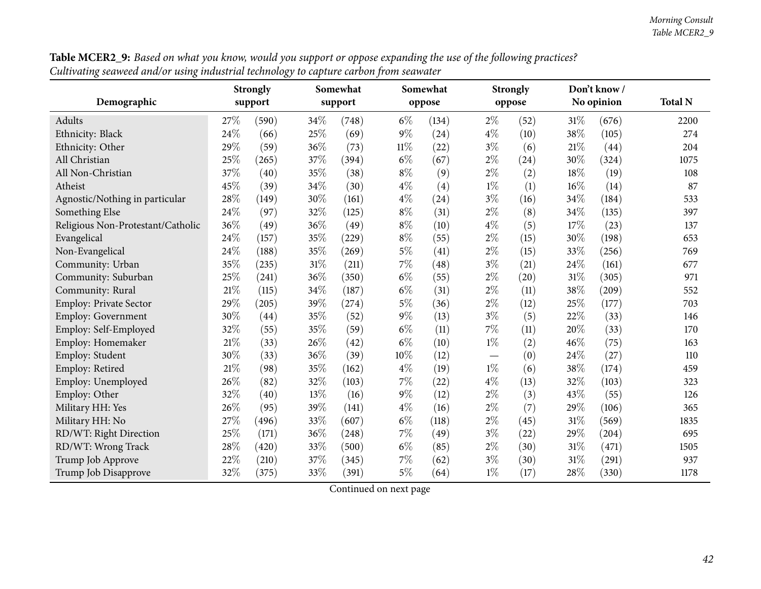**Table MCER2_9:** *Based on what you know, would you support or oppose expanding the use of the following practices? Cultivating seaweed and/or using industrial technology to capture carbon from seawater*

| Demographic | Strongly support | | Somewhat support | | Somewhat oppose | | Strongly oppose | | Don't know / No opinion | | Total N |
|---|---|---|---|---|---|---|---|---|---|---|---|
| Adults | 27% | (590) | 34% | (748) | 6% | (134) | 2% | (52) | 31% | (676) | 2200 |
| Ethnicity: Black | 24% | (66) | 25% | (69) | 9% | (24) | 4% | (10) | 38% | (105) | 274 |
| Ethnicity: Other | 29% | (59) | 36% | (73) | 11% | (22) | 3% | (6) | 21% | (44) | 204 |
| All Christian | 25% | (265) | 37% | (394) | 6% | (67) | 2% | (24) | 30% | (324) | 1075 |
| All Non-Christian | 37% | (40) | 35% | (38) | 8% | (9) | 2% | (2) | 18% | (19) | 108 |
| Atheist | 45% | (39) | 34% | (30) | 4% | (4) | 1% | (1) | 16% | (14) | 87 |
| Agnostic/Nothing in particular | 28% | (149) | 30% | (161) | 4% | (24) | 3% | (16) | 34% | (184) | 533 |
| Something Else | 24% | (97) | 32% | (125) | 8% | (31) | 2% | (8) | 34% | (135) | 397 |
| Religious Non-Protestant/Catholic | 36% | (49) | 36% | (49) | 8% | (10) | 4% | (5) | 17% | (23) | 137 |
| Evangelical | 24% | (157) | 35% | (229) | 8% | (55) | 2% | (15) | 30% | (198) | 653 |
| Non-Evangelical | 24% | (188) | 35% | (269) | 5% | (41) | 2% | (15) | 33% | (256) | 769 |
| Community: Urban | 35% | (235) | 31% | (211) | 7% | (48) | 3% | (21) | 24% | (161) | 677 |
| Community: Suburban | 25% | (241) | 36% | (350) | 6% | (55) | 2% | (20) | 31% | (305) | 971 |
| Community: Rural | 21% | (115) | 34% | (187) | 6% | (31) | 2% | (11) | 38% | (209) | 552 |
| Employ: Private Sector | 29% | (205) | 39% | (274) | 5% | (36) | 2% | (12) | 25% | (177) | 703 |
| Employ: Government | 30% | (44) | 35% | (52) | 9% | (13) | 3% | (5) | 22% | (33) | 146 |
| Employ: Self-Employed | 32% | (55) | 35% | (59) | 6% | (11) | 7% | (11) | 20% | (33) | 170 |
| Employ: Homemaker | 21% | (33) | 26% | (42) | 6% | (10) | 1% | (2) | 46% | (75) | 163 |
| Employ: Student | 30% | (33) | 36% | (39) | 10% | (12) | — | (0) | 24% | (27) | 110 |
| Employ: Retired | 21% | (98) | 35% | (162) | 4% | (19) | 1% | (6) | 38% | (174) | 459 |
| Employ: Unemployed | 26% | (82) | 32% | (103) | 7% | (22) | 4% | (13) | 32% | (103) | 323 |
| Employ: Other | 32% | (40) | 13% | (16) | 9% | (12) | 2% | (3) | 43% | (55) | 126 |
| Military HH: Yes | 26% | (95) | 39% | (141) | 4% | (16) | 2% | (7) | 29% | (106) | 365 |
| Military HH: No | 27% | (496) | 33% | (607) | 6% | (118) | 2% | (45) | 31% | (569) | 1835 |
| RD/WT: Right Direction | 25% | (171) | 36% | (248) | 7% | (49) | 3% | (22) | 29% | (204) | 695 |
| RD/WT: Wrong Track | 28% | (420) | 33% | (500) | 6% | (85) | 2% | (30) | 31% | (471) | 1505 |
| Trump Job Approve | 22% | (210) | 37% | (345) | 7% | (62) | 3% | (30) | 31% | (291) | 937 |
| Trump Job Disapprove | 32% | (375) | 33% | (391) | 5% | (64) | 1% | (17) | 28% | (330) | 1178 |

Continued on next page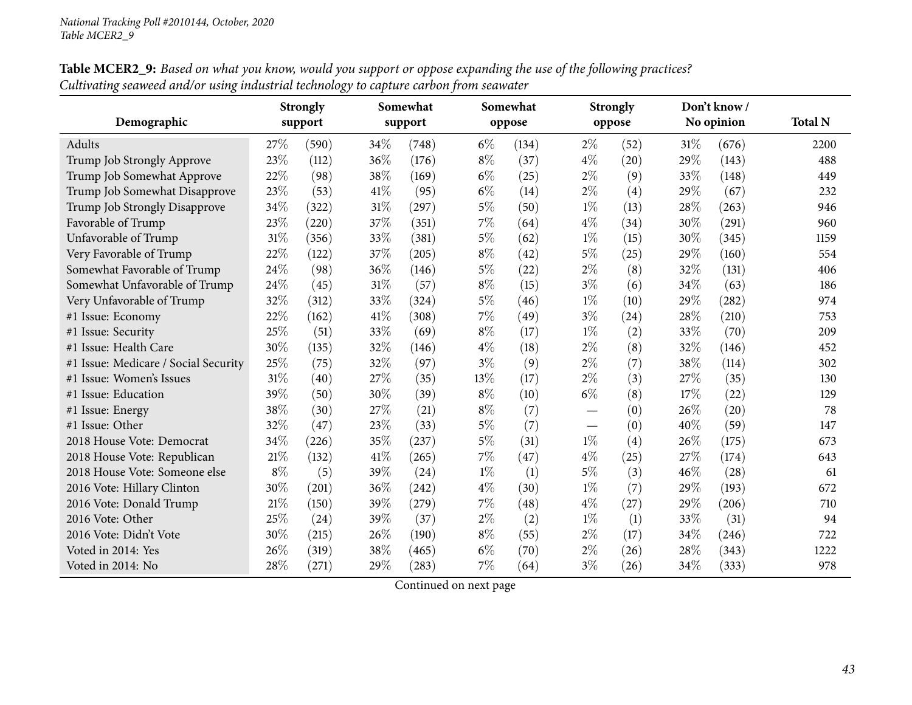National Tracking Poll #2010144, October, 2020
Table MCER2_9

**Table MCER2_9:** *Based on what you know, would you support or oppose expanding the use of the following practices? Cultivating seaweed and/or using industrial technology to capture carbon from seawater*

| Demographic | Strongly support | | Somewhat support | | Somewhat oppose | | Strongly oppose | | Don't know / No opinion | | Total N |
|---|---|---|---|---|---|---|---|---|---|---|---|
| Adults | 27% | (590) | 34% | (748) | 6% | (134) | 2% | (52) | 31% | (676) | 2200 |
| Trump Job Strongly Approve | 23% | (112) | 36% | (176) | 8% | (37) | 4% | (20) | 29% | (143) | 488 |
| Trump Job Somewhat Approve | 22% | (98) | 38% | (169) | 6% | (25) | 2% | (9) | 33% | (148) | 449 |
| Trump Job Somewhat Disapprove | 23% | (53) | 41% | (95) | 6% | (14) | 2% | (4) | 29% | (67) | 232 |
| Trump Job Strongly Disapprove | 34% | (322) | 31% | (297) | 5% | (50) | 1% | (13) | 28% | (263) | 946 |
| Favorable of Trump | 23% | (220) | 37% | (351) | 7% | (64) | 4% | (34) | 30% | (291) | 960 |
| Unfavorable of Trump | 31% | (356) | 33% | (381) | 5% | (62) | 1% | (15) | 30% | (345) | 1159 |
| Very Favorable of Trump | 22% | (122) | 37% | (205) | 8% | (42) | 5% | (25) | 29% | (160) | 554 |
| Somewhat Favorable of Trump | 24% | (98) | 36% | (146) | 5% | (22) | 2% | (8) | 32% | (131) | 406 |
| Somewhat Unfavorable of Trump | 24% | (45) | 31% | (57) | 8% | (15) | 3% | (6) | 34% | (63) | 186 |
| Very Unfavorable of Trump | 32% | (312) | 33% | (324) | 5% | (46) | 1% | (10) | 29% | (282) | 974 |
| #1 Issue: Economy | 22% | (162) | 41% | (308) | 7% | (49) | 3% | (24) | 28% | (210) | 753 |
| #1 Issue: Security | 25% | (51) | 33% | (69) | 8% | (17) | 1% | (2) | 33% | (70) | 209 |
| #1 Issue: Health Care | 30% | (135) | 32% | (146) | 4% | (18) | 2% | (8) | 32% | (146) | 452 |
| #1 Issue: Medicare / Social Security | 25% | (75) | 32% | (97) | 3% | (9) | 2% | (7) | 38% | (114) | 302 |
| #1 Issue: Women's Issues | 31% | (40) | 27% | (35) | 13% | (17) | 2% | (3) | 27% | (35) | 130 |
| #1 Issue: Education | 39% | (50) | 30% | (39) | 8% | (10) | 6% | (8) | 17% | (22) | 129 |
| #1 Issue: Energy | 38% | (30) | 27% | (21) | 8% | (7) | — | (0) | 26% | (20) | 78 |
| #1 Issue: Other | 32% | (47) | 23% | (33) | 5% | (7) | — | (0) | 40% | (59) | 147 |
| 2018 House Vote: Democrat | 34% | (226) | 35% | (237) | 5% | (31) | 1% | (4) | 26% | (175) | 673 |
| 2018 House Vote: Republican | 21% | (132) | 41% | (265) | 7% | (47) | 4% | (25) | 27% | (174) | 643 |
| 2018 House Vote: Someone else | 8% | (5) | 39% | (24) | 1% | (1) | 5% | (3) | 46% | (28) | 61 |
| 2016 Vote: Hillary Clinton | 30% | (201) | 36% | (242) | 4% | (30) | 1% | (7) | 29% | (193) | 672 |
| 2016 Vote: Donald Trump | 21% | (150) | 39% | (279) | 7% | (48) | 4% | (27) | 29% | (206) | 710 |
| 2016 Vote: Other | 25% | (24) | 39% | (37) | 2% | (2) | 1% | (1) | 33% | (31) | 94 |
| 2016 Vote: Didn't Vote | 30% | (215) | 26% | (190) | 8% | (55) | 2% | (17) | 34% | (246) | 722 |
| Voted in 2014: Yes | 26% | (319) | 38% | (465) | 6% | (70) | 2% | (26) | 28% | (343) | 1222 |
| Voted in 2014: No | 28% | (271) | 29% | (283) | 7% | (64) | 3% | (26) | 34% | (333) | 978 |

Continued on next page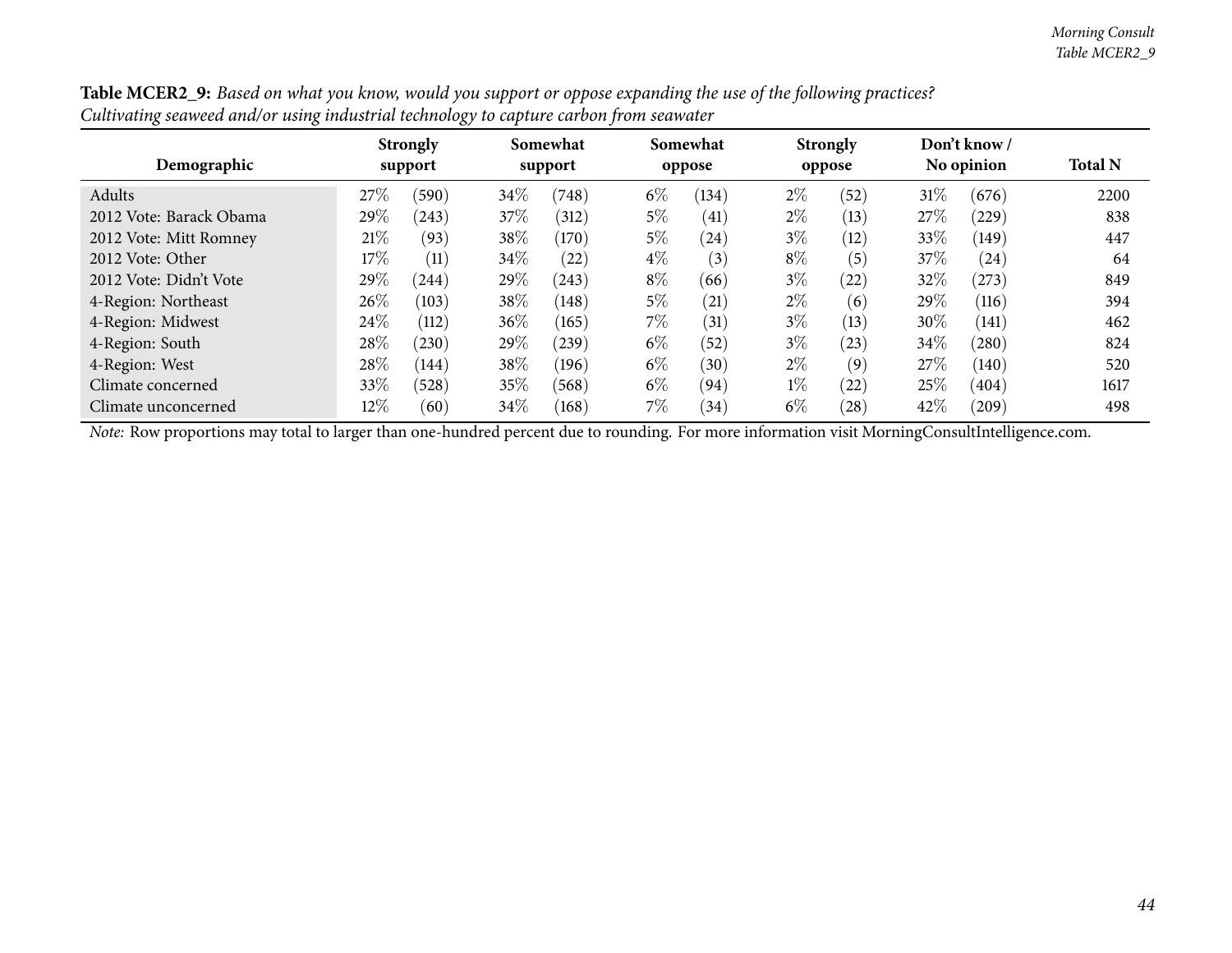**Table MCER2_9:** *Based on what you know, would you support or oppose expanding the use of the following practices? Cultivating seaweed and/or using industrial technology to capture carbon from seawater*

| Demographic | Strongly support | | Somewhat support | | Somewhat oppose | | Strongly oppose | | Don't know / No opinion | | Total N |
|---|---|---|---|---|---|---|---|---|---|---|---|
| Adults | 27% | (590) | 34% | (748) | 6% | (134) | 2% | (52) | 31% | (676) | 2200 |
| 2012 Vote: Barack Obama | 29% | (243) | 37% | (312) | 5% | (41) | 2% | (13) | 27% | (229) | 838 |
| 2012 Vote: Mitt Romney | 21% | (93) | 38% | (170) | 5% | (24) | 3% | (12) | 33% | (149) | 447 |
| 2012 Vote: Other | 17% | (11) | 34% | (22) | 4% | (3) | 8% | (5) | 37% | (24) | 64 |
| 2012 Vote: Didn't Vote | 29% | (244) | 29% | (243) | 8% | (66) | 3% | (22) | 32% | (273) | 849 |
| 4-Region: Northeast | 26% | (103) | 38% | (148) | 5% | (21) | 2% | (6) | 29% | (116) | 394 |
| 4-Region: Midwest | 24% | (112) | 36% | (165) | 7% | (31) | 3% | (13) | 30% | (141) | 462 |
| 4-Region: South | 28% | (230) | 29% | (239) | 6% | (52) | 3% | (23) | 34% | (280) | 824 |
| 4-Region: West | 28% | (144) | 38% | (196) | 6% | (30) | 2% | (9) | 27% | (140) | 520 |
| Climate concerned | 33% | (528) | 35% | (568) | 6% | (94) | 1% | (22) | 25% | (404) | 1617 |
| Climate unconcerned | 12% | (60) | 34% | (168) | 7% | (34) | 6% | (28) | 42% | (209) | 498 |

*Note:* Row proportions may total to larger than one-hundred percent due to rounding. For more information visit MorningConsultIntelligence.com.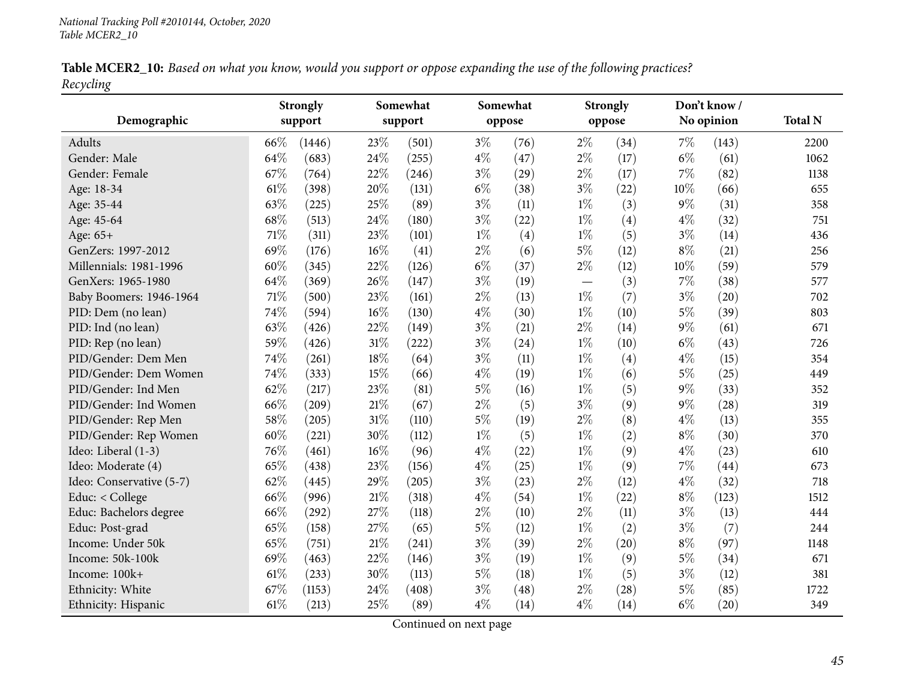**Table MCER2_10:** *Based on what you know, would you support or oppose expanding the use of the following practices? Recycling*

| Demographic | Strongly support | | Somewhat support | | Somewhat oppose | | Strongly oppose | | Don't know / No opinion | | Total N |
|---|---|---|---|---|---|---|---|---|---|---|---|
| Adults | 66% | (1446) | 23% | (501) | 3% | (76) | 2% | (34) | 7% | (143) | 2200 |
| Gender: Male | 64% | (683) | 24% | (255) | 4% | (47) | 2% | (17) | 6% | (61) | 1062 |
| Gender: Female | 67% | (764) | 22% | (246) | 3% | (29) | 2% | (17) | 7% | (82) | 1138 |
| Age: 18-34 | 61% | (398) | 20% | (131) | 6% | (38) | 3% | (22) | 10% | (66) | 655 |
| Age: 35-44 | 63% | (225) | 25% | (89) | 3% | (11) | 1% | (3) | 9% | (31) | 358 |
| Age: 45-64 | 68% | (513) | 24% | (180) | 3% | (22) | 1% | (4) | 4% | (32) | 751 |
| Age: 65+ | 71% | (311) | 23% | (101) | 1% | (4) | 1% | (5) | 3% | (14) | 436 |
| GenZers: 1997-2012 | 69% | (176) | 16% | (41) | 2% | (6) | 5% | (12) | 8% | (21) | 256 |
| Millennials: 1981-1996 | 60% | (345) | 22% | (126) | 6% | (37) | 2% | (12) | 10% | (59) | 579 |
| GenXers: 1965-1980 | 64% | (369) | 26% | (147) | 3% | (19) | — | (3) | 7% | (38) | 577 |
| Baby Boomers: 1946-1964 | 71% | (500) | 23% | (161) | 2% | (13) | 1% | (7) | 3% | (20) | 702 |
| PID: Dem (no lean) | 74% | (594) | 16% | (130) | 4% | (30) | 1% | (10) | 5% | (39) | 803 |
| PID: Ind (no lean) | 63% | (426) | 22% | (149) | 3% | (21) | 2% | (14) | 9% | (61) | 671 |
| PID: Rep (no lean) | 59% | (426) | 31% | (222) | 3% | (24) | 1% | (10) | 6% | (43) | 726 |
| PID/Gender: Dem Men | 74% | (261) | 18% | (64) | 3% | (11) | 1% | (4) | 4% | (15) | 354 |
| PID/Gender: Dem Women | 74% | (333) | 15% | (66) | 4% | (19) | 1% | (6) | 5% | (25) | 449 |
| PID/Gender: Ind Men | 62% | (217) | 23% | (81) | 5% | (16) | 1% | (5) | 9% | (33) | 352 |
| PID/Gender: Ind Women | 66% | (209) | 21% | (67) | 2% | (5) | 3% | (9) | 9% | (28) | 319 |
| PID/Gender: Rep Men | 58% | (205) | 31% | (110) | 5% | (19) | 2% | (8) | 4% | (13) | 355 |
| PID/Gender: Rep Women | 60% | (221) | 30% | (112) | 1% | (5) | 1% | (2) | 8% | (30) | 370 |
| Ideo: Liberal (1-3) | 76% | (461) | 16% | (96) | 4% | (22) | 1% | (9) | 4% | (23) | 610 |
| Ideo: Moderate (4) | 65% | (438) | 23% | (156) | 4% | (25) | 1% | (9) | 7% | (44) | 673 |
| Ideo: Conservative (5-7) | 62% | (445) | 29% | (205) | 3% | (23) | 2% | (12) | 4% | (32) | 718 |
| Educ: < College | 66% | (996) | 21% | (318) | 4% | (54) | 1% | (22) | 8% | (123) | 1512 |
| Educ: Bachelors degree | 66% | (292) | 27% | (118) | 2% | (10) | 2% | (11) | 3% | (13) | 444 |
| Educ: Post-grad | 65% | (158) | 27% | (65) | 5% | (12) | 1% | (2) | 3% | (7) | 244 |
| Income: Under 50k | 65% | (751) | 21% | (241) | 3% | (39) | 2% | (20) | 8% | (97) | 1148 |
| Income: 50k-100k | 69% | (463) | 22% | (146) | 3% | (19) | 1% | (9) | 5% | (34) | 671 |
| Income: 100k+ | 61% | (233) | 30% | (113) | 5% | (18) | 1% | (5) | 3% | (12) | 381 |
| Ethnicity: White | 67% | (1153) | 24% | (408) | 3% | (48) | 2% | (28) | 5% | (85) | 1722 |
| Ethnicity: Hispanic | 61% | (213) | 25% | (89) | 4% | (14) | 4% | (14) | 6% | (20) | 349 |

Continued on next page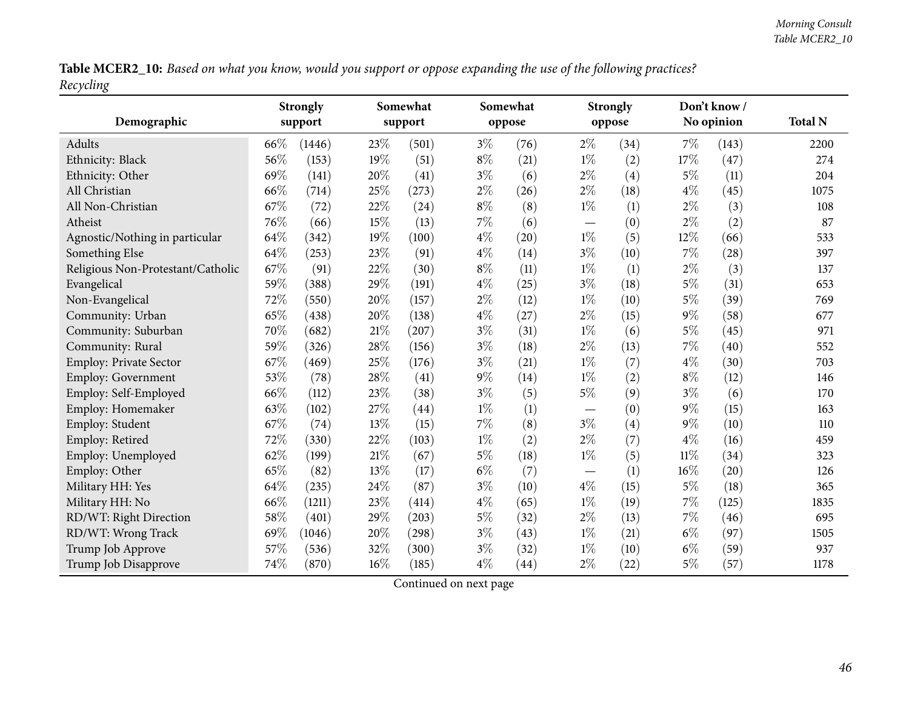**Table MCER2_10:** *Based on what you know, would you support or oppose expanding the use of the following practices? Recycling*

| Demographic | Strongly support | | Somewhat support | | Somewhat oppose | | Strongly oppose | | Don't know / No opinion | | Total N |
|---|---|---|---|---|---|---|---|---|---|---|---|
| Adults | 66% | (1446) | 23% | (501) | 3% | (76) | 2% | (34) | 7% | (143) | 2200 |
| Ethnicity: Black | 56% | (153) | 19% | (51) | 8% | (21) | 1% | (2) | 17% | (47) | 274 |
| Ethnicity: Other | 69% | (141) | 20% | (41) | 3% | (6) | 2% | (4) | 5% | (11) | 204 |
| All Christian | 66% | (714) | 25% | (273) | 2% | (26) | 2% | (18) | 4% | (45) | 1075 |
| All Non-Christian | 67% | (72) | 22% | (24) | 8% | (8) | 1% | (1) | 2% | (3) | 108 |
| Atheist | 76% | (66) | 15% | (13) | 7% | (6) | — | (0) | 2% | (2) | 87 |
| Agnostic/Nothing in particular | 64% | (342) | 19% | (100) | 4% | (20) | 1% | (5) | 12% | (66) | 533 |
| Something Else | 64% | (253) | 23% | (91) | 4% | (14) | 3% | (10) | 7% | (28) | 397 |
| Religious Non-Protestant/Catholic | 67% | (91) | 22% | (30) | 8% | (11) | 1% | (1) | 2% | (3) | 137 |
| Evangelical | 59% | (388) | 29% | (191) | 4% | (25) | 3% | (18) | 5% | (31) | 653 |
| Non-Evangelical | 72% | (550) | 20% | (157) | 2% | (12) | 1% | (10) | 5% | (39) | 769 |
| Community: Urban | 65% | (438) | 20% | (138) | 4% | (27) | 2% | (15) | 9% | (58) | 677 |
| Community: Suburban | 70% | (682) | 21% | (207) | 3% | (31) | 1% | (6) | 5% | (45) | 971 |
| Community: Rural | 59% | (326) | 28% | (156) | 3% | (18) | 2% | (13) | 7% | (40) | 552 |
| Employ: Private Sector | 67% | (469) | 25% | (176) | 3% | (21) | 1% | (7) | 4% | (30) | 703 |
| Employ: Government | 53% | (78) | 28% | (41) | 9% | (14) | 1% | (2) | 8% | (12) | 146 |
| Employ: Self-Employed | 66% | (112) | 23% | (38) | 3% | (5) | 5% | (9) | 3% | (6) | 170 |
| Employ: Homemaker | 63% | (102) | 27% | (44) | 1% | (1) | — | (0) | 9% | (15) | 163 |
| Employ: Student | 67% | (74) | 13% | (15) | 7% | (8) | 3% | (4) | 9% | (10) | 110 |
| Employ: Retired | 72% | (330) | 22% | (103) | 1% | (2) | 2% | (7) | 4% | (16) | 459 |
| Employ: Unemployed | 62% | (199) | 21% | (67) | 5% | (18) | 1% | (5) | 11% | (34) | 323 |
| Employ: Other | 65% | (82) | 13% | (17) | 6% | (7) | — | (1) | 16% | (20) | 126 |
| Military HH: Yes | 64% | (235) | 24% | (87) | 3% | (10) | 4% | (15) | 5% | (18) | 365 |
| Military HH: No | 66% | (1211) | 23% | (414) | 4% | (65) | 1% | (19) | 7% | (125) | 1835 |
| RD/WT: Right Direction | 58% | (401) | 29% | (203) | 5% | (32) | 2% | (13) | 7% | (46) | 695 |
| RD/WT: Wrong Track | 69% | (1046) | 20% | (298) | 3% | (43) | 1% | (21) | 6% | (97) | 1505 |
| Trump Job Approve | 57% | (536) | 32% | (300) | 3% | (32) | 1% | (10) | 6% | (59) | 937 |
| Trump Job Disapprove | 74% | (870) | 16% | (185) | 4% | (44) | 2% | (22) | 5% | (57) | 1178 |

Continued on next page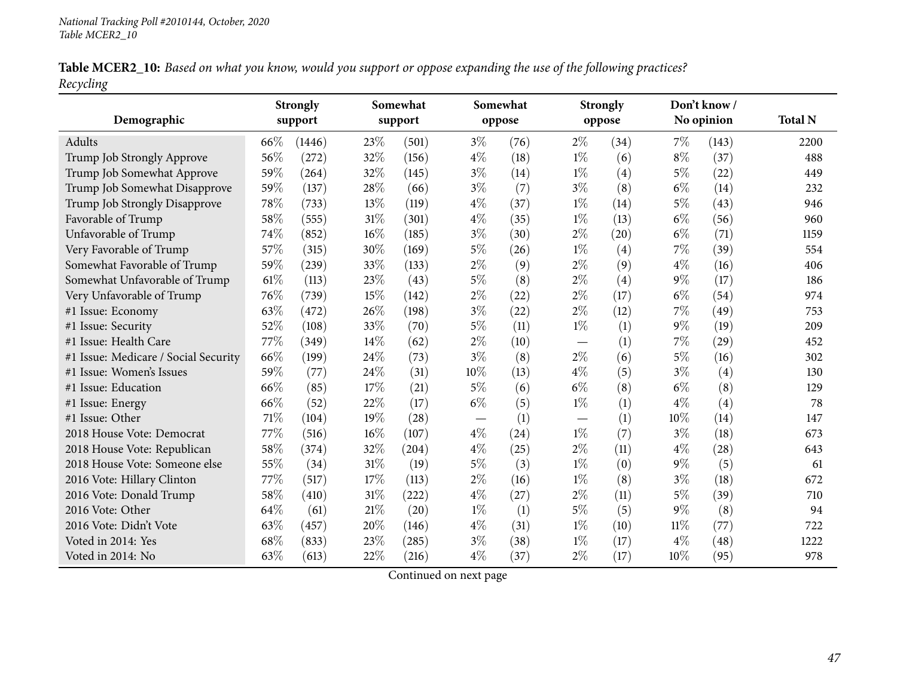*National Tracking Poll #2010144, October, 2020*
*Table MCER2_10*

**Table MCER2_10:** *Based on what you know, would you support or oppose expanding the use of the following practices? Recycling*

| Demographic | Strongly support | | Somewhat support | | Somewhat oppose | | Strongly oppose | | Don't know / No opinion | | Total N |
|---|---|---|---|---|---|---|---|---|---|---|---|
| Adults | 66% | (1446) | 23% | (501) | 3% | (76) | 2% | (34) | 7% | (143) | 2200 |
| Trump Job Strongly Approve | 56% | (272) | 32% | (156) | 4% | (18) | 1% | (6) | 8% | (37) | 488 |
| Trump Job Somewhat Approve | 59% | (264) | 32% | (145) | 3% | (14) | 1% | (4) | 5% | (22) | 449 |
| Trump Job Somewhat Disapprove | 59% | (137) | 28% | (66) | 3% | (7) | 3% | (8) | 6% | (14) | 232 |
| Trump Job Strongly Disapprove | 78% | (733) | 13% | (119) | 4% | (37) | 1% | (14) | 5% | (43) | 946 |
| Favorable of Trump | 58% | (555) | 31% | (301) | 4% | (35) | 1% | (13) | 6% | (56) | 960 |
| Unfavorable of Trump | 74% | (852) | 16% | (185) | 3% | (30) | 2% | (20) | 6% | (71) | 1159 |
| Very Favorable of Trump | 57% | (315) | 30% | (169) | 5% | (26) | 1% | (4) | 7% | (39) | 554 |
| Somewhat Favorable of Trump | 59% | (239) | 33% | (133) | 2% | (9) | 2% | (9) | 4% | (16) | 406 |
| Somewhat Unfavorable of Trump | 61% | (113) | 23% | (43) | 5% | (8) | 2% | (4) | 9% | (17) | 186 |
| Very Unfavorable of Trump | 76% | (739) | 15% | (142) | 2% | (22) | 2% | (17) | 6% | (54) | 974 |
| #1 Issue: Economy | 63% | (472) | 26% | (198) | 3% | (22) | 2% | (12) | 7% | (49) | 753 |
| #1 Issue: Security | 52% | (108) | 33% | (70) | 5% | (11) | 1% | (1) | 9% | (19) | 209 |
| #1 Issue: Health Care | 77% | (349) | 14% | (62) | 2% | (10) | — | (1) | 7% | (29) | 452 |
| #1 Issue: Medicare / Social Security | 66% | (199) | 24% | (73) | 3% | (8) | 2% | (6) | 5% | (16) | 302 |
| #1 Issue: Women's Issues | 59% | (77) | 24% | (31) | 10% | (13) | 4% | (5) | 3% | (4) | 130 |
| #1 Issue: Education | 66% | (85) | 17% | (21) | 5% | (6) | 6% | (8) | 6% | (8) | 129 |
| #1 Issue: Energy | 66% | (52) | 22% | (17) | 6% | (5) | 1% | (1) | 4% | (4) | 78 |
| #1 Issue: Other | 71% | (104) | 19% | (28) | — | (1) | — | (1) | 10% | (14) | 147 |
| 2018 House Vote: Democrat | 77% | (516) | 16% | (107) | 4% | (24) | 1% | (7) | 3% | (18) | 673 |
| 2018 House Vote: Republican | 58% | (374) | 32% | (204) | 4% | (25) | 2% | (11) | 4% | (28) | 643 |
| 2018 House Vote: Someone else | 55% | (34) | 31% | (19) | 5% | (3) | 1% | (0) | 9% | (5) | 61 |
| 2016 Vote: Hillary Clinton | 77% | (517) | 17% | (113) | 2% | (16) | 1% | (8) | 3% | (18) | 672 |
| 2016 Vote: Donald Trump | 58% | (410) | 31% | (222) | 4% | (27) | 2% | (11) | 5% | (39) | 710 |
| 2016 Vote: Other | 64% | (61) | 21% | (20) | 1% | (1) | 5% | (5) | 9% | (8) | 94 |
| 2016 Vote: Didn't Vote | 63% | (457) | 20% | (146) | 4% | (31) | 1% | (10) | 11% | (77) | 722 |
| Voted in 2014: Yes | 68% | (833) | 23% | (285) | 3% | (38) | 1% | (17) | 4% | (48) | 1222 |
| Voted in 2014: No | 63% | (613) | 22% | (216) | 4% | (37) | 2% | (17) | 10% | (95) | 978 |

Continued on next page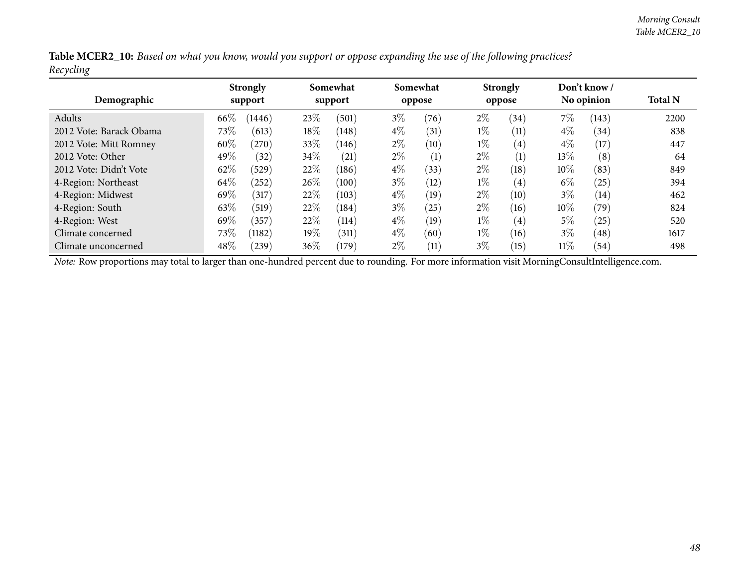**Table MCER2_10:** *Based on what you know, would you support or oppose expanding the use of the following practices? Recycling*

| Demographic | Strongly support | | Somewhat support | | Somewhat oppose | | Strongly oppose | | Don't know / No opinion | | Total N |
|---|---|---|---|---|---|---|---|---|---|---|---|
| Adults | 66% | (1446) | 23% | (501) | 3% | (76) | 2% | (34) | 7% | (143) | 2200 |
| 2012 Vote: Barack Obama | 73% | (613) | 18% | (148) | 4% | (31) | 1% | (11) | 4% | (34) | 838 |
| 2012 Vote: Mitt Romney | 60% | (270) | 33% | (146) | 2% | (10) | 1% | (4) | 4% | (17) | 447 |
| 2012 Vote: Other | 49% | (32) | 34% | (21) | 2% | (1) | 2% | (1) | 13% | (8) | 64 |
| 2012 Vote: Didn't Vote | 62% | (529) | 22% | (186) | 4% | (33) | 2% | (18) | 10% | (83) | 849 |
| 4-Region: Northeast | 64% | (252) | 26% | (100) | 3% | (12) | 1% | (4) | 6% | (25) | 394 |
| 4-Region: Midwest | 69% | (317) | 22% | (103) | 4% | (19) | 2% | (10) | 3% | (14) | 462 |
| 4-Region: South | 63% | (519) | 22% | (184) | 3% | (25) | 2% | (16) | 10% | (79) | 824 |
| 4-Region: West | 69% | (357) | 22% | (114) | 4% | (19) | 1% | (4) | 5% | (25) | 520 |
| Climate concerned | 73% | (1182) | 19% | (311) | 4% | (60) | 1% | (16) | 3% | (48) | 1617 |
| Climate unconcerned | 48% | (239) | 36% | (179) | 2% | (11) | 3% | (15) | 11% | (54) | 498 |

*Note:* Row proportions may total to larger than one-hundred percent due to rounding. For more information visit MorningConsultIntelligence.com.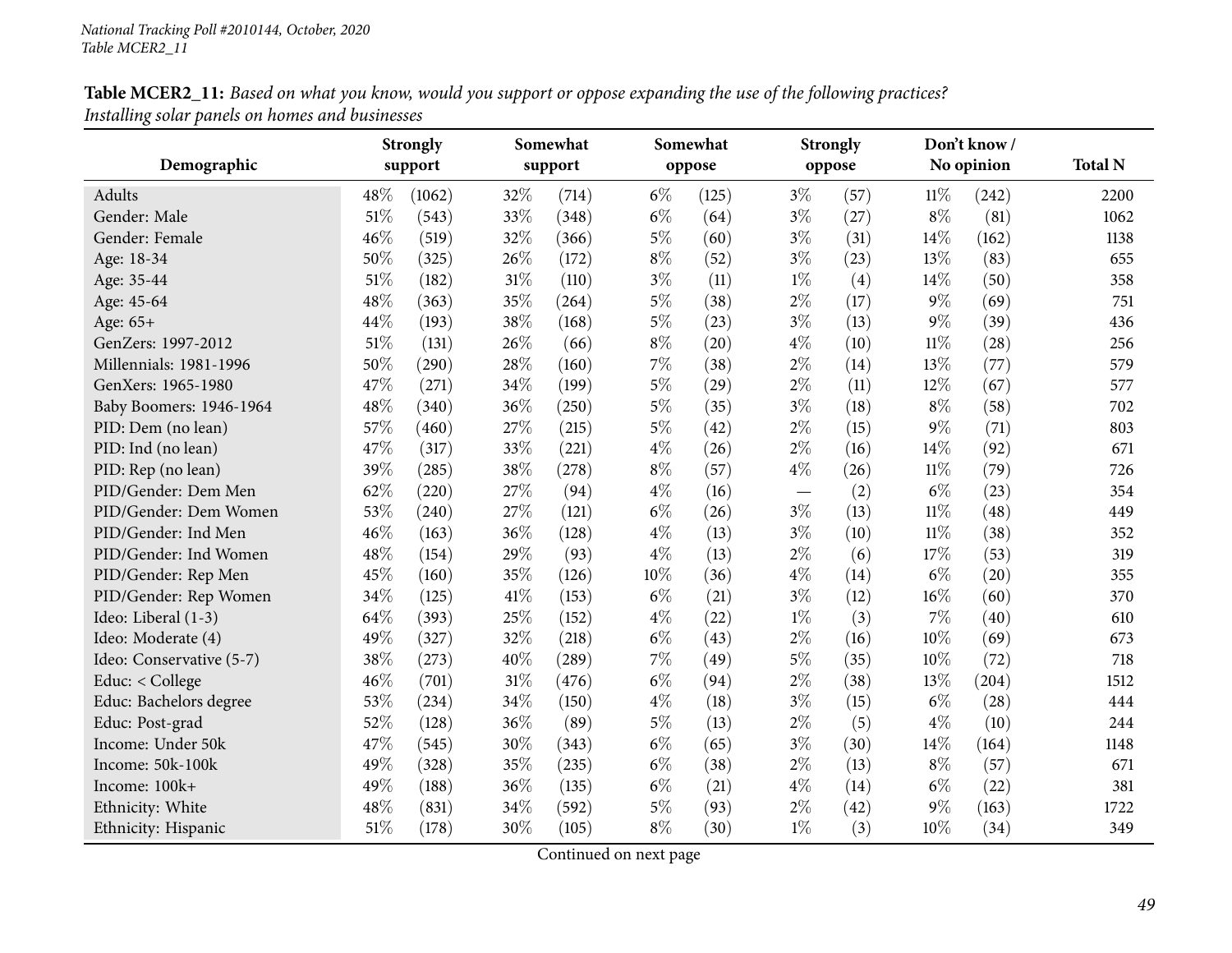*National Tracking Poll #2010144, October, 2020*
*Table MCER2_11*

**Table MCER2_11:** *Based on what you know, would you support or oppose expanding the use of the following practices? Installing solar panels on homes and businesses*

| Demographic | Strongly support | | Somewhat support | | Somewhat oppose | | Strongly oppose | | Don't know / No opinion | | Total N |
|---|---|---|---|---|---|---|---|---|---|---|---|
| Adults | 48% | (1062) | 32% | (714) | 6% | (125) | 3% | (57) | 11% | (242) | 2200 |
| Gender: Male | 51% | (543) | 33% | (348) | 6% | (64) | 3% | (27) | 8% | (81) | 1062 |
| Gender: Female | 46% | (519) | 32% | (366) | 5% | (60) | 3% | (31) | 14% | (162) | 1138 |
| Age: 18-34 | 50% | (325) | 26% | (172) | 8% | (52) | 3% | (23) | 13% | (83) | 655 |
| Age: 35-44 | 51% | (182) | 31% | (110) | 3% | (11) | 1% | (4) | 14% | (50) | 358 |
| Age: 45-64 | 48% | (363) | 35% | (264) | 5% | (38) | 2% | (17) | 9% | (69) | 751 |
| Age: 65+ | 44% | (193) | 38% | (168) | 5% | (23) | 3% | (13) | 9% | (39) | 436 |
| GenZers: 1997-2012 | 51% | (131) | 26% | (66) | 8% | (20) | 4% | (10) | 11% | (28) | 256 |
| Millennials: 1981-1996 | 50% | (290) | 28% | (160) | 7% | (38) | 2% | (14) | 13% | (77) | 579 |
| GenXers: 1965-1980 | 47% | (271) | 34% | (199) | 5% | (29) | 2% | (11) | 12% | (67) | 577 |
| Baby Boomers: 1946-1964 | 48% | (340) | 36% | (250) | 5% | (35) | 3% | (18) | 8% | (58) | 702 |
| PID: Dem (no lean) | 57% | (460) | 27% | (215) | 5% | (42) | 2% | (15) | 9% | (71) | 803 |
| PID: Ind (no lean) | 47% | (317) | 33% | (221) | 4% | (26) | 2% | (16) | 14% | (92) | 671 |
| PID: Rep (no lean) | 39% | (285) | 38% | (278) | 8% | (57) | 4% | (26) | 11% | (79) | 726 |
| PID/Gender: Dem Men | 62% | (220) | 27% | (94) | 4% | (16) | — | (2) | 6% | (23) | 354 |
| PID/Gender: Dem Women | 53% | (240) | 27% | (121) | 6% | (26) | 3% | (13) | 11% | (48) | 449 |
| PID/Gender: Ind Men | 46% | (163) | 36% | (128) | 4% | (13) | 3% | (10) | 11% | (38) | 352 |
| PID/Gender: Ind Women | 48% | (154) | 29% | (93) | 4% | (13) | 2% | (6) | 17% | (53) | 319 |
| PID/Gender: Rep Men | 45% | (160) | 35% | (126) | 10% | (36) | 4% | (14) | 6% | (20) | 355 |
| PID/Gender: Rep Women | 34% | (125) | 41% | (153) | 6% | (21) | 3% | (12) | 16% | (60) | 370 |
| Ideo: Liberal (1-3) | 64% | (393) | 25% | (152) | 4% | (22) | 1% | (3) | 7% | (40) | 610 |
| Ideo: Moderate (4) | 49% | (327) | 32% | (218) | 6% | (43) | 2% | (16) | 10% | (69) | 673 |
| Ideo: Conservative (5-7) | 38% | (273) | 40% | (289) | 7% | (49) | 5% | (35) | 10% | (72) | 718 |
| Educ: < College | 46% | (701) | 31% | (476) | 6% | (94) | 2% | (38) | 13% | (204) | 1512 |
| Educ: Bachelors degree | 53% | (234) | 34% | (150) | 4% | (18) | 3% | (15) | 6% | (28) | 444 |
| Educ: Post-grad | 52% | (128) | 36% | (89) | 5% | (13) | 2% | (5) | 4% | (10) | 244 |
| Income: Under 50k | 47% | (545) | 30% | (343) | 6% | (65) | 3% | (30) | 14% | (164) | 1148 |
| Income: 50k-100k | 49% | (328) | 35% | (235) | 6% | (38) | 2% | (13) | 8% | (57) | 671 |
| Income: 100k+ | 49% | (188) | 36% | (135) | 6% | (21) | 4% | (14) | 6% | (22) | 381 |
| Ethnicity: White | 48% | (831) | 34% | (592) | 5% | (93) | 2% | (42) | 9% | (163) | 1722 |
| Ethnicity: Hispanic | 51% | (178) | 30% | (105) | 8% | (30) | 1% | (3) | 10% | (34) | 349 |

Continued on next page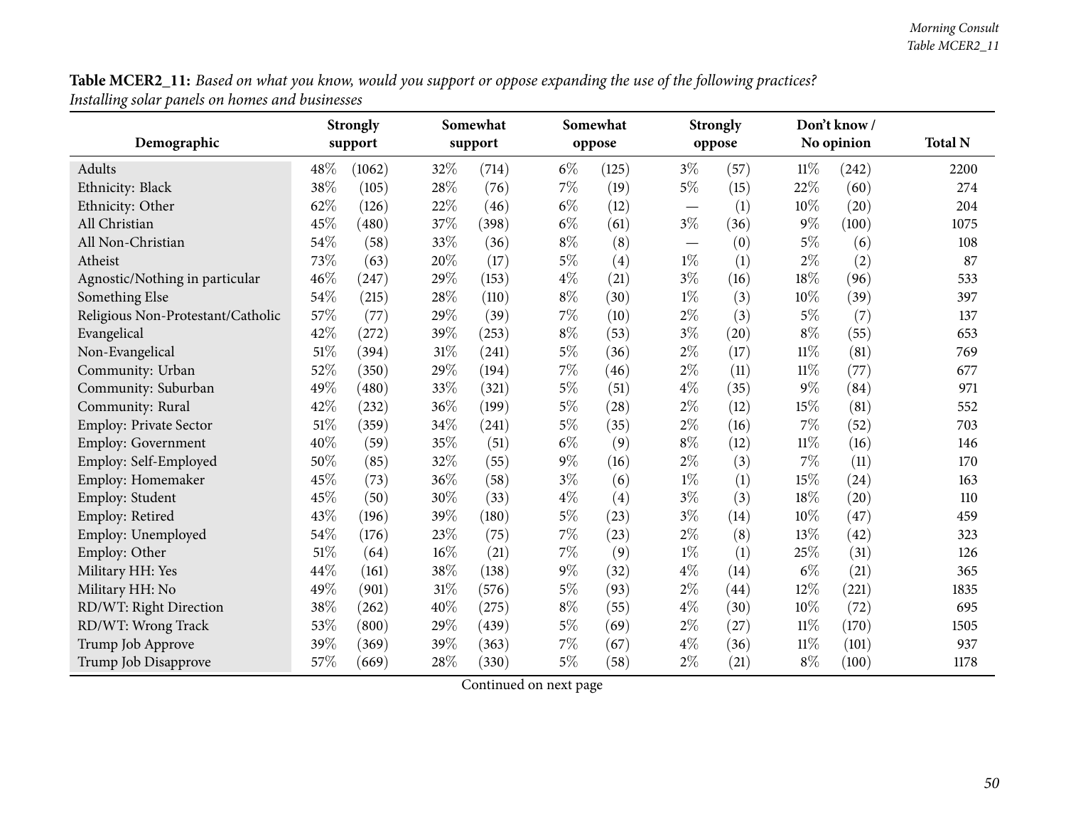**Table MCER2_11:** *Based on what you know, would you support or oppose expanding the use of the following practices? Installing solar panels on homes and businesses*

| Demographic | Strongly support | | Somewhat support | | Somewhat oppose | | Strongly oppose | | Don't know / No opinion | | Total N |
|---|---|---|---|---|---|---|---|---|---|---|---|
| Adults | 48% | (1062) | 32% | (714) | 6% | (125) | 3% | (57) | 11% | (242) | 2200 |
| Ethnicity: Black | 38% | (105) | 28% | (76) | 7% | (19) | 5% | (15) | 22% | (60) | 274 |
| Ethnicity: Other | 62% | (126) | 22% | (46) | 6% | (12) | — | (1) | 10% | (20) | 204 |
| All Christian | 45% | (480) | 37% | (398) | 6% | (61) | 3% | (36) | 9% | (100) | 1075 |
| All Non-Christian | 54% | (58) | 33% | (36) | 8% | (8) | — | (0) | 5% | (6) | 108 |
| Atheist | 73% | (63) | 20% | (17) | 5% | (4) | 1% | (1) | 2% | (2) | 87 |
| Agnostic/Nothing in particular | 46% | (247) | 29% | (153) | 4% | (21) | 3% | (16) | 18% | (96) | 533 |
| Something Else | 54% | (215) | 28% | (110) | 8% | (30) | 1% | (3) | 10% | (39) | 397 |
| Religious Non-Protestant/Catholic | 57% | (77) | 29% | (39) | 7% | (10) | 2% | (3) | 5% | (7) | 137 |
| Evangelical | 42% | (272) | 39% | (253) | 8% | (53) | 3% | (20) | 8% | (55) | 653 |
| Non-Evangelical | 51% | (394) | 31% | (241) | 5% | (36) | 2% | (17) | 11% | (81) | 769 |
| Community: Urban | 52% | (350) | 29% | (194) | 7% | (46) | 2% | (11) | 11% | (77) | 677 |
| Community: Suburban | 49% | (480) | 33% | (321) | 5% | (51) | 4% | (35) | 9% | (84) | 971 |
| Community: Rural | 42% | (232) | 36% | (199) | 5% | (28) | 2% | (12) | 15% | (81) | 552 |
| Employ: Private Sector | 51% | (359) | 34% | (241) | 5% | (35) | 2% | (16) | 7% | (52) | 703 |
| Employ: Government | 40% | (59) | 35% | (51) | 6% | (9) | 8% | (12) | 11% | (16) | 146 |
| Employ: Self-Employed | 50% | (85) | 32% | (55) | 9% | (16) | 2% | (3) | 7% | (11) | 170 |
| Employ: Homemaker | 45% | (73) | 36% | (58) | 3% | (6) | 1% | (1) | 15% | (24) | 163 |
| Employ: Student | 45% | (50) | 30% | (33) | 4% | (4) | 3% | (3) | 18% | (20) | 110 |
| Employ: Retired | 43% | (196) | 39% | (180) | 5% | (23) | 3% | (14) | 10% | (47) | 459 |
| Employ: Unemployed | 54% | (176) | 23% | (75) | 7% | (23) | 2% | (8) | 13% | (42) | 323 |
| Employ: Other | 51% | (64) | 16% | (21) | 7% | (9) | 1% | (1) | 25% | (31) | 126 |
| Military HH: Yes | 44% | (161) | 38% | (138) | 9% | (32) | 4% | (14) | 6% | (21) | 365 |
| Military HH: No | 49% | (901) | 31% | (576) | 5% | (93) | 2% | (44) | 12% | (221) | 1835 |
| RD/WT: Right Direction | 38% | (262) | 40% | (275) | 8% | (55) | 4% | (30) | 10% | (72) | 695 |
| RD/WT: Wrong Track | 53% | (800) | 29% | (439) | 5% | (69) | 2% | (27) | 11% | (170) | 1505 |
| Trump Job Approve | 39% | (369) | 39% | (363) | 7% | (67) | 4% | (36) | 11% | (101) | 937 |
| Trump Job Disapprove | 57% | (669) | 28% | (330) | 5% | (58) | 2% | (21) | 8% | (100) | 1178 |

Continued on next page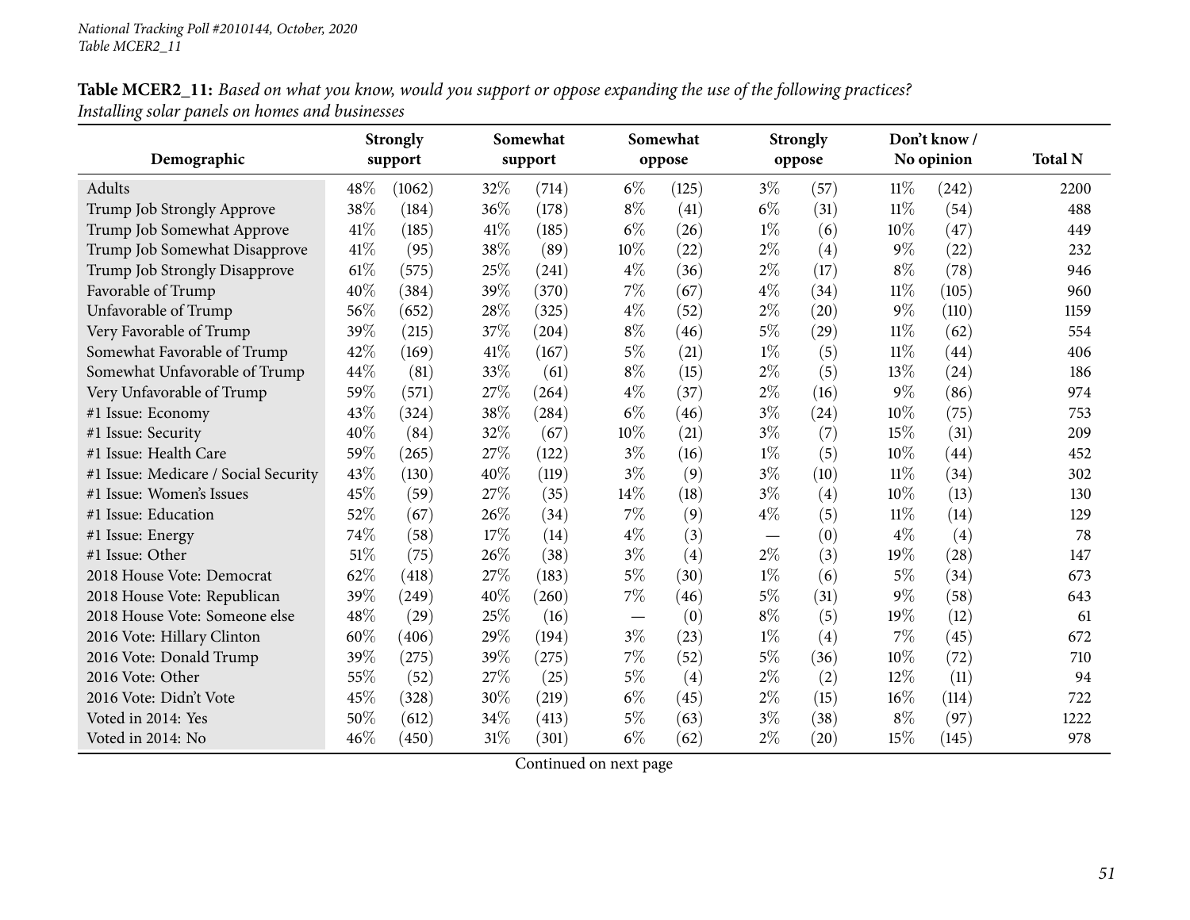**Table MCER2_11:** *Based on what you know, would you support or oppose expanding the use of the following practices? Installing solar panels on homes and businesses*

| Demographic | Strongly support | | Somewhat support | | Somewhat oppose | | Strongly oppose | | Don't know / No opinion | | Total N |
|---|---|---|---|---|---|---|---|---|---|---|---|
| Adults | 48% | (1062) | 32% | (714) | 6% | (125) | 3% | (57) | 11% | (242) | 2200 |
| Trump Job Strongly Approve | 38% | (184) | 36% | (178) | 8% | (41) | 6% | (31) | 11% | (54) | 488 |
| Trump Job Somewhat Approve | 41% | (185) | 41% | (185) | 6% | (26) | 1% | (6) | 10% | (47) | 449 |
| Trump Job Somewhat Disapprove | 41% | (95) | 38% | (89) | 10% | (22) | 2% | (4) | 9% | (22) | 232 |
| Trump Job Strongly Disapprove | 61% | (575) | 25% | (241) | 4% | (36) | 2% | (17) | 8% | (78) | 946 |
| Favorable of Trump | 40% | (384) | 39% | (370) | 7% | (67) | 4% | (34) | 11% | (105) | 960 |
| Unfavorable of Trump | 56% | (652) | 28% | (325) | 4% | (52) | 2% | (20) | 9% | (110) | 1159 |
| Very Favorable of Trump | 39% | (215) | 37% | (204) | 8% | (46) | 5% | (29) | 11% | (62) | 554 |
| Somewhat Favorable of Trump | 42% | (169) | 41% | (167) | 5% | (21) | 1% | (5) | 11% | (44) | 406 |
| Somewhat Unfavorable of Trump | 44% | (81) | 33% | (61) | 8% | (15) | 2% | (5) | 13% | (24) | 186 |
| Very Unfavorable of Trump | 59% | (571) | 27% | (264) | 4% | (37) | 2% | (16) | 9% | (86) | 974 |
| #1 Issue: Economy | 43% | (324) | 38% | (284) | 6% | (46) | 3% | (24) | 10% | (75) | 753 |
| #1 Issue: Security | 40% | (84) | 32% | (67) | 10% | (21) | 3% | (7) | 15% | (31) | 209 |
| #1 Issue: Health Care | 59% | (265) | 27% | (122) | 3% | (16) | 1% | (5) | 10% | (44) | 452 |
| #1 Issue: Medicare / Social Security | 43% | (130) | 40% | (119) | 3% | (9) | 3% | (10) | 11% | (34) | 302 |
| #1 Issue: Women's Issues | 45% | (59) | 27% | (35) | 14% | (18) | 3% | (4) | 10% | (13) | 130 |
| #1 Issue: Education | 52% | (67) | 26% | (34) | 7% | (9) | 4% | (5) | 11% | (14) | 129 |
| #1 Issue: Energy | 74% | (58) | 17% | (14) | 4% | (3) | — | (0) | 4% | (4) | 78 |
| #1 Issue: Other | 51% | (75) | 26% | (38) | 3% | (4) | 2% | (3) | 19% | (28) | 147 |
| 2018 House Vote: Democrat | 62% | (418) | 27% | (183) | 5% | (30) | 1% | (6) | 5% | (34) | 673 |
| 2018 House Vote: Republican | 39% | (249) | 40% | (260) | 7% | (46) | 5% | (31) | 9% | (58) | 643 |
| 2018 House Vote: Someone else | 48% | (29) | 25% | (16) | — | (0) | 8% | (5) | 19% | (12) | 61 |
| 2016 Vote: Hillary Clinton | 60% | (406) | 29% | (194) | 3% | (23) | 1% | (4) | 7% | (45) | 672 |
| 2016 Vote: Donald Trump | 39% | (275) | 39% | (275) | 7% | (52) | 5% | (36) | 10% | (72) | 710 |
| 2016 Vote: Other | 55% | (52) | 27% | (25) | 5% | (4) | 2% | (2) | 12% | (11) | 94 |
| 2016 Vote: Didn't Vote | 45% | (328) | 30% | (219) | 6% | (45) | 2% | (15) | 16% | (114) | 722 |
| Voted in 2014: Yes | 50% | (612) | 34% | (413) | 5% | (63) | 3% | (38) | 8% | (97) | 1222 |
| Voted in 2014: No | 46% | (450) | 31% | (301) | 6% | (62) | 2% | (20) | 15% | (145) | 978 |

Continued on next page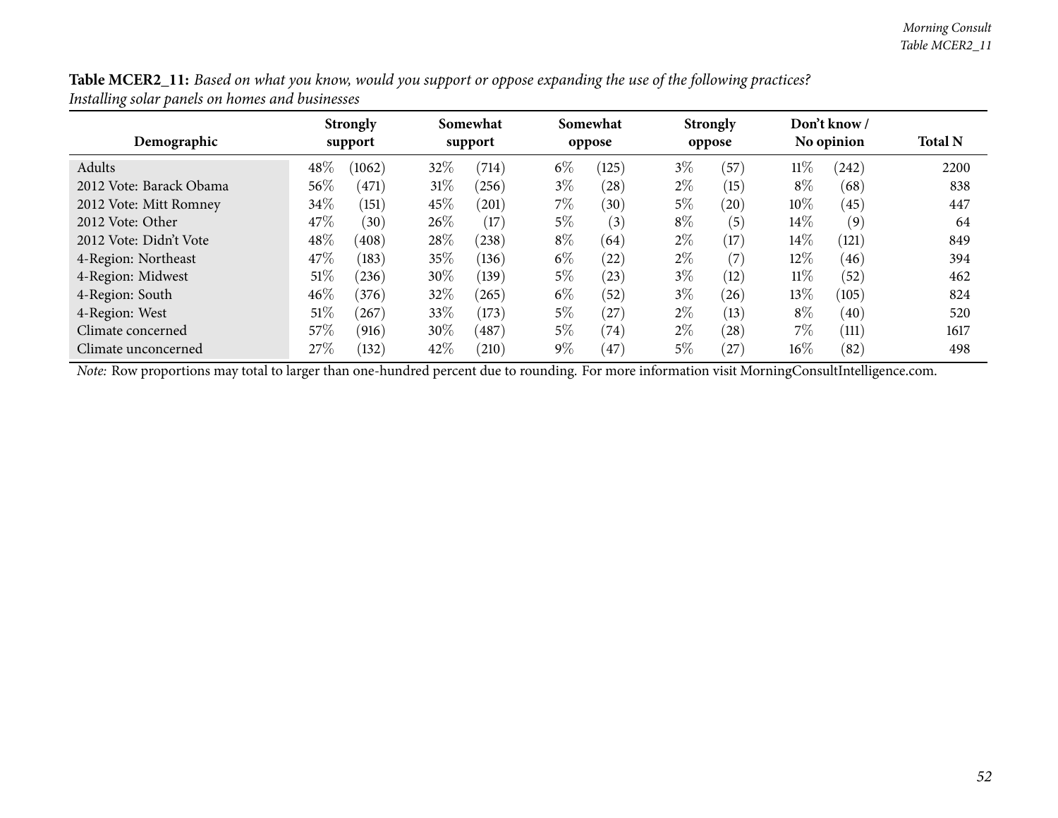**Table MCER2_11:** *Based on what you know, would you support or oppose expanding the use of the following practices?*
*Installing solar panels on homes and businesses*

| Demographic | Strongly support | | Somewhat support | | Somewhat oppose | | Strongly oppose | | Don't know / No opinion | | Total N |
|---|---|---|---|---|---|---|---|---|---|---|---|
| Adults | 48% | (1062) | 32% | (714) | 6% | (125) | 3% | (57) | 11% | (242) | 2200 |
| 2012 Vote: Barack Obama | 56% | (471) | 31% | (256) | 3% | (28) | 2% | (15) | 8% | (68) | 838 |
| 2012 Vote: Mitt Romney | 34% | (151) | 45% | (201) | 7% | (30) | 5% | (20) | 10% | (45) | 447 |
| 2012 Vote: Other | 47% | (30) | 26% | (17) | 5% | (3) | 8% | (5) | 14% | (9) | 64 |
| 2012 Vote: Didn't Vote | 48% | (408) | 28% | (238) | 8% | (64) | 2% | (17) | 14% | (121) | 849 |
| 4-Region: Northeast | 47% | (183) | 35% | (136) | 6% | (22) | 2% | (7) | 12% | (46) | 394 |
| 4-Region: Midwest | 51% | (236) | 30% | (139) | 5% | (23) | 3% | (12) | 11% | (52) | 462 |
| 4-Region: South | 46% | (376) | 32% | (265) | 6% | (52) | 3% | (26) | 13% | (105) | 824 |
| 4-Region: West | 51% | (267) | 33% | (173) | 5% | (27) | 2% | (13) | 8% | (40) | 520 |
| Climate concerned | 57% | (916) | 30% | (487) | 5% | (74) | 2% | (28) | 7% | (111) | 1617 |
| Climate unconcerned | 27% | (132) | 42% | (210) | 9% | (47) | 5% | (27) | 16% | (82) | 498 |

*Note:* Row proportions may total to larger than one-hundred percent due to rounding. For more information visit MorningConsultIntelligence.com.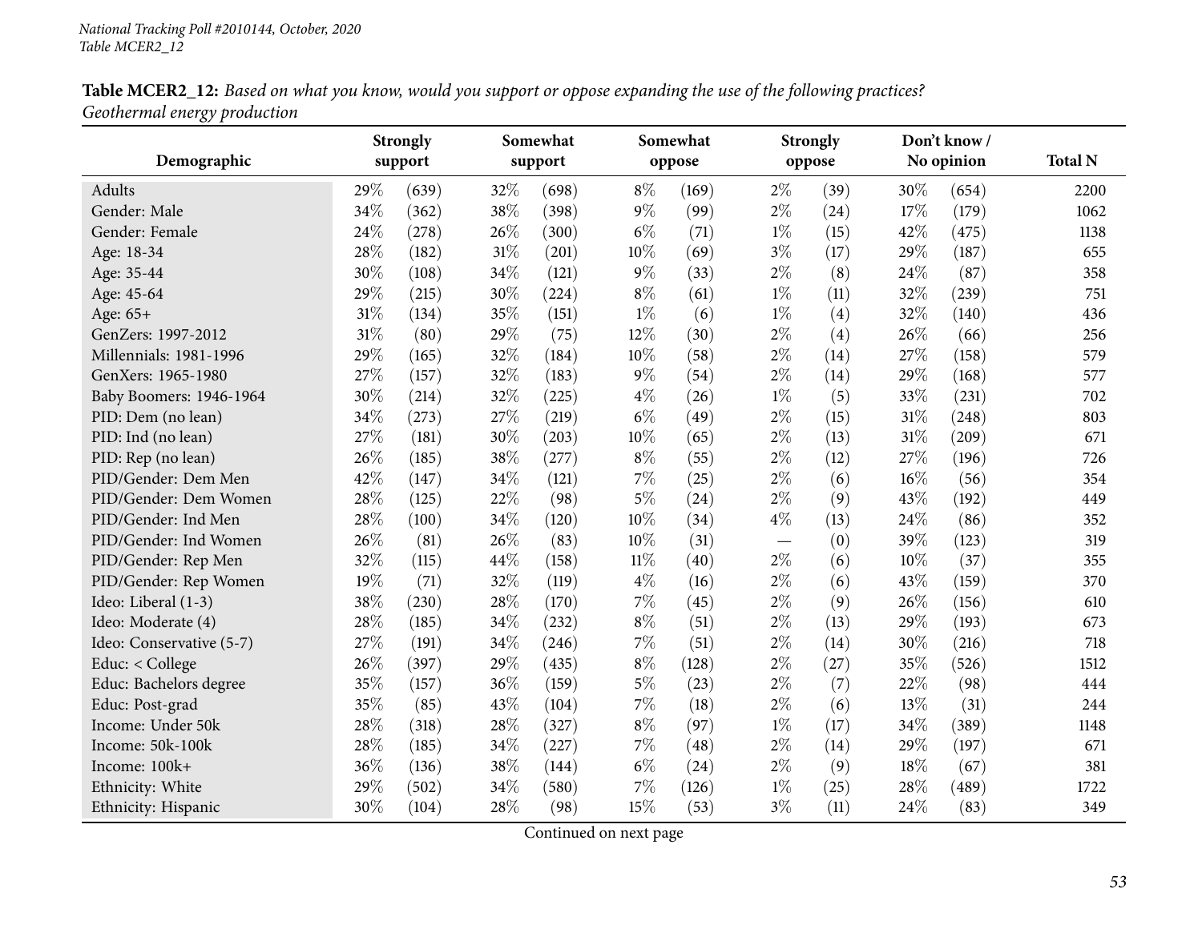*National Tracking Poll #2010144, October, 2020*
*Table MCER2_12*

**Table MCER2_12:** *Based on what you know, would you support or oppose expanding the use of the following practices? Geothermal energy production*

| Demographic | Strongly support | | Somewhat support | | Somewhat oppose | | Strongly oppose | | Don't know / No opinion | | Total N |
|---|---|---|---|---|---|---|---|---|---|---|---|
| Adults | 29% | (639) | 32% | (698) | 8% | (169) | 2% | (39) | 30% | (654) | 2200 |
| Gender: Male | 34% | (362) | 38% | (398) | 9% | (99) | 2% | (24) | 17% | (179) | 1062 |
| Gender: Female | 24% | (278) | 26% | (300) | 6% | (71) | 1% | (15) | 42% | (475) | 1138 |
| Age: 18-34 | 28% | (182) | 31% | (201) | 10% | (69) | 3% | (17) | 29% | (187) | 655 |
| Age: 35-44 | 30% | (108) | 34% | (121) | 9% | (33) | 2% | (8) | 24% | (87) | 358 |
| Age: 45-64 | 29% | (215) | 30% | (224) | 8% | (61) | 1% | (11) | 32% | (239) | 751 |
| Age: 65+ | 31% | (134) | 35% | (151) | 1% | (6) | 1% | (4) | 32% | (140) | 436 |
| GenZers: 1997-2012 | 31% | (80) | 29% | (75) | 12% | (30) | 2% | (4) | 26% | (66) | 256 |
| Millennials: 1981-1996 | 29% | (165) | 32% | (184) | 10% | (58) | 2% | (14) | 27% | (158) | 579 |
| GenXers: 1965-1980 | 27% | (157) | 32% | (183) | 9% | (54) | 2% | (14) | 29% | (168) | 577 |
| Baby Boomers: 1946-1964 | 30% | (214) | 32% | (225) | 4% | (26) | 1% | (5) | 33% | (231) | 702 |
| PID: Dem (no lean) | 34% | (273) | 27% | (219) | 6% | (49) | 2% | (15) | 31% | (248) | 803 |
| PID: Ind (no lean) | 27% | (181) | 30% | (203) | 10% | (65) | 2% | (13) | 31% | (209) | 671 |
| PID: Rep (no lean) | 26% | (185) | 38% | (277) | 8% | (55) | 2% | (12) | 27% | (196) | 726 |
| PID/Gender: Dem Men | 42% | (147) | 34% | (121) | 7% | (25) | 2% | (6) | 16% | (56) | 354 |
| PID/Gender: Dem Women | 28% | (125) | 22% | (98) | 5% | (24) | 2% | (9) | 43% | (192) | 449 |
| PID/Gender: Ind Men | 28% | (100) | 34% | (120) | 10% | (34) | 4% | (13) | 24% | (86) | 352 |
| PID/Gender: Ind Women | 26% | (81) | 26% | (83) | 10% | (31) | — | (0) | 39% | (123) | 319 |
| PID/Gender: Rep Men | 32% | (115) | 44% | (158) | 11% | (40) | 2% | (6) | 10% | (37) | 355 |
| PID/Gender: Rep Women | 19% | (71) | 32% | (119) | 4% | (16) | 2% | (6) | 43% | (159) | 370 |
| Ideo: Liberal (1-3) | 38% | (230) | 28% | (170) | 7% | (45) | 2% | (9) | 26% | (156) | 610 |
| Ideo: Moderate (4) | 28% | (185) | 34% | (232) | 8% | (51) | 2% | (13) | 29% | (193) | 673 |
| Ideo: Conservative (5-7) | 27% | (191) | 34% | (246) | 7% | (51) | 2% | (14) | 30% | (216) | 718 |
| Educ: < College | 26% | (397) | 29% | (435) | 8% | (128) | 2% | (27) | 35% | (526) | 1512 |
| Educ: Bachelors degree | 35% | (157) | 36% | (159) | 5% | (23) | 2% | (7) | 22% | (98) | 444 |
| Educ: Post-grad | 35% | (85) | 43% | (104) | 7% | (18) | 2% | (6) | 13% | (31) | 244 |
| Income: Under 50k | 28% | (318) | 28% | (327) | 8% | (97) | 1% | (17) | 34% | (389) | 1148 |
| Income: 50k-100k | 28% | (185) | 34% | (227) | 7% | (48) | 2% | (14) | 29% | (197) | 671 |
| Income: 100k+ | 36% | (136) | 38% | (144) | 6% | (24) | 2% | (9) | 18% | (67) | 381 |
| Ethnicity: White | 29% | (502) | 34% | (580) | 7% | (126) | 1% | (25) | 28% | (489) | 1722 |
| Ethnicity: Hispanic | 30% | (104) | 28% | (98) | 15% | (53) | 3% | (11) | 24% | (83) | 349 |

Continued on next page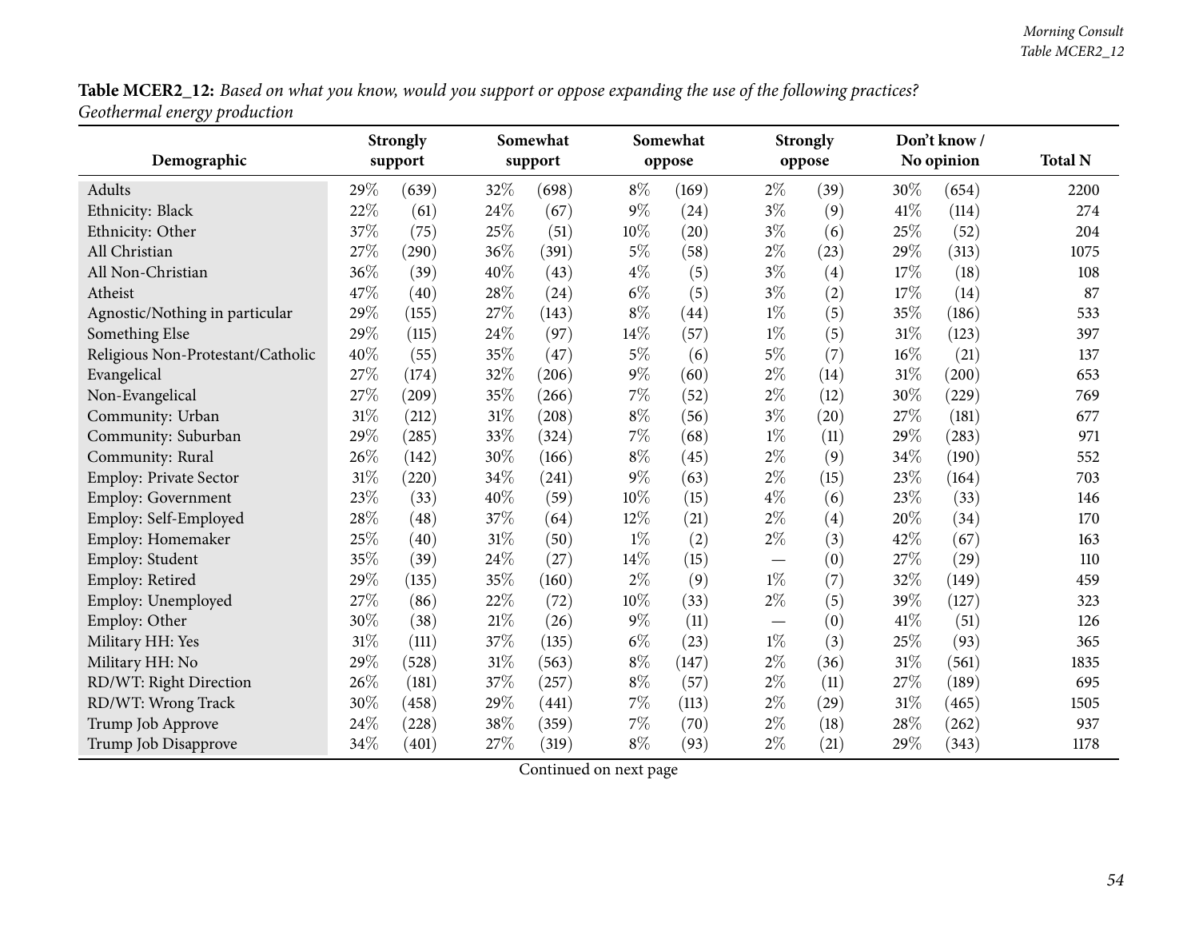**Table MCER2_12:** *Based on what you know, would you support or oppose expanding the use of the following practices?*
*Geothermal energy production*

| Demographic | Strongly support | | Somewhat support | | Somewhat oppose | | Strongly oppose | | Don't know / No opinion | | Total N |
|---|---|---|---|---|---|---|---|---|---|---|---|
| Adults | 29% | (639) | 32% | (698) | 8% | (169) | 2% | (39) | 30% | (654) | 2200 |
| Ethnicity: Black | 22% | (61) | 24% | (67) | 9% | (24) | 3% | (9) | 41% | (114) | 274 |
| Ethnicity: Other | 37% | (75) | 25% | (51) | 10% | (20) | 3% | (6) | 25% | (52) | 204 |
| All Christian | 27% | (290) | 36% | (391) | 5% | (58) | 2% | (23) | 29% | (313) | 1075 |
| All Non-Christian | 36% | (39) | 40% | (43) | 4% | (5) | 3% | (4) | 17% | (18) | 108 |
| Atheist | 47% | (40) | 28% | (24) | 6% | (5) | 3% | (2) | 17% | (14) | 87 |
| Agnostic/Nothing in particular | 29% | (155) | 27% | (143) | 8% | (44) | 1% | (5) | 35% | (186) | 533 |
| Something Else | 29% | (115) | 24% | (97) | 14% | (57) | 1% | (5) | 31% | (123) | 397 |
| Religious Non-Protestant/Catholic | 40% | (55) | 35% | (47) | 5% | (6) | 5% | (7) | 16% | (21) | 137 |
| Evangelical | 27% | (174) | 32% | (206) | 9% | (60) | 2% | (14) | 31% | (200) | 653 |
| Non-Evangelical | 27% | (209) | 35% | (266) | 7% | (52) | 2% | (12) | 30% | (229) | 769 |
| Community: Urban | 31% | (212) | 31% | (208) | 8% | (56) | 3% | (20) | 27% | (181) | 677 |
| Community: Suburban | 29% | (285) | 33% | (324) | 7% | (68) | 1% | (11) | 29% | (283) | 971 |
| Community: Rural | 26% | (142) | 30% | (166) | 8% | (45) | 2% | (9) | 34% | (190) | 552 |
| Employ: Private Sector | 31% | (220) | 34% | (241) | 9% | (63) | 2% | (15) | 23% | (164) | 703 |
| Employ: Government | 23% | (33) | 40% | (59) | 10% | (15) | 4% | (6) | 23% | (33) | 146 |
| Employ: Self-Employed | 28% | (48) | 37% | (64) | 12% | (21) | 2% | (4) | 20% | (34) | 170 |
| Employ: Homemaker | 25% | (40) | 31% | (50) | 1% | (2) | 2% | (3) | 42% | (67) | 163 |
| Employ: Student | 35% | (39) | 24% | (27) | 14% | (15) | — | (0) | 27% | (29) | 110 |
| Employ: Retired | 29% | (135) | 35% | (160) | 2% | (9) | 1% | (7) | 32% | (149) | 459 |
| Employ: Unemployed | 27% | (86) | 22% | (72) | 10% | (33) | 2% | (5) | 39% | (127) | 323 |
| Employ: Other | 30% | (38) | 21% | (26) | 9% | (11) | — | (0) | 41% | (51) | 126 |
| Military HH: Yes | 31% | (111) | 37% | (135) | 6% | (23) | 1% | (3) | 25% | (93) | 365 |
| Military HH: No | 29% | (528) | 31% | (563) | 8% | (147) | 2% | (36) | 31% | (561) | 1835 |
| RD/WT: Right Direction | 26% | (181) | 37% | (257) | 8% | (57) | 2% | (11) | 27% | (189) | 695 |
| RD/WT: Wrong Track | 30% | (458) | 29% | (441) | 7% | (113) | 2% | (29) | 31% | (465) | 1505 |
| Trump Job Approve | 24% | (228) | 38% | (359) | 7% | (70) | 2% | (18) | 28% | (262) | 937 |
| Trump Job Disapprove | 34% | (401) | 27% | (319) | 8% | (93) | 2% | (21) | 29% | (343) | 1178 |

Continued on next page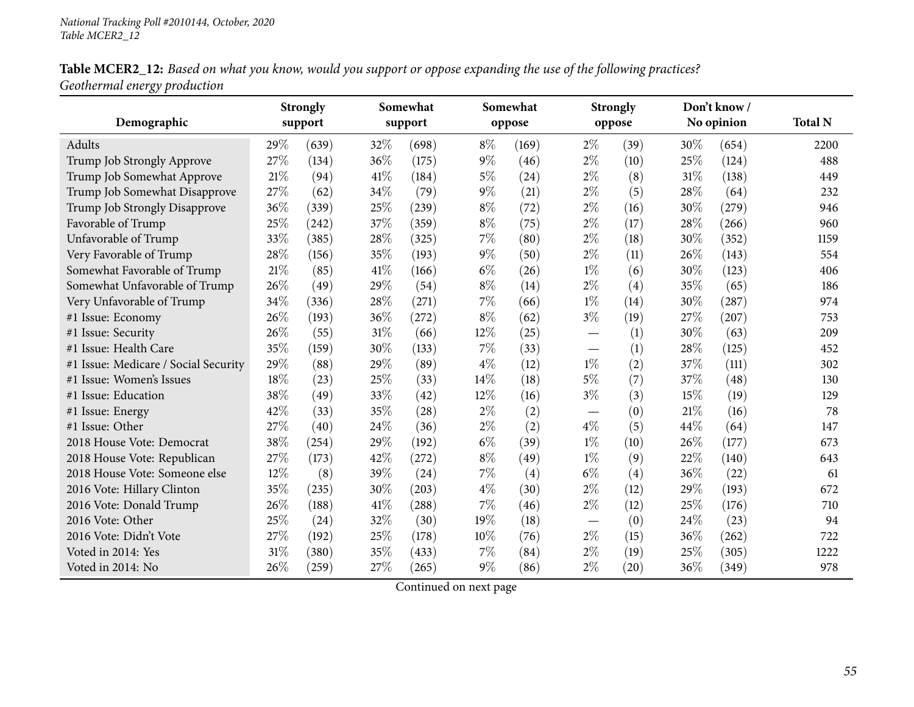**Table MCER2_12:** *Based on what you know, would you support or oppose expanding the use of the following practices? Geothermal energy production*

| Demographic | Strongly support | | Somewhat support | | Somewhat oppose | | Strongly oppose | | Don't know / No opinion | | Total N |
|---|---|---|---|---|---|---|---|---|---|---|---|
| Adults | 29% | (639) | 32% | (698) | 8% | (169) | 2% | (39) | 30% | (654) | 2200 |
| Trump Job Strongly Approve | 27% | (134) | 36% | (175) | 9% | (46) | 2% | (10) | 25% | (124) | 488 |
| Trump Job Somewhat Approve | 21% | (94) | 41% | (184) | 5% | (24) | 2% | (8) | 31% | (138) | 449 |
| Trump Job Somewhat Disapprove | 27% | (62) | 34% | (79) | 9% | (21) | 2% | (5) | 28% | (64) | 232 |
| Trump Job Strongly Disapprove | 36% | (339) | 25% | (239) | 8% | (72) | 2% | (16) | 30% | (279) | 946 |
| Favorable of Trump | 25% | (242) | 37% | (359) | 8% | (75) | 2% | (17) | 28% | (266) | 960 |
| Unfavorable of Trump | 33% | (385) | 28% | (325) | 7% | (80) | 2% | (18) | 30% | (352) | 1159 |
| Very Favorable of Trump | 28% | (156) | 35% | (193) | 9% | (50) | 2% | (11) | 26% | (143) | 554 |
| Somewhat Favorable of Trump | 21% | (85) | 41% | (166) | 6% | (26) | 1% | (6) | 30% | (123) | 406 |
| Somewhat Unfavorable of Trump | 26% | (49) | 29% | (54) | 8% | (14) | 2% | (4) | 35% | (65) | 186 |
| Very Unfavorable of Trump | 34% | (336) | 28% | (271) | 7% | (66) | 1% | (14) | 30% | (287) | 974 |
| #1 Issue: Economy | 26% | (193) | 36% | (272) | 8% | (62) | 3% | (19) | 27% | (207) | 753 |
| #1 Issue: Security | 26% | (55) | 31% | (66) | 12% | (25) | — | (1) | 30% | (63) | 209 |
| #1 Issue: Health Care | 35% | (159) | 30% | (133) | 7% | (33) | — | (1) | 28% | (125) | 452 |
| #1 Issue: Medicare / Social Security | 29% | (88) | 29% | (89) | 4% | (12) | 1% | (2) | 37% | (111) | 302 |
| #1 Issue: Women's Issues | 18% | (23) | 25% | (33) | 14% | (18) | 5% | (7) | 37% | (48) | 130 |
| #1 Issue: Education | 38% | (49) | 33% | (42) | 12% | (16) | 3% | (3) | 15% | (19) | 129 |
| #1 Issue: Energy | 42% | (33) | 35% | (28) | 2% | (2) | — | (0) | 21% | (16) | 78 |
| #1 Issue: Other | 27% | (40) | 24% | (36) | 2% | (2) | 4% | (5) | 44% | (64) | 147 |
| 2018 House Vote: Democrat | 38% | (254) | 29% | (192) | 6% | (39) | 1% | (10) | 26% | (177) | 673 |
| 2018 House Vote: Republican | 27% | (173) | 42% | (272) | 8% | (49) | 1% | (9) | 22% | (140) | 643 |
| 2018 House Vote: Someone else | 12% | (8) | 39% | (24) | 7% | (4) | 6% | (4) | 36% | (22) | 61 |
| 2016 Vote: Hillary Clinton | 35% | (235) | 30% | (203) | 4% | (30) | 2% | (12) | 29% | (193) | 672 |
| 2016 Vote: Donald Trump | 26% | (188) | 41% | (288) | 7% | (46) | 2% | (12) | 25% | (176) | 710 |
| 2016 Vote: Other | 25% | (24) | 32% | (30) | 19% | (18) | — | (0) | 24% | (23) | 94 |
| 2016 Vote: Didn't Vote | 27% | (192) | 25% | (178) | 10% | (76) | 2% | (15) | 36% | (262) | 722 |
| Voted in 2014: Yes | 31% | (380) | 35% | (433) | 7% | (84) | 2% | (19) | 25% | (305) | 1222 |
| Voted in 2014: No | 26% | (259) | 27% | (265) | 9% | (86) | 2% | (20) | 36% | (349) | 978 |

Continued on next page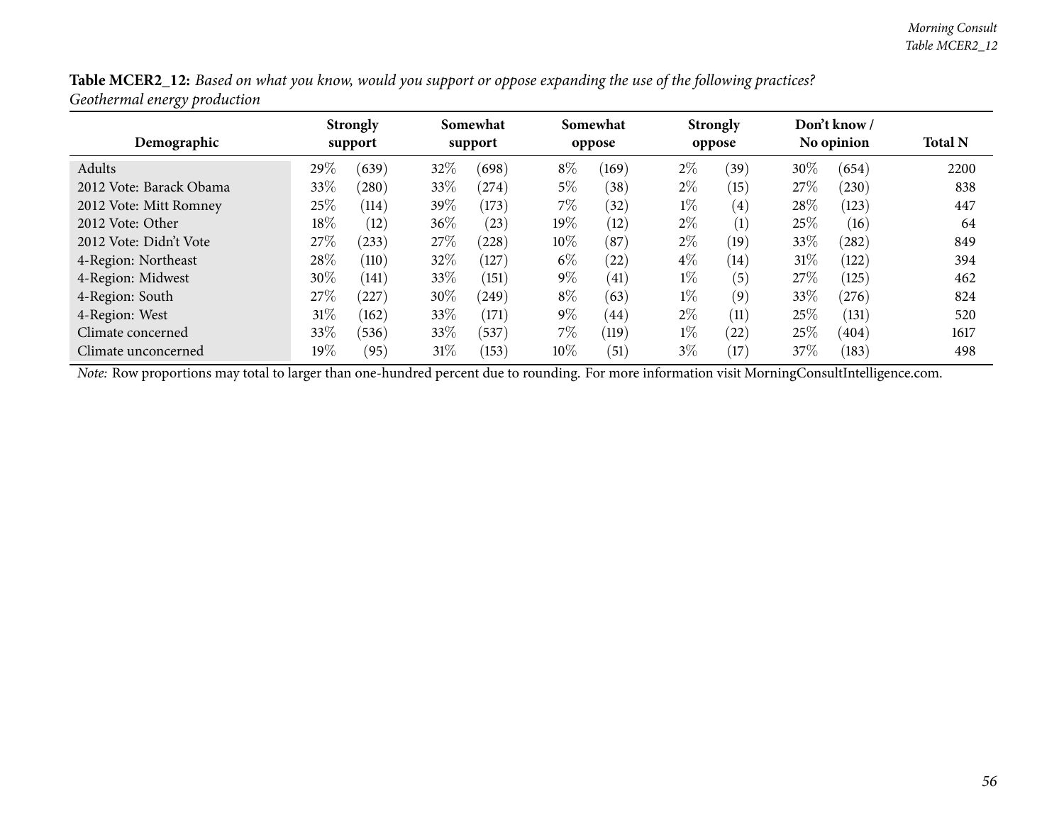**Table MCER2_12:** *Based on what you know, would you support or oppose expanding the use of the following practices? Geothermal energy production*

| Demographic | Strongly support | | Somewhat support | | Somewhat oppose | | Strongly oppose | | Don't know / No opinion | | Total N |
|---|---|---|---|---|---|---|---|---|---|---|---|
| Adults | 29% | (639) | 32% | (698) | 8% | (169) | 2% | (39) | 30% | (654) | 2200 |
| 2012 Vote: Barack Obama | 33% | (280) | 33% | (274) | 5% | (38) | 2% | (15) | 27% | (230) | 838 |
| 2012 Vote: Mitt Romney | 25% | (114) | 39% | (173) | 7% | (32) | 1% | (4) | 28% | (123) | 447 |
| 2012 Vote: Other | 18% | (12) | 36% | (23) | 19% | (12) | 2% | (1) | 25% | (16) | 64 |
| 2012 Vote: Didn't Vote | 27% | (233) | 27% | (228) | 10% | (87) | 2% | (19) | 33% | (282) | 849 |
| 4-Region: Northeast | 28% | (110) | 32% | (127) | 6% | (22) | 4% | (14) | 31% | (122) | 394 |
| 4-Region: Midwest | 30% | (141) | 33% | (151) | 9% | (41) | 1% | (5) | 27% | (125) | 462 |
| 4-Region: South | 27% | (227) | 30% | (249) | 8% | (63) | 1% | (9) | 33% | (276) | 824 |
| 4-Region: West | 31% | (162) | 33% | (171) | 9% | (44) | 2% | (11) | 25% | (131) | 520 |
| Climate concerned | 33% | (536) | 33% | (537) | 7% | (119) | 1% | (22) | 25% | (404) | 1617 |
| Climate unconcerned | 19% | (95) | 31% | (153) | 10% | (51) | 3% | (17) | 37% | (183) | 498 |

*Note:* Row proportions may total to larger than one-hundred percent due to rounding. For more information visit MorningConsultIntelligence.com.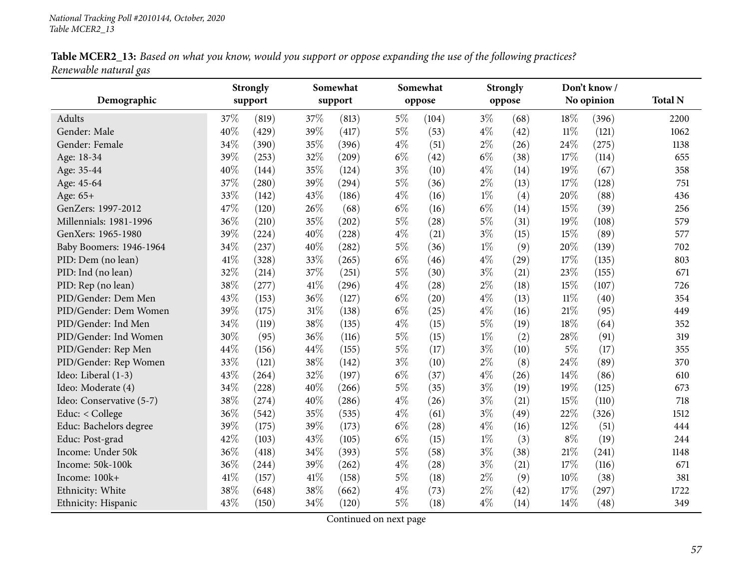National Tracking Poll #2010144, October, 2020
Table MCER2_13

**Table MCER2_13:** *Based on what you know, would you support or oppose expanding the use of the following practices? Renewable natural gas*

| Demographic | Strongly support | | Somewhat support | | Somewhat oppose | | Strongly oppose | | Don't know / No opinion | | Total N |
|---|---|---|---|---|---|---|---|---|---|---|---|
| Adults | 37% | (819) | 37% | (813) | 5% | (104) | 3% | (68) | 18% | (396) | 2200 |
| Gender: Male | 40% | (429) | 39% | (417) | 5% | (53) | 4% | (42) | 11% | (121) | 1062 |
| Gender: Female | 34% | (390) | 35% | (396) | 4% | (51) | 2% | (26) | 24% | (275) | 1138 |
| Age: 18-34 | 39% | (253) | 32% | (209) | 6% | (42) | 6% | (38) | 17% | (114) | 655 |
| Age: 35-44 | 40% | (144) | 35% | (124) | 3% | (10) | 4% | (14) | 19% | (67) | 358 |
| Age: 45-64 | 37% | (280) | 39% | (294) | 5% | (36) | 2% | (13) | 17% | (128) | 751 |
| Age: 65+ | 33% | (142) | 43% | (186) | 4% | (16) | 1% | (4) | 20% | (88) | 436 |
| GenZers: 1997-2012 | 47% | (120) | 26% | (68) | 6% | (16) | 6% | (14) | 15% | (39) | 256 |
| Millennials: 1981-1996 | 36% | (210) | 35% | (202) | 5% | (28) | 5% | (31) | 19% | (108) | 579 |
| GenXers: 1965-1980 | 39% | (224) | 40% | (228) | 4% | (21) | 3% | (15) | 15% | (89) | 577 |
| Baby Boomers: 1946-1964 | 34% | (237) | 40% | (282) | 5% | (36) | 1% | (9) | 20% | (139) | 702 |
| PID: Dem (no lean) | 41% | (328) | 33% | (265) | 6% | (46) | 4% | (29) | 17% | (135) | 803 |
| PID: Ind (no lean) | 32% | (214) | 37% | (251) | 5% | (30) | 3% | (21) | 23% | (155) | 671 |
| PID: Rep (no lean) | 38% | (277) | 41% | (296) | 4% | (28) | 2% | (18) | 15% | (107) | 726 |
| PID/Gender: Dem Men | 43% | (153) | 36% | (127) | 6% | (20) | 4% | (13) | 11% | (40) | 354 |
| PID/Gender: Dem Women | 39% | (175) | 31% | (138) | 6% | (25) | 4% | (16) | 21% | (95) | 449 |
| PID/Gender: Ind Men | 34% | (119) | 38% | (135) | 4% | (15) | 5% | (19) | 18% | (64) | 352 |
| PID/Gender: Ind Women | 30% | (95) | 36% | (116) | 5% | (15) | 1% | (2) | 28% | (91) | 319 |
| PID/Gender: Rep Men | 44% | (156) | 44% | (155) | 5% | (17) | 3% | (10) | 5% | (17) | 355 |
| PID/Gender: Rep Women | 33% | (121) | 38% | (142) | 3% | (10) | 2% | (8) | 24% | (89) | 370 |
| Ideo: Liberal (1-3) | 43% | (264) | 32% | (197) | 6% | (37) | 4% | (26) | 14% | (86) | 610 |
| Ideo: Moderate (4) | 34% | (228) | 40% | (266) | 5% | (35) | 3% | (19) | 19% | (125) | 673 |
| Ideo: Conservative (5-7) | 38% | (274) | 40% | (286) | 4% | (26) | 3% | (21) | 15% | (110) | 718 |
| Educ: < College | 36% | (542) | 35% | (535) | 4% | (61) | 3% | (49) | 22% | (326) | 1512 |
| Educ: Bachelors degree | 39% | (175) | 39% | (173) | 6% | (28) | 4% | (16) | 12% | (51) | 444 |
| Educ: Post-grad | 42% | (103) | 43% | (105) | 6% | (15) | 1% | (3) | 8% | (19) | 244 |
| Income: Under 50k | 36% | (418) | 34% | (393) | 5% | (58) | 3% | (38) | 21% | (241) | 1148 |
| Income: 50k-100k | 36% | (244) | 39% | (262) | 4% | (28) | 3% | (21) | 17% | (116) | 671 |
| Income: 100k+ | 41% | (157) | 41% | (158) | 5% | (18) | 2% | (9) | 10% | (38) | 381 |
| Ethnicity: White | 38% | (648) | 38% | (662) | 4% | (73) | 2% | (42) | 17% | (297) | 1722 |
| Ethnicity: Hispanic | 43% | (150) | 34% | (120) | 5% | (18) | 4% | (14) | 14% | (48) | 349 |

Continued on next page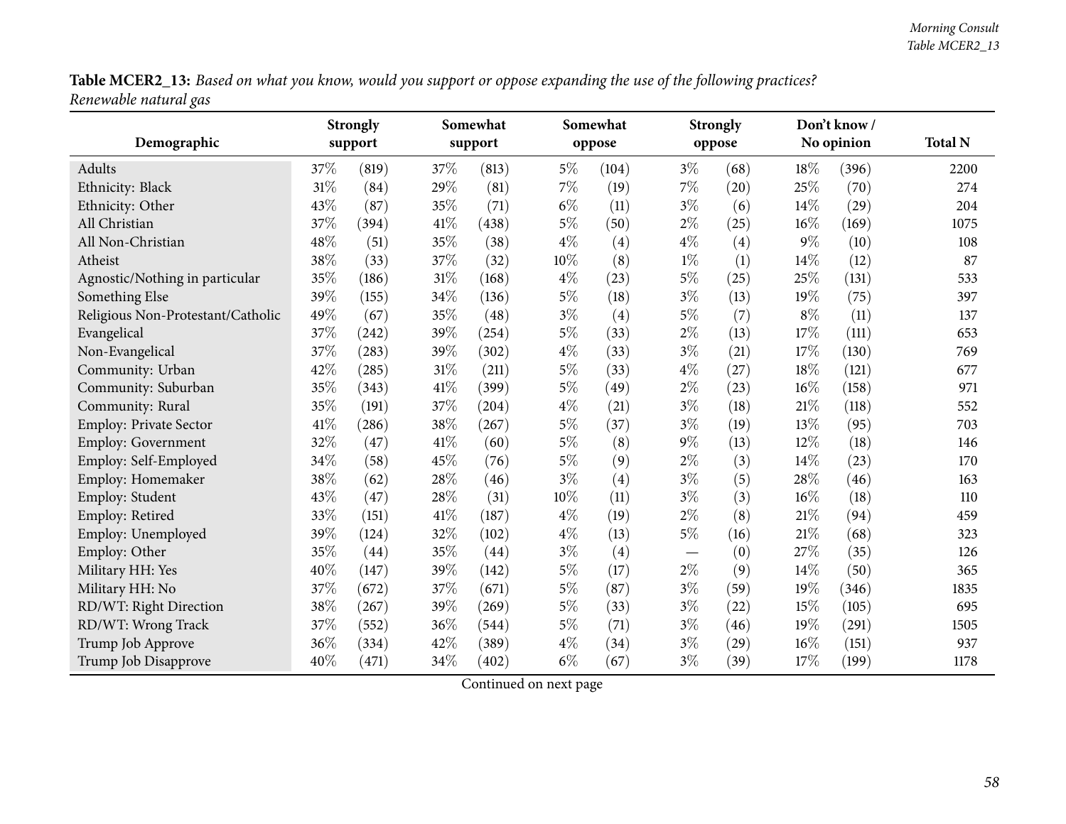**Table MCER2_13:** *Based on what you know, would you support or oppose expanding the use of the following practices? Renewable natural gas*

| Demographic | Strongly support | | Somewhat support | | Somewhat oppose | | Strongly oppose | | Don't know / No opinion | | Total N |
|---|---|---|---|---|---|---|---|---|---|---|---|
| Adults | 37% | (819) | 37% | (813) | 5% | (104) | 3% | (68) | 18% | (396) | 2200 |
| Ethnicity: Black | 31% | (84) | 29% | (81) | 7% | (19) | 7% | (20) | 25% | (70) | 274 |
| Ethnicity: Other | 43% | (87) | 35% | (71) | 6% | (11) | 3% | (6) | 14% | (29) | 204 |
| All Christian | 37% | (394) | 41% | (438) | 5% | (50) | 2% | (25) | 16% | (169) | 1075 |
| All Non-Christian | 48% | (51) | 35% | (38) | 4% | (4) | 4% | (4) | 9% | (10) | 108 |
| Atheist | 38% | (33) | 37% | (32) | 10% | (8) | 1% | (1) | 14% | (12) | 87 |
| Agnostic/Nothing in particular | 35% | (186) | 31% | (168) | 4% | (23) | 5% | (25) | 25% | (131) | 533 |
| Something Else | 39% | (155) | 34% | (136) | 5% | (18) | 3% | (13) | 19% | (75) | 397 |
| Religious Non-Protestant/Catholic | 49% | (67) | 35% | (48) | 3% | (4) | 5% | (7) | 8% | (11) | 137 |
| Evangelical | 37% | (242) | 39% | (254) | 5% | (33) | 2% | (13) | 17% | (111) | 653 |
| Non-Evangelical | 37% | (283) | 39% | (302) | 4% | (33) | 3% | (21) | 17% | (130) | 769 |
| Community: Urban | 42% | (285) | 31% | (211) | 5% | (33) | 4% | (27) | 18% | (121) | 677 |
| Community: Suburban | 35% | (343) | 41% | (399) | 5% | (49) | 2% | (23) | 16% | (158) | 971 |
| Community: Rural | 35% | (191) | 37% | (204) | 4% | (21) | 3% | (18) | 21% | (118) | 552 |
| Employ: Private Sector | 41% | (286) | 38% | (267) | 5% | (37) | 3% | (19) | 13% | (95) | 703 |
| Employ: Government | 32% | (47) | 41% | (60) | 5% | (8) | 9% | (13) | 12% | (18) | 146 |
| Employ: Self-Employed | 34% | (58) | 45% | (76) | 5% | (9) | 2% | (3) | 14% | (23) | 170 |
| Employ: Homemaker | 38% | (62) | 28% | (46) | 3% | (4) | 3% | (5) | 28% | (46) | 163 |
| Employ: Student | 43% | (47) | 28% | (31) | 10% | (11) | 3% | (3) | 16% | (18) | 110 |
| Employ: Retired | 33% | (151) | 41% | (187) | 4% | (19) | 2% | (8) | 21% | (94) | 459 |
| Employ: Unemployed | 39% | (124) | 32% | (102) | 4% | (13) | 5% | (16) | 21% | (68) | 323 |
| Employ: Other | 35% | (44) | 35% | (44) | 3% | (4) | — | (0) | 27% | (35) | 126 |
| Military HH: Yes | 40% | (147) | 39% | (142) | 5% | (17) | 2% | (9) | 14% | (50) | 365 |
| Military HH: No | 37% | (672) | 37% | (671) | 5% | (87) | 3% | (59) | 19% | (346) | 1835 |
| RD/WT: Right Direction | 38% | (267) | 39% | (269) | 5% | (33) | 3% | (22) | 15% | (105) | 695 |
| RD/WT: Wrong Track | 37% | (552) | 36% | (544) | 5% | (71) | 3% | (46) | 19% | (291) | 1505 |
| Trump Job Approve | 36% | (334) | 42% | (389) | 4% | (34) | 3% | (29) | 16% | (151) | 937 |
| Trump Job Disapprove | 40% | (471) | 34% | (402) | 6% | (67) | 3% | (39) | 17% | (199) | 1178 |

Continued on next page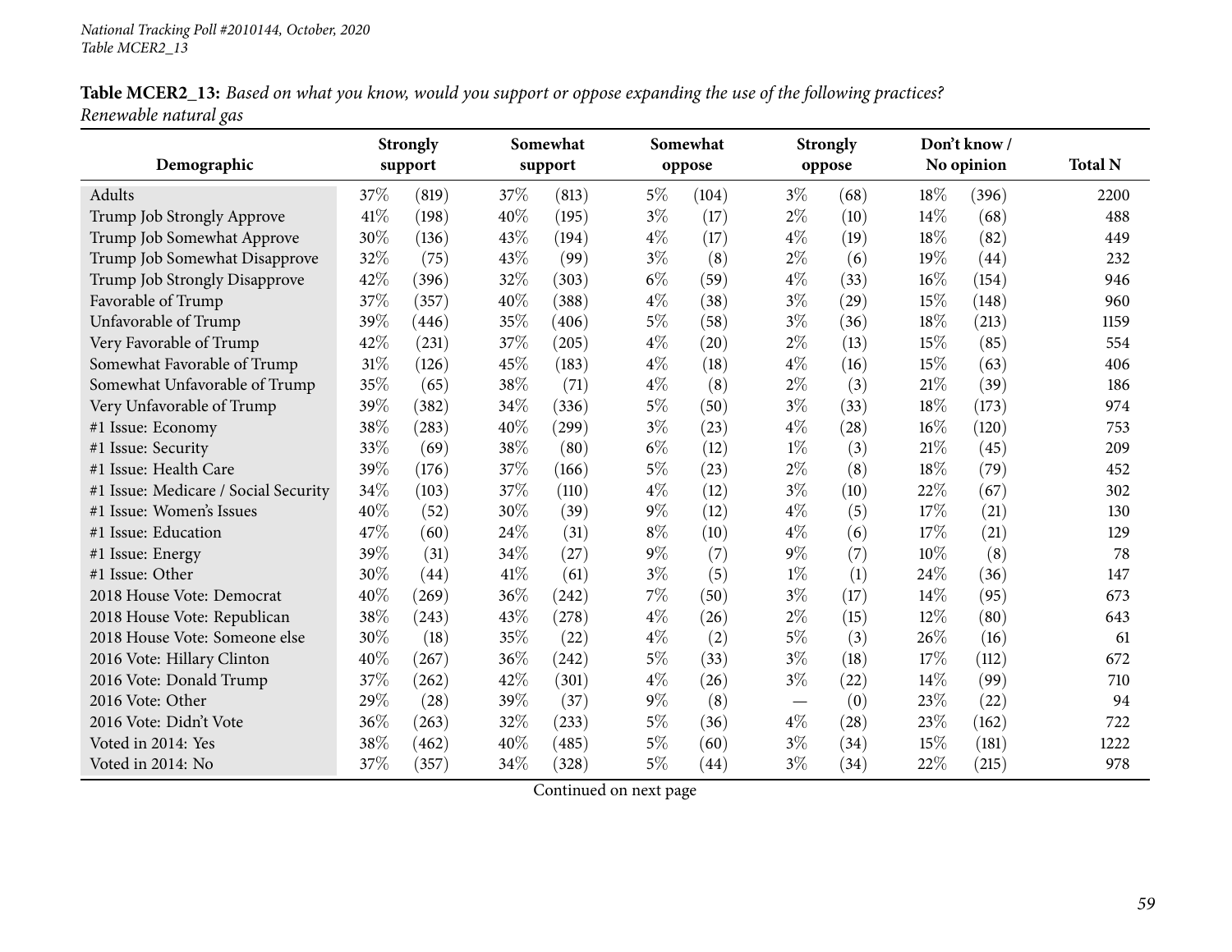**Table MCER2_13:** *Based on what you know, would you support or oppose expanding the use of the following practices? Renewable natural gas*

| Demographic | Strongly support | | Somewhat support | | Somewhat oppose | | Strongly oppose | | Don't know / No opinion | | Total N |
|---|---|---|---|---|---|---|---|---|---|---|---|
| Adults | 37% | (819) | 37% | (813) | 5% | (104) | 3% | (68) | 18% | (396) | 2200 |
| Trump Job Strongly Approve | 41% | (198) | 40% | (195) | 3% | (17) | 2% | (10) | 14% | (68) | 488 |
| Trump Job Somewhat Approve | 30% | (136) | 43% | (194) | 4% | (17) | 4% | (19) | 18% | (82) | 449 |
| Trump Job Somewhat Disapprove | 32% | (75) | 43% | (99) | 3% | (8) | 2% | (6) | 19% | (44) | 232 |
| Trump Job Strongly Disapprove | 42% | (396) | 32% | (303) | 6% | (59) | 4% | (33) | 16% | (154) | 946 |
| Favorable of Trump | 37% | (357) | 40% | (388) | 4% | (38) | 3% | (29) | 15% | (148) | 960 |
| Unfavorable of Trump | 39% | (446) | 35% | (406) | 5% | (58) | 3% | (36) | 18% | (213) | 1159 |
| Very Favorable of Trump | 42% | (231) | 37% | (205) | 4% | (20) | 2% | (13) | 15% | (85) | 554 |
| Somewhat Favorable of Trump | 31% | (126) | 45% | (183) | 4% | (18) | 4% | (16) | 15% | (63) | 406 |
| Somewhat Unfavorable of Trump | 35% | (65) | 38% | (71) | 4% | (8) | 2% | (3) | 21% | (39) | 186 |
| Very Unfavorable of Trump | 39% | (382) | 34% | (336) | 5% | (50) | 3% | (33) | 18% | (173) | 974 |
| #1 Issue: Economy | 38% | (283) | 40% | (299) | 3% | (23) | 4% | (28) | 16% | (120) | 753 |
| #1 Issue: Security | 33% | (69) | 38% | (80) | 6% | (12) | 1% | (3) | 21% | (45) | 209 |
| #1 Issue: Health Care | 39% | (176) | 37% | (166) | 5% | (23) | 2% | (8) | 18% | (79) | 452 |
| #1 Issue: Medicare / Social Security | 34% | (103) | 37% | (110) | 4% | (12) | 3% | (10) | 22% | (67) | 302 |
| #1 Issue: Women's Issues | 40% | (52) | 30% | (39) | 9% | (12) | 4% | (5) | 17% | (21) | 130 |
| #1 Issue: Education | 47% | (60) | 24% | (31) | 8% | (10) | 4% | (6) | 17% | (21) | 129 |
| #1 Issue: Energy | 39% | (31) | 34% | (27) | 9% | (7) | 9% | (7) | 10% | (8) | 78 |
| #1 Issue: Other | 30% | (44) | 41% | (61) | 3% | (5) | 1% | (1) | 24% | (36) | 147 |
| 2018 House Vote: Democrat | 40% | (269) | 36% | (242) | 7% | (50) | 3% | (17) | 14% | (95) | 673 |
| 2018 House Vote: Republican | 38% | (243) | 43% | (278) | 4% | (26) | 2% | (15) | 12% | (80) | 643 |
| 2018 House Vote: Someone else | 30% | (18) | 35% | (22) | 4% | (2) | 5% | (3) | 26% | (16) | 61 |
| 2016 Vote: Hillary Clinton | 40% | (267) | 36% | (242) | 5% | (33) | 3% | (18) | 17% | (112) | 672 |
| 2016 Vote: Donald Trump | 37% | (262) | 42% | (301) | 4% | (26) | 3% | (22) | 14% | (99) | 710 |
| 2016 Vote: Other | 29% | (28) | 39% | (37) | 9% | (8) | — | (0) | 23% | (22) | 94 |
| 2016 Vote: Didn't Vote | 36% | (263) | 32% | (233) | 5% | (36) | 4% | (28) | 23% | (162) | 722 |
| Voted in 2014: Yes | 38% | (462) | 40% | (485) | 5% | (60) | 3% | (34) | 15% | (181) | 1222 |
| Voted in 2014: No | 37% | (357) | 34% | (328) | 5% | (44) | 3% | (34) | 22% | (215) | 978 |

Continued on next page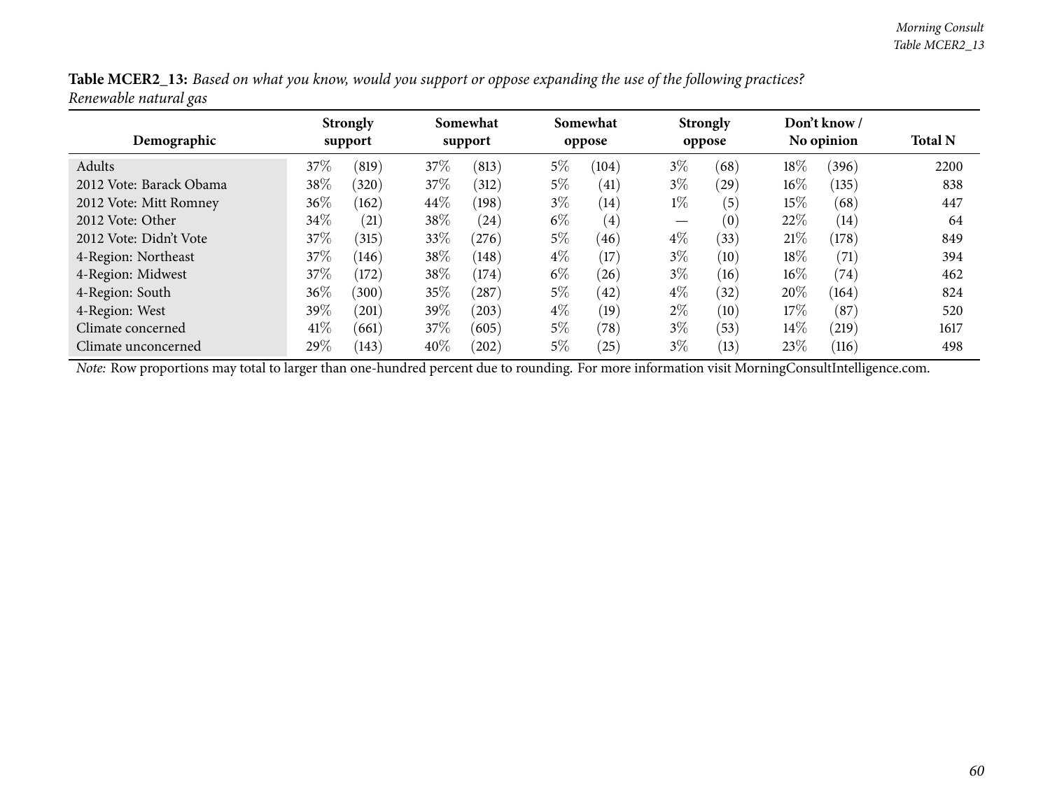**Table MCER2_13:** *Based on what you know, would you support or oppose expanding the use of the following practices? Renewable natural gas*

| Demographic | Strongly support | | Somewhat support | | Somewhat oppose | | Strongly oppose | | Don't know / No opinion | | Total N |
|---|---|---|---|---|---|---|---|---|---|---|---|
| Adults | 37% | (819) | 37% | (813) | 5% | (104) | 3% | (68) | 18% | (396) | 2200 |
| 2012 Vote: Barack Obama | 38% | (320) | 37% | (312) | 5% | (41) | 3% | (29) | 16% | (135) | 838 |
| 2012 Vote: Mitt Romney | 36% | (162) | 44% | (198) | 3% | (14) | 1% | (5) | 15% | (68) | 447 |
| 2012 Vote: Other | 34% | (21) | 38% | (24) | 6% | (4) | — | (0) | 22% | (14) | 64 |
| 2012 Vote: Didn't Vote | 37% | (315) | 33% | (276) | 5% | (46) | 4% | (33) | 21% | (178) | 849 |
| 4-Region: Northeast | 37% | (146) | 38% | (148) | 4% | (17) | 3% | (10) | 18% | (71) | 394 |
| 4-Region: Midwest | 37% | (172) | 38% | (174) | 6% | (26) | 3% | (16) | 16% | (74) | 462 |
| 4-Region: South | 36% | (300) | 35% | (287) | 5% | (42) | 4% | (32) | 20% | (164) | 824 |
| 4-Region: West | 39% | (201) | 39% | (203) | 4% | (19) | 2% | (10) | 17% | (87) | 520 |
| Climate concerned | 41% | (661) | 37% | (605) | 5% | (78) | 3% | (53) | 14% | (219) | 1617 |
| Climate unconcerned | 29% | (143) | 40% | (202) | 5% | (25) | 3% | (13) | 23% | (116) | 498 |

*Note:* Row proportions may total to larger than one-hundred percent due to rounding. For more information visit MorningConsultIntelligence.com.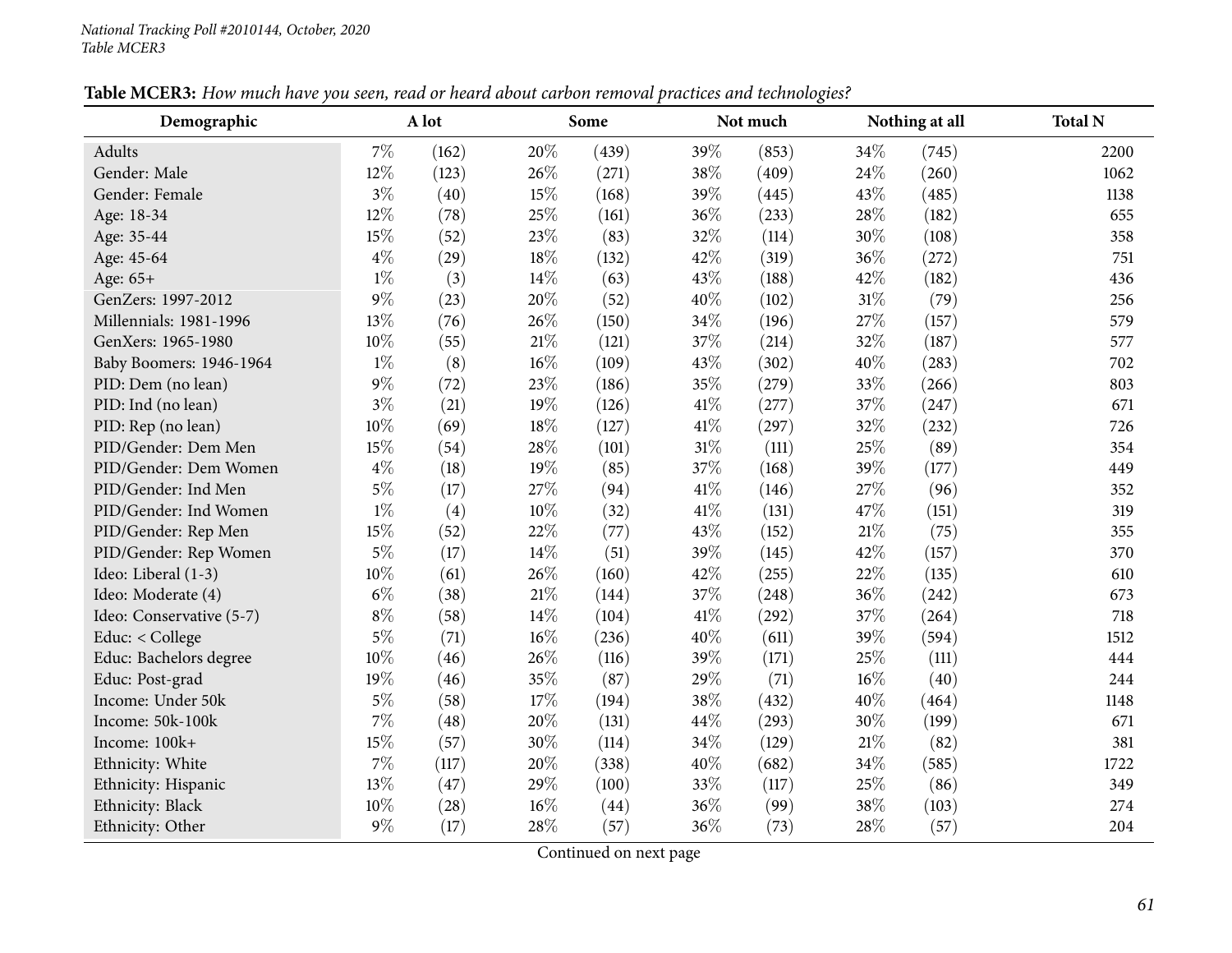**Table MCER3:** *How much have you seen, read or heard about carbon removal practices and technologies?*

| Demographic | A lot | | Some | | Not much | | Nothing at all | | Total N |
|---|---|---|---|---|---|---|---|---|---|
| Adults | 7% | (162) | 20% | (439) | 39% | (853) | 34% | (745) | 2200 |
| Gender: Male | 12% | (123) | 26% | (271) | 38% | (409) | 24% | (260) | 1062 |
| Gender: Female | 3% | (40) | 15% | (168) | 39% | (445) | 43% | (485) | 1138 |
| Age: 18-34 | 12% | (78) | 25% | (161) | 36% | (233) | 28% | (182) | 655 |
| Age: 35-44 | 15% | (52) | 23% | (83) | 32% | (114) | 30% | (108) | 358 |
| Age: 45-64 | 4% | (29) | 18% | (132) | 42% | (319) | 36% | (272) | 751 |
| Age: 65+ | 1% | (3) | 14% | (63) | 43% | (188) | 42% | (182) | 436 |
| GenZers: 1997-2012 | 9% | (23) | 20% | (52) | 40% | (102) | 31% | (79) | 256 |
| Millennials: 1981-1996 | 13% | (76) | 26% | (150) | 34% | (196) | 27% | (157) | 579 |
| GenXers: 1965-1980 | 10% | (55) | 21% | (121) | 37% | (214) | 32% | (187) | 577 |
| Baby Boomers: 1946-1964 | 1% | (8) | 16% | (109) | 43% | (302) | 40% | (283) | 702 |
| PID: Dem (no lean) | 9% | (72) | 23% | (186) | 35% | (279) | 33% | (266) | 803 |
| PID: Ind (no lean) | 3% | (21) | 19% | (126) | 41% | (277) | 37% | (247) | 671 |
| PID: Rep (no lean) | 10% | (69) | 18% | (127) | 41% | (297) | 32% | (232) | 726 |
| PID/Gender: Dem Men | 15% | (54) | 28% | (101) | 31% | (111) | 25% | (89) | 354 |
| PID/Gender: Dem Women | 4% | (18) | 19% | (85) | 37% | (168) | 39% | (177) | 449 |
| PID/Gender: Ind Men | 5% | (17) | 27% | (94) | 41% | (146) | 27% | (96) | 352 |
| PID/Gender: Ind Women | 1% | (4) | 10% | (32) | 41% | (131) | 47% | (151) | 319 |
| PID/Gender: Rep Men | 15% | (52) | 22% | (77) | 43% | (152) | 21% | (75) | 355 |
| PID/Gender: Rep Women | 5% | (17) | 14% | (51) | 39% | (145) | 42% | (157) | 370 |
| Ideo: Liberal (1-3) | 10% | (61) | 26% | (160) | 42% | (255) | 22% | (135) | 610 |
| Ideo: Moderate (4) | 6% | (38) | 21% | (144) | 37% | (248) | 36% | (242) | 673 |
| Ideo: Conservative (5-7) | 8% | (58) | 14% | (104) | 41% | (292) | 37% | (264) | 718 |
| Educ: < College | 5% | (71) | 16% | (236) | 40% | (611) | 39% | (594) | 1512 |
| Educ: Bachelors degree | 10% | (46) | 26% | (116) | 39% | (171) | 25% | (111) | 444 |
| Educ: Post-grad | 19% | (46) | 35% | (87) | 29% | (71) | 16% | (40) | 244 |
| Income: Under 50k | 5% | (58) | 17% | (194) | 38% | (432) | 40% | (464) | 1148 |
| Income: 50k-100k | 7% | (48) | 20% | (131) | 44% | (293) | 30% | (199) | 671 |
| Income: 100k+ | 15% | (57) | 30% | (114) | 34% | (129) | 21% | (82) | 381 |
| Ethnicity: White | 7% | (117) | 20% | (338) | 40% | (682) | 34% | (585) | 1722 |
| Ethnicity: Hispanic | 13% | (47) | 29% | (100) | 33% | (117) | 25% | (86) | 349 |
| Ethnicity: Black | 10% | (28) | 16% | (44) | 36% | (99) | 38% | (103) | 274 |
| Ethnicity: Other | 9% | (17) | 28% | (57) | 36% | (73) | 28% | (57) | 204 |

Continued on next page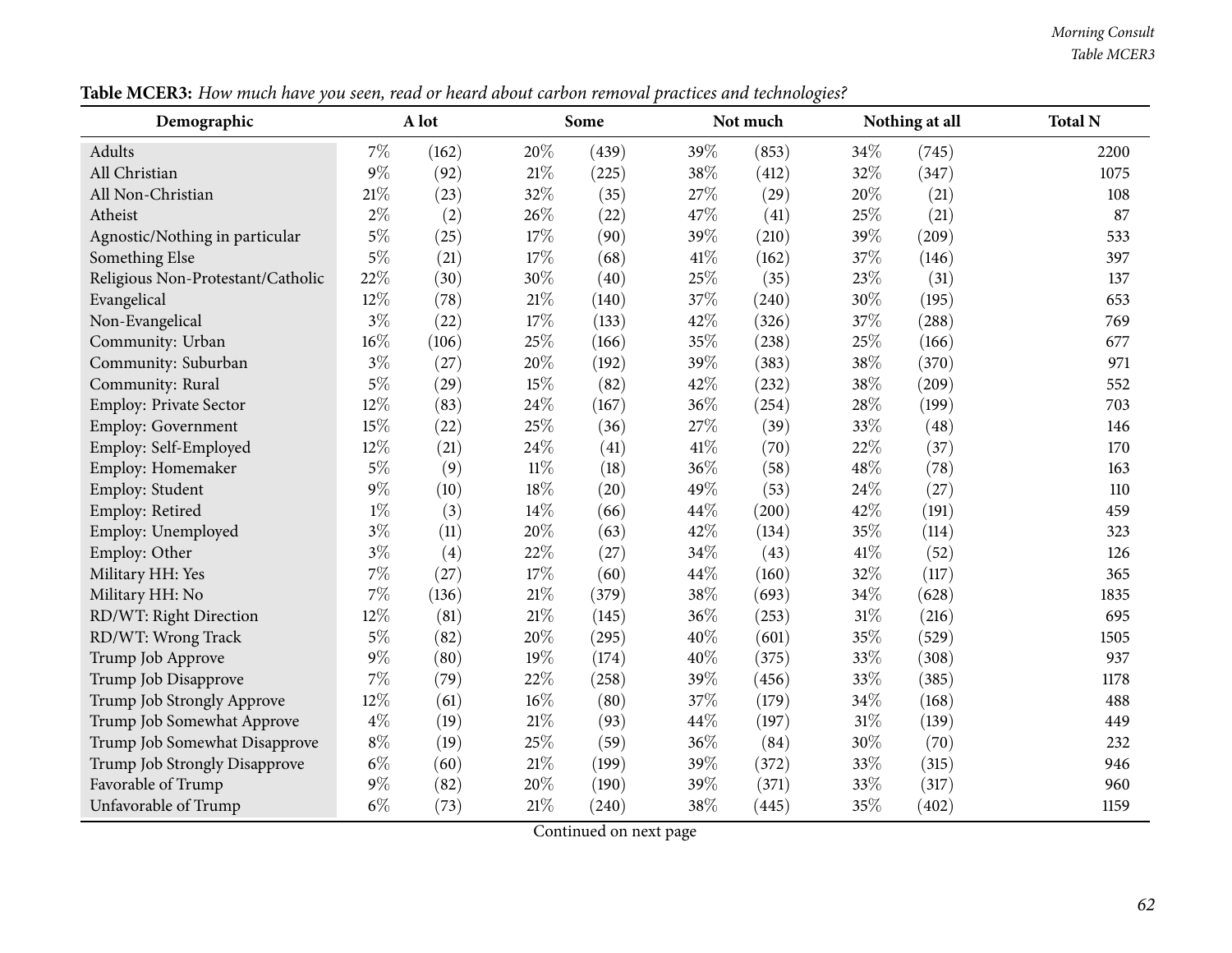**Table MCER3:** *How much have you seen, read or heard about carbon removal practices and technologies?*

| Demographic | A lot | | Some | | Not much | | Nothing at all | | Total N |
|---|---|---|---|---|---|---|---|---|---|
| Adults | 7% | (162) | 20% | (439) | 39% | (853) | 34% | (745) | 2200 |
| All Christian | 9% | (92) | 21% | (225) | 38% | (412) | 32% | (347) | 1075 |
| All Non-Christian | 21% | (23) | 32% | (35) | 27% | (29) | 20% | (21) | 108 |
| Atheist | 2% | (2) | 26% | (22) | 47% | (41) | 25% | (21) | 87 |
| Agnostic/Nothing in particular | 5% | (25) | 17% | (90) | 39% | (210) | 39% | (209) | 533 |
| Something Else | 5% | (21) | 17% | (68) | 41% | (162) | 37% | (146) | 397 |
| Religious Non-Protestant/Catholic | 22% | (30) | 30% | (40) | 25% | (35) | 23% | (31) | 137 |
| Evangelical | 12% | (78) | 21% | (140) | 37% | (240) | 30% | (195) | 653 |
| Non-Evangelical | 3% | (22) | 17% | (133) | 42% | (326) | 37% | (288) | 769 |
| Community: Urban | 16% | (106) | 25% | (166) | 35% | (238) | 25% | (166) | 677 |
| Community: Suburban | 3% | (27) | 20% | (192) | 39% | (383) | 38% | (370) | 971 |
| Community: Rural | 5% | (29) | 15% | (82) | 42% | (232) | 38% | (209) | 552 |
| Employ: Private Sector | 12% | (83) | 24% | (167) | 36% | (254) | 28% | (199) | 703 |
| Employ: Government | 15% | (22) | 25% | (36) | 27% | (39) | 33% | (48) | 146 |
| Employ: Self-Employed | 12% | (21) | 24% | (41) | 41% | (70) | 22% | (37) | 170 |
| Employ: Homemaker | 5% | (9) | 11% | (18) | 36% | (58) | 48% | (78) | 163 |
| Employ: Student | 9% | (10) | 18% | (20) | 49% | (53) | 24% | (27) | 110 |
| Employ: Retired | 1% | (3) | 14% | (66) | 44% | (200) | 42% | (191) | 459 |
| Employ: Unemployed | 3% | (11) | 20% | (63) | 42% | (134) | 35% | (114) | 323 |
| Employ: Other | 3% | (4) | 22% | (27) | 34% | (43) | 41% | (52) | 126 |
| Military HH: Yes | 7% | (27) | 17% | (60) | 44% | (160) | 32% | (117) | 365 |
| Military HH: No | 7% | (136) | 21% | (379) | 38% | (693) | 34% | (628) | 1835 |
| RD/WT: Right Direction | 12% | (81) | 21% | (145) | 36% | (253) | 31% | (216) | 695 |
| RD/WT: Wrong Track | 5% | (82) | 20% | (295) | 40% | (601) | 35% | (529) | 1505 |
| Trump Job Approve | 9% | (80) | 19% | (174) | 40% | (375) | 33% | (308) | 937 |
| Trump Job Disapprove | 7% | (79) | 22% | (258) | 39% | (456) | 33% | (385) | 1178 |
| Trump Job Strongly Approve | 12% | (61) | 16% | (80) | 37% | (179) | 34% | (168) | 488 |
| Trump Job Somewhat Approve | 4% | (19) | 21% | (93) | 44% | (197) | 31% | (139) | 449 |
| Trump Job Somewhat Disapprove | 8% | (19) | 25% | (59) | 36% | (84) | 30% | (70) | 232 |
| Trump Job Strongly Disapprove | 6% | (60) | 21% | (199) | 39% | (372) | 33% | (315) | 946 |
| Favorable of Trump | 9% | (82) | 20% | (190) | 39% | (371) | 33% | (317) | 960 |
| Unfavorable of Trump | 6% | (73) | 21% | (240) | 38% | (445) | 35% | (402) | 1159 |

Continued on next page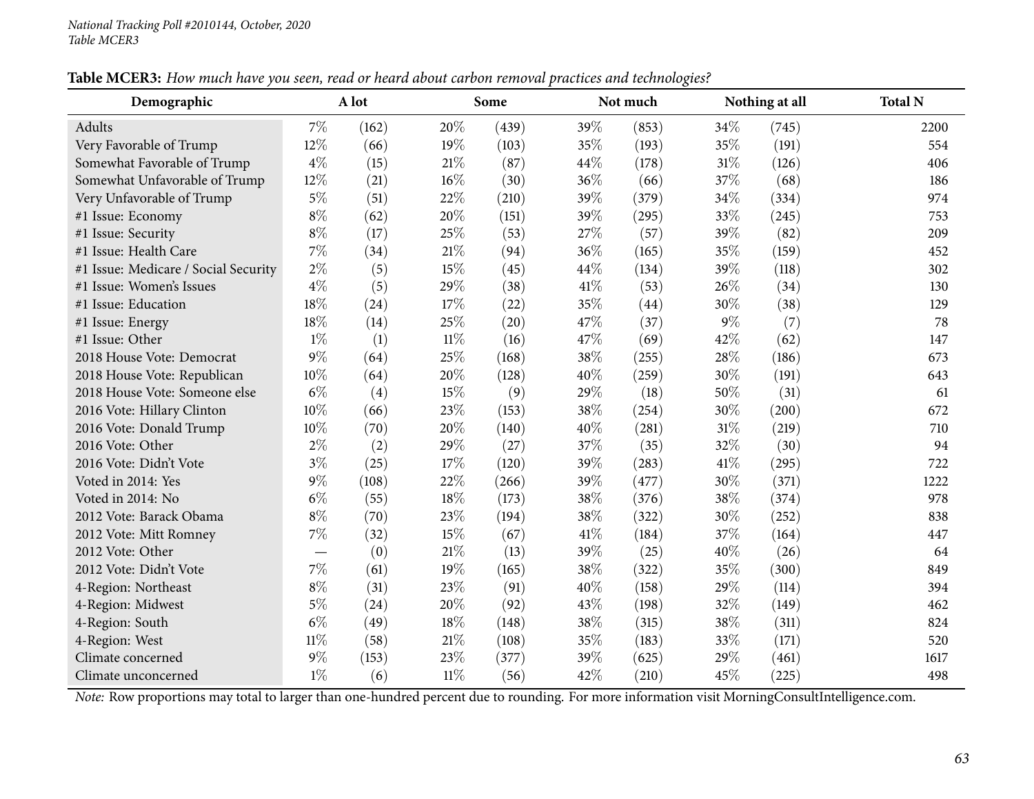National Tracking Poll #2010144, October, 2020
Table MCER3

**Table MCER3:** *How much have you seen, read or heard about carbon removal practices and technologies?*

| Demographic | A lot | | Some | | Not much | | Nothing at all | | Total N |
|---|---|---|---|---|---|---|---|---|---|
| Adults | 7% | (162) | 20% | (439) | 39% | (853) | 34% | (745) | 2200 |
| Very Favorable of Trump | 12% | (66) | 19% | (103) | 35% | (193) | 35% | (191) | 554 |
| Somewhat Favorable of Trump | 4% | (15) | 21% | (87) | 44% | (178) | 31% | (126) | 406 |
| Somewhat Unfavorable of Trump | 12% | (21) | 16% | (30) | 36% | (66) | 37% | (68) | 186 |
| Very Unfavorable of Trump | 5% | (51) | 22% | (210) | 39% | (379) | 34% | (334) | 974 |
| #1 Issue: Economy | 8% | (62) | 20% | (151) | 39% | (295) | 33% | (245) | 753 |
| #1 Issue: Security | 8% | (17) | 25% | (53) | 27% | (57) | 39% | (82) | 209 |
| #1 Issue: Health Care | 7% | (34) | 21% | (94) | 36% | (165) | 35% | (159) | 452 |
| #1 Issue: Medicare / Social Security | 2% | (5) | 15% | (45) | 44% | (134) | 39% | (118) | 302 |
| #1 Issue: Women's Issues | 4% | (5) | 29% | (38) | 41% | (53) | 26% | (34) | 130 |
| #1 Issue: Education | 18% | (24) | 17% | (22) | 35% | (44) | 30% | (38) | 129 |
| #1 Issue: Energy | 18% | (14) | 25% | (20) | 47% | (37) | 9% | (7) | 78 |
| #1 Issue: Other | 1% | (1) | 11% | (16) | 47% | (69) | 42% | (62) | 147 |
| 2018 House Vote: Democrat | 9% | (64) | 25% | (168) | 38% | (255) | 28% | (186) | 673 |
| 2018 House Vote: Republican | 10% | (64) | 20% | (128) | 40% | (259) | 30% | (191) | 643 |
| 2018 House Vote: Someone else | 6% | (4) | 15% | (9) | 29% | (18) | 50% | (31) | 61 |
| 2016 Vote: Hillary Clinton | 10% | (66) | 23% | (153) | 38% | (254) | 30% | (200) | 672 |
| 2016 Vote: Donald Trump | 10% | (70) | 20% | (140) | 40% | (281) | 31% | (219) | 710 |
| 2016 Vote: Other | 2% | (2) | 29% | (27) | 37% | (35) | 32% | (30) | 94 |
| 2016 Vote: Didn't Vote | 3% | (25) | 17% | (120) | 39% | (283) | 41% | (295) | 722 |
| Voted in 2014: Yes | 9% | (108) | 22% | (266) | 39% | (477) | 30% | (371) | 1222 |
| Voted in 2014: No | 6% | (55) | 18% | (173) | 38% | (376) | 38% | (374) | 978 |
| 2012 Vote: Barack Obama | 8% | (70) | 23% | (194) | 38% | (322) | 30% | (252) | 838 |
| 2012 Vote: Mitt Romney | 7% | (32) | 15% | (67) | 41% | (184) | 37% | (164) | 447 |
| 2012 Vote: Other | — | (0) | 21% | (13) | 39% | (25) | 40% | (26) | 64 |
| 2012 Vote: Didn't Vote | 7% | (61) | 19% | (165) | 38% | (322) | 35% | (300) | 849 |
| 4-Region: Northeast | 8% | (31) | 23% | (91) | 40% | (158) | 29% | (114) | 394 |
| 4-Region: Midwest | 5% | (24) | 20% | (92) | 43% | (198) | 32% | (149) | 462 |
| 4-Region: South | 6% | (49) | 18% | (148) | 38% | (315) | 38% | (311) | 824 |
| 4-Region: West | 11% | (58) | 21% | (108) | 35% | (183) | 33% | (171) | 520 |
| Climate concerned | 9% | (153) | 23% | (377) | 39% | (625) | 29% | (461) | 1617 |
| Climate unconcerned | 1% | (6) | 11% | (56) | 42% | (210) | 45% | (225) | 498 |

*Note:* Row proportions may total to larger than one-hundred percent due to rounding. For more information visit MorningConsultIntelligence.com.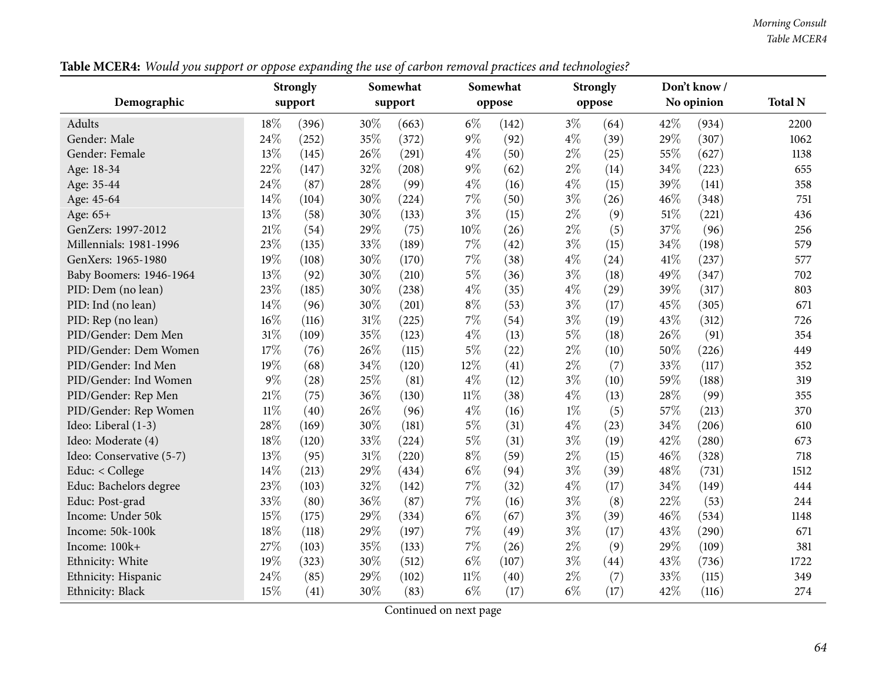**Table MCER4:** *Would you support or oppose expanding the use of carbon removal practices and technologies?*

| Demographic | Strongly support | | Somewhat support | | Somewhat oppose | | Strongly oppose | | Don't know / No opinion | | Total N |
|---|---|---|---|---|---|---|---|---|---|---|---|
| Adults | 18% | (396) | 30% | (663) | 6% | (142) | 3% | (64) | 42% | (934) | 2200 |
| Gender: Male | 24% | (252) | 35% | (372) | 9% | (92) | 4% | (39) | 29% | (307) | 1062 |
| Gender: Female | 13% | (145) | 26% | (291) | 4% | (50) | 2% | (25) | 55% | (627) | 1138 |
| Age: 18-34 | 22% | (147) | 32% | (208) | 9% | (62) | 2% | (14) | 34% | (223) | 655 |
| Age: 35-44 | 24% | (87) | 28% | (99) | 4% | (16) | 4% | (15) | 39% | (141) | 358 |
| Age: 45-64 | 14% | (104) | 30% | (224) | 7% | (50) | 3% | (26) | 46% | (348) | 751 |
| Age: 65+ | 13% | (58) | 30% | (133) | 3% | (15) | 2% | (9) | 51% | (221) | 436 |
| GenZers: 1997-2012 | 21% | (54) | 29% | (75) | 10% | (26) | 2% | (5) | 37% | (96) | 256 |
| Millennials: 1981-1996 | 23% | (135) | 33% | (189) | 7% | (42) | 3% | (15) | 34% | (198) | 579 |
| GenXers: 1965-1980 | 19% | (108) | 30% | (170) | 7% | (38) | 4% | (24) | 41% | (237) | 577 |
| Baby Boomers: 1946-1964 | 13% | (92) | 30% | (210) | 5% | (36) | 3% | (18) | 49% | (347) | 702 |
| PID: Dem (no lean) | 23% | (185) | 30% | (238) | 4% | (35) | 4% | (29) | 39% | (317) | 803 |
| PID: Ind (no lean) | 14% | (96) | 30% | (201) | 8% | (53) | 3% | (17) | 45% | (305) | 671 |
| PID: Rep (no lean) | 16% | (116) | 31% | (225) | 7% | (54) | 3% | (19) | 43% | (312) | 726 |
| PID/Gender: Dem Men | 31% | (109) | 35% | (123) | 4% | (13) | 5% | (18) | 26% | (91) | 354 |
| PID/Gender: Dem Women | 17% | (76) | 26% | (115) | 5% | (22) | 2% | (10) | 50% | (226) | 449 |
| PID/Gender: Ind Men | 19% | (68) | 34% | (120) | 12% | (41) | 2% | (7) | 33% | (117) | 352 |
| PID/Gender: Ind Women | 9% | (28) | 25% | (81) | 4% | (12) | 3% | (10) | 59% | (188) | 319 |
| PID/Gender: Rep Men | 21% | (75) | 36% | (130) | 11% | (38) | 4% | (13) | 28% | (99) | 355 |
| PID/Gender: Rep Women | 11% | (40) | 26% | (96) | 4% | (16) | 1% | (5) | 57% | (213) | 370 |
| Ideo: Liberal (1-3) | 28% | (169) | 30% | (181) | 5% | (31) | 4% | (23) | 34% | (206) | 610 |
| Ideo: Moderate (4) | 18% | (120) | 33% | (224) | 5% | (31) | 3% | (19) | 42% | (280) | 673 |
| Ideo: Conservative (5-7) | 13% | (95) | 31% | (220) | 8% | (59) | 2% | (15) | 46% | (328) | 718 |
| Educ: < College | 14% | (213) | 29% | (434) | 6% | (94) | 3% | (39) | 48% | (731) | 1512 |
| Educ: Bachelors degree | 23% | (103) | 32% | (142) | 7% | (32) | 4% | (17) | 34% | (149) | 444 |
| Educ: Post-grad | 33% | (80) | 36% | (87) | 7% | (16) | 3% | (8) | 22% | (53) | 244 |
| Income: Under 50k | 15% | (175) | 29% | (334) | 6% | (67) | 3% | (39) | 46% | (534) | 1148 |
| Income: 50k-100k | 18% | (118) | 29% | (197) | 7% | (49) | 3% | (17) | 43% | (290) | 671 |
| Income: 100k+ | 27% | (103) | 35% | (133) | 7% | (26) | 2% | (9) | 29% | (109) | 381 |
| Ethnicity: White | 19% | (323) | 30% | (512) | 6% | (107) | 3% | (44) | 43% | (736) | 1722 |
| Ethnicity: Hispanic | 24% | (85) | 29% | (102) | 11% | (40) | 2% | (7) | 33% | (115) | 349 |
| Ethnicity: Black | 15% | (41) | 30% | (83) | 6% | (17) | 6% | (17) | 42% | (116) | 274 |

Continued on next page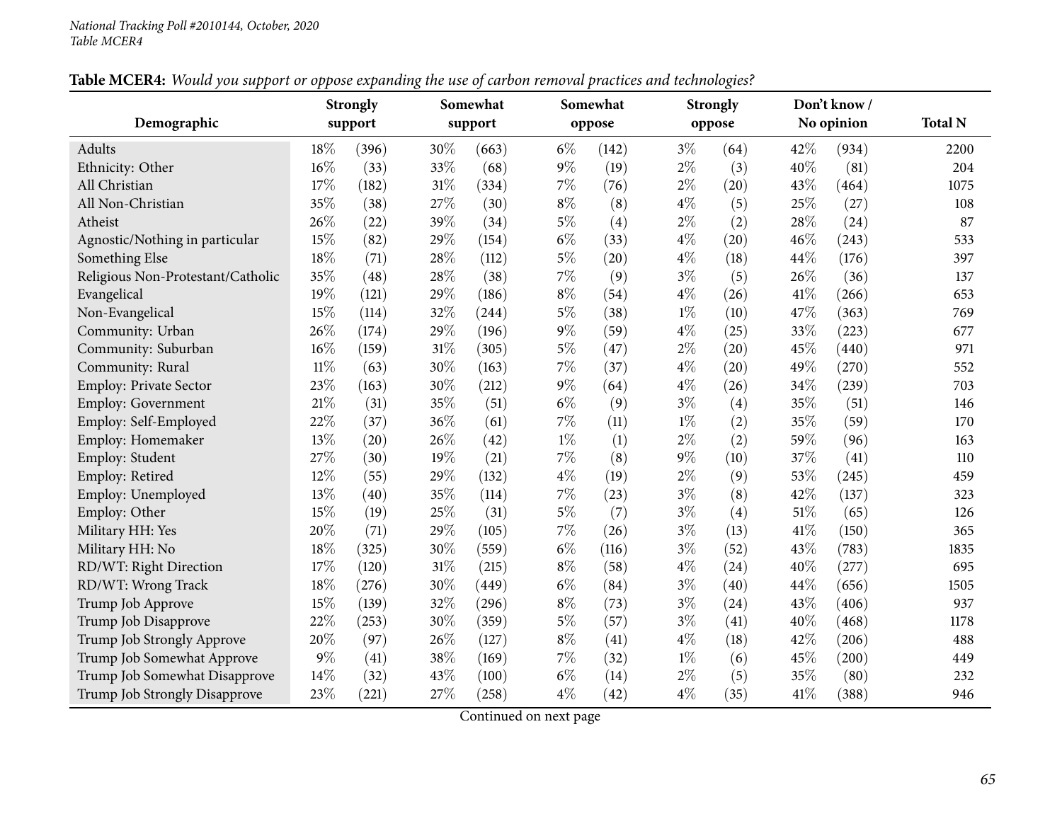**Table MCER4:** *Would you support or oppose expanding the use of carbon removal practices and technologies?*

| Demographic | Strongly support | | Somewhat support | | Somewhat oppose | | Strongly oppose | | Don't know / No opinion | | Total N |
|---|---|---|---|---|---|---|---|---|---|---|---|
| Adults | 18% | (396) | 30% | (663) | 6% | (142) | 3% | (64) | 42% | (934) | 2200 |
| Ethnicity: Other | 16% | (33) | 33% | (68) | 9% | (19) | 2% | (3) | 40% | (81) | 204 |
| All Christian | 17% | (182) | 31% | (334) | 7% | (76) | 2% | (20) | 43% | (464) | 1075 |
| All Non-Christian | 35% | (38) | 27% | (30) | 8% | (8) | 4% | (5) | 25% | (27) | 108 |
| Atheist | 26% | (22) | 39% | (34) | 5% | (4) | 2% | (2) | 28% | (24) | 87 |
| Agnostic/Nothing in particular | 15% | (82) | 29% | (154) | 6% | (33) | 4% | (20) | 46% | (243) | 533 |
| Something Else | 18% | (71) | 28% | (112) | 5% | (20) | 4% | (18) | 44% | (176) | 397 |
| Religious Non-Protestant/Catholic | 35% | (48) | 28% | (38) | 7% | (9) | 3% | (5) | 26% | (36) | 137 |
| Evangelical | 19% | (121) | 29% | (186) | 8% | (54) | 4% | (26) | 41% | (266) | 653 |
| Non-Evangelical | 15% | (114) | 32% | (244) | 5% | (38) | 1% | (10) | 47% | (363) | 769 |
| Community: Urban | 26% | (174) | 29% | (196) | 9% | (59) | 4% | (25) | 33% | (223) | 677 |
| Community: Suburban | 16% | (159) | 31% | (305) | 5% | (47) | 2% | (20) | 45% | (440) | 971 |
| Community: Rural | 11% | (63) | 30% | (163) | 7% | (37) | 4% | (20) | 49% | (270) | 552 |
| Employ: Private Sector | 23% | (163) | 30% | (212) | 9% | (64) | 4% | (26) | 34% | (239) | 703 |
| Employ: Government | 21% | (31) | 35% | (51) | 6% | (9) | 3% | (4) | 35% | (51) | 146 |
| Employ: Self-Employed | 22% | (37) | 36% | (61) | 7% | (11) | 1% | (2) | 35% | (59) | 170 |
| Employ: Homemaker | 13% | (20) | 26% | (42) | 1% | (1) | 2% | (2) | 59% | (96) | 163 |
| Employ: Student | 27% | (30) | 19% | (21) | 7% | (8) | 9% | (10) | 37% | (41) | 110 |
| Employ: Retired | 12% | (55) | 29% | (132) | 4% | (19) | 2% | (9) | 53% | (245) | 459 |
| Employ: Unemployed | 13% | (40) | 35% | (114) | 7% | (23) | 3% | (8) | 42% | (137) | 323 |
| Employ: Other | 15% | (19) | 25% | (31) | 5% | (7) | 3% | (4) | 51% | (65) | 126 |
| Military HH: Yes | 20% | (71) | 29% | (105) | 7% | (26) | 3% | (13) | 41% | (150) | 365 |
| Military HH: No | 18% | (325) | 30% | (559) | 6% | (116) | 3% | (52) | 43% | (783) | 1835 |
| RD/WT: Right Direction | 17% | (120) | 31% | (215) | 8% | (58) | 4% | (24) | 40% | (277) | 695 |
| RD/WT: Wrong Track | 18% | (276) | 30% | (449) | 6% | (84) | 3% | (40) | 44% | (656) | 1505 |
| Trump Job Approve | 15% | (139) | 32% | (296) | 8% | (73) | 3% | (24) | 43% | (406) | 937 |
| Trump Job Disapprove | 22% | (253) | 30% | (359) | 5% | (57) | 3% | (41) | 40% | (468) | 1178 |
| Trump Job Strongly Approve | 20% | (97) | 26% | (127) | 8% | (41) | 4% | (18) | 42% | (206) | 488 |
| Trump Job Somewhat Approve | 9% | (41) | 38% | (169) | 7% | (32) | 1% | (6) | 45% | (200) | 449 |
| Trump Job Somewhat Disapprove | 14% | (32) | 43% | (100) | 6% | (14) | 2% | (5) | 35% | (80) | 232 |
| Trump Job Strongly Disapprove | 23% | (221) | 27% | (258) | 4% | (42) | 4% | (35) | 41% | (388) | 946 |

Continued on next page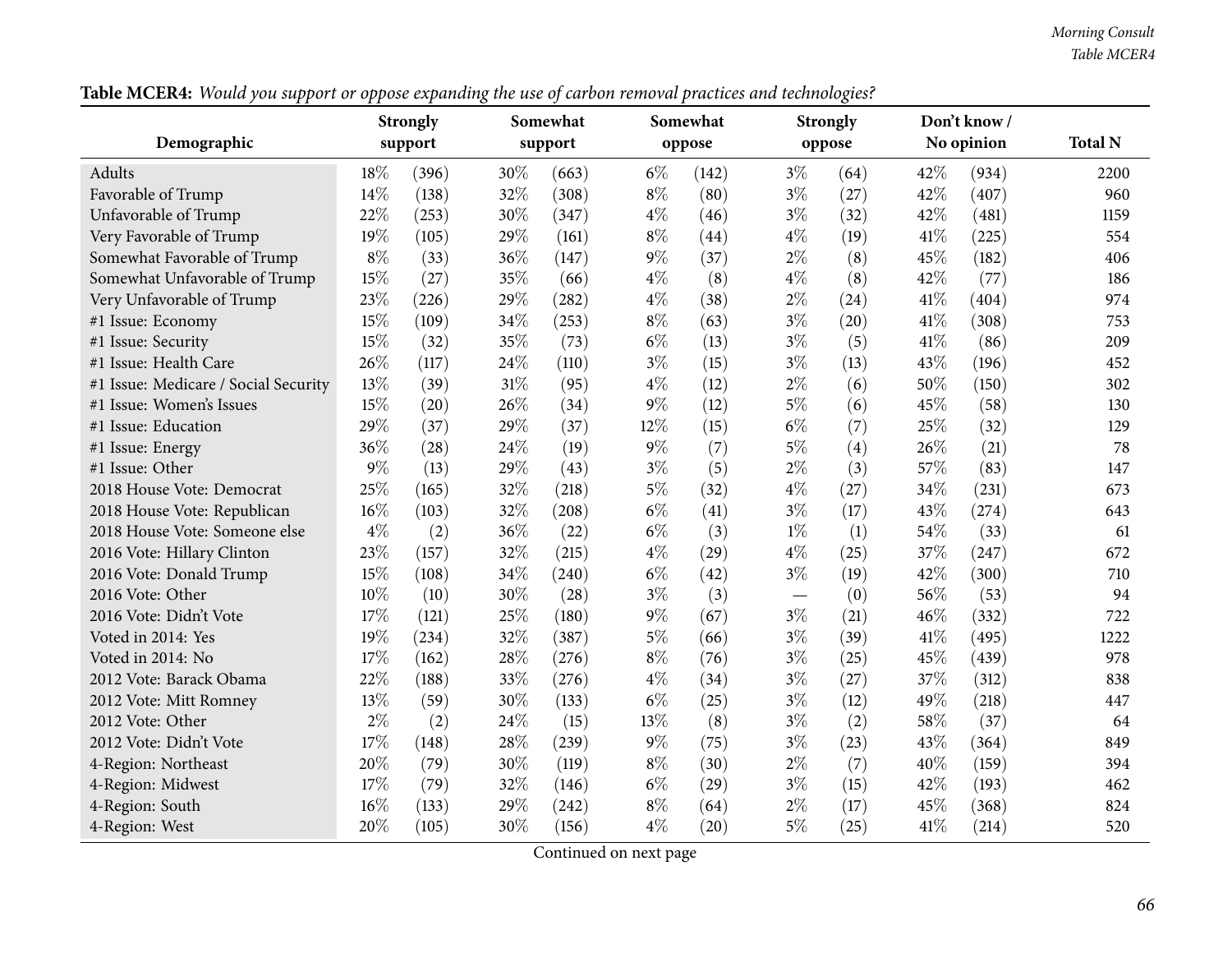**Table MCER4:** *Would you support or oppose expanding the use of carbon removal practices and technologies?*

| Demographic | Strongly support | | Somewhat support | | Somewhat oppose | | Strongly oppose | | Don't know / No opinion | | Total N |
|---|---|---|---|---|---|---|---|---|---|---|---|
| Adults | 18% | (396) | 30% | (663) | 6% | (142) | 3% | (64) | 42% | (934) | 2200 |
| Favorable of Trump | 14% | (138) | 32% | (308) | 8% | (80) | 3% | (27) | 42% | (407) | 960 |
| Unfavorable of Trump | 22% | (253) | 30% | (347) | 4% | (46) | 3% | (32) | 42% | (481) | 1159 |
| Very Favorable of Trump | 19% | (105) | 29% | (161) | 8% | (44) | 4% | (19) | 41% | (225) | 554 |
| Somewhat Favorable of Trump | 8% | (33) | 36% | (147) | 9% | (37) | 2% | (8) | 45% | (182) | 406 |
| Somewhat Unfavorable of Trump | 15% | (27) | 35% | (66) | 4% | (8) | 4% | (8) | 42% | (77) | 186 |
| Very Unfavorable of Trump | 23% | (226) | 29% | (282) | 4% | (38) | 2% | (24) | 41% | (404) | 974 |
| #1 Issue: Economy | 15% | (109) | 34% | (253) | 8% | (63) | 3% | (20) | 41% | (308) | 753 |
| #1 Issue: Security | 15% | (32) | 35% | (73) | 6% | (13) | 3% | (5) | 41% | (86) | 209 |
| #1 Issue: Health Care | 26% | (117) | 24% | (110) | 3% | (15) | 3% | (13) | 43% | (196) | 452 |
| #1 Issue: Medicare / Social Security | 13% | (39) | 31% | (95) | 4% | (12) | 2% | (6) | 50% | (150) | 302 |
| #1 Issue: Women's Issues | 15% | (20) | 26% | (34) | 9% | (12) | 5% | (6) | 45% | (58) | 130 |
| #1 Issue: Education | 29% | (37) | 29% | (37) | 12% | (15) | 6% | (7) | 25% | (32) | 129 |
| #1 Issue: Energy | 36% | (28) | 24% | (19) | 9% | (7) | 5% | (4) | 26% | (21) | 78 |
| #1 Issue: Other | 9% | (13) | 29% | (43) | 3% | (5) | 2% | (3) | 57% | (83) | 147 |
| 2018 House Vote: Democrat | 25% | (165) | 32% | (218) | 5% | (32) | 4% | (27) | 34% | (231) | 673 |
| 2018 House Vote: Republican | 16% | (103) | 32% | (208) | 6% | (41) | 3% | (17) | 43% | (274) | 643 |
| 2018 House Vote: Someone else | 4% | (2) | 36% | (22) | 6% | (3) | 1% | (1) | 54% | (33) | 61 |
| 2016 Vote: Hillary Clinton | 23% | (157) | 32% | (215) | 4% | (29) | 4% | (25) | 37% | (247) | 672 |
| 2016 Vote: Donald Trump | 15% | (108) | 34% | (240) | 6% | (42) | 3% | (19) | 42% | (300) | 710 |
| 2016 Vote: Other | 10% | (10) | 30% | (28) | 3% | (3) | — | (0) | 56% | (53) | 94 |
| 2016 Vote: Didn't Vote | 17% | (121) | 25% | (180) | 9% | (67) | 3% | (21) | 46% | (332) | 722 |
| Voted in 2014: Yes | 19% | (234) | 32% | (387) | 5% | (66) | 3% | (39) | 41% | (495) | 1222 |
| Voted in 2014: No | 17% | (162) | 28% | (276) | 8% | (76) | 3% | (25) | 45% | (439) | 978 |
| 2012 Vote: Barack Obama | 22% | (188) | 33% | (276) | 4% | (34) | 3% | (27) | 37% | (312) | 838 |
| 2012 Vote: Mitt Romney | 13% | (59) | 30% | (133) | 6% | (25) | 3% | (12) | 49% | (218) | 447 |
| 2012 Vote: Other | 2% | (2) | 24% | (15) | 13% | (8) | 3% | (2) | 58% | (37) | 64 |
| 2012 Vote: Didn't Vote | 17% | (148) | 28% | (239) | 9% | (75) | 3% | (23) | 43% | (364) | 849 |
| 4-Region: Northeast | 20% | (79) | 30% | (119) | 8% | (30) | 2% | (7) | 40% | (159) | 394 |
| 4-Region: Midwest | 17% | (79) | 32% | (146) | 6% | (29) | 3% | (15) | 42% | (193) | 462 |
| 4-Region: South | 16% | (133) | 29% | (242) | 8% | (64) | 2% | (17) | 45% | (368) | 824 |
| 4-Region: West | 20% | (105) | 30% | (156) | 4% | (20) | 5% | (25) | 41% | (214) | 520 |

Continued on next page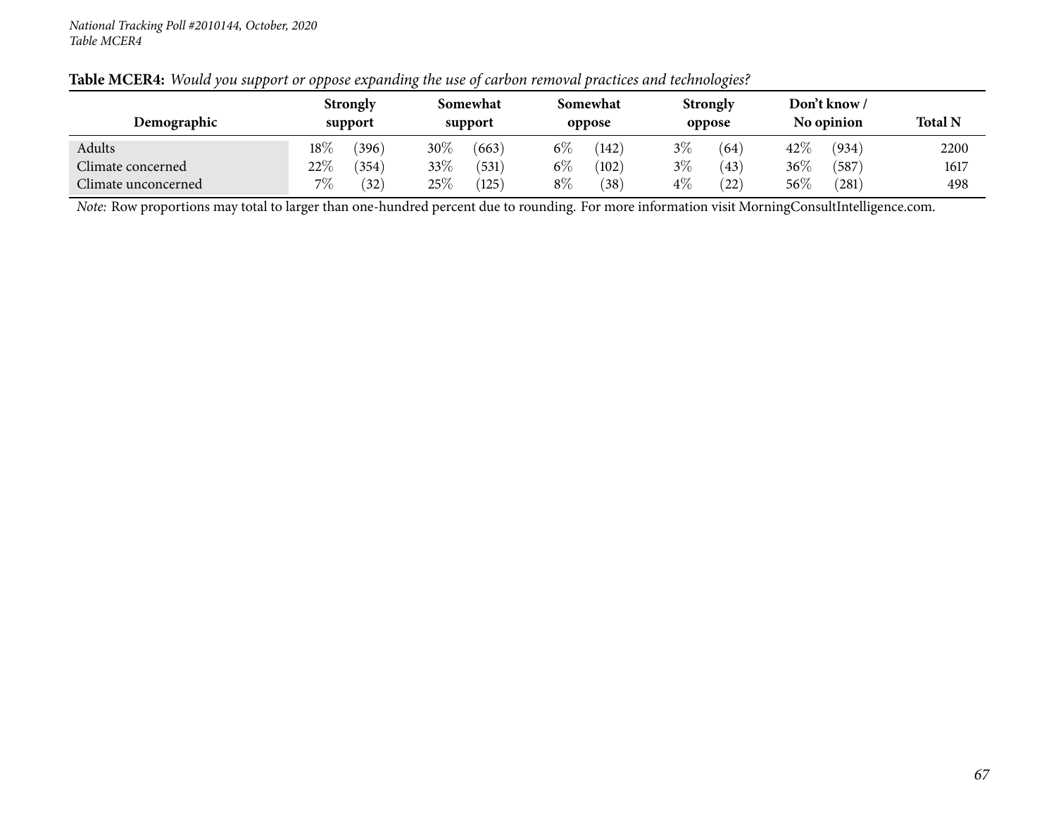**Table MCER4:** *Would you support or oppose expanding the use of carbon removal practices and technologies?*

| Demographic | Strongly support | | Somewhat support | | Somewhat oppose | | Strongly oppose | | Don't know / No opinion | | Total N |
|---|---|---|---|---|---|---|---|---|---|---|---|
| Adults | 18% | (396) | 30% | (663) | 6% | (142) | 3% | (64) | 42% | (934) | 2200 |
| Climate concerned | 22% | (354) | 33% | (531) | 6% | (102) | 3% | (43) | 36% | (587) | 1617 |
| Climate unconcerned | 7% | (32) | 25% | (125) | 8% | (38) | 4% | (22) | 56% | (281) | 498 |

*Note:* Row proportions may total to larger than one-hundred percent due to rounding. For more information visit MorningConsultIntelligence.com.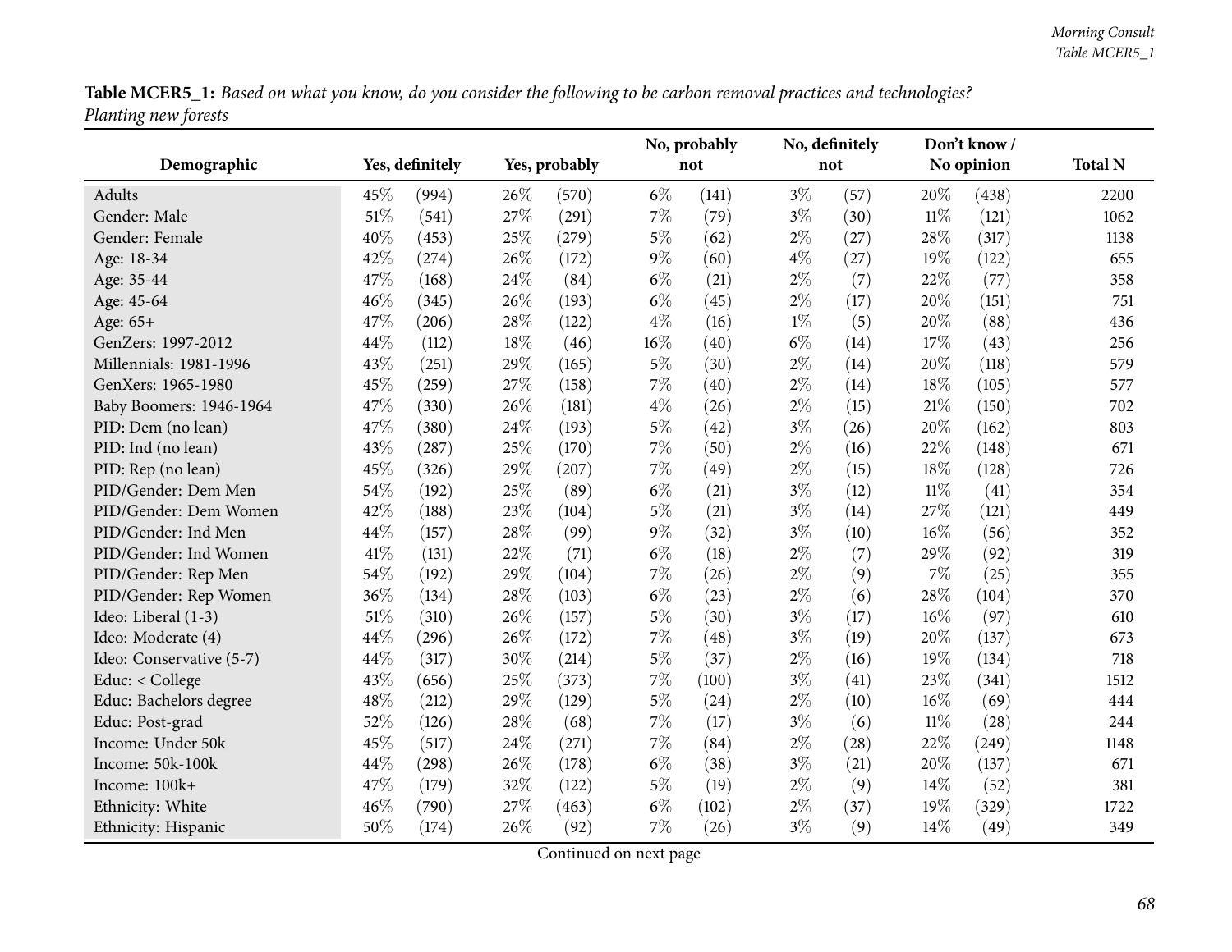**Table MCER5_1:** *Based on what you know, do you consider the following to be carbon removal practices and technologies? Planting new forests*

| Demographic | Yes, definitely | | Yes, probably | | No, probably not | | No, definitely not | | Don't know / No opinion | | Total N |
|---|---|---|---|---|---|---|---|---|---|---|---|
| Adults | 45% | (994) | 26% | (570) | 6% | (141) | 3% | (57) | 20% | (438) | 2200 |
| Gender: Male | 51% | (541) | 27% | (291) | 7% | (79) | 3% | (30) | 11% | (121) | 1062 |
| Gender: Female | 40% | (453) | 25% | (279) | 5% | (62) | 2% | (27) | 28% | (317) | 1138 |
| Age: 18-34 | 42% | (274) | 26% | (172) | 9% | (60) | 4% | (27) | 19% | (122) | 655 |
| Age: 35-44 | 47% | (168) | 24% | (84) | 6% | (21) | 2% | (7) | 22% | (77) | 358 |
| Age: 45-64 | 46% | (345) | 26% | (193) | 6% | (45) | 2% | (17) | 20% | (151) | 751 |
| Age: 65+ | 47% | (206) | 28% | (122) | 4% | (16) | 1% | (5) | 20% | (88) | 436 |
| GenZers: 1997-2012 | 44% | (112) | 18% | (46) | 16% | (40) | 6% | (14) | 17% | (43) | 256 |
| Millennials: 1981-1996 | 43% | (251) | 29% | (165) | 5% | (30) | 2% | (14) | 20% | (118) | 579 |
| GenXers: 1965-1980 | 45% | (259) | 27% | (158) | 7% | (40) | 2% | (14) | 18% | (105) | 577 |
| Baby Boomers: 1946-1964 | 47% | (330) | 26% | (181) | 4% | (26) | 2% | (15) | 21% | (150) | 702 |
| PID: Dem (no lean) | 47% | (380) | 24% | (193) | 5% | (42) | 3% | (26) | 20% | (162) | 803 |
| PID: Ind (no lean) | 43% | (287) | 25% | (170) | 7% | (50) | 2% | (16) | 22% | (148) | 671 |
| PID: Rep (no lean) | 45% | (326) | 29% | (207) | 7% | (49) | 2% | (15) | 18% | (128) | 726 |
| PID/Gender: Dem Men | 54% | (192) | 25% | (89) | 6% | (21) | 3% | (12) | 11% | (41) | 354 |
| PID/Gender: Dem Women | 42% | (188) | 23% | (104) | 5% | (21) | 3% | (14) | 27% | (121) | 449 |
| PID/Gender: Ind Men | 44% | (157) | 28% | (99) | 9% | (32) | 3% | (10) | 16% | (56) | 352 |
| PID/Gender: Ind Women | 41% | (131) | 22% | (71) | 6% | (18) | 2% | (7) | 29% | (92) | 319 |
| PID/Gender: Rep Men | 54% | (192) | 29% | (104) | 7% | (26) | 2% | (9) | 7% | (25) | 355 |
| PID/Gender: Rep Women | 36% | (134) | 28% | (103) | 6% | (23) | 2% | (6) | 28% | (104) | 370 |
| Ideo: Liberal (1-3) | 51% | (310) | 26% | (157) | 5% | (30) | 3% | (17) | 16% | (97) | 610 |
| Ideo: Moderate (4) | 44% | (296) | 26% | (172) | 7% | (48) | 3% | (19) | 20% | (137) | 673 |
| Ideo: Conservative (5-7) | 44% | (317) | 30% | (214) | 5% | (37) | 2% | (16) | 19% | (134) | 718 |
| Educ: < College | 43% | (656) | 25% | (373) | 7% | (100) | 3% | (41) | 23% | (341) | 1512 |
| Educ: Bachelors degree | 48% | (212) | 29% | (129) | 5% | (24) | 2% | (10) | 16% | (69) | 444 |
| Educ: Post-grad | 52% | (126) | 28% | (68) | 7% | (17) | 3% | (6) | 11% | (28) | 244 |
| Income: Under 50k | 45% | (517) | 24% | (271) | 7% | (84) | 2% | (28) | 22% | (249) | 1148 |
| Income: 50k-100k | 44% | (298) | 26% | (178) | 6% | (38) | 3% | (21) | 20% | (137) | 671 |
| Income: 100k+ | 47% | (179) | 32% | (122) | 5% | (19) | 2% | (9) | 14% | (52) | 381 |
| Ethnicity: White | 46% | (790) | 27% | (463) | 6% | (102) | 2% | (37) | 19% | (329) | 1722 |
| Ethnicity: Hispanic | 50% | (174) | 26% | (92) | 7% | (26) | 3% | (9) | 14% | (49) | 349 |

Continued on next page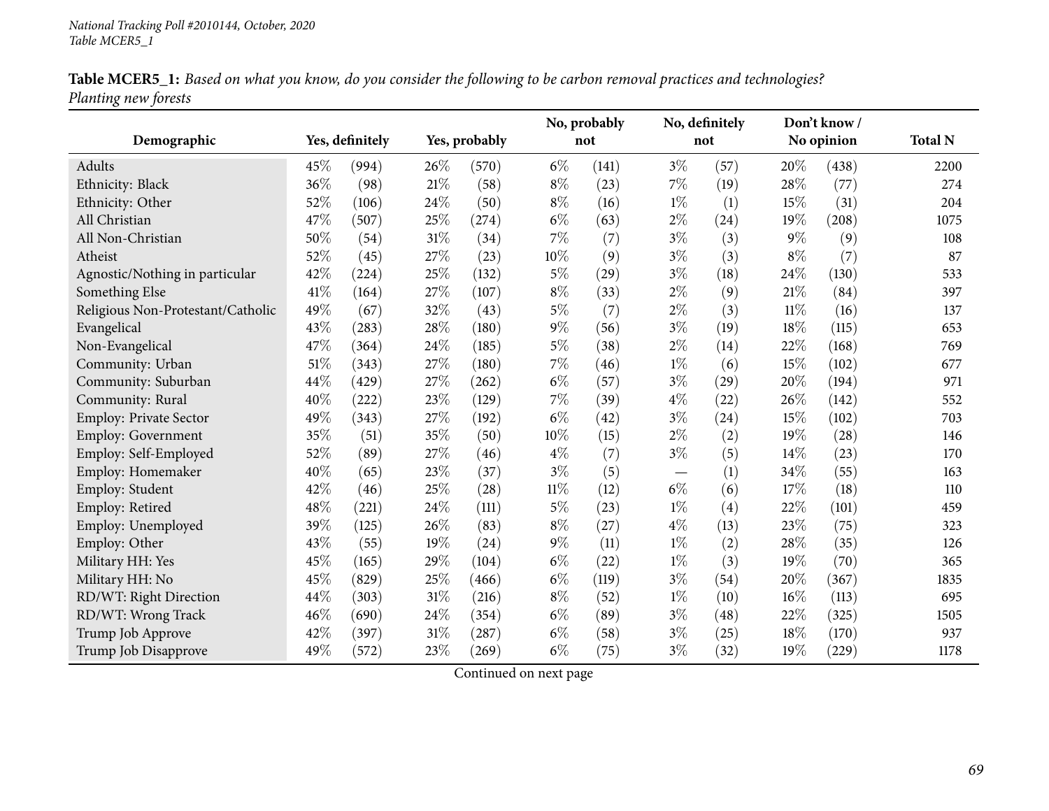*National Tracking Poll #2010144, October, 2020*
*Table MCER5_1*

**Table MCER5_1:** *Based on what you know, do you consider the following to be carbon removal practices and technologies? Planting new forests*

| Demographic | Yes, definitely | | Yes, probably | | No, probably not | | No, definitely not | | Don't know / No opinion | | Total N |
|---|---|---|---|---|---|---|---|---|---|---|---|
| Adults | 45% | (994) | 26% | (570) | 6% | (141) | 3% | (57) | 20% | (438) | 2200 |
| Ethnicity: Black | 36% | (98) | 21% | (58) | 8% | (23) | 7% | (19) | 28% | (77) | 274 |
| Ethnicity: Other | 52% | (106) | 24% | (50) | 8% | (16) | 1% | (1) | 15% | (31) | 204 |
| All Christian | 47% | (507) | 25% | (274) | 6% | (63) | 2% | (24) | 19% | (208) | 1075 |
| All Non-Christian | 50% | (54) | 31% | (34) | 7% | (7) | 3% | (3) | 9% | (9) | 108 |
| Atheist | 52% | (45) | 27% | (23) | 10% | (9) | 3% | (3) | 8% | (7) | 87 |
| Agnostic/Nothing in particular | 42% | (224) | 25% | (132) | 5% | (29) | 3% | (18) | 24% | (130) | 533 |
| Something Else | 41% | (164) | 27% | (107) | 8% | (33) | 2% | (9) | 21% | (84) | 397 |
| Religious Non-Protestant/Catholic | 49% | (67) | 32% | (43) | 5% | (7) | 2% | (3) | 11% | (16) | 137 |
| Evangelical | 43% | (283) | 28% | (180) | 9% | (56) | 3% | (19) | 18% | (115) | 653 |
| Non-Evangelical | 47% | (364) | 24% | (185) | 5% | (38) | 2% | (14) | 22% | (168) | 769 |
| Community: Urban | 51% | (343) | 27% | (180) | 7% | (46) | 1% | (6) | 15% | (102) | 677 |
| Community: Suburban | 44% | (429) | 27% | (262) | 6% | (57) | 3% | (29) | 20% | (194) | 971 |
| Community: Rural | 40% | (222) | 23% | (129) | 7% | (39) | 4% | (22) | 26% | (142) | 552 |
| Employ: Private Sector | 49% | (343) | 27% | (192) | 6% | (42) | 3% | (24) | 15% | (102) | 703 |
| Employ: Government | 35% | (51) | 35% | (50) | 10% | (15) | 2% | (2) | 19% | (28) | 146 |
| Employ: Self-Employed | 52% | (89) | 27% | (46) | 4% | (7) | 3% | (5) | 14% | (23) | 170 |
| Employ: Homemaker | 40% | (65) | 23% | (37) | 3% | (5) | — | (1) | 34% | (55) | 163 |
| Employ: Student | 42% | (46) | 25% | (28) | 11% | (12) | 6% | (6) | 17% | (18) | 110 |
| Employ: Retired | 48% | (221) | 24% | (111) | 5% | (23) | 1% | (4) | 22% | (101) | 459 |
| Employ: Unemployed | 39% | (125) | 26% | (83) | 8% | (27) | 4% | (13) | 23% | (75) | 323 |
| Employ: Other | 43% | (55) | 19% | (24) | 9% | (11) | 1% | (2) | 28% | (35) | 126 |
| Military HH: Yes | 45% | (165) | 29% | (104) | 6% | (22) | 1% | (3) | 19% | (70) | 365 |
| Military HH: No | 45% | (829) | 25% | (466) | 6% | (119) | 3% | (54) | 20% | (367) | 1835 |
| RD/WT: Right Direction | 44% | (303) | 31% | (216) | 8% | (52) | 1% | (10) | 16% | (113) | 695 |
| RD/WT: Wrong Track | 46% | (690) | 24% | (354) | 6% | (89) | 3% | (48) | 22% | (325) | 1505 |
| Trump Job Approve | 42% | (397) | 31% | (287) | 6% | (58) | 3% | (25) | 18% | (170) | 937 |
| Trump Job Disapprove | 49% | (572) | 23% | (269) | 6% | (75) | 3% | (32) | 19% | (229) | 1178 |

Continued on next page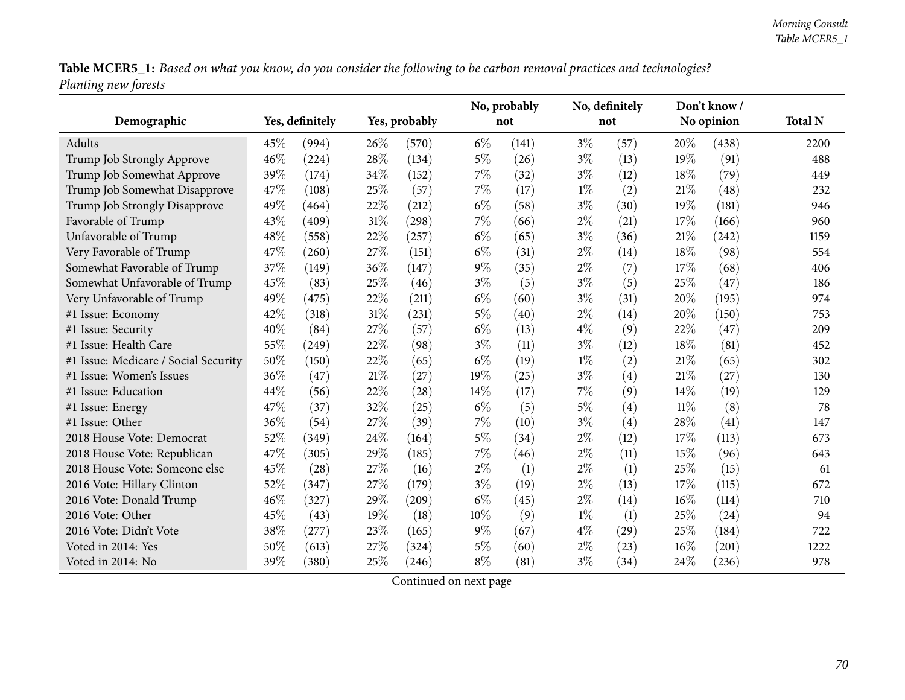**Table MCER5_1:** *Based on what you know, do you consider the following to be carbon removal practices and technologies? Planting new forests*

| Demographic | Yes, definitely | | Yes, probably | | No, probably not | | No, definitely not | | Don't know / No opinion | | Total N |
|---|---|---|---|---|---|---|---|---|---|---|---|
| Adults | 45% | (994) | 26% | (570) | 6% | (141) | 3% | (57) | 20% | (438) | 2200 |
| Trump Job Strongly Approve | 46% | (224) | 28% | (134) | 5% | (26) | 3% | (13) | 19% | (91) | 488 |
| Trump Job Somewhat Approve | 39% | (174) | 34% | (152) | 7% | (32) | 3% | (12) | 18% | (79) | 449 |
| Trump Job Somewhat Disapprove | 47% | (108) | 25% | (57) | 7% | (17) | 1% | (2) | 21% | (48) | 232 |
| Trump Job Strongly Disapprove | 49% | (464) | 22% | (212) | 6% | (58) | 3% | (30) | 19% | (181) | 946 |
| Favorable of Trump | 43% | (409) | 31% | (298) | 7% | (66) | 2% | (21) | 17% | (166) | 960 |
| Unfavorable of Trump | 48% | (558) | 22% | (257) | 6% | (65) | 3% | (36) | 21% | (242) | 1159 |
| Very Favorable of Trump | 47% | (260) | 27% | (151) | 6% | (31) | 2% | (14) | 18% | (98) | 554 |
| Somewhat Favorable of Trump | 37% | (149) | 36% | (147) | 9% | (35) | 2% | (7) | 17% | (68) | 406 |
| Somewhat Unfavorable of Trump | 45% | (83) | 25% | (46) | 3% | (5) | 3% | (5) | 25% | (47) | 186 |
| Very Unfavorable of Trump | 49% | (475) | 22% | (211) | 6% | (60) | 3% | (31) | 20% | (195) | 974 |
| #1 Issue: Economy | 42% | (318) | 31% | (231) | 5% | (40) | 2% | (14) | 20% | (150) | 753 |
| #1 Issue: Security | 40% | (84) | 27% | (57) | 6% | (13) | 4% | (9) | 22% | (47) | 209 |
| #1 Issue: Health Care | 55% | (249) | 22% | (98) | 3% | (11) | 3% | (12) | 18% | (81) | 452 |
| #1 Issue: Medicare / Social Security | 50% | (150) | 22% | (65) | 6% | (19) | 1% | (2) | 21% | (65) | 302 |
| #1 Issue: Women's Issues | 36% | (47) | 21% | (27) | 19% | (25) | 3% | (4) | 21% | (27) | 130 |
| #1 Issue: Education | 44% | (56) | 22% | (28) | 14% | (17) | 7% | (9) | 14% | (19) | 129 |
| #1 Issue: Energy | 47% | (37) | 32% | (25) | 6% | (5) | 5% | (4) | 11% | (8) | 78 |
| #1 Issue: Other | 36% | (54) | 27% | (39) | 7% | (10) | 3% | (4) | 28% | (41) | 147 |
| 2018 House Vote: Democrat | 52% | (349) | 24% | (164) | 5% | (34) | 2% | (12) | 17% | (113) | 673 |
| 2018 House Vote: Republican | 47% | (305) | 29% | (185) | 7% | (46) | 2% | (11) | 15% | (96) | 643 |
| 2018 House Vote: Someone else | 45% | (28) | 27% | (16) | 2% | (1) | 2% | (1) | 25% | (15) | 61 |
| 2016 Vote: Hillary Clinton | 52% | (347) | 27% | (179) | 3% | (19) | 2% | (13) | 17% | (115) | 672 |
| 2016 Vote: Donald Trump | 46% | (327) | 29% | (209) | 6% | (45) | 2% | (14) | 16% | (114) | 710 |
| 2016 Vote: Other | 45% | (43) | 19% | (18) | 10% | (9) | 1% | (1) | 25% | (24) | 94 |
| 2016 Vote: Didn't Vote | 38% | (277) | 23% | (165) | 9% | (67) | 4% | (29) | 25% | (184) | 722 |
| Voted in 2014: Yes | 50% | (613) | 27% | (324) | 5% | (60) | 2% | (23) | 16% | (201) | 1222 |
| Voted in 2014: No | 39% | (380) | 25% | (246) | 8% | (81) | 3% | (34) | 24% | (236) | 978 |

Continued on next page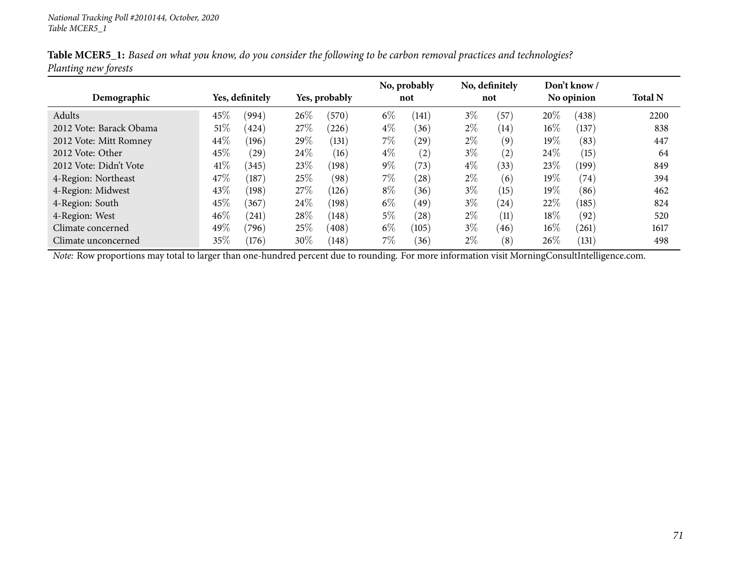National Tracking Poll #2010144, October, 2020
Table MCER5_1

**Table MCER5_1:** *Based on what you know, do you consider the following to be carbon removal practices and technologies? Planting new forests*

| Demographic | Yes, definitely | | Yes, probably | | No, probably not | | No, definitely not | | Don't know / No opinion | | Total N |
|---|---|---|---|---|---|---|---|---|---|---|---|
| Adults | 45% | (994) | 26% | (570) | 6% | (141) | 3% | (57) | 20% | (438) | 2200 |
| 2012 Vote: Barack Obama | 51% | (424) | 27% | (226) | 4% | (36) | 2% | (14) | 16% | (137) | 838 |
| 2012 Vote: Mitt Romney | 44% | (196) | 29% | (131) | 7% | (29) | 2% | (9) | 19% | (83) | 447 |
| 2012 Vote: Other | 45% | (29) | 24% | (16) | 4% | (2) | 3% | (2) | 24% | (15) | 64 |
| 2012 Vote: Didn't Vote | 41% | (345) | 23% | (198) | 9% | (73) | 4% | (33) | 23% | (199) | 849 |
| 4-Region: Northeast | 47% | (187) | 25% | (98) | 7% | (28) | 2% | (6) | 19% | (74) | 394 |
| 4-Region: Midwest | 43% | (198) | 27% | (126) | 8% | (36) | 3% | (15) | 19% | (86) | 462 |
| 4-Region: South | 45% | (367) | 24% | (198) | 6% | (49) | 3% | (24) | 22% | (185) | 824 |
| 4-Region: West | 46% | (241) | 28% | (148) | 5% | (28) | 2% | (11) | 18% | (92) | 520 |
| Climate concerned | 49% | (796) | 25% | (408) | 6% | (105) | 3% | (46) | 16% | (261) | 1617 |
| Climate unconcerned | 35% | (176) | 30% | (148) | 7% | (36) | 2% | (8) | 26% | (131) | 498 |

*Note:* Row proportions may total to larger than one-hundred percent due to rounding. For more information visit MorningConsultIntelligence.com.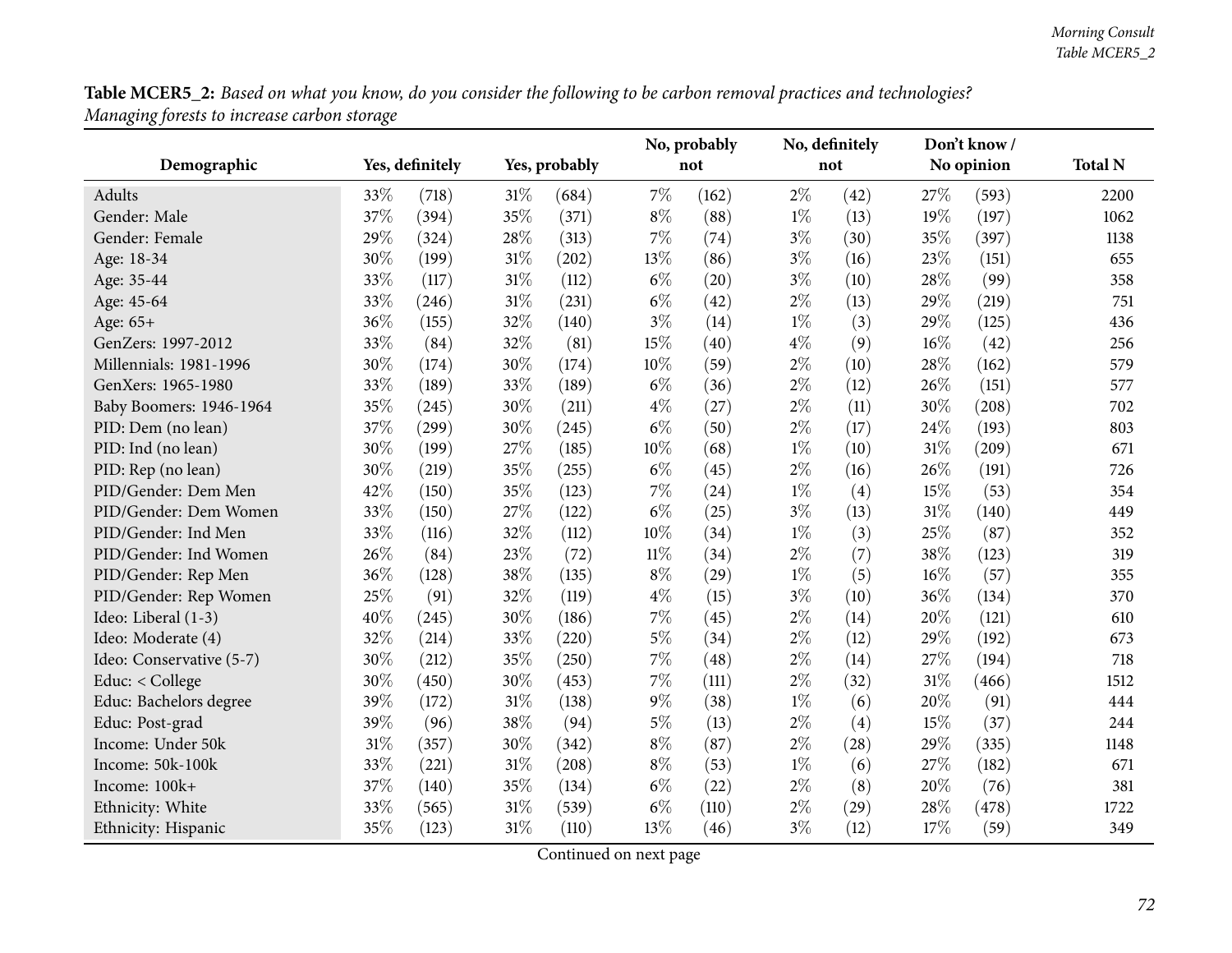**Table MCER5_2:** *Based on what you know, do you consider the following to be carbon removal practices and technologies? Managing forests to increase carbon storage*

| Demographic | Yes, definitely | | Yes, probably | | No, probably not | | No, definitely not | | Don't know / No opinion | | Total N |
|---|---|---|---|---|---|---|---|---|---|---|---|
| Adults | 33% | (718) | 31% | (684) | 7% | (162) | 2% | (42) | 27% | (593) | 2200 |
| Gender: Male | 37% | (394) | 35% | (371) | 8% | (88) | 1% | (13) | 19% | (197) | 1062 |
| Gender: Female | 29% | (324) | 28% | (313) | 7% | (74) | 3% | (30) | 35% | (397) | 1138 |
| Age: 18-34 | 30% | (199) | 31% | (202) | 13% | (86) | 3% | (16) | 23% | (151) | 655 |
| Age: 35-44 | 33% | (117) | 31% | (112) | 6% | (20) | 3% | (10) | 28% | (99) | 358 |
| Age: 45-64 | 33% | (246) | 31% | (231) | 6% | (42) | 2% | (13) | 29% | (219) | 751 |
| Age: 65+ | 36% | (155) | 32% | (140) | 3% | (14) | 1% | (3) | 29% | (125) | 436 |
| GenZers: 1997-2012 | 33% | (84) | 32% | (81) | 15% | (40) | 4% | (9) | 16% | (42) | 256 |
| Millennials: 1981-1996 | 30% | (174) | 30% | (174) | 10% | (59) | 2% | (10) | 28% | (162) | 579 |
| GenXers: 1965-1980 | 33% | (189) | 33% | (189) | 6% | (36) | 2% | (12) | 26% | (151) | 577 |
| Baby Boomers: 1946-1964 | 35% | (245) | 30% | (211) | 4% | (27) | 2% | (11) | 30% | (208) | 702 |
| PID: Dem (no lean) | 37% | (299) | 30% | (245) | 6% | (50) | 2% | (17) | 24% | (193) | 803 |
| PID: Ind (no lean) | 30% | (199) | 27% | (185) | 10% | (68) | 1% | (10) | 31% | (209) | 671 |
| PID: Rep (no lean) | 30% | (219) | 35% | (255) | 6% | (45) | 2% | (16) | 26% | (191) | 726 |
| PID/Gender: Dem Men | 42% | (150) | 35% | (123) | 7% | (24) | 1% | (4) | 15% | (53) | 354 |
| PID/Gender: Dem Women | 33% | (150) | 27% | (122) | 6% | (25) | 3% | (13) | 31% | (140) | 449 |
| PID/Gender: Ind Men | 33% | (116) | 32% | (112) | 10% | (34) | 1% | (3) | 25% | (87) | 352 |
| PID/Gender: Ind Women | 26% | (84) | 23% | (72) | 11% | (34) | 2% | (7) | 38% | (123) | 319 |
| PID/Gender: Rep Men | 36% | (128) | 38% | (135) | 8% | (29) | 1% | (5) | 16% | (57) | 355 |
| PID/Gender: Rep Women | 25% | (91) | 32% | (119) | 4% | (15) | 3% | (10) | 36% | (134) | 370 |
| Ideo: Liberal (1-3) | 40% | (245) | 30% | (186) | 7% | (45) | 2% | (14) | 20% | (121) | 610 |
| Ideo: Moderate (4) | 32% | (214) | 33% | (220) | 5% | (34) | 2% | (12) | 29% | (192) | 673 |
| Ideo: Conservative (5-7) | 30% | (212) | 35% | (250) | 7% | (48) | 2% | (14) | 27% | (194) | 718 |
| Educ: < College | 30% | (450) | 30% | (453) | 7% | (111) | 2% | (32) | 31% | (466) | 1512 |
| Educ: Bachelors degree | 39% | (172) | 31% | (138) | 9% | (38) | 1% | (6) | 20% | (91) | 444 |
| Educ: Post-grad | 39% | (96) | 38% | (94) | 5% | (13) | 2% | (4) | 15% | (37) | 244 |
| Income: Under 50k | 31% | (357) | 30% | (342) | 8% | (87) | 2% | (28) | 29% | (335) | 1148 |
| Income: 50k-100k | 33% | (221) | 31% | (208) | 8% | (53) | 1% | (6) | 27% | (182) | 671 |
| Income: 100k+ | 37% | (140) | 35% | (134) | 6% | (22) | 2% | (8) | 20% | (76) | 381 |
| Ethnicity: White | 33% | (565) | 31% | (539) | 6% | (110) | 2% | (29) | 28% | (478) | 1722 |
| Ethnicity: Hispanic | 35% | (123) | 31% | (110) | 13% | (46) | 3% | (12) | 17% | (59) | 349 |

Continued on next page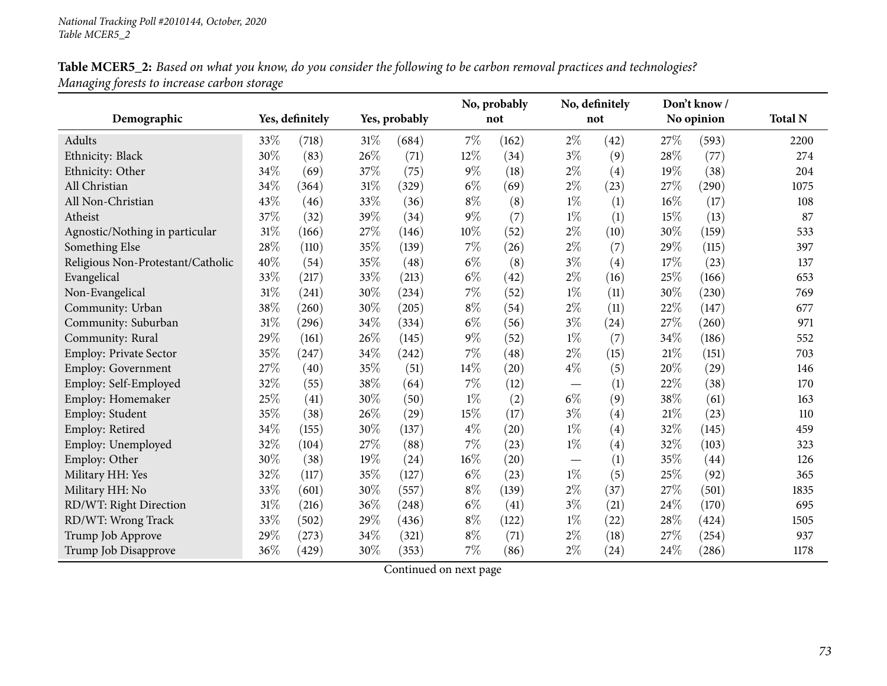*National Tracking Poll #2010144, October, 2020*
*Table MCER5_2*

**Table MCER5_2:** *Based on what you know, do you consider the following to be carbon removal practices and technologies? Managing forests to increase carbon storage*

| Demographic | Yes, definitely | | Yes, probably | | No, probably not | | No, definitely not | | Don't know / No opinion | | Total N |
|---|---|---|---|---|---|---|---|---|---|---|---|
| Adults | 33% | (718) | 31% | (684) | 7% | (162) | 2% | (42) | 27% | (593) | 2200 |
| Ethnicity: Black | 30% | (83) | 26% | (71) | 12% | (34) | 3% | (9) | 28% | (77) | 274 |
| Ethnicity: Other | 34% | (69) | 37% | (75) | 9% | (18) | 2% | (4) | 19% | (38) | 204 |
| All Christian | 34% | (364) | 31% | (329) | 6% | (69) | 2% | (23) | 27% | (290) | 1075 |
| All Non-Christian | 43% | (46) | 33% | (36) | 8% | (8) | 1% | (1) | 16% | (17) | 108 |
| Atheist | 37% | (32) | 39% | (34) | 9% | (7) | 1% | (1) | 15% | (13) | 87 |
| Agnostic/Nothing in particular | 31% | (166) | 27% | (146) | 10% | (52) | 2% | (10) | 30% | (159) | 533 |
| Something Else | 28% | (110) | 35% | (139) | 7% | (26) | 2% | (7) | 29% | (115) | 397 |
| Religious Non-Protestant/Catholic | 40% | (54) | 35% | (48) | 6% | (8) | 3% | (4) | 17% | (23) | 137 |
| Evangelical | 33% | (217) | 33% | (213) | 6% | (42) | 2% | (16) | 25% | (166) | 653 |
| Non-Evangelical | 31% | (241) | 30% | (234) | 7% | (52) | 1% | (11) | 30% | (230) | 769 |
| Community: Urban | 38% | (260) | 30% | (205) | 8% | (54) | 2% | (11) | 22% | (147) | 677 |
| Community: Suburban | 31% | (296) | 34% | (334) | 6% | (56) | 3% | (24) | 27% | (260) | 971 |
| Community: Rural | 29% | (161) | 26% | (145) | 9% | (52) | 1% | (7) | 34% | (186) | 552 |
| Employ: Private Sector | 35% | (247) | 34% | (242) | 7% | (48) | 2% | (15) | 21% | (151) | 703 |
| Employ: Government | 27% | (40) | 35% | (51) | 14% | (20) | 4% | (5) | 20% | (29) | 146 |
| Employ: Self-Employed | 32% | (55) | 38% | (64) | 7% | (12) | — | (1) | 22% | (38) | 170 |
| Employ: Homemaker | 25% | (41) | 30% | (50) | 1% | (2) | 6% | (9) | 38% | (61) | 163 |
| Employ: Student | 35% | (38) | 26% | (29) | 15% | (17) | 3% | (4) | 21% | (23) | 110 |
| Employ: Retired | 34% | (155) | 30% | (137) | 4% | (20) | 1% | (4) | 32% | (145) | 459 |
| Employ: Unemployed | 32% | (104) | 27% | (88) | 7% | (23) | 1% | (4) | 32% | (103) | 323 |
| Employ: Other | 30% | (38) | 19% | (24) | 16% | (20) | — | (1) | 35% | (44) | 126 |
| Military HH: Yes | 32% | (117) | 35% | (127) | 6% | (23) | 1% | (5) | 25% | (92) | 365 |
| Military HH: No | 33% | (601) | 30% | (557) | 8% | (139) | 2% | (37) | 27% | (501) | 1835 |
| RD/WT: Right Direction | 31% | (216) | 36% | (248) | 6% | (41) | 3% | (21) | 24% | (170) | 695 |
| RD/WT: Wrong Track | 33% | (502) | 29% | (436) | 8% | (122) | 1% | (22) | 28% | (424) | 1505 |
| Trump Job Approve | 29% | (273) | 34% | (321) | 8% | (71) | 2% | (18) | 27% | (254) | 937 |
| Trump Job Disapprove | 36% | (429) | 30% | (353) | 7% | (86) | 2% | (24) | 24% | (286) | 1178 |

Continued on next page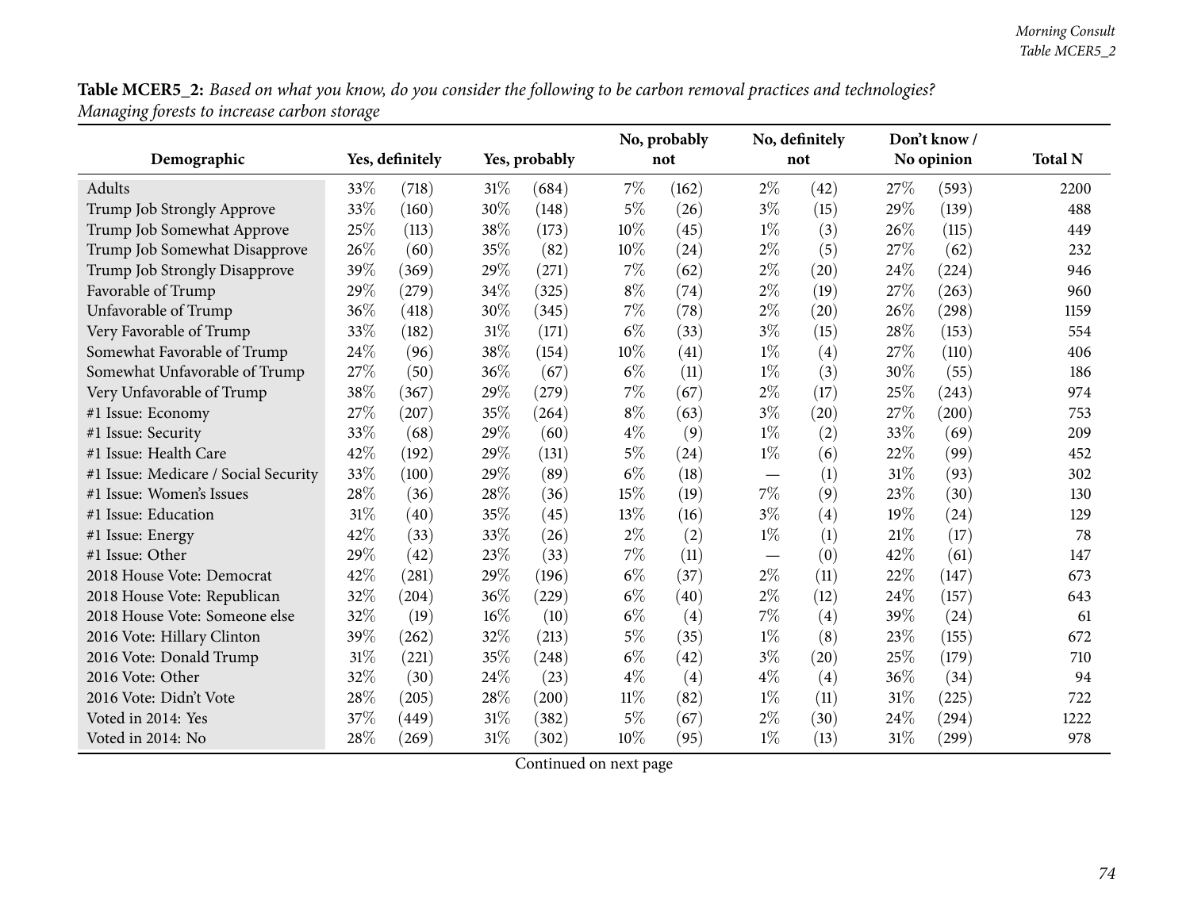**Table MCER5_2:** *Based on what you know, do you consider the following to be carbon removal practices and technologies? Managing forests to increase carbon storage*

| Demographic | Yes, definitely | | Yes, probably | | No, probably not | | No, definitely not | | Don't know / No opinion | | Total N |
|---|---|---|---|---|---|---|---|---|---|---|---|
| Adults | 33% | (718) | 31% | (684) | 7% | (162) | 2% | (42) | 27% | (593) | 2200 |
| Trump Job Strongly Approve | 33% | (160) | 30% | (148) | 5% | (26) | 3% | (15) | 29% | (139) | 488 |
| Trump Job Somewhat Approve | 25% | (113) | 38% | (173) | 10% | (45) | 1% | (3) | 26% | (115) | 449 |
| Trump Job Somewhat Disapprove | 26% | (60) | 35% | (82) | 10% | (24) | 2% | (5) | 27% | (62) | 232 |
| Trump Job Strongly Disapprove | 39% | (369) | 29% | (271) | 7% | (62) | 2% | (20) | 24% | (224) | 946 |
| Favorable of Trump | 29% | (279) | 34% | (325) | 8% | (74) | 2% | (19) | 27% | (263) | 960 |
| Unfavorable of Trump | 36% | (418) | 30% | (345) | 7% | (78) | 2% | (20) | 26% | (298) | 1159 |
| Very Favorable of Trump | 33% | (182) | 31% | (171) | 6% | (33) | 3% | (15) | 28% | (153) | 554 |
| Somewhat Favorable of Trump | 24% | (96) | 38% | (154) | 10% | (41) | 1% | (4) | 27% | (110) | 406 |
| Somewhat Unfavorable of Trump | 27% | (50) | 36% | (67) | 6% | (11) | 1% | (3) | 30% | (55) | 186 |
| Very Unfavorable of Trump | 38% | (367) | 29% | (279) | 7% | (67) | 2% | (17) | 25% | (243) | 974 |
| #1 Issue: Economy | 27% | (207) | 35% | (264) | 8% | (63) | 3% | (20) | 27% | (200) | 753 |
| #1 Issue: Security | 33% | (68) | 29% | (60) | 4% | (9) | 1% | (2) | 33% | (69) | 209 |
| #1 Issue: Health Care | 42% | (192) | 29% | (131) | 5% | (24) | 1% | (6) | 22% | (99) | 452 |
| #1 Issue: Medicare / Social Security | 33% | (100) | 29% | (89) | 6% | (18) | — | (1) | 31% | (93) | 302 |
| #1 Issue: Women's Issues | 28% | (36) | 28% | (36) | 15% | (19) | 7% | (9) | 23% | (30) | 130 |
| #1 Issue: Education | 31% | (40) | 35% | (45) | 13% | (16) | 3% | (4) | 19% | (24) | 129 |
| #1 Issue: Energy | 42% | (33) | 33% | (26) | 2% | (2) | 1% | (1) | 21% | (17) | 78 |
| #1 Issue: Other | 29% | (42) | 23% | (33) | 7% | (11) | — | (0) | 42% | (61) | 147 |
| 2018 House Vote: Democrat | 42% | (281) | 29% | (196) | 6% | (37) | 2% | (11) | 22% | (147) | 673 |
| 2018 House Vote: Republican | 32% | (204) | 36% | (229) | 6% | (40) | 2% | (12) | 24% | (157) | 643 |
| 2018 House Vote: Someone else | 32% | (19) | 16% | (10) | 6% | (4) | 7% | (4) | 39% | (24) | 61 |
| 2016 Vote: Hillary Clinton | 39% | (262) | 32% | (213) | 5% | (35) | 1% | (8) | 23% | (155) | 672 |
| 2016 Vote: Donald Trump | 31% | (221) | 35% | (248) | 6% | (42) | 3% | (20) | 25% | (179) | 710 |
| 2016 Vote: Other | 32% | (30) | 24% | (23) | 4% | (4) | 4% | (4) | 36% | (34) | 94 |
| 2016 Vote: Didn't Vote | 28% | (205) | 28% | (200) | 11% | (82) | 1% | (11) | 31% | (225) | 722 |
| Voted in 2014: Yes | 37% | (449) | 31% | (382) | 5% | (67) | 2% | (30) | 24% | (294) | 1222 |
| Voted in 2014: No | 28% | (269) | 31% | (302) | 10% | (95) | 1% | (13) | 31% | (299) | 978 |

Continued on next page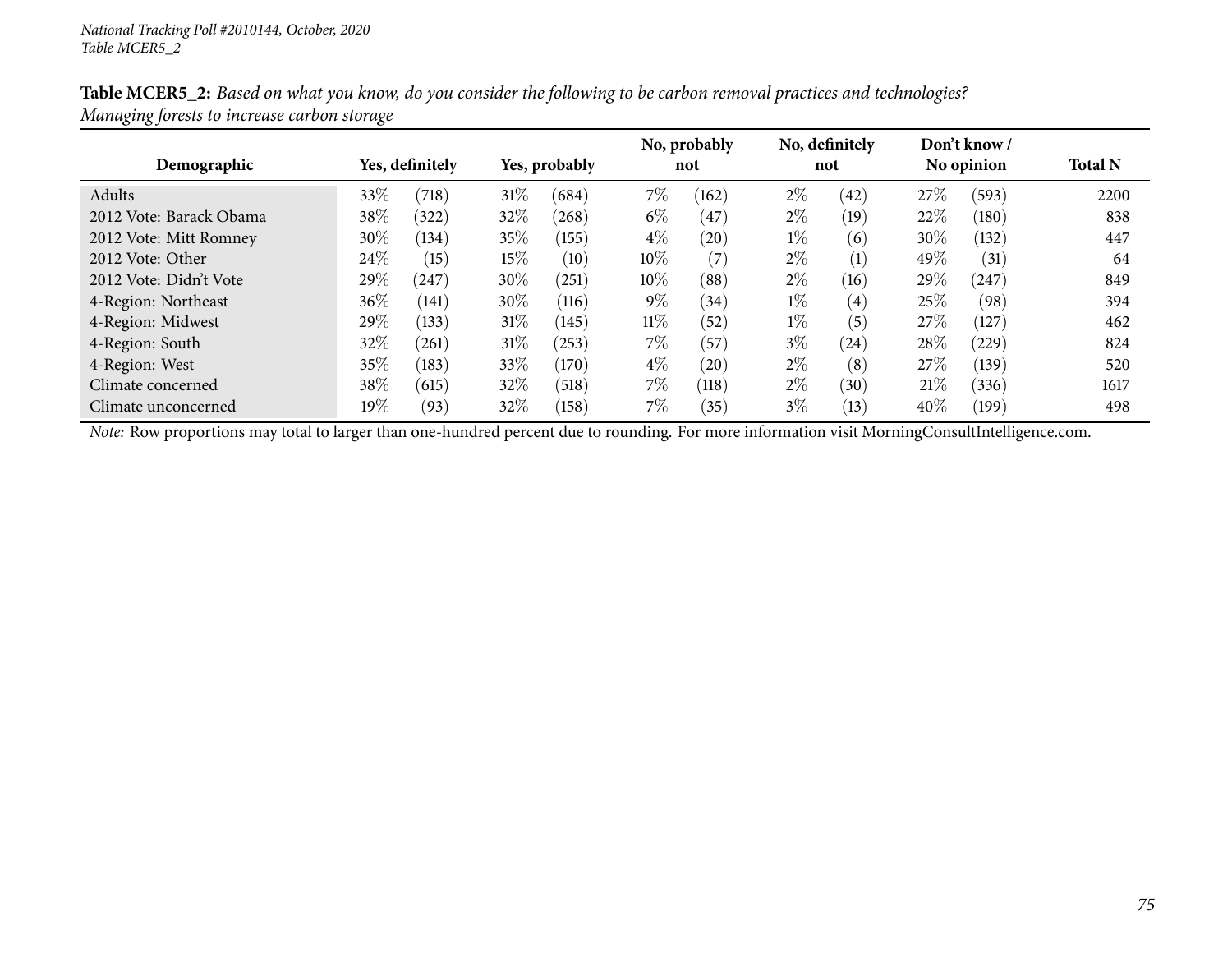National Tracking Poll #2010144, October, 2020
Table MCER5_2

**Table MCER5_2:** *Based on what you know, do you consider the following to be carbon removal practices and technologies? Managing forests to increase carbon storage*

| Demographic | Yes, definitely | | Yes, probably | | No, probably not | | No, definitely not | | Don't know / No opinion | | Total N |
|---|---|---|---|---|---|---|---|---|---|---|---|
| Adults | 33% | (718) | 31% | (684) | 7% | (162) | 2% | (42) | 27% | (593) | 2200 |
| 2012 Vote: Barack Obama | 38% | (322) | 32% | (268) | 6% | (47) | 2% | (19) | 22% | (180) | 838 |
| 2012 Vote: Mitt Romney | 30% | (134) | 35% | (155) | 4% | (20) | 1% | (6) | 30% | (132) | 447 |
| 2012 Vote: Other | 24% | (15) | 15% | (10) | 10% | (7) | 2% | (1) | 49% | (31) | 64 |
| 2012 Vote: Didn't Vote | 29% | (247) | 30% | (251) | 10% | (88) | 2% | (16) | 29% | (247) | 849 |
| 4-Region: Northeast | 36% | (141) | 30% | (116) | 9% | (34) | 1% | (4) | 25% | (98) | 394 |
| 4-Region: Midwest | 29% | (133) | 31% | (145) | 11% | (52) | 1% | (5) | 27% | (127) | 462 |
| 4-Region: South | 32% | (261) | 31% | (253) | 7% | (57) | 3% | (24) | 28% | (229) | 824 |
| 4-Region: West | 35% | (183) | 33% | (170) | 4% | (20) | 2% | (8) | 27% | (139) | 520 |
| Climate concerned | 38% | (615) | 32% | (518) | 7% | (118) | 2% | (30) | 21% | (336) | 1617 |
| Climate unconcerned | 19% | (93) | 32% | (158) | 7% | (35) | 3% | (13) | 40% | (199) | 498 |

*Note:* Row proportions may total to larger than one-hundred percent due to rounding. For more information visit MorningConsultIntelligence.com.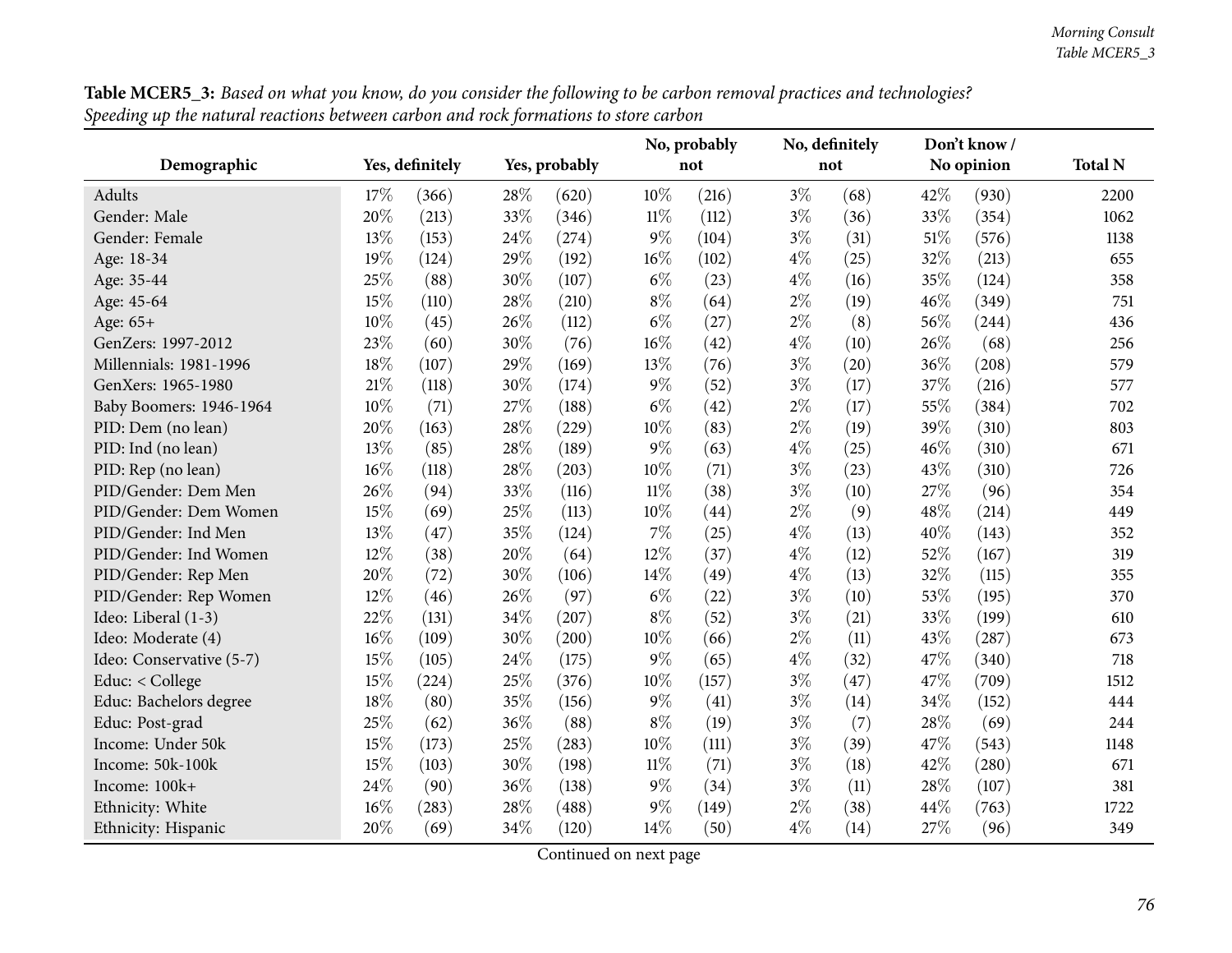**Table MCER5_3:** *Based on what you know, do you consider the following to be carbon removal practices and technologies? Speeding up the natural reactions between carbon and rock formations to store carbon*

| Demographic | Yes, definitely | | Yes, probably | | No, probably not | | No, definitely not | | Don't know / No opinion | | Total N |
|---|---|---|---|---|---|---|---|---|---|---|---|
| Adults | 17% | (366) | 28% | (620) | 10% | (216) | 3% | (68) | 42% | (930) | 2200 |
| Gender: Male | 20% | (213) | 33% | (346) | 11% | (112) | 3% | (36) | 33% | (354) | 1062 |
| Gender: Female | 13% | (153) | 24% | (274) | 9% | (104) | 3% | (31) | 51% | (576) | 1138 |
| Age: 18-34 | 19% | (124) | 29% | (192) | 16% | (102) | 4% | (25) | 32% | (213) | 655 |
| Age: 35-44 | 25% | (88) | 30% | (107) | 6% | (23) | 4% | (16) | 35% | (124) | 358 |
| Age: 45-64 | 15% | (110) | 28% | (210) | 8% | (64) | 2% | (19) | 46% | (349) | 751 |
| Age: 65+ | 10% | (45) | 26% | (112) | 6% | (27) | 2% | (8) | 56% | (244) | 436 |
| GenZers: 1997-2012 | 23% | (60) | 30% | (76) | 16% | (42) | 4% | (10) | 26% | (68) | 256 |
| Millennials: 1981-1996 | 18% | (107) | 29% | (169) | 13% | (76) | 3% | (20) | 36% | (208) | 579 |
| GenXers: 1965-1980 | 21% | (118) | 30% | (174) | 9% | (52) | 3% | (17) | 37% | (216) | 577 |
| Baby Boomers: 1946-1964 | 10% | (71) | 27% | (188) | 6% | (42) | 2% | (17) | 55% | (384) | 702 |
| PID: Dem (no lean) | 20% | (163) | 28% | (229) | 10% | (83) | 2% | (19) | 39% | (310) | 803 |
| PID: Ind (no lean) | 13% | (85) | 28% | (189) | 9% | (63) | 4% | (25) | 46% | (310) | 671 |
| PID: Rep (no lean) | 16% | (118) | 28% | (203) | 10% | (71) | 3% | (23) | 43% | (310) | 726 |
| PID/Gender: Dem Men | 26% | (94) | 33% | (116) | 11% | (38) | 3% | (10) | 27% | (96) | 354 |
| PID/Gender: Dem Women | 15% | (69) | 25% | (113) | 10% | (44) | 2% | (9) | 48% | (214) | 449 |
| PID/Gender: Ind Men | 13% | (47) | 35% | (124) | 7% | (25) | 4% | (13) | 40% | (143) | 352 |
| PID/Gender: Ind Women | 12% | (38) | 20% | (64) | 12% | (37) | 4% | (12) | 52% | (167) | 319 |
| PID/Gender: Rep Men | 20% | (72) | 30% | (106) | 14% | (49) | 4% | (13) | 32% | (115) | 355 |
| PID/Gender: Rep Women | 12% | (46) | 26% | (97) | 6% | (22) | 3% | (10) | 53% | (195) | 370 |
| Ideo: Liberal (1-3) | 22% | (131) | 34% | (207) | 8% | (52) | 3% | (21) | 33% | (199) | 610 |
| Ideo: Moderate (4) | 16% | (109) | 30% | (200) | 10% | (66) | 2% | (11) | 43% | (287) | 673 |
| Ideo: Conservative (5-7) | 15% | (105) | 24% | (175) | 9% | (65) | 4% | (32) | 47% | (340) | 718 |
| Educ: < College | 15% | (224) | 25% | (376) | 10% | (157) | 3% | (47) | 47% | (709) | 1512 |
| Educ: Bachelors degree | 18% | (80) | 35% | (156) | 9% | (41) | 3% | (14) | 34% | (152) | 444 |
| Educ: Post-grad | 25% | (62) | 36% | (88) | 8% | (19) | 3% | (7) | 28% | (69) | 244 |
| Income: Under 50k | 15% | (173) | 25% | (283) | 10% | (111) | 3% | (39) | 47% | (543) | 1148 |
| Income: 50k-100k | 15% | (103) | 30% | (198) | 11% | (71) | 3% | (18) | 42% | (280) | 671 |
| Income: 100k+ | 24% | (90) | 36% | (138) | 9% | (34) | 3% | (11) | 28% | (107) | 381 |
| Ethnicity: White | 16% | (283) | 28% | (488) | 9% | (149) | 2% | (38) | 44% | (763) | 1722 |
| Ethnicity: Hispanic | 20% | (69) | 34% | (120) | 14% | (50) | 4% | (14) | 27% | (96) | 349 |

Continued on next page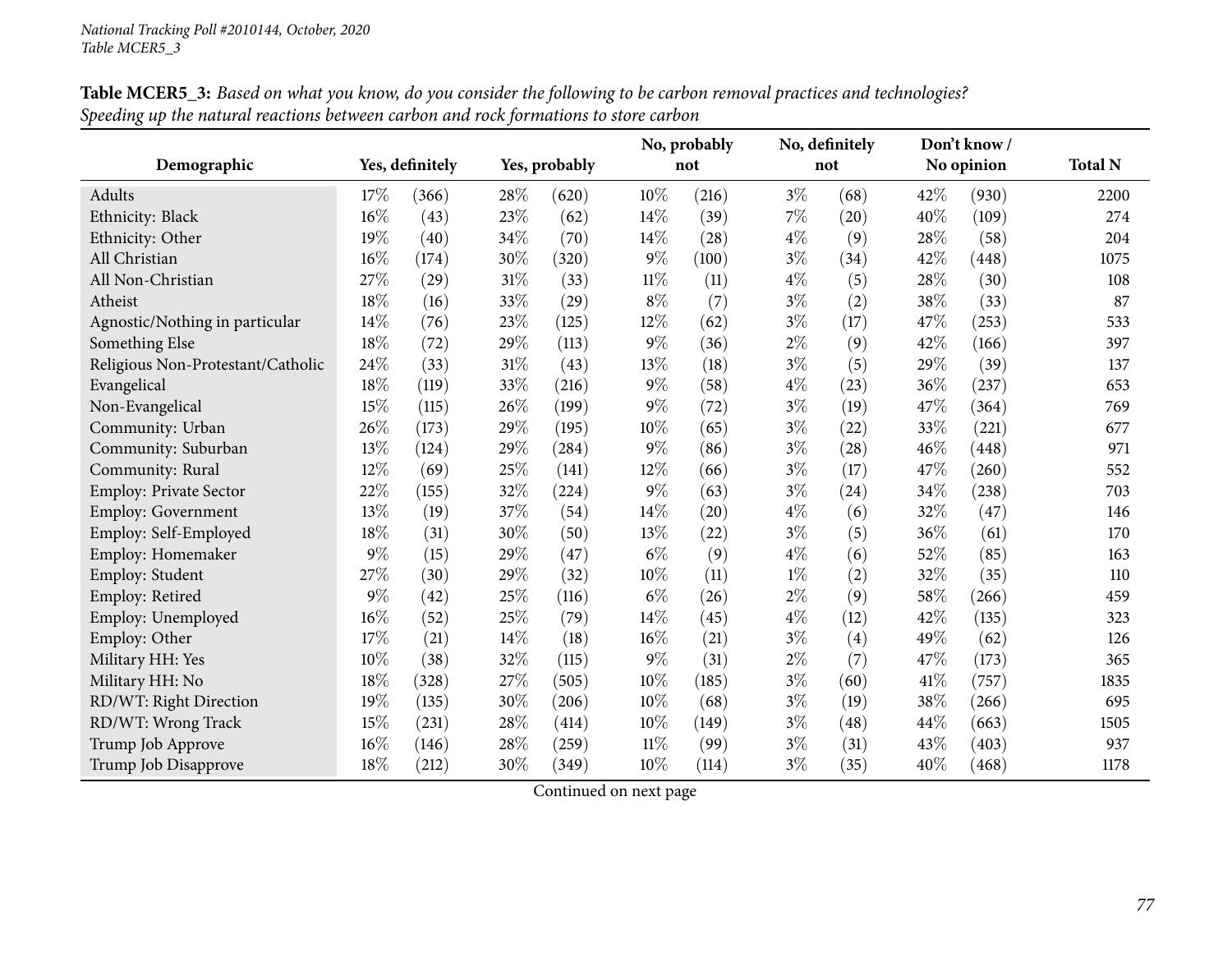*National Tracking Poll #2010144, October, 2020*
*Table MCER5_3*

**Table MCER5_3:** *Based on what you know, do you consider the following to be carbon removal practices and technologies? Speeding up the natural reactions between carbon and rock formations to store carbon*

| Demographic | Yes, definitely | | Yes, probably | | No, probably not | | No, definitely not | | Don't know / No opinion | | Total N |
|---|---|---|---|---|---|---|---|---|---|---|---|
| Adults | 17% | (366) | 28% | (620) | 10% | (216) | 3% | (68) | 42% | (930) | 2200 |
| Ethnicity: Black | 16% | (43) | 23% | (62) | 14% | (39) | 7% | (20) | 40% | (109) | 274 |
| Ethnicity: Other | 19% | (40) | 34% | (70) | 14% | (28) | 4% | (9) | 28% | (58) | 204 |
| All Christian | 16% | (174) | 30% | (320) | 9% | (100) | 3% | (34) | 42% | (448) | 1075 |
| All Non-Christian | 27% | (29) | 31% | (33) | 11% | (11) | 4% | (5) | 28% | (30) | 108 |
| Atheist | 18% | (16) | 33% | (29) | 8% | (7) | 3% | (2) | 38% | (33) | 87 |
| Agnostic/Nothing in particular | 14% | (76) | 23% | (125) | 12% | (62) | 3% | (17) | 47% | (253) | 533 |
| Something Else | 18% | (72) | 29% | (113) | 9% | (36) | 2% | (9) | 42% | (166) | 397 |
| Religious Non-Protestant/Catholic | 24% | (33) | 31% | (43) | 13% | (18) | 3% | (5) | 29% | (39) | 137 |
| Evangelical | 18% | (119) | 33% | (216) | 9% | (58) | 4% | (23) | 36% | (237) | 653 |
| Non-Evangelical | 15% | (115) | 26% | (199) | 9% | (72) | 3% | (19) | 47% | (364) | 769 |
| Community: Urban | 26% | (173) | 29% | (195) | 10% | (65) | 3% | (22) | 33% | (221) | 677 |
| Community: Suburban | 13% | (124) | 29% | (284) | 9% | (86) | 3% | (28) | 46% | (448) | 971 |
| Community: Rural | 12% | (69) | 25% | (141) | 12% | (66) | 3% | (17) | 47% | (260) | 552 |
| Employ: Private Sector | 22% | (155) | 32% | (224) | 9% | (63) | 3% | (24) | 34% | (238) | 703 |
| Employ: Government | 13% | (19) | 37% | (54) | 14% | (20) | 4% | (6) | 32% | (47) | 146 |
| Employ: Self-Employed | 18% | (31) | 30% | (50) | 13% | (22) | 3% | (5) | 36% | (61) | 170 |
| Employ: Homemaker | 9% | (15) | 29% | (47) | 6% | (9) | 4% | (6) | 52% | (85) | 163 |
| Employ: Student | 27% | (30) | 29% | (32) | 10% | (11) | 1% | (2) | 32% | (35) | 110 |
| Employ: Retired | 9% | (42) | 25% | (116) | 6% | (26) | 2% | (9) | 58% | (266) | 459 |
| Employ: Unemployed | 16% | (52) | 25% | (79) | 14% | (45) | 4% | (12) | 42% | (135) | 323 |
| Employ: Other | 17% | (21) | 14% | (18) | 16% | (21) | 3% | (4) | 49% | (62) | 126 |
| Military HH: Yes | 10% | (38) | 32% | (115) | 9% | (31) | 2% | (7) | 47% | (173) | 365 |
| Military HH: No | 18% | (328) | 27% | (505) | 10% | (185) | 3% | (60) | 41% | (757) | 1835 |
| RD/WT: Right Direction | 19% | (135) | 30% | (206) | 10% | (68) | 3% | (19) | 38% | (266) | 695 |
| RD/WT: Wrong Track | 15% | (231) | 28% | (414) | 10% | (149) | 3% | (48) | 44% | (663) | 1505 |
| Trump Job Approve | 16% | (146) | 28% | (259) | 11% | (99) | 3% | (31) | 43% | (403) | 937 |
| Trump Job Disapprove | 18% | (212) | 30% | (349) | 10% | (114) | 3% | (35) | 40% | (468) | 1178 |

Continued on next page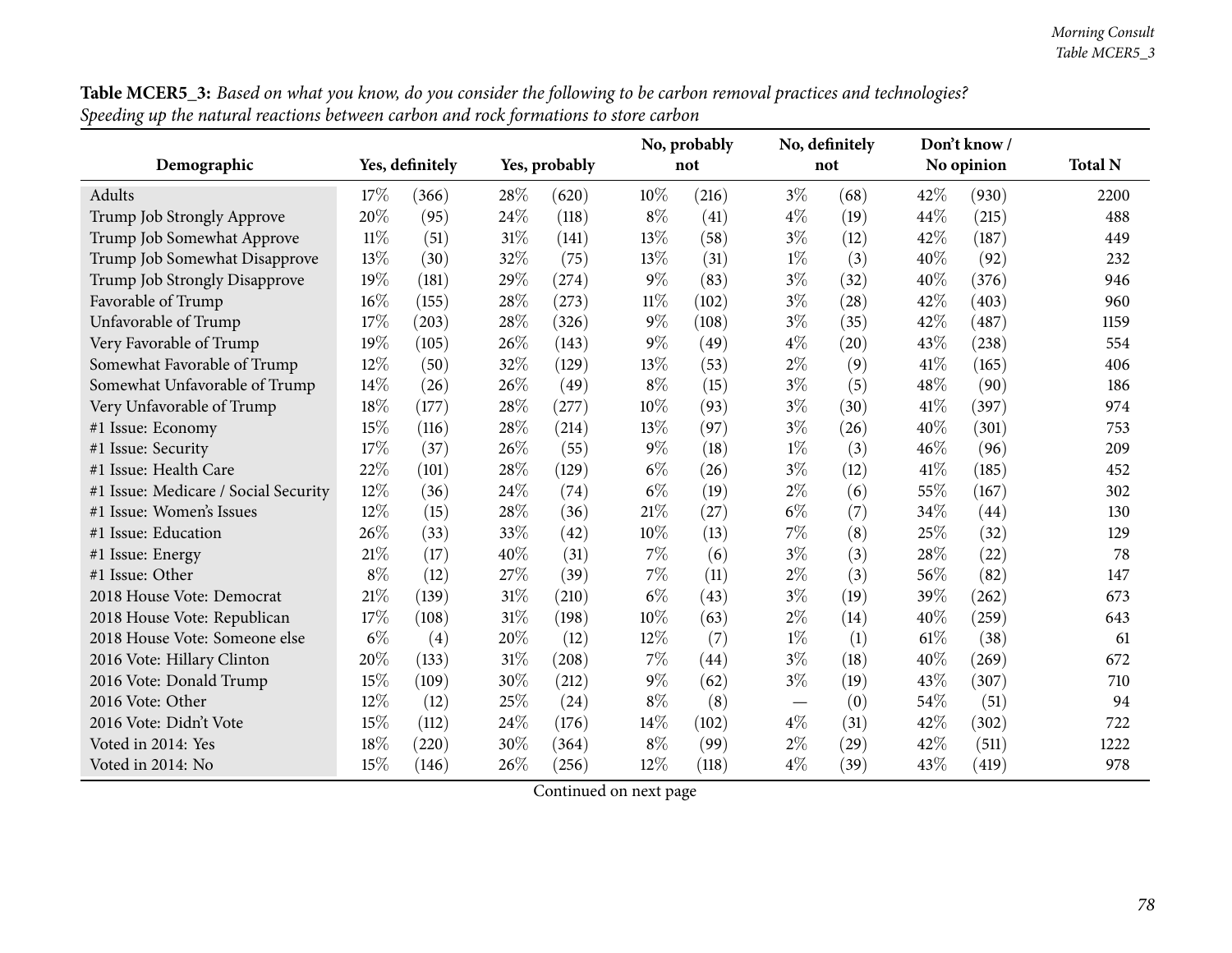**Table MCER5_3:** *Based on what you know, do you consider the following to be carbon removal practices and technologies? Speeding up the natural reactions between carbon and rock formations to store carbon*

| Demographic | Yes, definitely | | Yes, probably | | No, probably not | | No, definitely not | | Don't know / No opinion | | Total N |
|---|---|---|---|---|---|---|---|---|---|---|---|
| Adults | 17% | (366) | 28% | (620) | 10% | (216) | 3% | (68) | 42% | (930) | 2200 |
| Trump Job Strongly Approve | 20% | (95) | 24% | (118) | 8% | (41) | 4% | (19) | 44% | (215) | 488 |
| Trump Job Somewhat Approve | 11% | (51) | 31% | (141) | 13% | (58) | 3% | (12) | 42% | (187) | 449 |
| Trump Job Somewhat Disapprove | 13% | (30) | 32% | (75) | 13% | (31) | 1% | (3) | 40% | (92) | 232 |
| Trump Job Strongly Disapprove | 19% | (181) | 29% | (274) | 9% | (83) | 3% | (32) | 40% | (376) | 946 |
| Favorable of Trump | 16% | (155) | 28% | (273) | 11% | (102) | 3% | (28) | 42% | (403) | 960 |
| Unfavorable of Trump | 17% | (203) | 28% | (326) | 9% | (108) | 3% | (35) | 42% | (487) | 1159 |
| Very Favorable of Trump | 19% | (105) | 26% | (143) | 9% | (49) | 4% | (20) | 43% | (238) | 554 |
| Somewhat Favorable of Trump | 12% | (50) | 32% | (129) | 13% | (53) | 2% | (9) | 41% | (165) | 406 |
| Somewhat Unfavorable of Trump | 14% | (26) | 26% | (49) | 8% | (15) | 3% | (5) | 48% | (90) | 186 |
| Very Unfavorable of Trump | 18% | (177) | 28% | (277) | 10% | (93) | 3% | (30) | 41% | (397) | 974 |
| #1 Issue: Economy | 15% | (116) | 28% | (214) | 13% | (97) | 3% | (26) | 40% | (301) | 753 |
| #1 Issue: Security | 17% | (37) | 26% | (55) | 9% | (18) | 1% | (3) | 46% | (96) | 209 |
| #1 Issue: Health Care | 22% | (101) | 28% | (129) | 6% | (26) | 3% | (12) | 41% | (185) | 452 |
| #1 Issue: Medicare / Social Security | 12% | (36) | 24% | (74) | 6% | (19) | 2% | (6) | 55% | (167) | 302 |
| #1 Issue: Women's Issues | 12% | (15) | 28% | (36) | 21% | (27) | 6% | (7) | 34% | (44) | 130 |
| #1 Issue: Education | 26% | (33) | 33% | (42) | 10% | (13) | 7% | (8) | 25% | (32) | 129 |
| #1 Issue: Energy | 21% | (17) | 40% | (31) | 7% | (6) | 3% | (3) | 28% | (22) | 78 |
| #1 Issue: Other | 8% | (12) | 27% | (39) | 7% | (11) | 2% | (3) | 56% | (82) | 147 |
| 2018 House Vote: Democrat | 21% | (139) | 31% | (210) | 6% | (43) | 3% | (19) | 39% | (262) | 673 |
| 2018 House Vote: Republican | 17% | (108) | 31% | (198) | 10% | (63) | 2% | (14) | 40% | (259) | 643 |
| 2018 House Vote: Someone else | 6% | (4) | 20% | (12) | 12% | (7) | 1% | (1) | 61% | (38) | 61 |
| 2016 Vote: Hillary Clinton | 20% | (133) | 31% | (208) | 7% | (44) | 3% | (18) | 40% | (269) | 672 |
| 2016 Vote: Donald Trump | 15% | (109) | 30% | (212) | 9% | (62) | 3% | (19) | 43% | (307) | 710 |
| 2016 Vote: Other | 12% | (12) | 25% | (24) | 8% | (8) | — | (0) | 54% | (51) | 94 |
| 2016 Vote: Didn't Vote | 15% | (112) | 24% | (176) | 14% | (102) | 4% | (31) | 42% | (302) | 722 |
| Voted in 2014: Yes | 18% | (220) | 30% | (364) | 8% | (99) | 2% | (29) | 42% | (511) | 1222 |
| Voted in 2014: No | 15% | (146) | 26% | (256) | 12% | (118) | 4% | (39) | 43% | (419) | 978 |

Continued on next page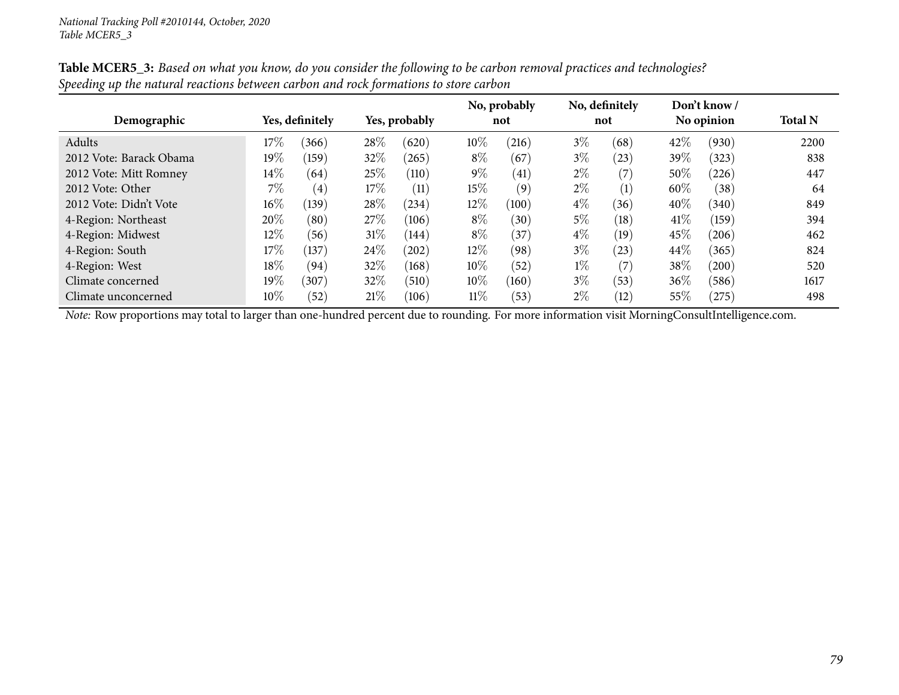*National Tracking Poll #2010144, October, 2020*
*Table MCER5_3*

**Table MCER5_3:** *Based on what you know, do you consider the following to be carbon removal practices and technologies? Speeding up the natural reactions between carbon and rock formations to store carbon*

| Demographic | Yes, definitely | | Yes, probably | | No, probably not | | No, definitely not | | Don't know / No opinion | | Total N |
|---|---|---|---|---|---|---|---|---|---|---|---|
| Adults | 17% | (366) | 28% | (620) | 10% | (216) | 3% | (68) | 42% | (930) | 2200 |
| 2012 Vote: Barack Obama | 19% | (159) | 32% | (265) | 8% | (67) | 3% | (23) | 39% | (323) | 838 |
| 2012 Vote: Mitt Romney | 14% | (64) | 25% | (110) | 9% | (41) | 2% | (7) | 50% | (226) | 447 |
| 2012 Vote: Other | 7% | (4) | 17% | (11) | 15% | (9) | 2% | (1) | 60% | (38) | 64 |
| 2012 Vote: Didn't Vote | 16% | (139) | 28% | (234) | 12% | (100) | 4% | (36) | 40% | (340) | 849 |
| 4-Region: Northeast | 20% | (80) | 27% | (106) | 8% | (30) | 5% | (18) | 41% | (159) | 394 |
| 4-Region: Midwest | 12% | (56) | 31% | (144) | 8% | (37) | 4% | (19) | 45% | (206) | 462 |
| 4-Region: South | 17% | (137) | 24% | (202) | 12% | (98) | 3% | (23) | 44% | (365) | 824 |
| 4-Region: West | 18% | (94) | 32% | (168) | 10% | (52) | 1% | (7) | 38% | (200) | 520 |
| Climate concerned | 19% | (307) | 32% | (510) | 10% | (160) | 3% | (53) | 36% | (586) | 1617 |
| Climate unconcerned | 10% | (52) | 21% | (106) | 11% | (53) | 2% | (12) | 55% | (275) | 498 |

*Note:* Row proportions may total to larger than one-hundred percent due to rounding. For more information visit MorningConsultIntelligence.com.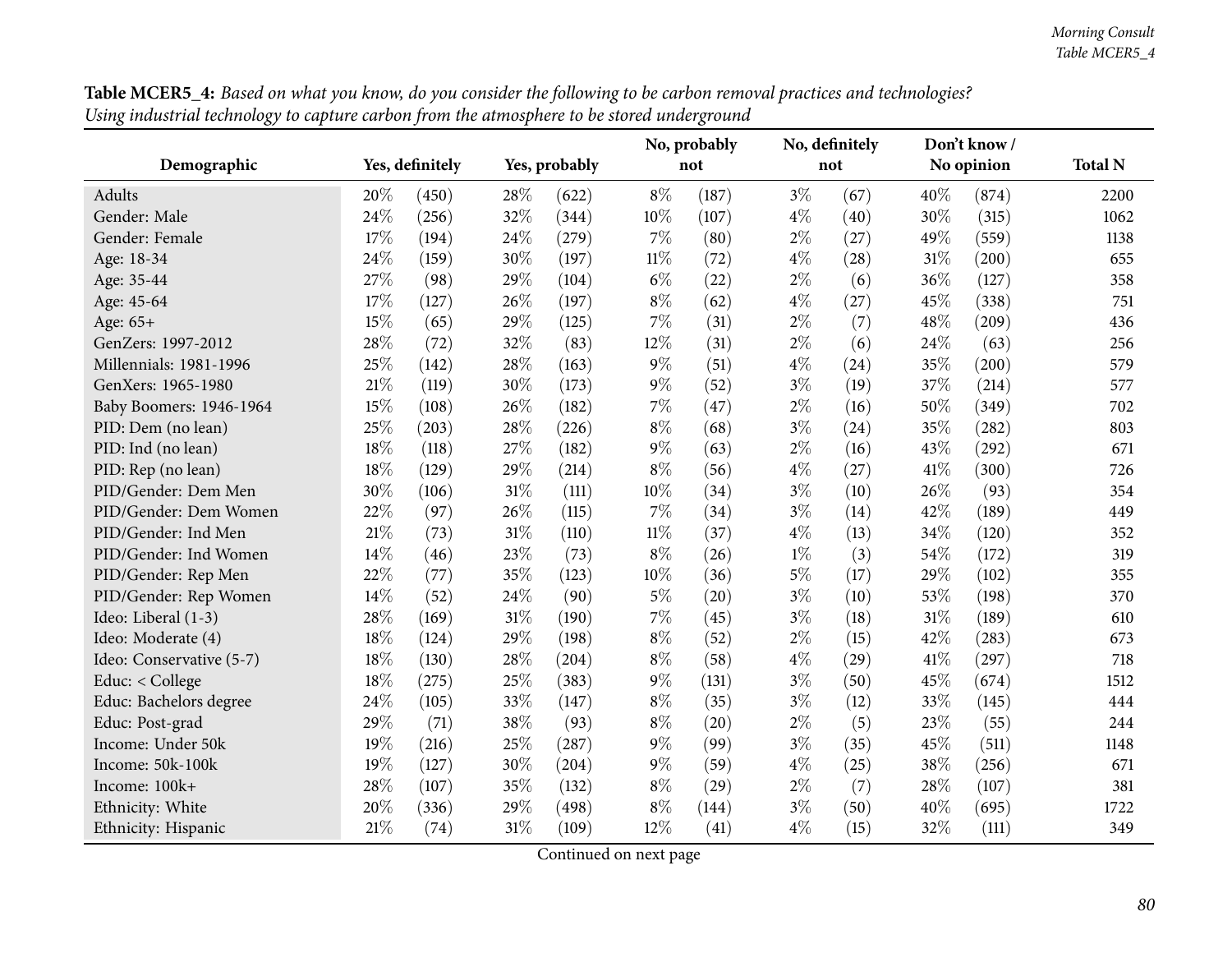**Table MCER5_4:** *Based on what you know, do you consider the following to be carbon removal practices and technologies? Using industrial technology to capture carbon from the atmosphere to be stored underground*

| Demographic | Yes, definitely | | Yes, probably | | No, probably not | | No, definitely not | | Don't know / No opinion | | Total N |
|---|---|---|---|---|---|---|---|---|---|---|---|
| Adults | 20% | (450) | 28% | (622) | 8% | (187) | 3% | (67) | 40% | (874) | 2200 |
| Gender: Male | 24% | (256) | 32% | (344) | 10% | (107) | 4% | (40) | 30% | (315) | 1062 |
| Gender: Female | 17% | (194) | 24% | (279) | 7% | (80) | 2% | (27) | 49% | (559) | 1138 |
| Age: 18-34 | 24% | (159) | 30% | (197) | 11% | (72) | 4% | (28) | 31% | (200) | 655 |
| Age: 35-44 | 27% | (98) | 29% | (104) | 6% | (22) | 2% | (6) | 36% | (127) | 358 |
| Age: 45-64 | 17% | (127) | 26% | (197) | 8% | (62) | 4% | (27) | 45% | (338) | 751 |
| Age: 65+ | 15% | (65) | 29% | (125) | 7% | (31) | 2% | (7) | 48% | (209) | 436 |
| GenZers: 1997-2012 | 28% | (72) | 32% | (83) | 12% | (31) | 2% | (6) | 24% | (63) | 256 |
| Millennials: 1981-1996 | 25% | (142) | 28% | (163) | 9% | (51) | 4% | (24) | 35% | (200) | 579 |
| GenXers: 1965-1980 | 21% | (119) | 30% | (173) | 9% | (52) | 3% | (19) | 37% | (214) | 577 |
| Baby Boomers: 1946-1964 | 15% | (108) | 26% | (182) | 7% | (47) | 2% | (16) | 50% | (349) | 702 |
| PID: Dem (no lean) | 25% | (203) | 28% | (226) | 8% | (68) | 3% | (24) | 35% | (282) | 803 |
| PID: Ind (no lean) | 18% | (118) | 27% | (182) | 9% | (63) | 2% | (16) | 43% | (292) | 671 |
| PID: Rep (no lean) | 18% | (129) | 29% | (214) | 8% | (56) | 4% | (27) | 41% | (300) | 726 |
| PID/Gender: Dem Men | 30% | (106) | 31% | (111) | 10% | (34) | 3% | (10) | 26% | (93) | 354 |
| PID/Gender: Dem Women | 22% | (97) | 26% | (115) | 7% | (34) | 3% | (14) | 42% | (189) | 449 |
| PID/Gender: Ind Men | 21% | (73) | 31% | (110) | 11% | (37) | 4% | (13) | 34% | (120) | 352 |
| PID/Gender: Ind Women | 14% | (46) | 23% | (73) | 8% | (26) | 1% | (3) | 54% | (172) | 319 |
| PID/Gender: Rep Men | 22% | (77) | 35% | (123) | 10% | (36) | 5% | (17) | 29% | (102) | 355 |
| PID/Gender: Rep Women | 14% | (52) | 24% | (90) | 5% | (20) | 3% | (10) | 53% | (198) | 370 |
| Ideo: Liberal (1-3) | 28% | (169) | 31% | (190) | 7% | (45) | 3% | (18) | 31% | (189) | 610 |
| Ideo: Moderate (4) | 18% | (124) | 29% | (198) | 8% | (52) | 2% | (15) | 42% | (283) | 673 |
| Ideo: Conservative (5-7) | 18% | (130) | 28% | (204) | 8% | (58) | 4% | (29) | 41% | (297) | 718 |
| Educ: < College | 18% | (275) | 25% | (383) | 9% | (131) | 3% | (50) | 45% | (674) | 1512 |
| Educ: Bachelors degree | 24% | (105) | 33% | (147) | 8% | (35) | 3% | (12) | 33% | (145) | 444 |
| Educ: Post-grad | 29% | (71) | 38% | (93) | 8% | (20) | 2% | (5) | 23% | (55) | 244 |
| Income: Under 50k | 19% | (216) | 25% | (287) | 9% | (99) | 3% | (35) | 45% | (511) | 1148 |
| Income: 50k-100k | 19% | (127) | 30% | (204) | 9% | (59) | 4% | (25) | 38% | (256) | 671 |
| Income: 100k+ | 28% | (107) | 35% | (132) | 8% | (29) | 2% | (7) | 28% | (107) | 381 |
| Ethnicity: White | 20% | (336) | 29% | (498) | 8% | (144) | 3% | (50) | 40% | (695) | 1722 |
| Ethnicity: Hispanic | 21% | (74) | 31% | (109) | 12% | (41) | 4% | (15) | 32% | (111) | 349 |

Continued on next page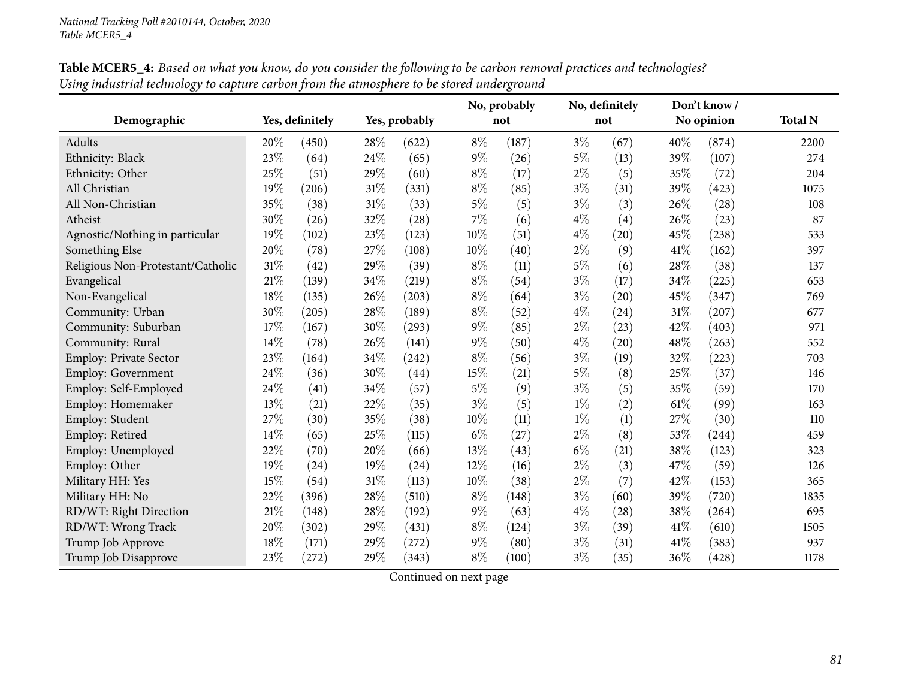*National Tracking Poll #2010144, October, 2020*
*Table MCER5_4*

**Table MCER5_4:** *Based on what you know, do you consider the following to be carbon removal practices and technologies? Using industrial technology to capture carbon from the atmosphere to be stored underground*

| Demographic | Yes, definitely | | Yes, probably | | No, probably not | | No, definitely not | | Don't know / No opinion | | Total N |
|---|---|---|---|---|---|---|---|---|---|---|---|
| Adults | 20% | (450) | 28% | (622) | 8% | (187) | 3% | (67) | 40% | (874) | 2200 |
| Ethnicity: Black | 23% | (64) | 24% | (65) | 9% | (26) | 5% | (13) | 39% | (107) | 274 |
| Ethnicity: Other | 25% | (51) | 29% | (60) | 8% | (17) | 2% | (5) | 35% | (72) | 204 |
| All Christian | 19% | (206) | 31% | (331) | 8% | (85) | 3% | (31) | 39% | (423) | 1075 |
| All Non-Christian | 35% | (38) | 31% | (33) | 5% | (5) | 3% | (3) | 26% | (28) | 108 |
| Atheist | 30% | (26) | 32% | (28) | 7% | (6) | 4% | (4) | 26% | (23) | 87 |
| Agnostic/Nothing in particular | 19% | (102) | 23% | (123) | 10% | (51) | 4% | (20) | 45% | (238) | 533 |
| Something Else | 20% | (78) | 27% | (108) | 10% | (40) | 2% | (9) | 41% | (162) | 397 |
| Religious Non-Protestant/Catholic | 31% | (42) | 29% | (39) | 8% | (11) | 5% | (6) | 28% | (38) | 137 |
| Evangelical | 21% | (139) | 34% | (219) | 8% | (54) | 3% | (17) | 34% | (225) | 653 |
| Non-Evangelical | 18% | (135) | 26% | (203) | 8% | (64) | 3% | (20) | 45% | (347) | 769 |
| Community: Urban | 30% | (205) | 28% | (189) | 8% | (52) | 4% | (24) | 31% | (207) | 677 |
| Community: Suburban | 17% | (167) | 30% | (293) | 9% | (85) | 2% | (23) | 42% | (403) | 971 |
| Community: Rural | 14% | (78) | 26% | (141) | 9% | (50) | 4% | (20) | 48% | (263) | 552 |
| Employ: Private Sector | 23% | (164) | 34% | (242) | 8% | (56) | 3% | (19) | 32% | (223) | 703 |
| Employ: Government | 24% | (36) | 30% | (44) | 15% | (21) | 5% | (8) | 25% | (37) | 146 |
| Employ: Self-Employed | 24% | (41) | 34% | (57) | 5% | (9) | 3% | (5) | 35% | (59) | 170 |
| Employ: Homemaker | 13% | (21) | 22% | (35) | 3% | (5) | 1% | (2) | 61% | (99) | 163 |
| Employ: Student | 27% | (30) | 35% | (38) | 10% | (11) | 1% | (1) | 27% | (30) | 110 |
| Employ: Retired | 14% | (65) | 25% | (115) | 6% | (27) | 2% | (8) | 53% | (244) | 459 |
| Employ: Unemployed | 22% | (70) | 20% | (66) | 13% | (43) | 6% | (21) | 38% | (123) | 323 |
| Employ: Other | 19% | (24) | 19% | (24) | 12% | (16) | 2% | (3) | 47% | (59) | 126 |
| Military HH: Yes | 15% | (54) | 31% | (113) | 10% | (38) | 2% | (7) | 42% | (153) | 365 |
| Military HH: No | 22% | (396) | 28% | (510) | 8% | (148) | 3% | (60) | 39% | (720) | 1835 |
| RD/WT: Right Direction | 21% | (148) | 28% | (192) | 9% | (63) | 4% | (28) | 38% | (264) | 695 |
| RD/WT: Wrong Track | 20% | (302) | 29% | (431) | 8% | (124) | 3% | (39) | 41% | (610) | 1505 |
| Trump Job Approve | 18% | (171) | 29% | (272) | 9% | (80) | 3% | (31) | 41% | (383) | 937 |
| Trump Job Disapprove | 23% | (272) | 29% | (343) | 8% | (100) | 3% | (35) | 36% | (428) | 1178 |

Continued on next page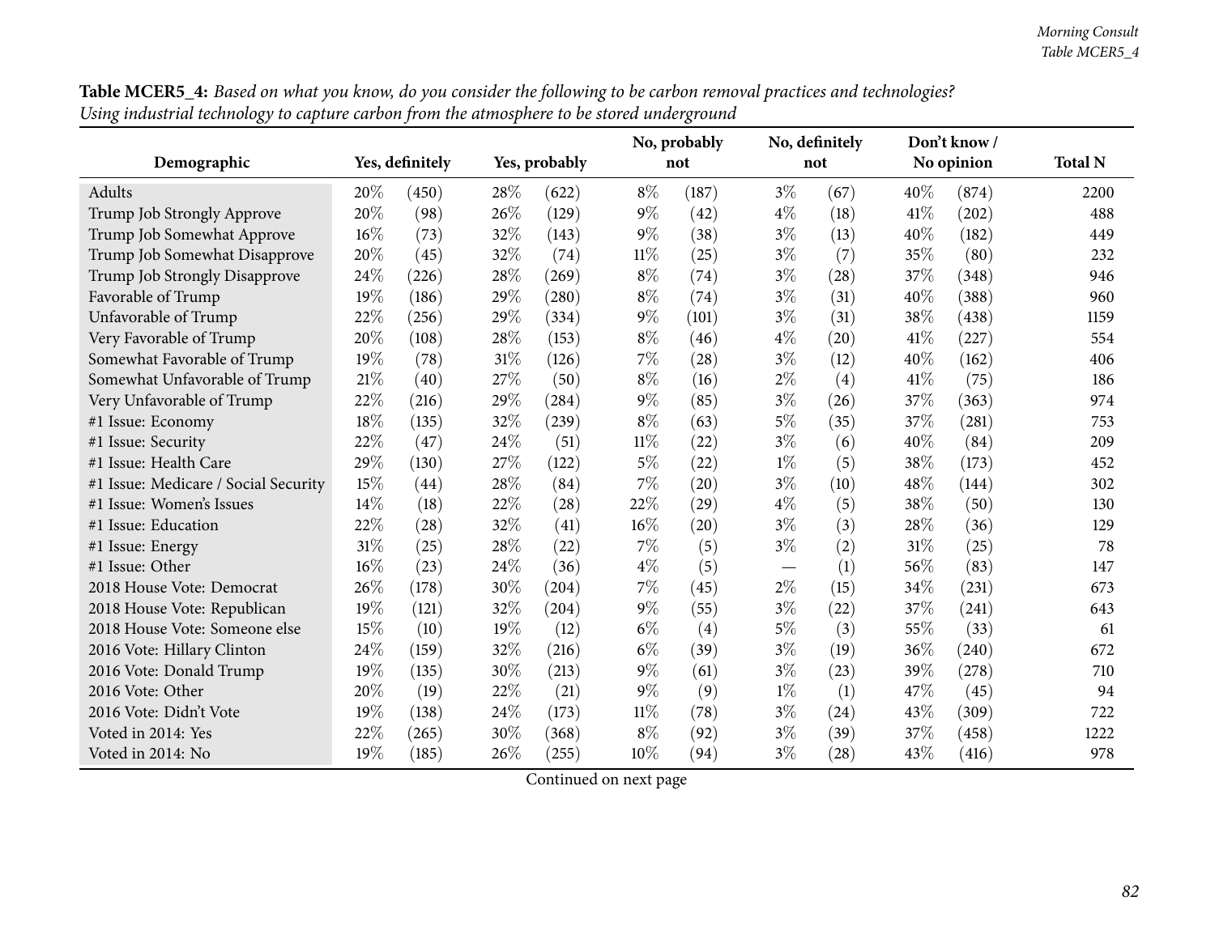**Table MCER5_4:** *Based on what you know, do you consider the following to be carbon removal practices and technologies? Using industrial technology to capture carbon from the atmosphere to be stored underground*

| Demographic | Yes, definitely | | Yes, probably | | No, probably not | | No, definitely not | | Don't know / No opinion | | Total N |
|---|---|---|---|---|---|---|---|---|---|---|---|
| Adults | 20% | (450) | 28% | (622) | 8% | (187) | 3% | (67) | 40% | (874) | 2200 |
| Trump Job Strongly Approve | 20% | (98) | 26% | (129) | 9% | (42) | 4% | (18) | 41% | (202) | 488 |
| Trump Job Somewhat Approve | 16% | (73) | 32% | (143) | 9% | (38) | 3% | (13) | 40% | (182) | 449 |
| Trump Job Somewhat Disapprove | 20% | (45) | 32% | (74) | 11% | (25) | 3% | (7) | 35% | (80) | 232 |
| Trump Job Strongly Disapprove | 24% | (226) | 28% | (269) | 8% | (74) | 3% | (28) | 37% | (348) | 946 |
| Favorable of Trump | 19% | (186) | 29% | (280) | 8% | (74) | 3% | (31) | 40% | (388) | 960 |
| Unfavorable of Trump | 22% | (256) | 29% | (334) | 9% | (101) | 3% | (31) | 38% | (438) | 1159 |
| Very Favorable of Trump | 20% | (108) | 28% | (153) | 8% | (46) | 4% | (20) | 41% | (227) | 554 |
| Somewhat Favorable of Trump | 19% | (78) | 31% | (126) | 7% | (28) | 3% | (12) | 40% | (162) | 406 |
| Somewhat Unfavorable of Trump | 21% | (40) | 27% | (50) | 8% | (16) | 2% | (4) | 41% | (75) | 186 |
| Very Unfavorable of Trump | 22% | (216) | 29% | (284) | 9% | (85) | 3% | (26) | 37% | (363) | 974 |
| #1 Issue: Economy | 18% | (135) | 32% | (239) | 8% | (63) | 5% | (35) | 37% | (281) | 753 |
| #1 Issue: Security | 22% | (47) | 24% | (51) | 11% | (22) | 3% | (6) | 40% | (84) | 209 |
| #1 Issue: Health Care | 29% | (130) | 27% | (122) | 5% | (22) | 1% | (5) | 38% | (173) | 452 |
| #1 Issue: Medicare / Social Security | 15% | (44) | 28% | (84) | 7% | (20) | 3% | (10) | 48% | (144) | 302 |
| #1 Issue: Women's Issues | 14% | (18) | 22% | (28) | 22% | (29) | 4% | (5) | 38% | (50) | 130 |
| #1 Issue: Education | 22% | (28) | 32% | (41) | 16% | (20) | 3% | (3) | 28% | (36) | 129 |
| #1 Issue: Energy | 31% | (25) | 28% | (22) | 7% | (5) | 3% | (2) | 31% | (25) | 78 |
| #1 Issue: Other | 16% | (23) | 24% | (36) | 4% | (5) | — | (1) | 56% | (83) | 147 |
| 2018 House Vote: Democrat | 26% | (178) | 30% | (204) | 7% | (45) | 2% | (15) | 34% | (231) | 673 |
| 2018 House Vote: Republican | 19% | (121) | 32% | (204) | 9% | (55) | 3% | (22) | 37% | (241) | 643 |
| 2018 House Vote: Someone else | 15% | (10) | 19% | (12) | 6% | (4) | 5% | (3) | 55% | (33) | 61 |
| 2016 Vote: Hillary Clinton | 24% | (159) | 32% | (216) | 6% | (39) | 3% | (19) | 36% | (240) | 672 |
| 2016 Vote: Donald Trump | 19% | (135) | 30% | (213) | 9% | (61) | 3% | (23) | 39% | (278) | 710 |
| 2016 Vote: Other | 20% | (19) | 22% | (21) | 9% | (9) | 1% | (1) | 47% | (45) | 94 |
| 2016 Vote: Didn't Vote | 19% | (138) | 24% | (173) | 11% | (78) | 3% | (24) | 43% | (309) | 722 |
| Voted in 2014: Yes | 22% | (265) | 30% | (368) | 8% | (92) | 3% | (39) | 37% | (458) | 1222 |
| Voted in 2014: No | 19% | (185) | 26% | (255) | 10% | (94) | 3% | (28) | 43% | (416) | 978 |

Continued on next page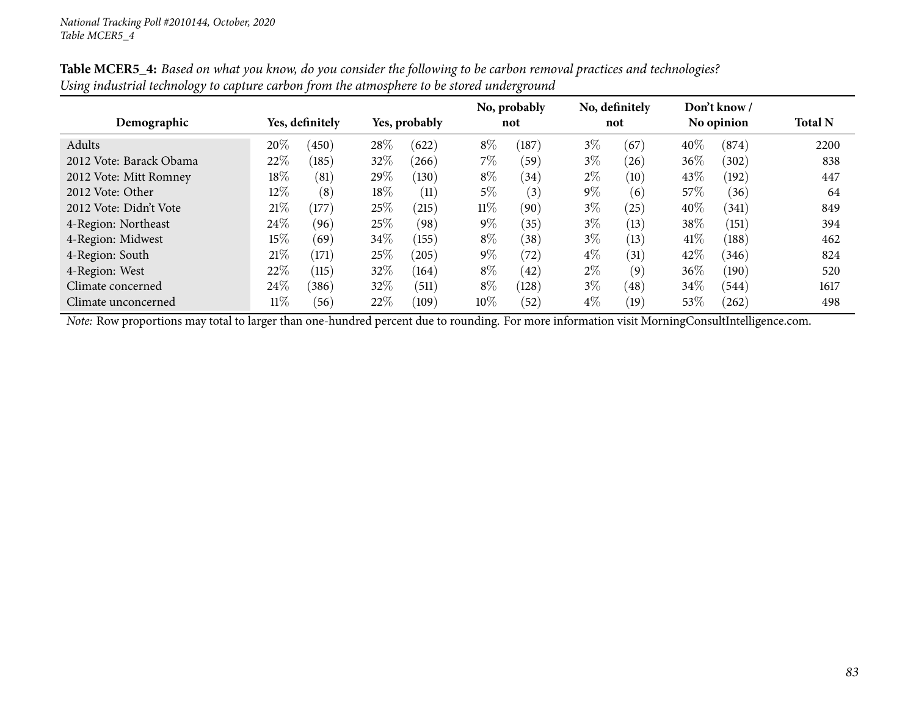*National Tracking Poll #2010144, October, 2020*
*Table MCER5_4*

**Table MCER5_4:** *Based on what you know, do you consider the following to be carbon removal practices and technologies? Using industrial technology to capture carbon from the atmosphere to be stored underground*

| Demographic | Yes, definitely | | Yes, probably | | No, probably not | | No, definitely not | | Don't know / No opinion | | Total N |
|---|---|---|---|---|---|---|---|---|---|---|---|
| Adults | 20% | (450) | 28% | (622) | 8% | (187) | 3% | (67) | 40% | (874) | 2200 |
| 2012 Vote: Barack Obama | 22% | (185) | 32% | (266) | 7% | (59) | 3% | (26) | 36% | (302) | 838 |
| 2012 Vote: Mitt Romney | 18% | (81) | 29% | (130) | 8% | (34) | 2% | (10) | 43% | (192) | 447 |
| 2012 Vote: Other | 12% | (8) | 18% | (11) | 5% | (3) | 9% | (6) | 57% | (36) | 64 |
| 2012 Vote: Didn't Vote | 21% | (177) | 25% | (215) | 11% | (90) | 3% | (25) | 40% | (341) | 849 |
| 4-Region: Northeast | 24% | (96) | 25% | (98) | 9% | (35) | 3% | (13) | 38% | (151) | 394 |
| 4-Region: Midwest | 15% | (69) | 34% | (155) | 8% | (38) | 3% | (13) | 41% | (188) | 462 |
| 4-Region: South | 21% | (171) | 25% | (205) | 9% | (72) | 4% | (31) | 42% | (346) | 824 |
| 4-Region: West | 22% | (115) | 32% | (164) | 8% | (42) | 2% | (9) | 36% | (190) | 520 |
| Climate concerned | 24% | (386) | 32% | (511) | 8% | (128) | 3% | (48) | 34% | (544) | 1617 |
| Climate unconcerned | 11% | (56) | 22% | (109) | 10% | (52) | 4% | (19) | 53% | (262) | 498 |

*Note:* Row proportions may total to larger than one-hundred percent due to rounding. For more information visit MorningConsultIntelligence.com.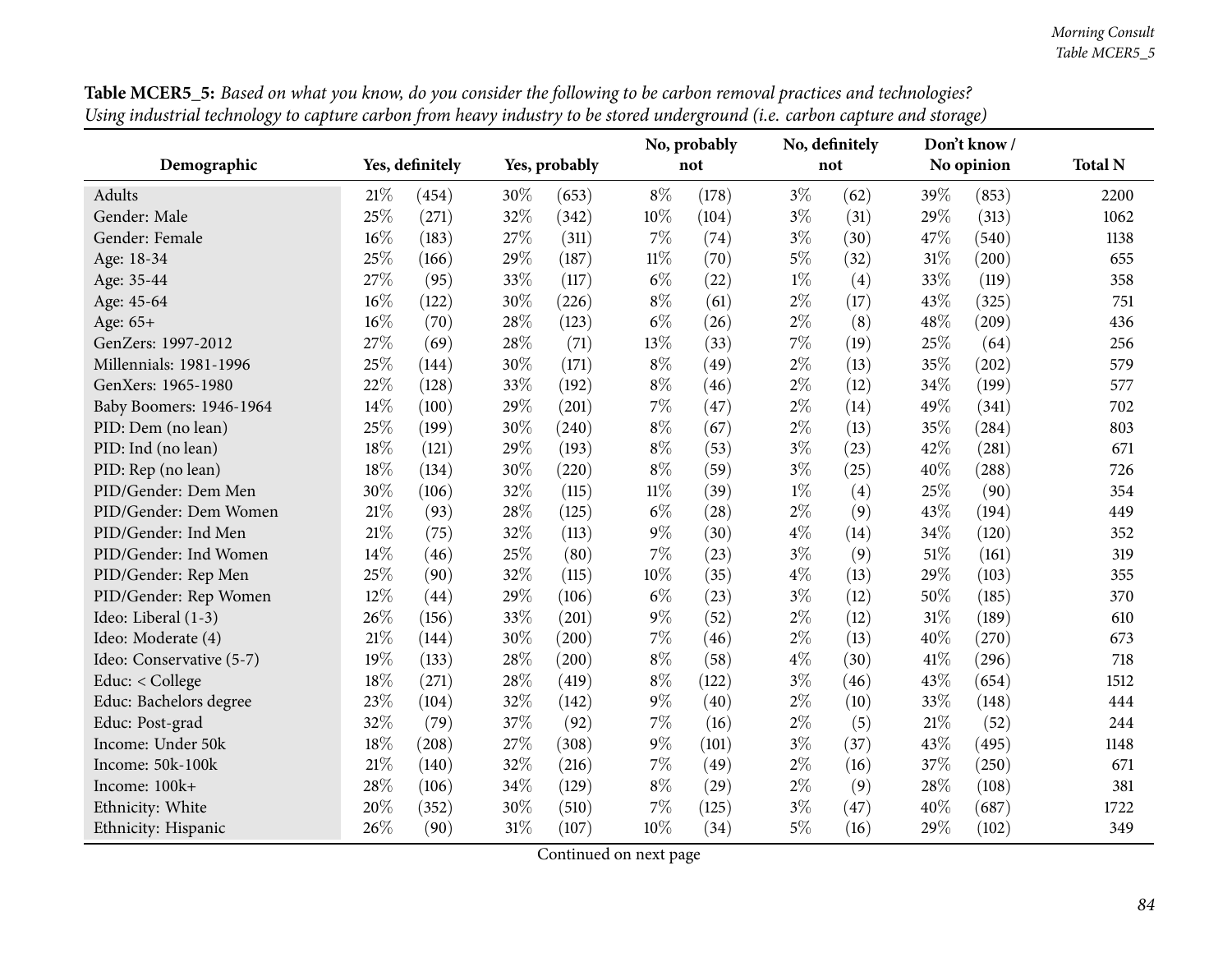**Table MCER5_5:** *Based on what you know, do you consider the following to be carbon removal practices and technologies? Using industrial technology to capture carbon from heavy industry to be stored underground (i.e. carbon capture and storage)*

| Demographic | Yes, definitely | | Yes, probably | | No, probably not | | No, definitely not | | Don't know / No opinion | | Total N |
|---|---|---|---|---|---|---|---|---|---|---|---|
| Adults | 21% | (454) | 30% | (653) | 8% | (178) | 3% | (62) | 39% | (853) | 2200 |
| Gender: Male | 25% | (271) | 32% | (342) | 10% | (104) | 3% | (31) | 29% | (313) | 1062 |
| Gender: Female | 16% | (183) | 27% | (311) | 7% | (74) | 3% | (30) | 47% | (540) | 1138 |
| Age: 18-34 | 25% | (166) | 29% | (187) | 11% | (70) | 5% | (32) | 31% | (200) | 655 |
| Age: 35-44 | 27% | (95) | 33% | (117) | 6% | (22) | 1% | (4) | 33% | (119) | 358 |
| Age: 45-64 | 16% | (122) | 30% | (226) | 8% | (61) | 2% | (17) | 43% | (325) | 751 |
| Age: 65+ | 16% | (70) | 28% | (123) | 6% | (26) | 2% | (8) | 48% | (209) | 436 |
| GenZers: 1997-2012 | 27% | (69) | 28% | (71) | 13% | (33) | 7% | (19) | 25% | (64) | 256 |
| Millennials: 1981-1996 | 25% | (144) | 30% | (171) | 8% | (49) | 2% | (13) | 35% | (202) | 579 |
| GenXers: 1965-1980 | 22% | (128) | 33% | (192) | 8% | (46) | 2% | (12) | 34% | (199) | 577 |
| Baby Boomers: 1946-1964 | 14% | (100) | 29% | (201) | 7% | (47) | 2% | (14) | 49% | (341) | 702 |
| PID: Dem (no lean) | 25% | (199) | 30% | (240) | 8% | (67) | 2% | (13) | 35% | (284) | 803 |
| PID: Ind (no lean) | 18% | (121) | 29% | (193) | 8% | (53) | 3% | (23) | 42% | (281) | 671 |
| PID: Rep (no lean) | 18% | (134) | 30% | (220) | 8% | (59) | 3% | (25) | 40% | (288) | 726 |
| PID/Gender: Dem Men | 30% | (106) | 32% | (115) | 11% | (39) | 1% | (4) | 25% | (90) | 354 |
| PID/Gender: Dem Women | 21% | (93) | 28% | (125) | 6% | (28) | 2% | (9) | 43% | (194) | 449 |
| PID/Gender: Ind Men | 21% | (75) | 32% | (113) | 9% | (30) | 4% | (14) | 34% | (120) | 352 |
| PID/Gender: Ind Women | 14% | (46) | 25% | (80) | 7% | (23) | 3% | (9) | 51% | (161) | 319 |
| PID/Gender: Rep Men | 25% | (90) | 32% | (115) | 10% | (35) | 4% | (13) | 29% | (103) | 355 |
| PID/Gender: Rep Women | 12% | (44) | 29% | (106) | 6% | (23) | 3% | (12) | 50% | (185) | 370 |
| Ideo: Liberal (1-3) | 26% | (156) | 33% | (201) | 9% | (52) | 2% | (12) | 31% | (189) | 610 |
| Ideo: Moderate (4) | 21% | (144) | 30% | (200) | 7% | (46) | 2% | (13) | 40% | (270) | 673 |
| Ideo: Conservative (5-7) | 19% | (133) | 28% | (200) | 8% | (58) | 4% | (30) | 41% | (296) | 718 |
| Educ: < College | 18% | (271) | 28% | (419) | 8% | (122) | 3% | (46) | 43% | (654) | 1512 |
| Educ: Bachelors degree | 23% | (104) | 32% | (142) | 9% | (40) | 2% | (10) | 33% | (148) | 444 |
| Educ: Post-grad | 32% | (79) | 37% | (92) | 7% | (16) | 2% | (5) | 21% | (52) | 244 |
| Income: Under 50k | 18% | (208) | 27% | (308) | 9% | (101) | 3% | (37) | 43% | (495) | 1148 |
| Income: 50k-100k | 21% | (140) | 32% | (216) | 7% | (49) | 2% | (16) | 37% | (250) | 671 |
| Income: 100k+ | 28% | (106) | 34% | (129) | 8% | (29) | 2% | (9) | 28% | (108) | 381 |
| Ethnicity: White | 20% | (352) | 30% | (510) | 7% | (125) | 3% | (47) | 40% | (687) | 1722 |
| Ethnicity: Hispanic | 26% | (90) | 31% | (107) | 10% | (34) | 5% | (16) | 29% | (102) | 349 |

Continued on next page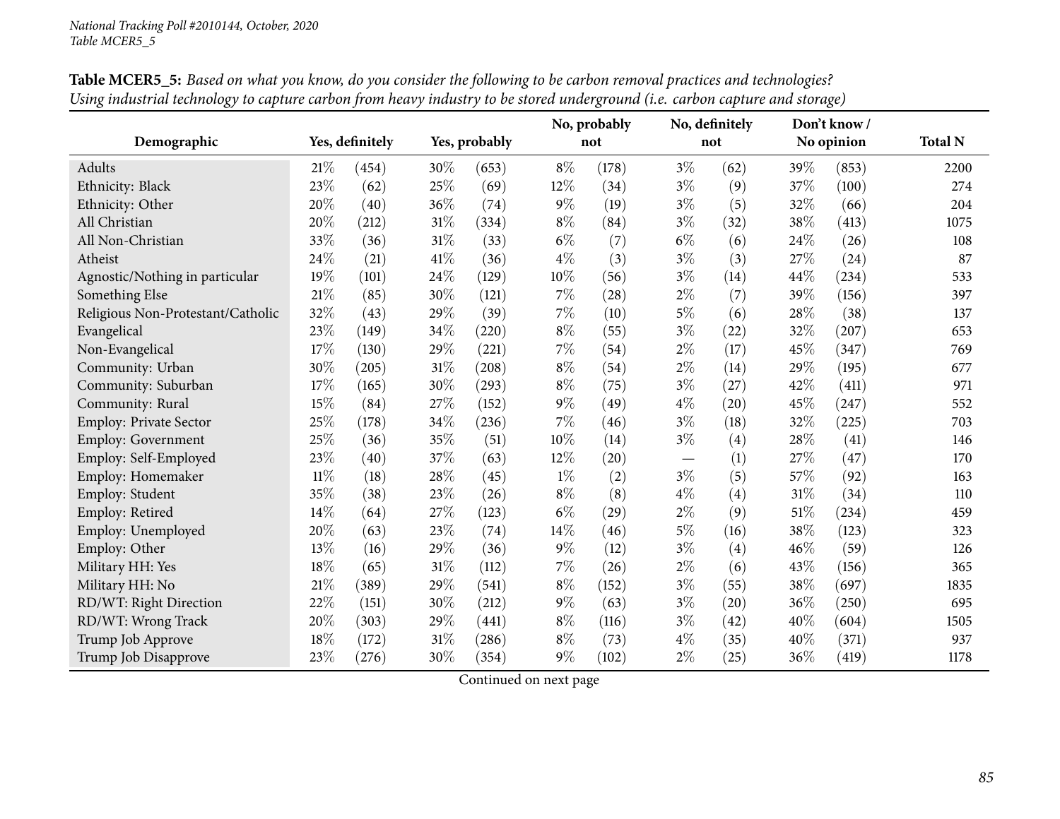National Tracking Poll #2010144, October, 2020
Table MCER5_5

**Table MCER5_5:** *Based on what you know, do you consider the following to be carbon removal practices and technologies? Using industrial technology to capture carbon from heavy industry to be stored underground (i.e. carbon capture and storage)*

| Demographic | Yes, definitely | | Yes, probably | | No, probably not | | No, definitely not | | Don't know / No opinion | | Total N |
|---|---|---|---|---|---|---|---|---|---|---|---|
| Adults | 21% | (454) | 30% | (653) | 8% | (178) | 3% | (62) | 39% | (853) | 2200 |
| Ethnicity: Black | 23% | (62) | 25% | (69) | 12% | (34) | 3% | (9) | 37% | (100) | 274 |
| Ethnicity: Other | 20% | (40) | 36% | (74) | 9% | (19) | 3% | (5) | 32% | (66) | 204 |
| All Christian | 20% | (212) | 31% | (334) | 8% | (84) | 3% | (32) | 38% | (413) | 1075 |
| All Non-Christian | 33% | (36) | 31% | (33) | 6% | (7) | 6% | (6) | 24% | (26) | 108 |
| Atheist | 24% | (21) | 41% | (36) | 4% | (3) | 3% | (3) | 27% | (24) | 87 |
| Agnostic/Nothing in particular | 19% | (101) | 24% | (129) | 10% | (56) | 3% | (14) | 44% | (234) | 533 |
| Something Else | 21% | (85) | 30% | (121) | 7% | (28) | 2% | (7) | 39% | (156) | 397 |
| Religious Non-Protestant/Catholic | 32% | (43) | 29% | (39) | 7% | (10) | 5% | (6) | 28% | (38) | 137 |
| Evangelical | 23% | (149) | 34% | (220) | 8% | (55) | 3% | (22) | 32% | (207) | 653 |
| Non-Evangelical | 17% | (130) | 29% | (221) | 7% | (54) | 2% | (17) | 45% | (347) | 769 |
| Community: Urban | 30% | (205) | 31% | (208) | 8% | (54) | 2% | (14) | 29% | (195) | 677 |
| Community: Suburban | 17% | (165) | 30% | (293) | 8% | (75) | 3% | (27) | 42% | (411) | 971 |
| Community: Rural | 15% | (84) | 27% | (152) | 9% | (49) | 4% | (20) | 45% | (247) | 552 |
| Employ: Private Sector | 25% | (178) | 34% | (236) | 7% | (46) | 3% | (18) | 32% | (225) | 703 |
| Employ: Government | 25% | (36) | 35% | (51) | 10% | (14) | 3% | (4) | 28% | (41) | 146 |
| Employ: Self-Employed | 23% | (40) | 37% | (63) | 12% | (20) | — | (1) | 27% | (47) | 170 |
| Employ: Homemaker | 11% | (18) | 28% | (45) | 1% | (2) | 3% | (5) | 57% | (92) | 163 |
| Employ: Student | 35% | (38) | 23% | (26) | 8% | (8) | 4% | (4) | 31% | (34) | 110 |
| Employ: Retired | 14% | (64) | 27% | (123) | 6% | (29) | 2% | (9) | 51% | (234) | 459 |
| Employ: Unemployed | 20% | (63) | 23% | (74) | 14% | (46) | 5% | (16) | 38% | (123) | 323 |
| Employ: Other | 13% | (16) | 29% | (36) | 9% | (12) | 3% | (4) | 46% | (59) | 126 |
| Military HH: Yes | 18% | (65) | 31% | (112) | 7% | (26) | 2% | (6) | 43% | (156) | 365 |
| Military HH: No | 21% | (389) | 29% | (541) | 8% | (152) | 3% | (55) | 38% | (697) | 1835 |
| RD/WT: Right Direction | 22% | (151) | 30% | (212) | 9% | (63) | 3% | (20) | 36% | (250) | 695 |
| RD/WT: Wrong Track | 20% | (303) | 29% | (441) | 8% | (116) | 3% | (42) | 40% | (604) | 1505 |
| Trump Job Approve | 18% | (172) | 31% | (286) | 8% | (73) | 4% | (35) | 40% | (371) | 937 |
| Trump Job Disapprove | 23% | (276) | 30% | (354) | 9% | (102) | 2% | (25) | 36% | (419) | 1178 |

Continued on next page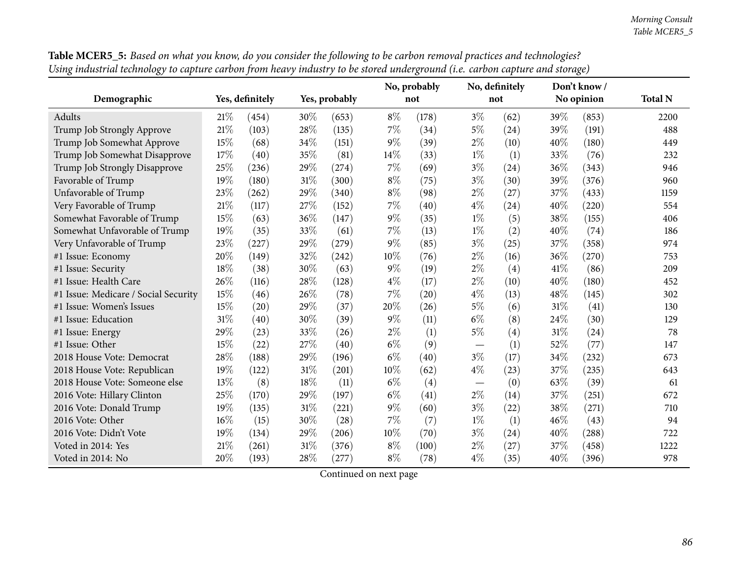**Table MCER5_5:** *Based on what you know, do you consider the following to be carbon removal practices and technologies? Using industrial technology to capture carbon from heavy industry to be stored underground (i.e. carbon capture and storage)*

| Demographic | Yes, definitely | | Yes, probably | | No, probably not | | No, definitely not | | Don't know / No opinion | | Total N |
|---|---|---|---|---|---|---|---|---|---|---|---|
| Adults | 21% | (454) | 30% | (653) | 8% | (178) | 3% | (62) | 39% | (853) | 2200 |
| Trump Job Strongly Approve | 21% | (103) | 28% | (135) | 7% | (34) | 5% | (24) | 39% | (191) | 488 |
| Trump Job Somewhat Approve | 15% | (68) | 34% | (151) | 9% | (39) | 2% | (10) | 40% | (180) | 449 |
| Trump Job Somewhat Disapprove | 17% | (40) | 35% | (81) | 14% | (33) | 1% | (1) | 33% | (76) | 232 |
| Trump Job Strongly Disapprove | 25% | (236) | 29% | (274) | 7% | (69) | 3% | (24) | 36% | (343) | 946 |
| Favorable of Trump | 19% | (180) | 31% | (300) | 8% | (75) | 3% | (30) | 39% | (376) | 960 |
| Unfavorable of Trump | 23% | (262) | 29% | (340) | 8% | (98) | 2% | (27) | 37% | (433) | 1159 |
| Very Favorable of Trump | 21% | (117) | 27% | (152) | 7% | (40) | 4% | (24) | 40% | (220) | 554 |
| Somewhat Favorable of Trump | 15% | (63) | 36% | (147) | 9% | (35) | 1% | (5) | 38% | (155) | 406 |
| Somewhat Unfavorable of Trump | 19% | (35) | 33% | (61) | 7% | (13) | 1% | (2) | 40% | (74) | 186 |
| Very Unfavorable of Trump | 23% | (227) | 29% | (279) | 9% | (85) | 3% | (25) | 37% | (358) | 974 |
| #1 Issue: Economy | 20% | (149) | 32% | (242) | 10% | (76) | 2% | (16) | 36% | (270) | 753 |
| #1 Issue: Security | 18% | (38) | 30% | (63) | 9% | (19) | 2% | (4) | 41% | (86) | 209 |
| #1 Issue: Health Care | 26% | (116) | 28% | (128) | 4% | (17) | 2% | (10) | 40% | (180) | 452 |
| #1 Issue: Medicare / Social Security | 15% | (46) | 26% | (78) | 7% | (20) | 4% | (13) | 48% | (145) | 302 |
| #1 Issue: Women's Issues | 15% | (20) | 29% | (37) | 20% | (26) | 5% | (6) | 31% | (41) | 130 |
| #1 Issue: Education | 31% | (40) | 30% | (39) | 9% | (11) | 6% | (8) | 24% | (30) | 129 |
| #1 Issue: Energy | 29% | (23) | 33% | (26) | 2% | (1) | 5% | (4) | 31% | (24) | 78 |
| #1 Issue: Other | 15% | (22) | 27% | (40) | 6% | (9) | — | (1) | 52% | (77) | 147 |
| 2018 House Vote: Democrat | 28% | (188) | 29% | (196) | 6% | (40) | 3% | (17) | 34% | (232) | 673 |
| 2018 House Vote: Republican | 19% | (122) | 31% | (201) | 10% | (62) | 4% | (23) | 37% | (235) | 643 |
| 2018 House Vote: Someone else | 13% | (8) | 18% | (11) | 6% | (4) | — | (0) | 63% | (39) | 61 |
| 2016 Vote: Hillary Clinton | 25% | (170) | 29% | (197) | 6% | (41) | 2% | (14) | 37% | (251) | 672 |
| 2016 Vote: Donald Trump | 19% | (135) | 31% | (221) | 9% | (60) | 3% | (22) | 38% | (271) | 710 |
| 2016 Vote: Other | 16% | (15) | 30% | (28) | 7% | (7) | 1% | (1) | 46% | (43) | 94 |
| 2016 Vote: Didn't Vote | 19% | (134) | 29% | (206) | 10% | (70) | 3% | (24) | 40% | (288) | 722 |
| Voted in 2014: Yes | 21% | (261) | 31% | (376) | 8% | (100) | 2% | (27) | 37% | (458) | 1222 |
| Voted in 2014: No | 20% | (193) | 28% | (277) | 8% | (78) | 4% | (35) | 40% | (396) | 978 |

Continued on next page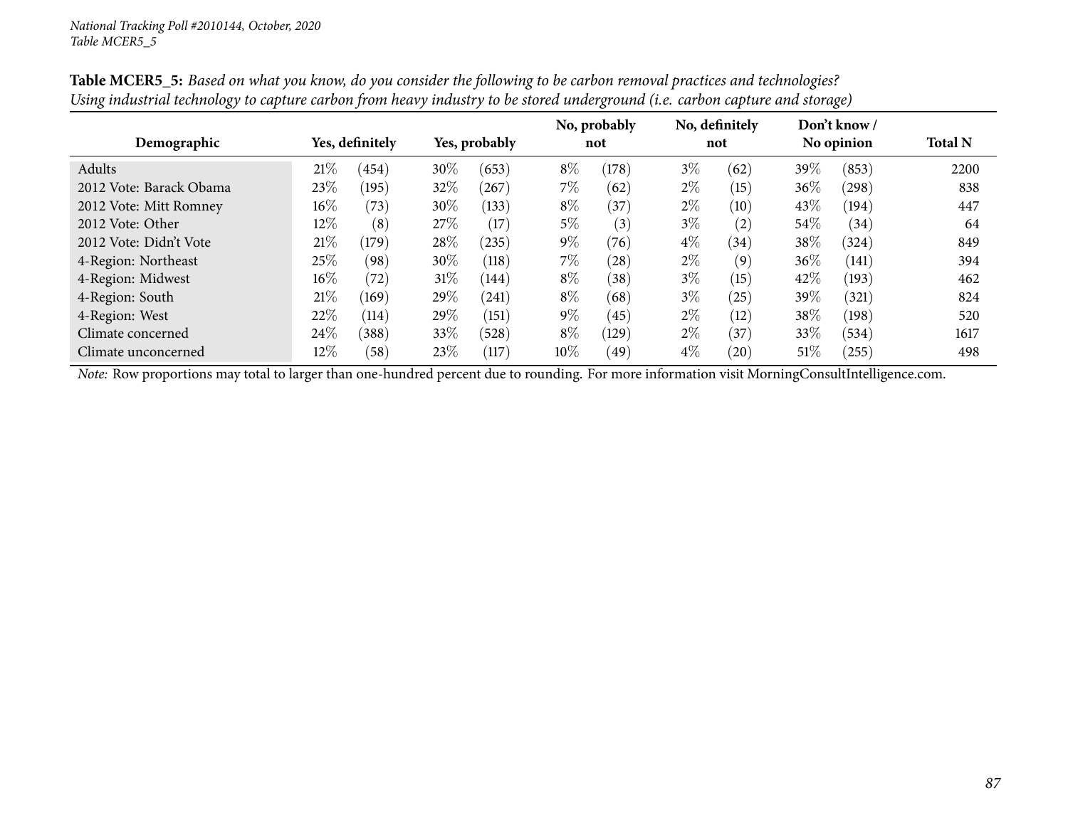**Table MCER5_5:** *Based on what you know, do you consider the following to be carbon removal practices and technologies? Using industrial technology to capture carbon from heavy industry to be stored underground (i.e. carbon capture and storage)*

| Demographic | Yes, definitely | | Yes, probably | | No, probably not | | No, definitely not | | Don't know / No opinion | | Total N |
|---|---|---|---|---|---|---|---|---|---|---|---|
| Adults | 21% | (454) | 30% | (653) | 8% | (178) | 3% | (62) | 39% | (853) | 2200 |
| 2012 Vote: Barack Obama | 23% | (195) | 32% | (267) | 7% | (62) | 2% | (15) | 36% | (298) | 838 |
| 2012 Vote: Mitt Romney | 16% | (73) | 30% | (133) | 8% | (37) | 2% | (10) | 43% | (194) | 447 |
| 2012 Vote: Other | 12% | (8) | 27% | (17) | 5% | (3) | 3% | (2) | 54% | (34) | 64 |
| 2012 Vote: Didn't Vote | 21% | (179) | 28% | (235) | 9% | (76) | 4% | (34) | 38% | (324) | 849 |
| 4-Region: Northeast | 25% | (98) | 30% | (118) | 7% | (28) | 2% | (9) | 36% | (141) | 394 |
| 4-Region: Midwest | 16% | (72) | 31% | (144) | 8% | (38) | 3% | (15) | 42% | (193) | 462 |
| 4-Region: South | 21% | (169) | 29% | (241) | 8% | (68) | 3% | (25) | 39% | (321) | 824 |
| 4-Region: West | 22% | (114) | 29% | (151) | 9% | (45) | 2% | (12) | 38% | (198) | 520 |
| Climate concerned | 24% | (388) | 33% | (528) | 8% | (129) | 2% | (37) | 33% | (534) | 1617 |
| Climate unconcerned | 12% | (58) | 23% | (117) | 10% | (49) | 4% | (20) | 51% | (255) | 498 |

*Note:* Row proportions may total to larger than one-hundred percent due to rounding. For more information visit MorningConsultIntelligence.com.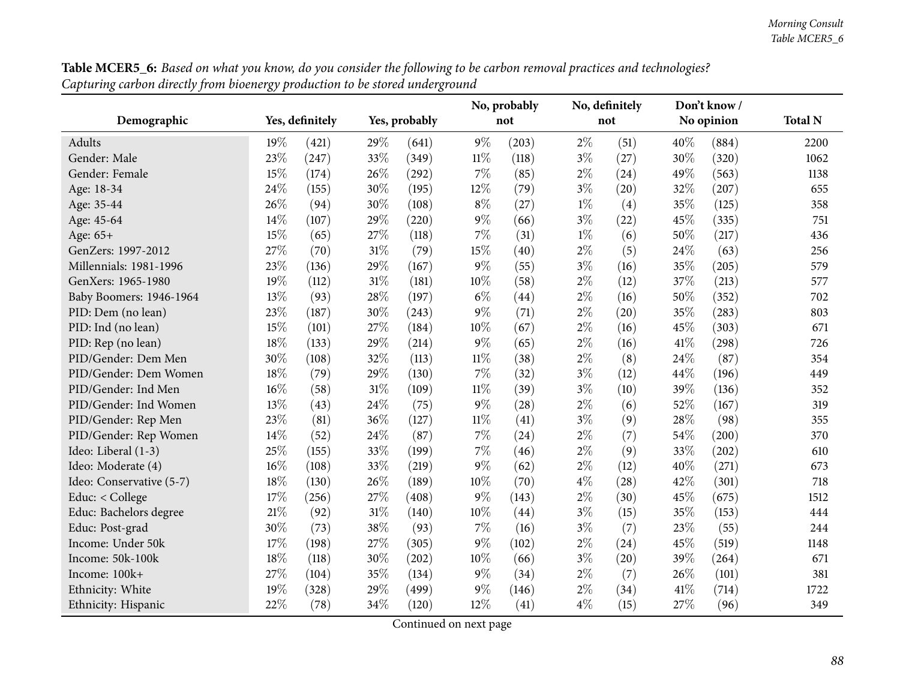**Table MCER5_6:** *Based on what you know, do you consider the following to be carbon removal practices and technologies? Capturing carbon directly from bioenergy production to be stored underground*

| Demographic | Yes, definitely | | Yes, probably | | No, probably not | | No, definitely not | | Don't know / No opinion | | Total N |
|---|---|---|---|---|---|---|---|---|---|---|---|
| Adults | 19% | (421) | 29% | (641) | 9% | (203) | 2% | (51) | 40% | (884) | 2200 |
| Gender: Male | 23% | (247) | 33% | (349) | 11% | (118) | 3% | (27) | 30% | (320) | 1062 |
| Gender: Female | 15% | (174) | 26% | (292) | 7% | (85) | 2% | (24) | 49% | (563) | 1138 |
| Age: 18-34 | 24% | (155) | 30% | (195) | 12% | (79) | 3% | (20) | 32% | (207) | 655 |
| Age: 35-44 | 26% | (94) | 30% | (108) | 8% | (27) | 1% | (4) | 35% | (125) | 358 |
| Age: 45-64 | 14% | (107) | 29% | (220) | 9% | (66) | 3% | (22) | 45% | (335) | 751 |
| Age: 65+ | 15% | (65) | 27% | (118) | 7% | (31) | 1% | (6) | 50% | (217) | 436 |
| GenZers: 1997-2012 | 27% | (70) | 31% | (79) | 15% | (40) | 2% | (5) | 24% | (63) | 256 |
| Millennials: 1981-1996 | 23% | (136) | 29% | (167) | 9% | (55) | 3% | (16) | 35% | (205) | 579 |
| GenXers: 1965-1980 | 19% | (112) | 31% | (181) | 10% | (58) | 2% | (12) | 37% | (213) | 577 |
| Baby Boomers: 1946-1964 | 13% | (93) | 28% | (197) | 6% | (44) | 2% | (16) | 50% | (352) | 702 |
| PID: Dem (no lean) | 23% | (187) | 30% | (243) | 9% | (71) | 2% | (20) | 35% | (283) | 803 |
| PID: Ind (no lean) | 15% | (101) | 27% | (184) | 10% | (67) | 2% | (16) | 45% | (303) | 671 |
| PID: Rep (no lean) | 18% | (133) | 29% | (214) | 9% | (65) | 2% | (16) | 41% | (298) | 726 |
| PID/Gender: Dem Men | 30% | (108) | 32% | (113) | 11% | (38) | 2% | (8) | 24% | (87) | 354 |
| PID/Gender: Dem Women | 18% | (79) | 29% | (130) | 7% | (32) | 3% | (12) | 44% | (196) | 449 |
| PID/Gender: Ind Men | 16% | (58) | 31% | (109) | 11% | (39) | 3% | (10) | 39% | (136) | 352 |
| PID/Gender: Ind Women | 13% | (43) | 24% | (75) | 9% | (28) | 2% | (6) | 52% | (167) | 319 |
| PID/Gender: Rep Men | 23% | (81) | 36% | (127) | 11% | (41) | 3% | (9) | 28% | (98) | 355 |
| PID/Gender: Rep Women | 14% | (52) | 24% | (87) | 7% | (24) | 2% | (7) | 54% | (200) | 370 |
| Ideo: Liberal (1-3) | 25% | (155) | 33% | (199) | 7% | (46) | 2% | (9) | 33% | (202) | 610 |
| Ideo: Moderate (4) | 16% | (108) | 33% | (219) | 9% | (62) | 2% | (12) | 40% | (271) | 673 |
| Ideo: Conservative (5-7) | 18% | (130) | 26% | (189) | 10% | (70) | 4% | (28) | 42% | (301) | 718 |
| Educ: < College | 17% | (256) | 27% | (408) | 9% | (143) | 2% | (30) | 45% | (675) | 1512 |
| Educ: Bachelors degree | 21% | (92) | 31% | (140) | 10% | (44) | 3% | (15) | 35% | (153) | 444 |
| Educ: Post-grad | 30% | (73) | 38% | (93) | 7% | (16) | 3% | (7) | 23% | (55) | 244 |
| Income: Under 50k | 17% | (198) | 27% | (305) | 9% | (102) | 2% | (24) | 45% | (519) | 1148 |
| Income: 50k-100k | 18% | (118) | 30% | (202) | 10% | (66) | 3% | (20) | 39% | (264) | 671 |
| Income: 100k+ | 27% | (104) | 35% | (134) | 9% | (34) | 2% | (7) | 26% | (101) | 381 |
| Ethnicity: White | 19% | (328) | 29% | (499) | 9% | (146) | 2% | (34) | 41% | (714) | 1722 |
| Ethnicity: Hispanic | 22% | (78) | 34% | (120) | 12% | (41) | 4% | (15) | 27% | (96) | 349 |

Continued on next page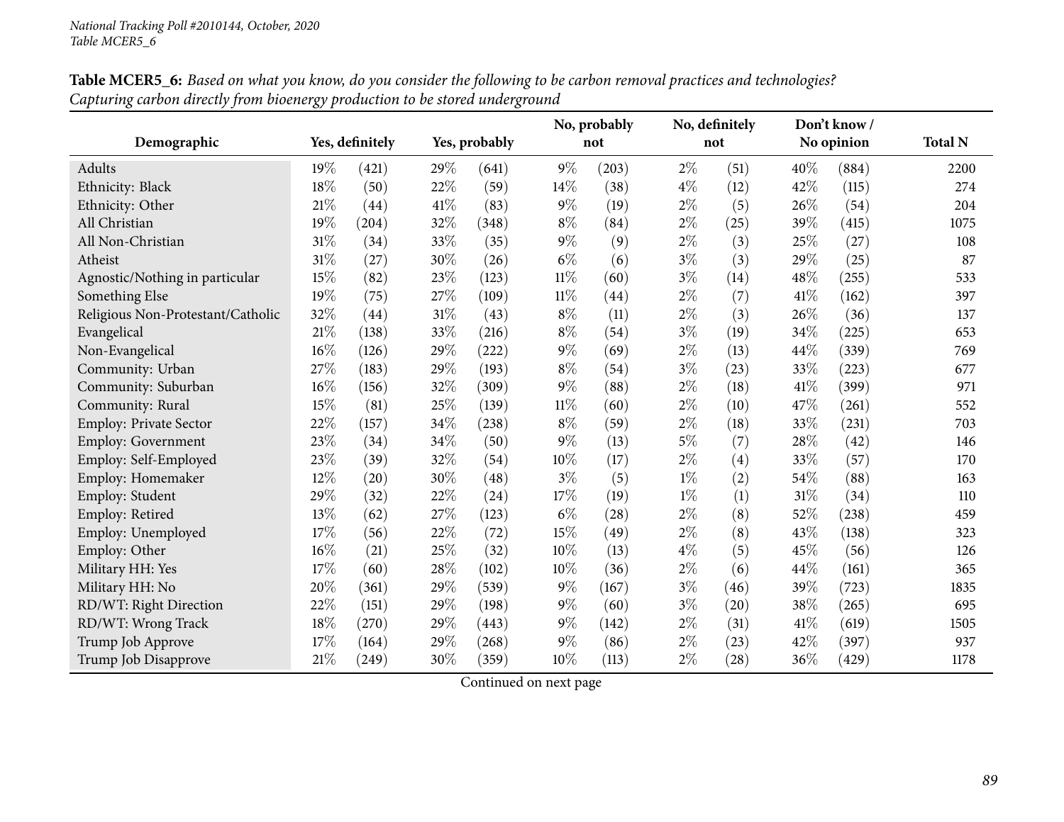*National Tracking Poll #2010144, October, 2020*
*Table MCER5_6*

**Table MCER5_6:** *Based on what you know, do you consider the following to be carbon removal practices and technologies? Capturing carbon directly from bioenergy production to be stored underground*

| Demographic | Yes, definitely | | Yes, probably | | No, probably not | | No, definitely not | | Don't know / No opinion | | Total N |
|---|---|---|---|---|---|---|---|---|---|---|---|
| Adults | 19% | (421) | 29% | (641) | 9% | (203) | 2% | (51) | 40% | (884) | 2200 |
| Ethnicity: Black | 18% | (50) | 22% | (59) | 14% | (38) | 4% | (12) | 42% | (115) | 274 |
| Ethnicity: Other | 21% | (44) | 41% | (83) | 9% | (19) | 2% | (5) | 26% | (54) | 204 |
| All Christian | 19% | (204) | 32% | (348) | 8% | (84) | 2% | (25) | 39% | (415) | 1075 |
| All Non-Christian | 31% | (34) | 33% | (35) | 9% | (9) | 2% | (3) | 25% | (27) | 108 |
| Atheist | 31% | (27) | 30% | (26) | 6% | (6) | 3% | (3) | 29% | (25) | 87 |
| Agnostic/Nothing in particular | 15% | (82) | 23% | (123) | 11% | (60) | 3% | (14) | 48% | (255) | 533 |
| Something Else | 19% | (75) | 27% | (109) | 11% | (44) | 2% | (7) | 41% | (162) | 397 |
| Religious Non-Protestant/Catholic | 32% | (44) | 31% | (43) | 8% | (11) | 2% | (3) | 26% | (36) | 137 |
| Evangelical | 21% | (138) | 33% | (216) | 8% | (54) | 3% | (19) | 34% | (225) | 653 |
| Non-Evangelical | 16% | (126) | 29% | (222) | 9% | (69) | 2% | (13) | 44% | (339) | 769 |
| Community: Urban | 27% | (183) | 29% | (193) | 8% | (54) | 3% | (23) | 33% | (223) | 677 |
| Community: Suburban | 16% | (156) | 32% | (309) | 9% | (88) | 2% | (18) | 41% | (399) | 971 |
| Community: Rural | 15% | (81) | 25% | (139) | 11% | (60) | 2% | (10) | 47% | (261) | 552 |
| Employ: Private Sector | 22% | (157) | 34% | (238) | 8% | (59) | 2% | (18) | 33% | (231) | 703 |
| Employ: Government | 23% | (34) | 34% | (50) | 9% | (13) | 5% | (7) | 28% | (42) | 146 |
| Employ: Self-Employed | 23% | (39) | 32% | (54) | 10% | (17) | 2% | (4) | 33% | (57) | 170 |
| Employ: Homemaker | 12% | (20) | 30% | (48) | 3% | (5) | 1% | (2) | 54% | (88) | 163 |
| Employ: Student | 29% | (32) | 22% | (24) | 17% | (19) | 1% | (1) | 31% | (34) | 110 |
| Employ: Retired | 13% | (62) | 27% | (123) | 6% | (28) | 2% | (8) | 52% | (238) | 459 |
| Employ: Unemployed | 17% | (56) | 22% | (72) | 15% | (49) | 2% | (8) | 43% | (138) | 323 |
| Employ: Other | 16% | (21) | 25% | (32) | 10% | (13) | 4% | (5) | 45% | (56) | 126 |
| Military HH: Yes | 17% | (60) | 28% | (102) | 10% | (36) | 2% | (6) | 44% | (161) | 365 |
| Military HH: No | 20% | (361) | 29% | (539) | 9% | (167) | 3% | (46) | 39% | (723) | 1835 |
| RD/WT: Right Direction | 22% | (151) | 29% | (198) | 9% | (60) | 3% | (20) | 38% | (265) | 695 |
| RD/WT: Wrong Track | 18% | (270) | 29% | (443) | 9% | (142) | 2% | (31) | 41% | (619) | 1505 |
| Trump Job Approve | 17% | (164) | 29% | (268) | 9% | (86) | 2% | (23) | 42% | (397) | 937 |
| Trump Job Disapprove | 21% | (249) | 30% | (359) | 10% | (113) | 2% | (28) | 36% | (429) | 1178 |

Continued on next page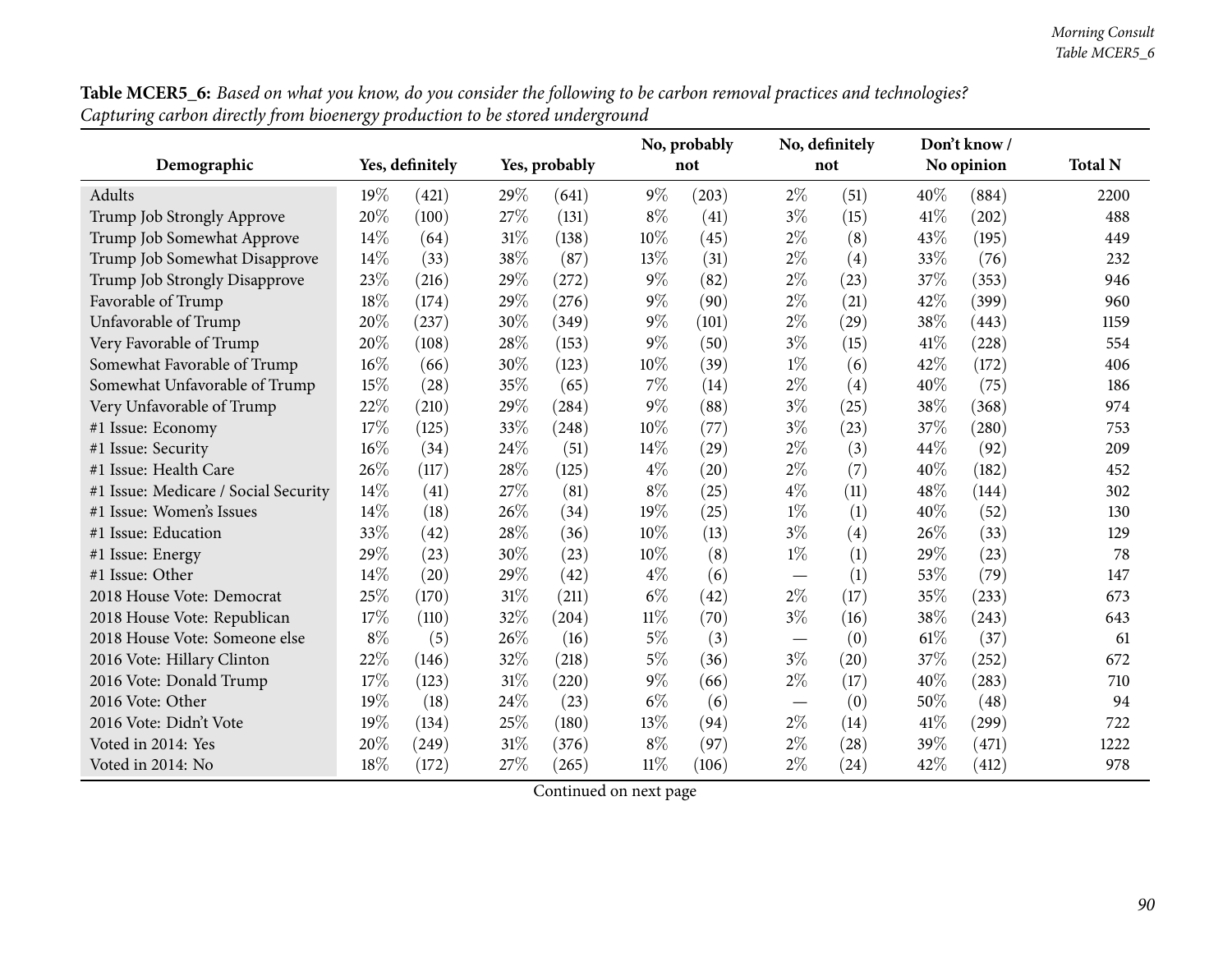**Table MCER5_6:** *Based on what you know, do you consider the following to be carbon removal practices and technologies? Capturing carbon directly from bioenergy production to be stored underground*

| Demographic | Yes, definitely | | Yes, probably | | No, probably not | | No, definitely not | | Don't know / No opinion | | Total N |
|---|---|---|---|---|---|---|---|---|---|---|---|
| Adults | 19% | (421) | 29% | (641) | 9% | (203) | 2% | (51) | 40% | (884) | 2200 |
| Trump Job Strongly Approve | 20% | (100) | 27% | (131) | 8% | (41) | 3% | (15) | 41% | (202) | 488 |
| Trump Job Somewhat Approve | 14% | (64) | 31% | (138) | 10% | (45) | 2% | (8) | 43% | (195) | 449 |
| Trump Job Somewhat Disapprove | 14% | (33) | 38% | (87) | 13% | (31) | 2% | (4) | 33% | (76) | 232 |
| Trump Job Strongly Disapprove | 23% | (216) | 29% | (272) | 9% | (82) | 2% | (23) | 37% | (353) | 946 |
| Favorable of Trump | 18% | (174) | 29% | (276) | 9% | (90) | 2% | (21) | 42% | (399) | 960 |
| Unfavorable of Trump | 20% | (237) | 30% | (349) | 9% | (101) | 2% | (29) | 38% | (443) | 1159 |
| Very Favorable of Trump | 20% | (108) | 28% | (153) | 9% | (50) | 3% | (15) | 41% | (228) | 554 |
| Somewhat Favorable of Trump | 16% | (66) | 30% | (123) | 10% | (39) | 1% | (6) | 42% | (172) | 406 |
| Somewhat Unfavorable of Trump | 15% | (28) | 35% | (65) | 7% | (14) | 2% | (4) | 40% | (75) | 186 |
| Very Unfavorable of Trump | 22% | (210) | 29% | (284) | 9% | (88) | 3% | (25) | 38% | (368) | 974 |
| #1 Issue: Economy | 17% | (125) | 33% | (248) | 10% | (77) | 3% | (23) | 37% | (280) | 753 |
| #1 Issue: Security | 16% | (34) | 24% | (51) | 14% | (29) | 2% | (3) | 44% | (92) | 209 |
| #1 Issue: Health Care | 26% | (117) | 28% | (125) | 4% | (20) | 2% | (7) | 40% | (182) | 452 |
| #1 Issue: Medicare / Social Security | 14% | (41) | 27% | (81) | 8% | (25) | 4% | (11) | 48% | (144) | 302 |
| #1 Issue: Women's Issues | 14% | (18) | 26% | (34) | 19% | (25) | 1% | (1) | 40% | (52) | 130 |
| #1 Issue: Education | 33% | (42) | 28% | (36) | 10% | (13) | 3% | (4) | 26% | (33) | 129 |
| #1 Issue: Energy | 29% | (23) | 30% | (23) | 10% | (8) | 1% | (1) | 29% | (23) | 78 |
| #1 Issue: Other | 14% | (20) | 29% | (42) | 4% | (6) | — | (1) | 53% | (79) | 147 |
| 2018 House Vote: Democrat | 25% | (170) | 31% | (211) | 6% | (42) | 2% | (17) | 35% | (233) | 673 |
| 2018 House Vote: Republican | 17% | (110) | 32% | (204) | 11% | (70) | 3% | (16) | 38% | (243) | 643 |
| 2018 House Vote: Someone else | 8% | (5) | 26% | (16) | 5% | (3) | — | (0) | 61% | (37) | 61 |
| 2016 Vote: Hillary Clinton | 22% | (146) | 32% | (218) | 5% | (36) | 3% | (20) | 37% | (252) | 672 |
| 2016 Vote: Donald Trump | 17% | (123) | 31% | (220) | 9% | (66) | 2% | (17) | 40% | (283) | 710 |
| 2016 Vote: Other | 19% | (18) | 24% | (23) | 6% | (6) | — | (0) | 50% | (48) | 94 |
| 2016 Vote: Didn't Vote | 19% | (134) | 25% | (180) | 13% | (94) | 2% | (14) | 41% | (299) | 722 |
| Voted in 2014: Yes | 20% | (249) | 31% | (376) | 8% | (97) | 2% | (28) | 39% | (471) | 1222 |
| Voted in 2014: No | 18% | (172) | 27% | (265) | 11% | (106) | 2% | (24) | 42% | (412) | 978 |

Continued on next page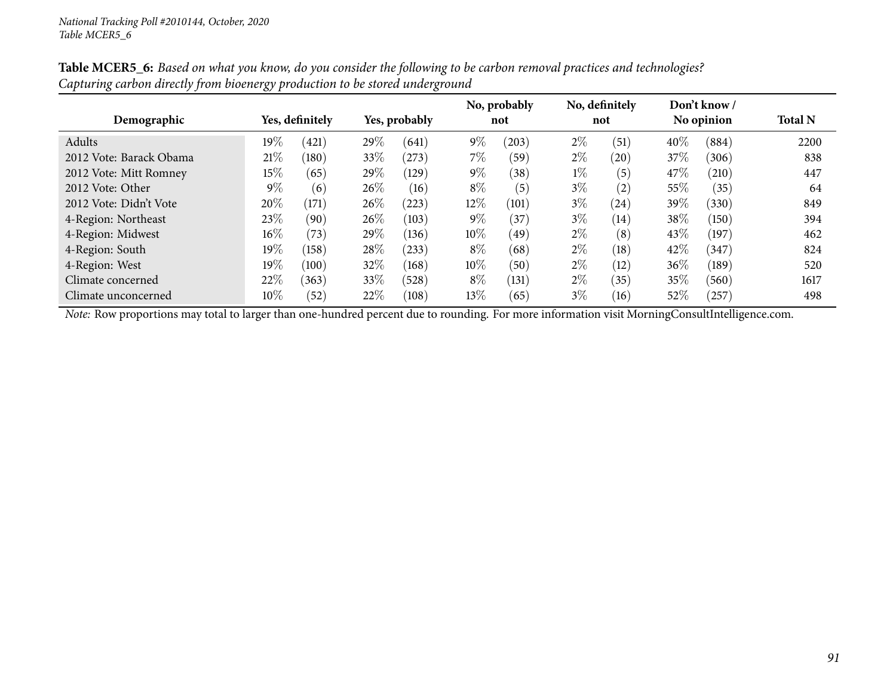**Table MCER5_6:** *Based on what you know, do you consider the following to be carbon removal practices and technologies? Capturing carbon directly from bioenergy production to be stored underground*

| Demographic | Yes, definitely | | Yes, probably | | No, probably not | | No, definitely not | | Don't know / No opinion | | Total N |
|---|---|---|---|---|---|---|---|---|---|---|---|
| Adults | 19% | (421) | 29% | (641) | 9% | (203) | 2% | (51) | 40% | (884) | 2200 |
| 2012 Vote: Barack Obama | 21% | (180) | 33% | (273) | 7% | (59) | 2% | (20) | 37% | (306) | 838 |
| 2012 Vote: Mitt Romney | 15% | (65) | 29% | (129) | 9% | (38) | 1% | (5) | 47% | (210) | 447 |
| 2012 Vote: Other | 9% | (6) | 26% | (16) | 8% | (5) | 3% | (2) | 55% | (35) | 64 |
| 2012 Vote: Didn't Vote | 20% | (171) | 26% | (223) | 12% | (101) | 3% | (24) | 39% | (330) | 849 |
| 4-Region: Northeast | 23% | (90) | 26% | (103) | 9% | (37) | 3% | (14) | 38% | (150) | 394 |
| 4-Region: Midwest | 16% | (73) | 29% | (136) | 10% | (49) | 2% | (8) | 43% | (197) | 462 |
| 4-Region: South | 19% | (158) | 28% | (233) | 8% | (68) | 2% | (18) | 42% | (347) | 824 |
| 4-Region: West | 19% | (100) | 32% | (168) | 10% | (50) | 2% | (12) | 36% | (189) | 520 |
| Climate concerned | 22% | (363) | 33% | (528) | 8% | (131) | 2% | (35) | 35% | (560) | 1617 |
| Climate unconcerned | 10% | (52) | 22% | (108) | 13% | (65) | 3% | (16) | 52% | (257) | 498 |

*Note:* Row proportions may total to larger than one-hundred percent due to rounding. For more information visit MorningConsultIntelligence.com.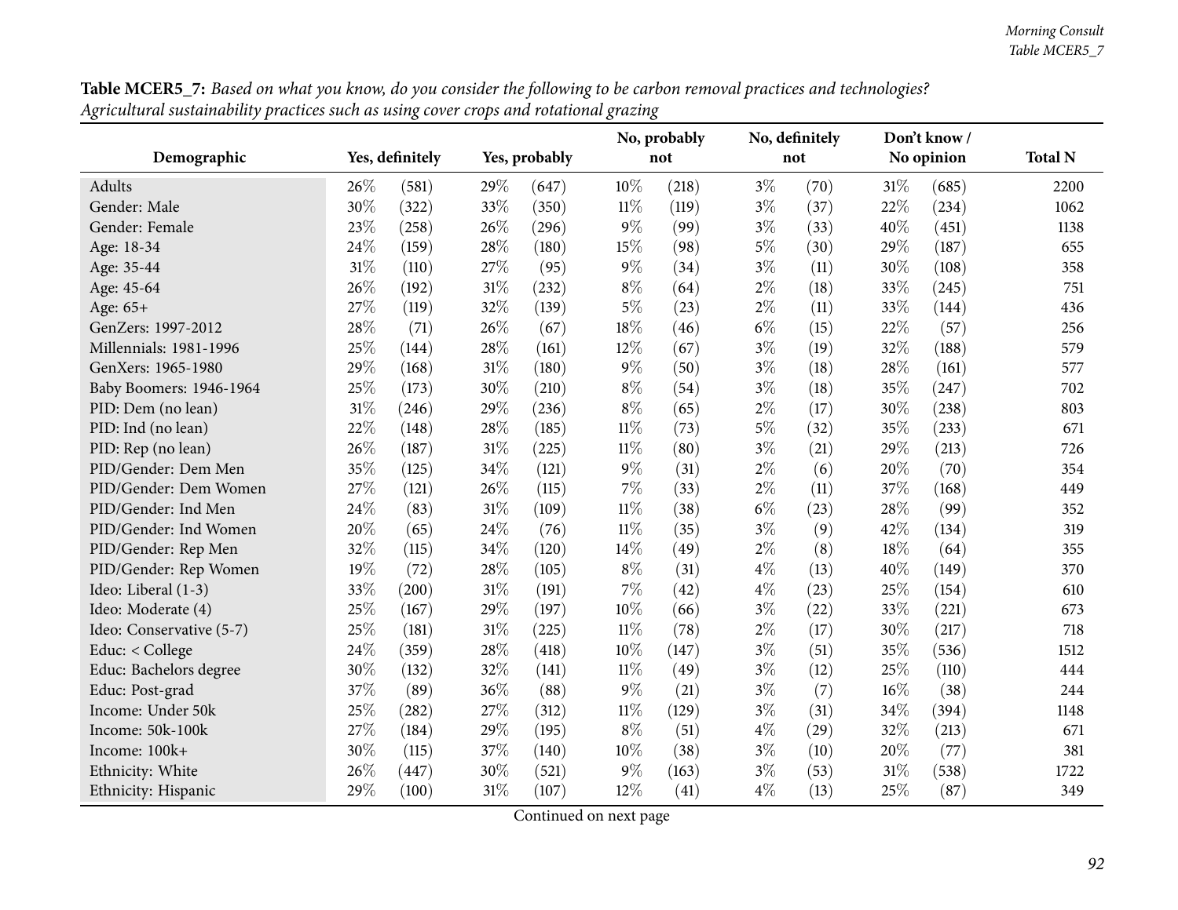**Table MCER5_7:** *Based on what you know, do you consider the following to be carbon removal practices and technologies? Agricultural sustainability practices such as using cover crops and rotational grazing*

| Demographic | Yes, definitely | | Yes, probably | | No, probably not | | No, definitely not | | Don't know / No opinion | | Total N |
|---|---|---|---|---|---|---|---|---|---|---|---|
| Adults | 26% | (581) | 29% | (647) | 10% | (218) | 3% | (70) | 31% | (685) | 2200 |
| Gender: Male | 30% | (322) | 33% | (350) | 11% | (119) | 3% | (37) | 22% | (234) | 1062 |
| Gender: Female | 23% | (258) | 26% | (296) | 9% | (99) | 3% | (33) | 40% | (451) | 1138 |
| Age: 18-34 | 24% | (159) | 28% | (180) | 15% | (98) | 5% | (30) | 29% | (187) | 655 |
| Age: 35-44 | 31% | (110) | 27% | (95) | 9% | (34) | 3% | (11) | 30% | (108) | 358 |
| Age: 45-64 | 26% | (192) | 31% | (232) | 8% | (64) | 2% | (18) | 33% | (245) | 751 |
| Age: 65+ | 27% | (119) | 32% | (139) | 5% | (23) | 2% | (11) | 33% | (144) | 436 |
| GenZers: 1997-2012 | 28% | (71) | 26% | (67) | 18% | (46) | 6% | (15) | 22% | (57) | 256 |
| Millennials: 1981-1996 | 25% | (144) | 28% | (161) | 12% | (67) | 3% | (19) | 32% | (188) | 579 |
| GenXers: 1965-1980 | 29% | (168) | 31% | (180) | 9% | (50) | 3% | (18) | 28% | (161) | 577 |
| Baby Boomers: 1946-1964 | 25% | (173) | 30% | (210) | 8% | (54) | 3% | (18) | 35% | (247) | 702 |
| PID: Dem (no lean) | 31% | (246) | 29% | (236) | 8% | (65) | 2% | (17) | 30% | (238) | 803 |
| PID: Ind (no lean) | 22% | (148) | 28% | (185) | 11% | (73) | 5% | (32) | 35% | (233) | 671 |
| PID: Rep (no lean) | 26% | (187) | 31% | (225) | 11% | (80) | 3% | (21) | 29% | (213) | 726 |
| PID/Gender: Dem Men | 35% | (125) | 34% | (121) | 9% | (31) | 2% | (6) | 20% | (70) | 354 |
| PID/Gender: Dem Women | 27% | (121) | 26% | (115) | 7% | (33) | 2% | (11) | 37% | (168) | 449 |
| PID/Gender: Ind Men | 24% | (83) | 31% | (109) | 11% | (38) | 6% | (23) | 28% | (99) | 352 |
| PID/Gender: Ind Women | 20% | (65) | 24% | (76) | 11% | (35) | 3% | (9) | 42% | (134) | 319 |
| PID/Gender: Rep Men | 32% | (115) | 34% | (120) | 14% | (49) | 2% | (8) | 18% | (64) | 355 |
| PID/Gender: Rep Women | 19% | (72) | 28% | (105) | 8% | (31) | 4% | (13) | 40% | (149) | 370 |
| Ideo: Liberal (1-3) | 33% | (200) | 31% | (191) | 7% | (42) | 4% | (23) | 25% | (154) | 610 |
| Ideo: Moderate (4) | 25% | (167) | 29% | (197) | 10% | (66) | 3% | (22) | 33% | (221) | 673 |
| Ideo: Conservative (5-7) | 25% | (181) | 31% | (225) | 11% | (78) | 2% | (17) | 30% | (217) | 718 |
| Educ: < College | 24% | (359) | 28% | (418) | 10% | (147) | 3% | (51) | 35% | (536) | 1512 |
| Educ: Bachelors degree | 30% | (132) | 32% | (141) | 11% | (49) | 3% | (12) | 25% | (110) | 444 |
| Educ: Post-grad | 37% | (89) | 36% | (88) | 9% | (21) | 3% | (7) | 16% | (38) | 244 |
| Income: Under 50k | 25% | (282) | 27% | (312) | 11% | (129) | 3% | (31) | 34% | (394) | 1148 |
| Income: 50k-100k | 27% | (184) | 29% | (195) | 8% | (51) | 4% | (29) | 32% | (213) | 671 |
| Income: 100k+ | 30% | (115) | 37% | (140) | 10% | (38) | 3% | (10) | 20% | (77) | 381 |
| Ethnicity: White | 26% | (447) | 30% | (521) | 9% | (163) | 3% | (53) | 31% | (538) | 1722 |
| Ethnicity: Hispanic | 29% | (100) | 31% | (107) | 12% | (41) | 4% | (13) | 25% | (87) | 349 |

Continued on next page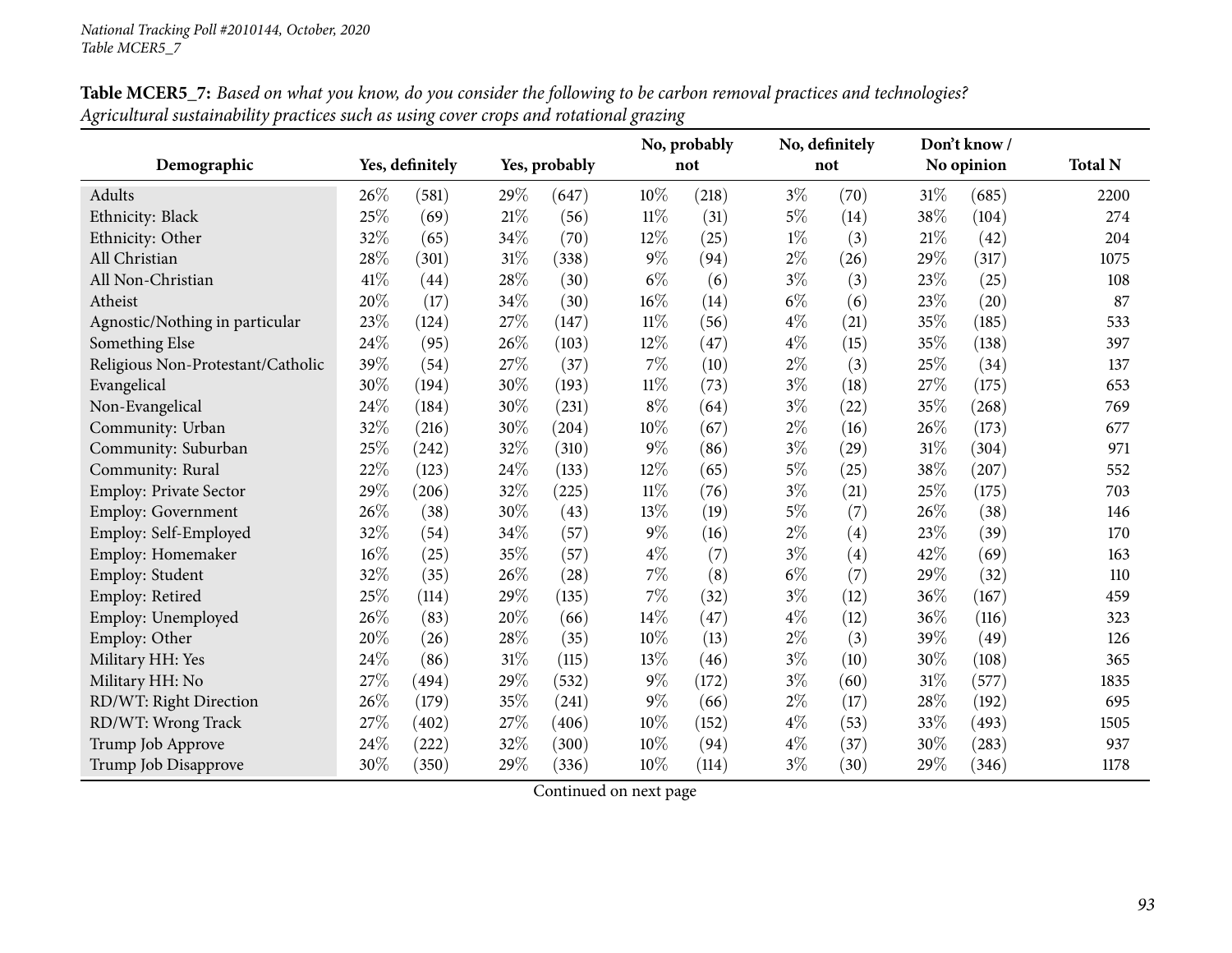**Table MCER5_7:** *Based on what you know, do you consider the following to be carbon removal practices and technologies? Agricultural sustainability practices such as using cover crops and rotational grazing*

| Demographic | Yes, definitely | | Yes, probably | | No, probably not | | No, definitely not | | Don't know / No opinion | | Total N |
|---|---|---|---|---|---|---|---|---|---|---|---|
| Adults | 26% | (581) | 29% | (647) | 10% | (218) | 3% | (70) | 31% | (685) | 2200 |
| Ethnicity: Black | 25% | (69) | 21% | (56) | 11% | (31) | 5% | (14) | 38% | (104) | 274 |
| Ethnicity: Other | 32% | (65) | 34% | (70) | 12% | (25) | 1% | (3) | 21% | (42) | 204 |
| All Christian | 28% | (301) | 31% | (338) | 9% | (94) | 2% | (26) | 29% | (317) | 1075 |
| All Non-Christian | 41% | (44) | 28% | (30) | 6% | (6) | 3% | (3) | 23% | (25) | 108 |
| Atheist | 20% | (17) | 34% | (30) | 16% | (14) | 6% | (6) | 23% | (20) | 87 |
| Agnostic/Nothing in particular | 23% | (124) | 27% | (147) | 11% | (56) | 4% | (21) | 35% | (185) | 533 |
| Something Else | 24% | (95) | 26% | (103) | 12% | (47) | 4% | (15) | 35% | (138) | 397 |
| Religious Non-Protestant/Catholic | 39% | (54) | 27% | (37) | 7% | (10) | 2% | (3) | 25% | (34) | 137 |
| Evangelical | 30% | (194) | 30% | (193) | 11% | (73) | 3% | (18) | 27% | (175) | 653 |
| Non-Evangelical | 24% | (184) | 30% | (231) | 8% | (64) | 3% | (22) | 35% | (268) | 769 |
| Community: Urban | 32% | (216) | 30% | (204) | 10% | (67) | 2% | (16) | 26% | (173) | 677 |
| Community: Suburban | 25% | (242) | 32% | (310) | 9% | (86) | 3% | (29) | 31% | (304) | 971 |
| Community: Rural | 22% | (123) | 24% | (133) | 12% | (65) | 5% | (25) | 38% | (207) | 552 |
| Employ: Private Sector | 29% | (206) | 32% | (225) | 11% | (76) | 3% | (21) | 25% | (175) | 703 |
| Employ: Government | 26% | (38) | 30% | (43) | 13% | (19) | 5% | (7) | 26% | (38) | 146 |
| Employ: Self-Employed | 32% | (54) | 34% | (57) | 9% | (16) | 2% | (4) | 23% | (39) | 170 |
| Employ: Homemaker | 16% | (25) | 35% | (57) | 4% | (7) | 3% | (4) | 42% | (69) | 163 |
| Employ: Student | 32% | (35) | 26% | (28) | 7% | (8) | 6% | (7) | 29% | (32) | 110 |
| Employ: Retired | 25% | (114) | 29% | (135) | 7% | (32) | 3% | (12) | 36% | (167) | 459 |
| Employ: Unemployed | 26% | (83) | 20% | (66) | 14% | (47) | 4% | (12) | 36% | (116) | 323 |
| Employ: Other | 20% | (26) | 28% | (35) | 10% | (13) | 2% | (3) | 39% | (49) | 126 |
| Military HH: Yes | 24% | (86) | 31% | (115) | 13% | (46) | 3% | (10) | 30% | (108) | 365 |
| Military HH: No | 27% | (494) | 29% | (532) | 9% | (172) | 3% | (60) | 31% | (577) | 1835 |
| RD/WT: Right Direction | 26% | (179) | 35% | (241) | 9% | (66) | 2% | (17) | 28% | (192) | 695 |
| RD/WT: Wrong Track | 27% | (402) | 27% | (406) | 10% | (152) | 4% | (53) | 33% | (493) | 1505 |
| Trump Job Approve | 24% | (222) | 32% | (300) | 10% | (94) | 4% | (37) | 30% | (283) | 937 |
| Trump Job Disapprove | 30% | (350) | 29% | (336) | 10% | (114) | 3% | (30) | 29% | (346) | 1178 |

Continued on next page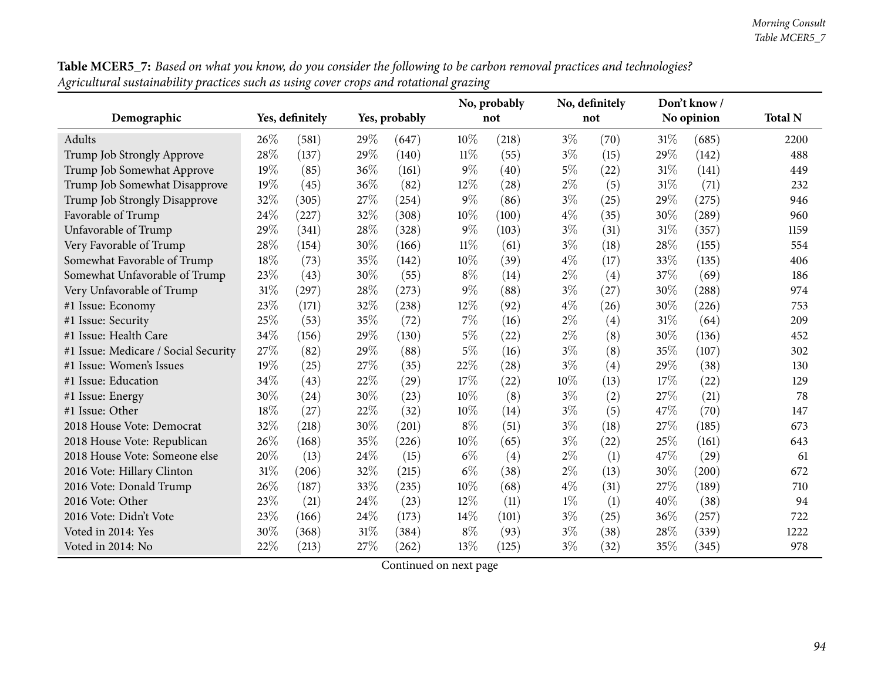**Table MCER5_7:** *Based on what you know, do you consider the following to be carbon removal practices and technologies? Agricultural sustainability practices such as using cover crops and rotational grazing*

| Demographic | Yes, definitely | | Yes, probably | | No, probably not | | No, definitely not | | Don't know / No opinion | | Total N |
|---|---|---|---|---|---|---|---|---|---|---|---|
| Adults | 26% | (581) | 29% | (647) | 10% | (218) | 3% | (70) | 31% | (685) | 2200 |
| Trump Job Strongly Approve | 28% | (137) | 29% | (140) | 11% | (55) | 3% | (15) | 29% | (142) | 488 |
| Trump Job Somewhat Approve | 19% | (85) | 36% | (161) | 9% | (40) | 5% | (22) | 31% | (141) | 449 |
| Trump Job Somewhat Disapprove | 19% | (45) | 36% | (82) | 12% | (28) | 2% | (5) | 31% | (71) | 232 |
| Trump Job Strongly Disapprove | 32% | (305) | 27% | (254) | 9% | (86) | 3% | (25) | 29% | (275) | 946 |
| Favorable of Trump | 24% | (227) | 32% | (308) | 10% | (100) | 4% | (35) | 30% | (289) | 960 |
| Unfavorable of Trump | 29% | (341) | 28% | (328) | 9% | (103) | 3% | (31) | 31% | (357) | 1159 |
| Very Favorable of Trump | 28% | (154) | 30% | (166) | 11% | (61) | 3% | (18) | 28% | (155) | 554 |
| Somewhat Favorable of Trump | 18% | (73) | 35% | (142) | 10% | (39) | 4% | (17) | 33% | (135) | 406 |
| Somewhat Unfavorable of Trump | 23% | (43) | 30% | (55) | 8% | (14) | 2% | (4) | 37% | (69) | 186 |
| Very Unfavorable of Trump | 31% | (297) | 28% | (273) | 9% | (88) | 3% | (27) | 30% | (288) | 974 |
| #1 Issue: Economy | 23% | (171) | 32% | (238) | 12% | (92) | 4% | (26) | 30% | (226) | 753 |
| #1 Issue: Security | 25% | (53) | 35% | (72) | 7% | (16) | 2% | (4) | 31% | (64) | 209 |
| #1 Issue: Health Care | 34% | (156) | 29% | (130) | 5% | (22) | 2% | (8) | 30% | (136) | 452 |
| #1 Issue: Medicare / Social Security | 27% | (82) | 29% | (88) | 5% | (16) | 3% | (8) | 35% | (107) | 302 |
| #1 Issue: Women's Issues | 19% | (25) | 27% | (35) | 22% | (28) | 3% | (4) | 29% | (38) | 130 |
| #1 Issue: Education | 34% | (43) | 22% | (29) | 17% | (22) | 10% | (13) | 17% | (22) | 129 |
| #1 Issue: Energy | 30% | (24) | 30% | (23) | 10% | (8) | 3% | (2) | 27% | (21) | 78 |
| #1 Issue: Other | 18% | (27) | 22% | (32) | 10% | (14) | 3% | (5) | 47% | (70) | 147 |
| 2018 House Vote: Democrat | 32% | (218) | 30% | (201) | 8% | (51) | 3% | (18) | 27% | (185) | 673 |
| 2018 House Vote: Republican | 26% | (168) | 35% | (226) | 10% | (65) | 3% | (22) | 25% | (161) | 643 |
| 2018 House Vote: Someone else | 20% | (13) | 24% | (15) | 6% | (4) | 2% | (1) | 47% | (29) | 61 |
| 2016 Vote: Hillary Clinton | 31% | (206) | 32% | (215) | 6% | (38) | 2% | (13) | 30% | (200) | 672 |
| 2016 Vote: Donald Trump | 26% | (187) | 33% | (235) | 10% | (68) | 4% | (31) | 27% | (189) | 710 |
| 2016 Vote: Other | 23% | (21) | 24% | (23) | 12% | (11) | 1% | (1) | 40% | (38) | 94 |
| 2016 Vote: Didn't Vote | 23% | (166) | 24% | (173) | 14% | (101) | 3% | (25) | 36% | (257) | 722 |
| Voted in 2014: Yes | 30% | (368) | 31% | (384) | 8% | (93) | 3% | (38) | 28% | (339) | 1222 |
| Voted in 2014: No | 22% | (213) | 27% | (262) | 13% | (125) | 3% | (32) | 35% | (345) | 978 |

Continued on next page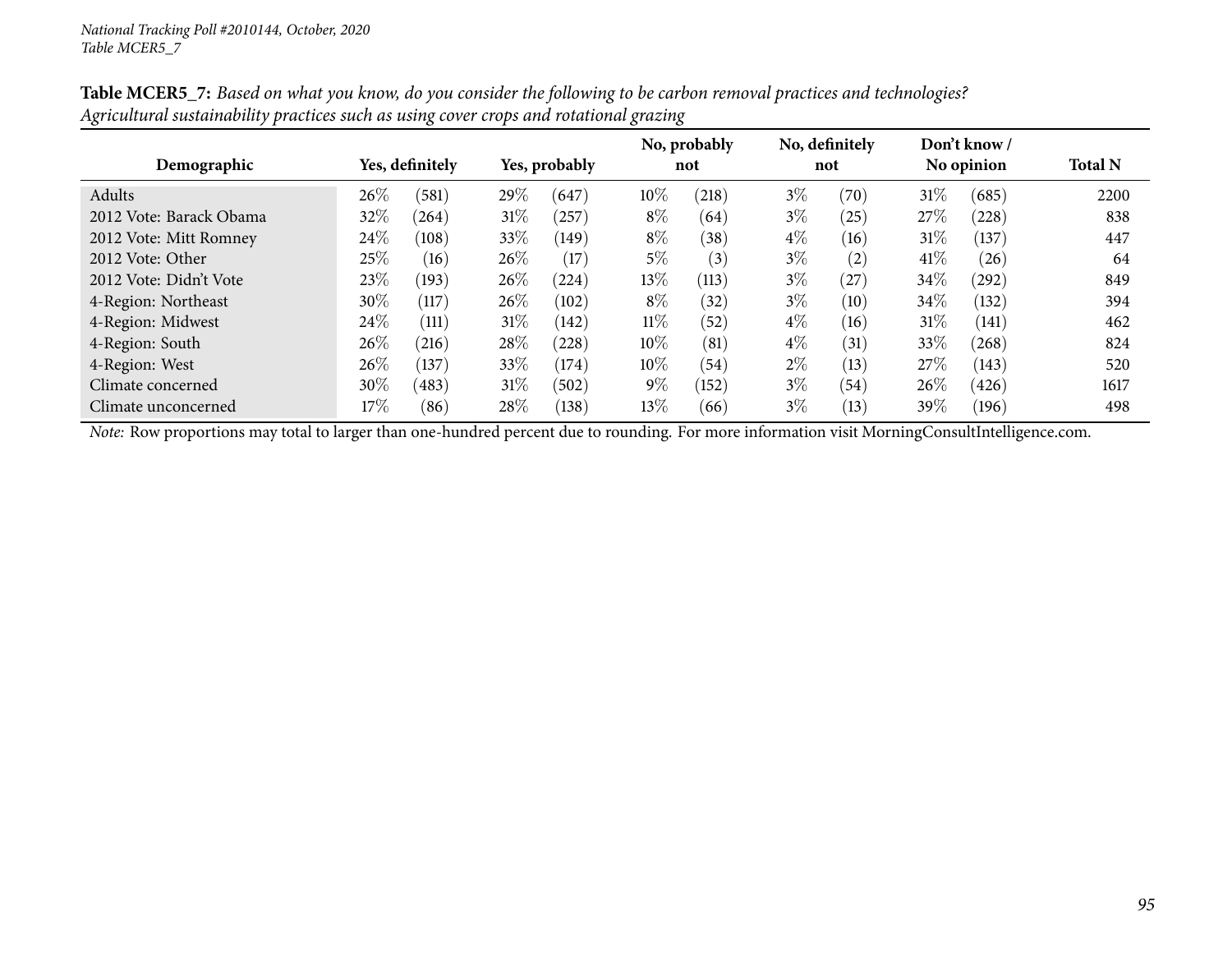*National Tracking Poll #2010144, October, 2020*
*Table MCER5_7*

**Table MCER5_7:** *Based on what you know, do you consider the following to be carbon removal practices and technologies? Agricultural sustainability practices such as using cover crops and rotational grazing*

| Demographic | Yes, definitely | | Yes, probably | | No, probably not | | No, definitely not | | Don't know / No opinion | | Total N |
|---|---|---|---|---|---|---|---|---|---|---|---|
| Adults | 26% | (581) | 29% | (647) | 10% | (218) | 3% | (70) | 31% | (685) | 2200 |
| 2012 Vote: Barack Obama | 32% | (264) | 31% | (257) | 8% | (64) | 3% | (25) | 27% | (228) | 838 |
| 2012 Vote: Mitt Romney | 24% | (108) | 33% | (149) | 8% | (38) | 4% | (16) | 31% | (137) | 447 |
| 2012 Vote: Other | 25% | (16) | 26% | (17) | 5% | (3) | 3% | (2) | 41% | (26) | 64 |
| 2012 Vote: Didn't Vote | 23% | (193) | 26% | (224) | 13% | (113) | 3% | (27) | 34% | (292) | 849 |
| 4-Region: Northeast | 30% | (117) | 26% | (102) | 8% | (32) | 3% | (10) | 34% | (132) | 394 |
| 4-Region: Midwest | 24% | (111) | 31% | (142) | 11% | (52) | 4% | (16) | 31% | (141) | 462 |
| 4-Region: South | 26% | (216) | 28% | (228) | 10% | (81) | 4% | (31) | 33% | (268) | 824 |
| 4-Region: West | 26% | (137) | 33% | (174) | 10% | (54) | 2% | (13) | 27% | (143) | 520 |
| Climate concerned | 30% | (483) | 31% | (502) | 9% | (152) | 3% | (54) | 26% | (426) | 1617 |
| Climate unconcerned | 17% | (86) | 28% | (138) | 13% | (66) | 3% | (13) | 39% | (196) | 498 |

*Note:* Row proportions may total to larger than one-hundred percent due to rounding. For more information visit MorningConsultIntelligence.com.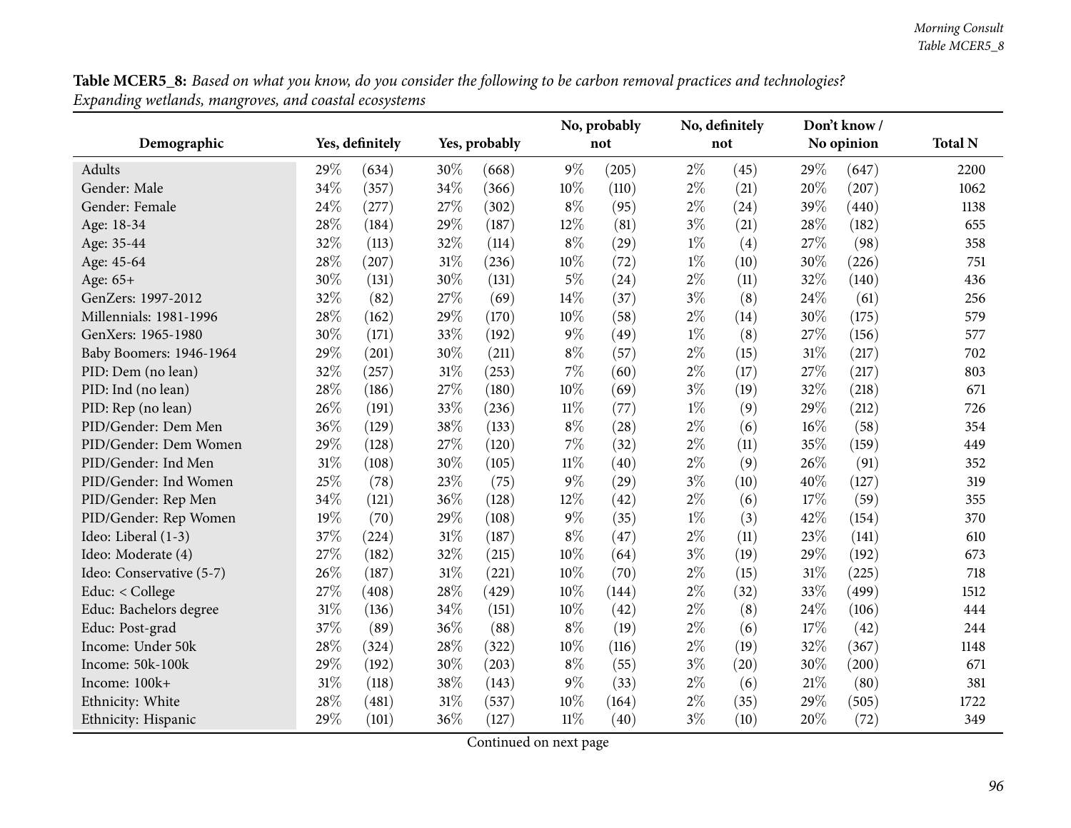**Table MCER5_8:** *Based on what you know, do you consider the following to be carbon removal practices and technologies? Expanding wetlands, mangroves, and coastal ecosystems*

| Demographic | Yes, definitely | | Yes, probably | | No, probably not | | No, definitely not | | Don't know / No opinion | | Total N |
|---|---|---|---|---|---|---|---|---|---|---|---|
| Adults | 29% | (634) | 30% | (668) | 9% | (205) | 2% | (45) | 29% | (647) | 2200 |
| Gender: Male | 34% | (357) | 34% | (366) | 10% | (110) | 2% | (21) | 20% | (207) | 1062 |
| Gender: Female | 24% | (277) | 27% | (302) | 8% | (95) | 2% | (24) | 39% | (440) | 1138 |
| Age: 18-34 | 28% | (184) | 29% | (187) | 12% | (81) | 3% | (21) | 28% | (182) | 655 |
| Age: 35-44 | 32% | (113) | 32% | (114) | 8% | (29) | 1% | (4) | 27% | (98) | 358 |
| Age: 45-64 | 28% | (207) | 31% | (236) | 10% | (72) | 1% | (10) | 30% | (226) | 751 |
| Age: 65+ | 30% | (131) | 30% | (131) | 5% | (24) | 2% | (11) | 32% | (140) | 436 |
| GenZers: 1997-2012 | 32% | (82) | 27% | (69) | 14% | (37) | 3% | (8) | 24% | (61) | 256 |
| Millennials: 1981-1996 | 28% | (162) | 29% | (170) | 10% | (58) | 2% | (14) | 30% | (175) | 579 |
| GenXers: 1965-1980 | 30% | (171) | 33% | (192) | 9% | (49) | 1% | (8) | 27% | (156) | 577 |
| Baby Boomers: 1946-1964 | 29% | (201) | 30% | (211) | 8% | (57) | 2% | (15) | 31% | (217) | 702 |
| PID: Dem (no lean) | 32% | (257) | 31% | (253) | 7% | (60) | 2% | (17) | 27% | (217) | 803 |
| PID: Ind (no lean) | 28% | (186) | 27% | (180) | 10% | (69) | 3% | (19) | 32% | (218) | 671 |
| PID: Rep (no lean) | 26% | (191) | 33% | (236) | 11% | (77) | 1% | (9) | 29% | (212) | 726 |
| PID/Gender: Dem Men | 36% | (129) | 38% | (133) | 8% | (28) | 2% | (6) | 16% | (58) | 354 |
| PID/Gender: Dem Women | 29% | (128) | 27% | (120) | 7% | (32) | 2% | (11) | 35% | (159) | 449 |
| PID/Gender: Ind Men | 31% | (108) | 30% | (105) | 11% | (40) | 2% | (9) | 26% | (91) | 352 |
| PID/Gender: Ind Women | 25% | (78) | 23% | (75) | 9% | (29) | 3% | (10) | 40% | (127) | 319 |
| PID/Gender: Rep Men | 34% | (121) | 36% | (128) | 12% | (42) | 2% | (6) | 17% | (59) | 355 |
| PID/Gender: Rep Women | 19% | (70) | 29% | (108) | 9% | (35) | 1% | (3) | 42% | (154) | 370 |
| Ideo: Liberal (1-3) | 37% | (224) | 31% | (187) | 8% | (47) | 2% | (11) | 23% | (141) | 610 |
| Ideo: Moderate (4) | 27% | (182) | 32% | (215) | 10% | (64) | 3% | (19) | 29% | (192) | 673 |
| Ideo: Conservative (5-7) | 26% | (187) | 31% | (221) | 10% | (70) | 2% | (15) | 31% | (225) | 718 |
| Educ: < College | 27% | (408) | 28% | (429) | 10% | (144) | 2% | (32) | 33% | (499) | 1512 |
| Educ: Bachelors degree | 31% | (136) | 34% | (151) | 10% | (42) | 2% | (8) | 24% | (106) | 444 |
| Educ: Post-grad | 37% | (89) | 36% | (88) | 8% | (19) | 2% | (6) | 17% | (42) | 244 |
| Income: Under 50k | 28% | (324) | 28% | (322) | 10% | (116) | 2% | (19) | 32% | (367) | 1148 |
| Income: 50k-100k | 29% | (192) | 30% | (203) | 8% | (55) | 3% | (20) | 30% | (200) | 671 |
| Income: 100k+ | 31% | (118) | 38% | (143) | 9% | (33) | 2% | (6) | 21% | (80) | 381 |
| Ethnicity: White | 28% | (481) | 31% | (537) | 10% | (164) | 2% | (35) | 29% | (505) | 1722 |
| Ethnicity: Hispanic | 29% | (101) | 36% | (127) | 11% | (40) | 3% | (10) | 20% | (72) | 349 |

Continued on next page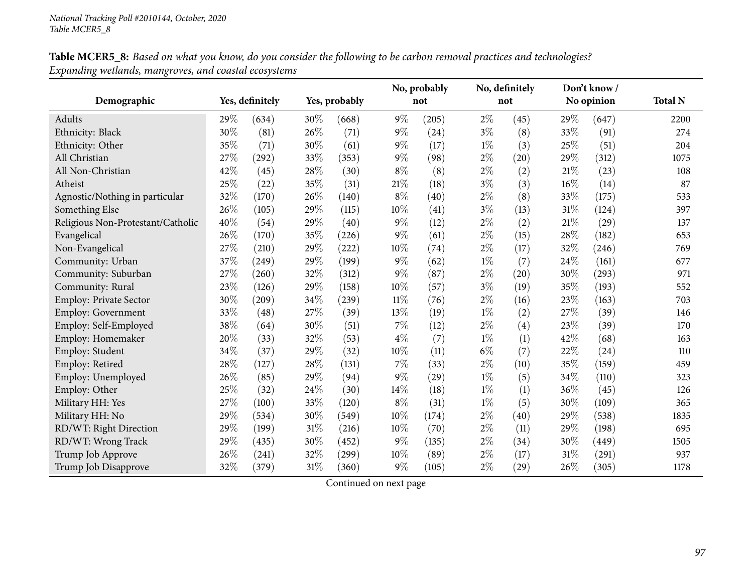**Table MCER5_8:** *Based on what you know, do you consider the following to be carbon removal practices and technologies? Expanding wetlands, mangroves, and coastal ecosystems*

| Demographic | Yes, definitely | | Yes, probably | | No, probably not | | No, definitely not | | Don't know / No opinion | | Total N |
|---|---|---|---|---|---|---|---|---|---|---|---|
| Adults | 29% | (634) | 30% | (668) | 9% | (205) | 2% | (45) | 29% | (647) | 2200 |
| Ethnicity: Black | 30% | (81) | 26% | (71) | 9% | (24) | 3% | (8) | 33% | (91) | 274 |
| Ethnicity: Other | 35% | (71) | 30% | (61) | 9% | (17) | 1% | (3) | 25% | (51) | 204 |
| All Christian | 27% | (292) | 33% | (353) | 9% | (98) | 2% | (20) | 29% | (312) | 1075 |
| All Non-Christian | 42% | (45) | 28% | (30) | 8% | (8) | 2% | (2) | 21% | (23) | 108 |
| Atheist | 25% | (22) | 35% | (31) | 21% | (18) | 3% | (3) | 16% | (14) | 87 |
| Agnostic/Nothing in particular | 32% | (170) | 26% | (140) | 8% | (40) | 2% | (8) | 33% | (175) | 533 |
| Something Else | 26% | (105) | 29% | (115) | 10% | (41) | 3% | (13) | 31% | (124) | 397 |
| Religious Non-Protestant/Catholic | 40% | (54) | 29% | (40) | 9% | (12) | 2% | (2) | 21% | (29) | 137 |
| Evangelical | 26% | (170) | 35% | (226) | 9% | (61) | 2% | (15) | 28% | (182) | 653 |
| Non-Evangelical | 27% | (210) | 29% | (222) | 10% | (74) | 2% | (17) | 32% | (246) | 769 |
| Community: Urban | 37% | (249) | 29% | (199) | 9% | (62) | 1% | (7) | 24% | (161) | 677 |
| Community: Suburban | 27% | (260) | 32% | (312) | 9% | (87) | 2% | (20) | 30% | (293) | 971 |
| Community: Rural | 23% | (126) | 29% | (158) | 10% | (57) | 3% | (19) | 35% | (193) | 552 |
| Employ: Private Sector | 30% | (209) | 34% | (239) | 11% | (76) | 2% | (16) | 23% | (163) | 703 |
| Employ: Government | 33% | (48) | 27% | (39) | 13% | (19) | 1% | (2) | 27% | (39) | 146 |
| Employ: Self-Employed | 38% | (64) | 30% | (51) | 7% | (12) | 2% | (4) | 23% | (39) | 170 |
| Employ: Homemaker | 20% | (33) | 32% | (53) | 4% | (7) | 1% | (1) | 42% | (68) | 163 |
| Employ: Student | 34% | (37) | 29% | (32) | 10% | (11) | 6% | (7) | 22% | (24) | 110 |
| Employ: Retired | 28% | (127) | 28% | (131) | 7% | (33) | 2% | (10) | 35% | (159) | 459 |
| Employ: Unemployed | 26% | (85) | 29% | (94) | 9% | (29) | 1% | (5) | 34% | (110) | 323 |
| Employ: Other | 25% | (32) | 24% | (30) | 14% | (18) | 1% | (1) | 36% | (45) | 126 |
| Military HH: Yes | 27% | (100) | 33% | (120) | 8% | (31) | 1% | (5) | 30% | (109) | 365 |
| Military HH: No | 29% | (534) | 30% | (549) | 10% | (174) | 2% | (40) | 29% | (538) | 1835 |
| RD/WT: Right Direction | 29% | (199) | 31% | (216) | 10% | (70) | 2% | (11) | 29% | (198) | 695 |
| RD/WT: Wrong Track | 29% | (435) | 30% | (452) | 9% | (135) | 2% | (34) | 30% | (449) | 1505 |
| Trump Job Approve | 26% | (241) | 32% | (299) | 10% | (89) | 2% | (17) | 31% | (291) | 937 |
| Trump Job Disapprove | 32% | (379) | 31% | (360) | 9% | (105) | 2% | (29) | 26% | (305) | 1178 |

Continued on next page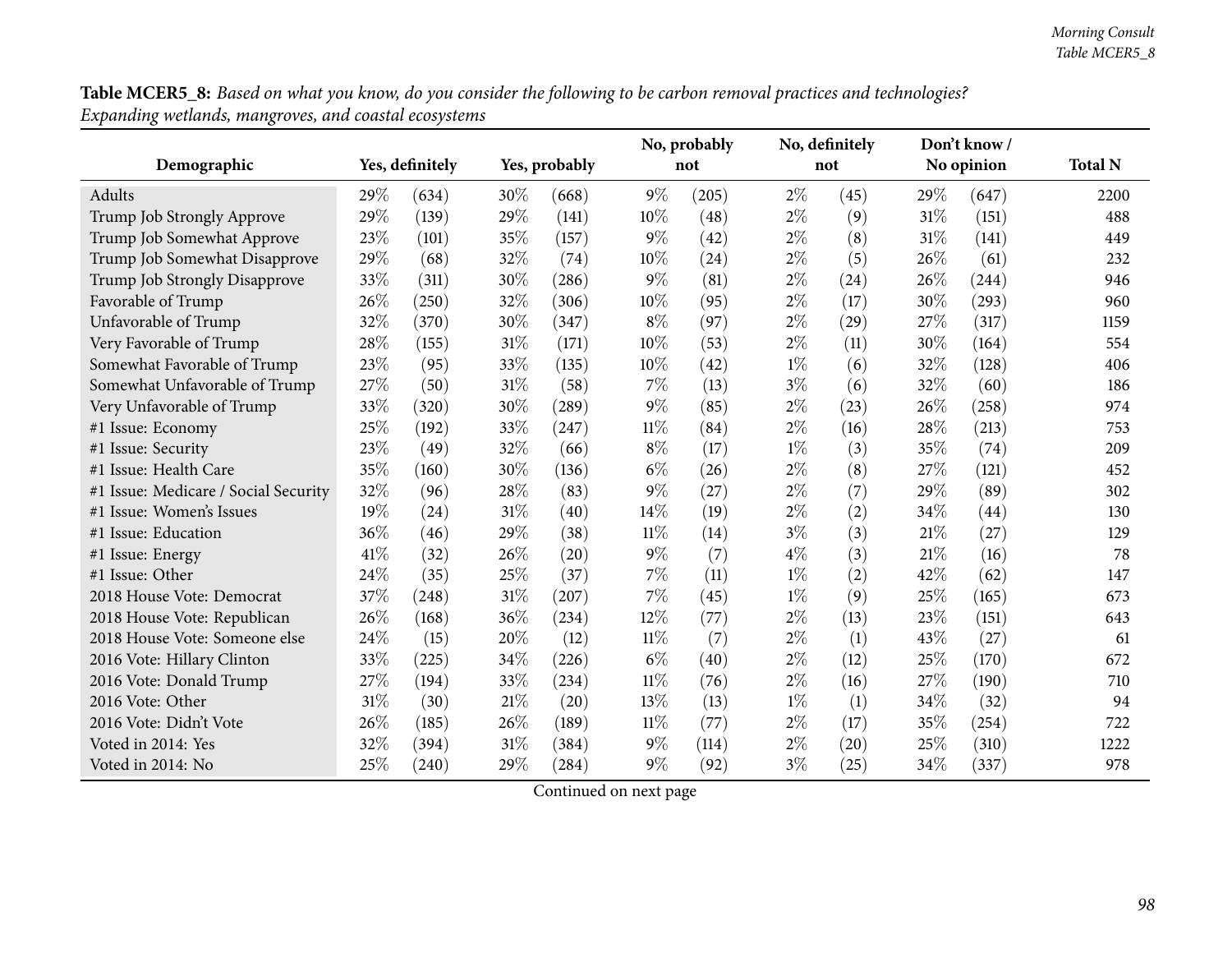**Table MCER5_8:** *Based on what you know, do you consider the following to be carbon removal practices and technologies? Expanding wetlands, mangroves, and coastal ecosystems*

| Demographic | Yes, definitely | | Yes, probably | | No, probably not | | No, definitely not | | Don't know / No opinion | | Total N |
|---|---|---|---|---|---|---|---|---|---|---|---|
| Adults | 29% | (634) | 30% | (668) | 9% | (205) | 2% | (45) | 29% | (647) | 2200 |
| Trump Job Strongly Approve | 29% | (139) | 29% | (141) | 10% | (48) | 2% | (9) | 31% | (151) | 488 |
| Trump Job Somewhat Approve | 23% | (101) | 35% | (157) | 9% | (42) | 2% | (8) | 31% | (141) | 449 |
| Trump Job Somewhat Disapprove | 29% | (68) | 32% | (74) | 10% | (24) | 2% | (5) | 26% | (61) | 232 |
| Trump Job Strongly Disapprove | 33% | (311) | 30% | (286) | 9% | (81) | 2% | (24) | 26% | (244) | 946 |
| Favorable of Trump | 26% | (250) | 32% | (306) | 10% | (95) | 2% | (17) | 30% | (293) | 960 |
| Unfavorable of Trump | 32% | (370) | 30% | (347) | 8% | (97) | 2% | (29) | 27% | (317) | 1159 |
| Very Favorable of Trump | 28% | (155) | 31% | (171) | 10% | (53) | 2% | (11) | 30% | (164) | 554 |
| Somewhat Favorable of Trump | 23% | (95) | 33% | (135) | 10% | (42) | 1% | (6) | 32% | (128) | 406 |
| Somewhat Unfavorable of Trump | 27% | (50) | 31% | (58) | 7% | (13) | 3% | (6) | 32% | (60) | 186 |
| Very Unfavorable of Trump | 33% | (320) | 30% | (289) | 9% | (85) | 2% | (23) | 26% | (258) | 974 |
| #1 Issue: Economy | 25% | (192) | 33% | (247) | 11% | (84) | 2% | (16) | 28% | (213) | 753 |
| #1 Issue: Security | 23% | (49) | 32% | (66) | 8% | (17) | 1% | (3) | 35% | (74) | 209 |
| #1 Issue: Health Care | 35% | (160) | 30% | (136) | 6% | (26) | 2% | (8) | 27% | (121) | 452 |
| #1 Issue: Medicare / Social Security | 32% | (96) | 28% | (83) | 9% | (27) | 2% | (7) | 29% | (89) | 302 |
| #1 Issue: Women's Issues | 19% | (24) | 31% | (40) | 14% | (19) | 2% | (2) | 34% | (44) | 130 |
| #1 Issue: Education | 36% | (46) | 29% | (38) | 11% | (14) | 3% | (3) | 21% | (27) | 129 |
| #1 Issue: Energy | 41% | (32) | 26% | (20) | 9% | (7) | 4% | (3) | 21% | (16) | 78 |
| #1 Issue: Other | 24% | (35) | 25% | (37) | 7% | (11) | 1% | (2) | 42% | (62) | 147 |
| 2018 House Vote: Democrat | 37% | (248) | 31% | (207) | 7% | (45) | 1% | (9) | 25% | (165) | 673 |
| 2018 House Vote: Republican | 26% | (168) | 36% | (234) | 12% | (77) | 2% | (13) | 23% | (151) | 643 |
| 2018 House Vote: Someone else | 24% | (15) | 20% | (12) | 11% | (7) | 2% | (1) | 43% | (27) | 61 |
| 2016 Vote: Hillary Clinton | 33% | (225) | 34% | (226) | 6% | (40) | 2% | (12) | 25% | (170) | 672 |
| 2016 Vote: Donald Trump | 27% | (194) | 33% | (234) | 11% | (76) | 2% | (16) | 27% | (190) | 710 |
| 2016 Vote: Other | 31% | (30) | 21% | (20) | 13% | (13) | 1% | (1) | 34% | (32) | 94 |
| 2016 Vote: Didn't Vote | 26% | (185) | 26% | (189) | 11% | (77) | 2% | (17) | 35% | (254) | 722 |
| Voted in 2014: Yes | 32% | (394) | 31% | (384) | 9% | (114) | 2% | (20) | 25% | (310) | 1222 |
| Voted in 2014: No | 25% | (240) | 29% | (284) | 9% | (92) | 3% | (25) | 34% | (337) | 978 |

Continued on next page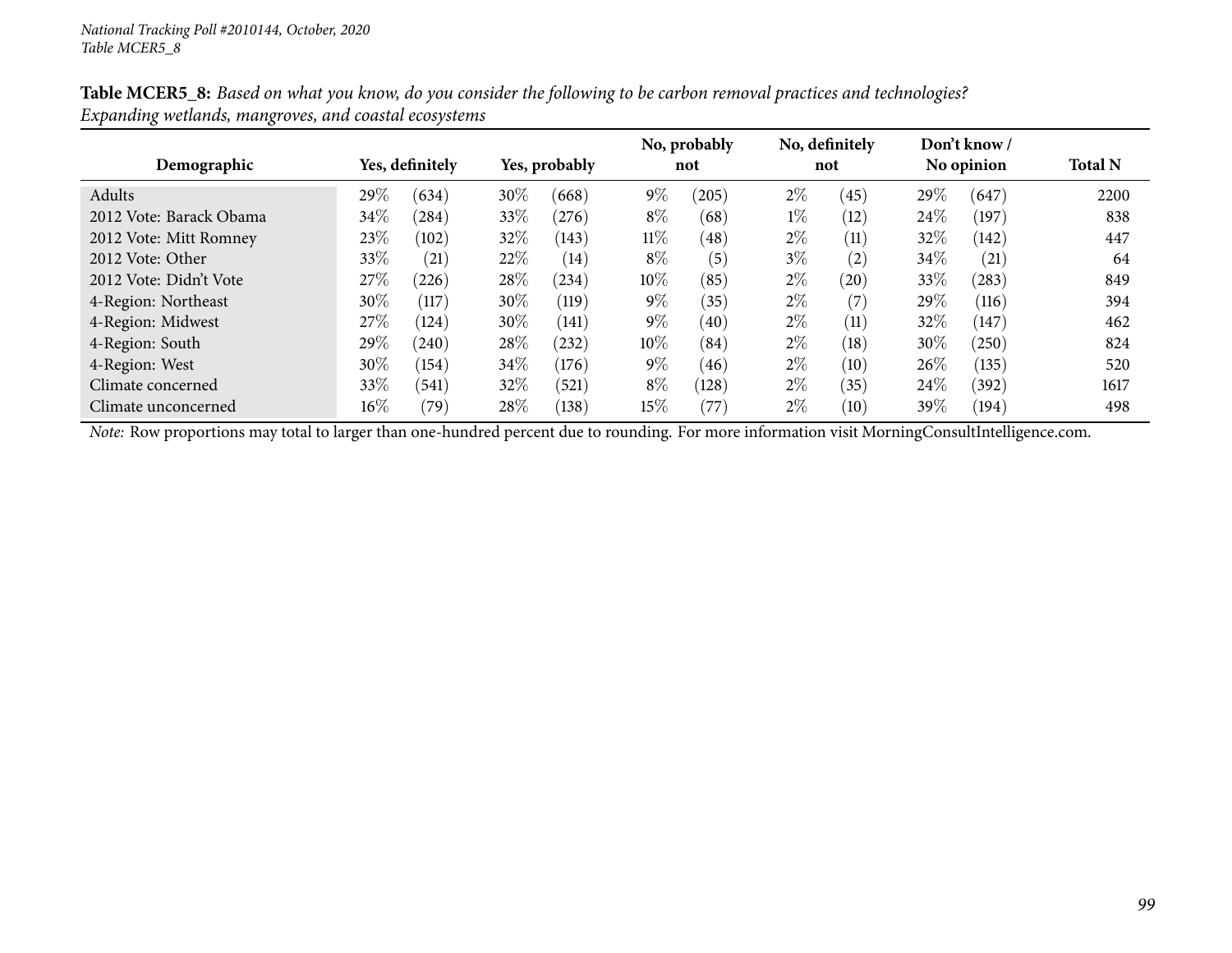**Table MCER5_8:** *Based on what you know, do you consider the following to be carbon removal practices and technologies? Expanding wetlands, mangroves, and coastal ecosystems*

| Demographic | Yes, definitely | | Yes, probably | | No, probably not | | No, definitely not | | Don't know / No opinion | | Total N |
|---|---|---|---|---|---|---|---|---|---|---|---|
| Adults | 29% | (634) | 30% | (668) | 9% | (205) | 2% | (45) | 29% | (647) | 2200 |
| 2012 Vote: Barack Obama | 34% | (284) | 33% | (276) | 8% | (68) | 1% | (12) | 24% | (197) | 838 |
| 2012 Vote: Mitt Romney | 23% | (102) | 32% | (143) | 11% | (48) | 2% | (11) | 32% | (142) | 447 |
| 2012 Vote: Other | 33% | (21) | 22% | (14) | 8% | (5) | 3% | (2) | 34% | (21) | 64 |
| 2012 Vote: Didn't Vote | 27% | (226) | 28% | (234) | 10% | (85) | 2% | (20) | 33% | (283) | 849 |
| 4-Region: Northeast | 30% | (117) | 30% | (119) | 9% | (35) | 2% | (7) | 29% | (116) | 394 |
| 4-Region: Midwest | 27% | (124) | 30% | (141) | 9% | (40) | 2% | (11) | 32% | (147) | 462 |
| 4-Region: South | 29% | (240) | 28% | (232) | 10% | (84) | 2% | (18) | 30% | (250) | 824 |
| 4-Region: West | 30% | (154) | 34% | (176) | 9% | (46) | 2% | (10) | 26% | (135) | 520 |
| Climate concerned | 33% | (541) | 32% | (521) | 8% | (128) | 2% | (35) | 24% | (392) | 1617 |
| Climate unconcerned | 16% | (79) | 28% | (138) | 15% | (77) | 2% | (10) | 39% | (194) | 498 |

*Note:* Row proportions may total to larger than one-hundred percent due to rounding. For more information visit MorningConsultIntelligence.com.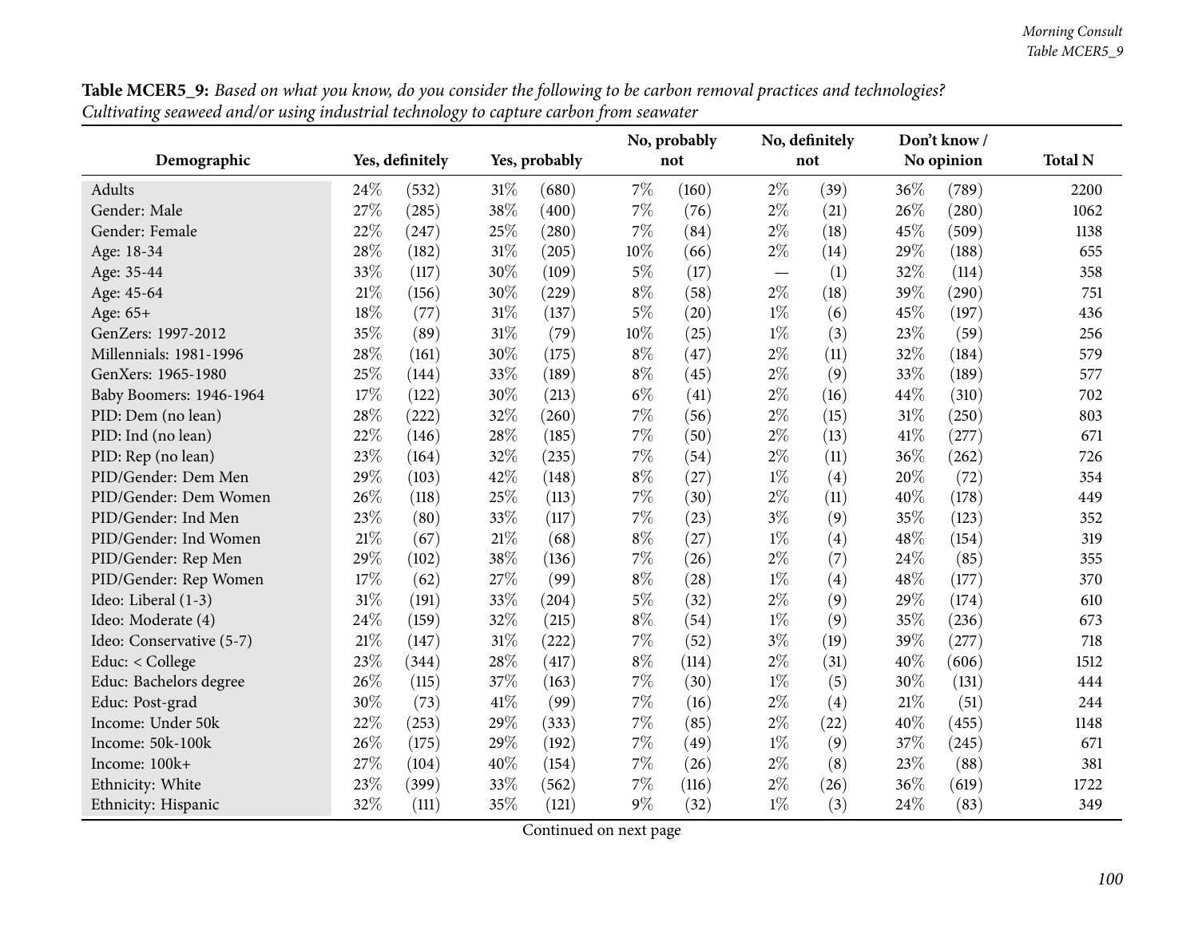**Table MCER5_9:** *Based on what you know, do you consider the following to be carbon removal practices and technologies? Cultivating seaweed and/or using industrial technology to capture carbon from seawater*

| Demographic | Yes, definitely | | Yes, probably | | No, probably not | | No, definitely not | | Don't know / No opinion | | Total N |
|---|---|---|---|---|---|---|---|---|---|---|---|
| Adults | 24% | (532) | 31% | (680) | 7% | (160) | 2% | (39) | 36% | (789) | 2200 |
| Gender: Male | 27% | (285) | 38% | (400) | 7% | (76) | 2% | (21) | 26% | (280) | 1062 |
| Gender: Female | 22% | (247) | 25% | (280) | 7% | (84) | 2% | (18) | 45% | (509) | 1138 |
| Age: 18-34 | 28% | (182) | 31% | (205) | 10% | (66) | 2% | (14) | 29% | (188) | 655 |
| Age: 35-44 | 33% | (117) | 30% | (109) | 5% | (17) | — | (1) | 32% | (114) | 358 |
| Age: 45-64 | 21% | (156) | 30% | (229) | 8% | (58) | 2% | (18) | 39% | (290) | 751 |
| Age: 65+ | 18% | (77) | 31% | (137) | 5% | (20) | 1% | (6) | 45% | (197) | 436 |
| GenZers: 1997-2012 | 35% | (89) | 31% | (79) | 10% | (25) | 1% | (3) | 23% | (59) | 256 |
| Millennials: 1981-1996 | 28% | (161) | 30% | (175) | 8% | (47) | 2% | (11) | 32% | (184) | 579 |
| GenXers: 1965-1980 | 25% | (144) | 33% | (189) | 8% | (45) | 2% | (9) | 33% | (189) | 577 |
| Baby Boomers: 1946-1964 | 17% | (122) | 30% | (213) | 6% | (41) | 2% | (16) | 44% | (310) | 702 |
| PID: Dem (no lean) | 28% | (222) | 32% | (260) | 7% | (56) | 2% | (15) | 31% | (250) | 803 |
| PID: Ind (no lean) | 22% | (146) | 28% | (185) | 7% | (50) | 2% | (13) | 41% | (277) | 671 |
| PID: Rep (no lean) | 23% | (164) | 32% | (235) | 7% | (54) | 2% | (11) | 36% | (262) | 726 |
| PID/Gender: Dem Men | 29% | (103) | 42% | (148) | 8% | (27) | 1% | (4) | 20% | (72) | 354 |
| PID/Gender: Dem Women | 26% | (118) | 25% | (113) | 7% | (30) | 2% | (11) | 40% | (178) | 449 |
| PID/Gender: Ind Men | 23% | (80) | 33% | (117) | 7% | (23) | 3% | (9) | 35% | (123) | 352 |
| PID/Gender: Ind Women | 21% | (67) | 21% | (68) | 8% | (27) | 1% | (4) | 48% | (154) | 319 |
| PID/Gender: Rep Men | 29% | (102) | 38% | (136) | 7% | (26) | 2% | (7) | 24% | (85) | 355 |
| PID/Gender: Rep Women | 17% | (62) | 27% | (99) | 8% | (28) | 1% | (4) | 48% | (177) | 370 |
| Ideo: Liberal (1-3) | 31% | (191) | 33% | (204) | 5% | (32) | 2% | (9) | 29% | (174) | 610 |
| Ideo: Moderate (4) | 24% | (159) | 32% | (215) | 8% | (54) | 1% | (9) | 35% | (236) | 673 |
| Ideo: Conservative (5-7) | 21% | (147) | 31% | (222) | 7% | (52) | 3% | (19) | 39% | (277) | 718 |
| Educ: < College | 23% | (344) | 28% | (417) | 8% | (114) | 2% | (31) | 40% | (606) | 1512 |
| Educ: Bachelors degree | 26% | (115) | 37% | (163) | 7% | (30) | 1% | (5) | 30% | (131) | 444 |
| Educ: Post-grad | 30% | (73) | 41% | (99) | 7% | (16) | 2% | (4) | 21% | (51) | 244 |
| Income: Under 50k | 22% | (253) | 29% | (333) | 7% | (85) | 2% | (22) | 40% | (455) | 1148 |
| Income: 50k-100k | 26% | (175) | 29% | (192) | 7% | (49) | 1% | (9) | 37% | (245) | 671 |
| Income: 100k+ | 27% | (104) | 40% | (154) | 7% | (26) | 2% | (8) | 23% | (88) | 381 |
| Ethnicity: White | 23% | (399) | 33% | (562) | 7% | (116) | 2% | (26) | 36% | (619) | 1722 |
| Ethnicity: Hispanic | 32% | (111) | 35% | (121) | 9% | (32) | 1% | (3) | 24% | (83) | 349 |

Continued on next page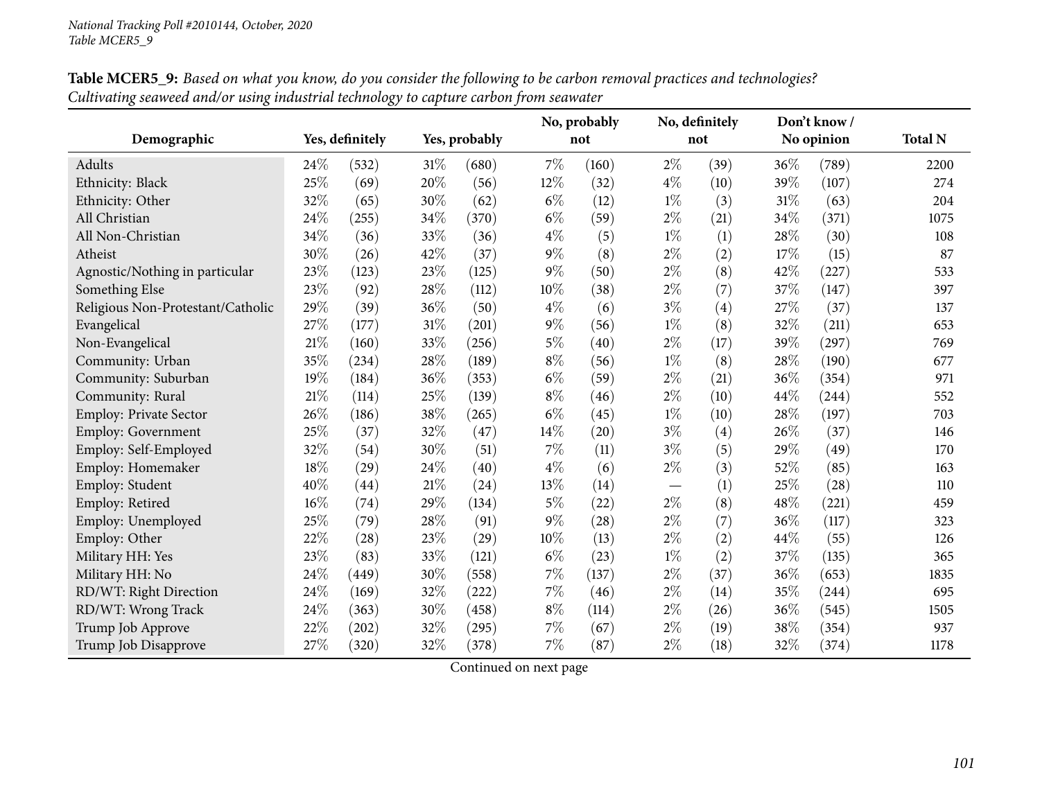**Table MCER5_9:** *Based on what you know, do you consider the following to be carbon removal practices and technologies? Cultivating seaweed and/or using industrial technology to capture carbon from seawater*

| Demographic | Yes, definitely | | Yes, probably | | No, probably not | | No, definitely not | | Don't know / No opinion | | Total N |
|---|---|---|---|---|---|---|---|---|---|---|---|
| Adults | 24% | (532) | 31% | (680) | 7% | (160) | 2% | (39) | 36% | (789) | 2200 |
| Ethnicity: Black | 25% | (69) | 20% | (56) | 12% | (32) | 4% | (10) | 39% | (107) | 274 |
| Ethnicity: Other | 32% | (65) | 30% | (62) | 6% | (12) | 1% | (3) | 31% | (63) | 204 |
| All Christian | 24% | (255) | 34% | (370) | 6% | (59) | 2% | (21) | 34% | (371) | 1075 |
| All Non-Christian | 34% | (36) | 33% | (36) | 4% | (5) | 1% | (1) | 28% | (30) | 108 |
| Atheist | 30% | (26) | 42% | (37) | 9% | (8) | 2% | (2) | 17% | (15) | 87 |
| Agnostic/Nothing in particular | 23% | (123) | 23% | (125) | 9% | (50) | 2% | (8) | 42% | (227) | 533 |
| Something Else | 23% | (92) | 28% | (112) | 10% | (38) | 2% | (7) | 37% | (147) | 397 |
| Religious Non-Protestant/Catholic | 29% | (39) | 36% | (50) | 4% | (6) | 3% | (4) | 27% | (37) | 137 |
| Evangelical | 27% | (177) | 31% | (201) | 9% | (56) | 1% | (8) | 32% | (211) | 653 |
| Non-Evangelical | 21% | (160) | 33% | (256) | 5% | (40) | 2% | (17) | 39% | (297) | 769 |
| Community: Urban | 35% | (234) | 28% | (189) | 8% | (56) | 1% | (8) | 28% | (190) | 677 |
| Community: Suburban | 19% | (184) | 36% | (353) | 6% | (59) | 2% | (21) | 36% | (354) | 971 |
| Community: Rural | 21% | (114) | 25% | (139) | 8% | (46) | 2% | (10) | 44% | (244) | 552 |
| Employ: Private Sector | 26% | (186) | 38% | (265) | 6% | (45) | 1% | (10) | 28% | (197) | 703 |
| Employ: Government | 25% | (37) | 32% | (47) | 14% | (20) | 3% | (4) | 26% | (37) | 146 |
| Employ: Self-Employed | 32% | (54) | 30% | (51) | 7% | (11) | 3% | (5) | 29% | (49) | 170 |
| Employ: Homemaker | 18% | (29) | 24% | (40) | 4% | (6) | 2% | (3) | 52% | (85) | 163 |
| Employ: Student | 40% | (44) | 21% | (24) | 13% | (14) | — | (1) | 25% | (28) | 110 |
| Employ: Retired | 16% | (74) | 29% | (134) | 5% | (22) | 2% | (8) | 48% | (221) | 459 |
| Employ: Unemployed | 25% | (79) | 28% | (91) | 9% | (28) | 2% | (7) | 36% | (117) | 323 |
| Employ: Other | 22% | (28) | 23% | (29) | 10% | (13) | 2% | (2) | 44% | (55) | 126 |
| Military HH: Yes | 23% | (83) | 33% | (121) | 6% | (23) | 1% | (2) | 37% | (135) | 365 |
| Military HH: No | 24% | (449) | 30% | (558) | 7% | (137) | 2% | (37) | 36% | (653) | 1835 |
| RD/WT: Right Direction | 24% | (169) | 32% | (222) | 7% | (46) | 2% | (14) | 35% | (244) | 695 |
| RD/WT: Wrong Track | 24% | (363) | 30% | (458) | 8% | (114) | 2% | (26) | 36% | (545) | 1505 |
| Trump Job Approve | 22% | (202) | 32% | (295) | 7% | (67) | 2% | (19) | 38% | (354) | 937 |
| Trump Job Disapprove | 27% | (320) | 32% | (378) | 7% | (87) | 2% | (18) | 32% | (374) | 1178 |

Continued on next page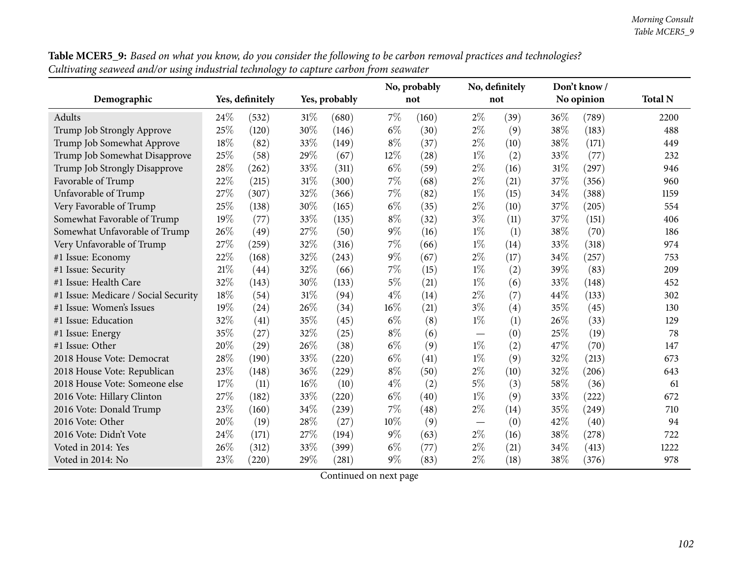**Table MCER5_9:** *Based on what you know, do you consider the following to be carbon removal practices and technologies? Cultivating seaweed and/or using industrial technology to capture carbon from seawater*

| Demographic | Yes, definitely | | Yes, probably | | No, probably not | | No, definitely not | | Don't know / No opinion | | Total N |
|---|---|---|---|---|---|---|---|---|---|---|---|
| Adults | 24% | (532) | 31% | (680) | 7% | (160) | 2% | (39) | 36% | (789) | 2200 |
| Trump Job Strongly Approve | 25% | (120) | 30% | (146) | 6% | (30) | 2% | (9) | 38% | (183) | 488 |
| Trump Job Somewhat Approve | 18% | (82) | 33% | (149) | 8% | (37) | 2% | (10) | 38% | (171) | 449 |
| Trump Job Somewhat Disapprove | 25% | (58) | 29% | (67) | 12% | (28) | 1% | (2) | 33% | (77) | 232 |
| Trump Job Strongly Disapprove | 28% | (262) | 33% | (311) | 6% | (59) | 2% | (16) | 31% | (297) | 946 |
| Favorable of Trump | 22% | (215) | 31% | (300) | 7% | (68) | 2% | (21) | 37% | (356) | 960 |
| Unfavorable of Trump | 27% | (307) | 32% | (366) | 7% | (82) | 1% | (15) | 34% | (388) | 1159 |
| Very Favorable of Trump | 25% | (138) | 30% | (165) | 6% | (35) | 2% | (10) | 37% | (205) | 554 |
| Somewhat Favorable of Trump | 19% | (77) | 33% | (135) | 8% | (32) | 3% | (11) | 37% | (151) | 406 |
| Somewhat Unfavorable of Trump | 26% | (49) | 27% | (50) | 9% | (16) | 1% | (1) | 38% | (70) | 186 |
| Very Unfavorable of Trump | 27% | (259) | 32% | (316) | 7% | (66) | 1% | (14) | 33% | (318) | 974 |
| #1 Issue: Economy | 22% | (168) | 32% | (243) | 9% | (67) | 2% | (17) | 34% | (257) | 753 |
| #1 Issue: Security | 21% | (44) | 32% | (66) | 7% | (15) | 1% | (2) | 39% | (83) | 209 |
| #1 Issue: Health Care | 32% | (143) | 30% | (133) | 5% | (21) | 1% | (6) | 33% | (148) | 452 |
| #1 Issue: Medicare / Social Security | 18% | (54) | 31% | (94) | 4% | (14) | 2% | (7) | 44% | (133) | 302 |
| #1 Issue: Women's Issues | 19% | (24) | 26% | (34) | 16% | (21) | 3% | (4) | 35% | (45) | 130 |
| #1 Issue: Education | 32% | (41) | 35% | (45) | 6% | (8) | 1% | (1) | 26% | (33) | 129 |
| #1 Issue: Energy | 35% | (27) | 32% | (25) | 8% | (6) | — | (0) | 25% | (19) | 78 |
| #1 Issue: Other | 20% | (29) | 26% | (38) | 6% | (9) | 1% | (2) | 47% | (70) | 147 |
| 2018 House Vote: Democrat | 28% | (190) | 33% | (220) | 6% | (41) | 1% | (9) | 32% | (213) | 673 |
| 2018 House Vote: Republican | 23% | (148) | 36% | (229) | 8% | (50) | 2% | (10) | 32% | (206) | 643 |
| 2018 House Vote: Someone else | 17% | (11) | 16% | (10) | 4% | (2) | 5% | (3) | 58% | (36) | 61 |
| 2016 Vote: Hillary Clinton | 27% | (182) | 33% | (220) | 6% | (40) | 1% | (9) | 33% | (222) | 672 |
| 2016 Vote: Donald Trump | 23% | (160) | 34% | (239) | 7% | (48) | 2% | (14) | 35% | (249) | 710 |
| 2016 Vote: Other | 20% | (19) | 28% | (27) | 10% | (9) | — | (0) | 42% | (40) | 94 |
| 2016 Vote: Didn't Vote | 24% | (171) | 27% | (194) | 9% | (63) | 2% | (16) | 38% | (278) | 722 |
| Voted in 2014: Yes | 26% | (312) | 33% | (399) | 6% | (77) | 2% | (21) | 34% | (413) | 1222 |
| Voted in 2014: No | 23% | (220) | 29% | (281) | 9% | (83) | 2% | (18) | 38% | (376) | 978 |

Continued on next page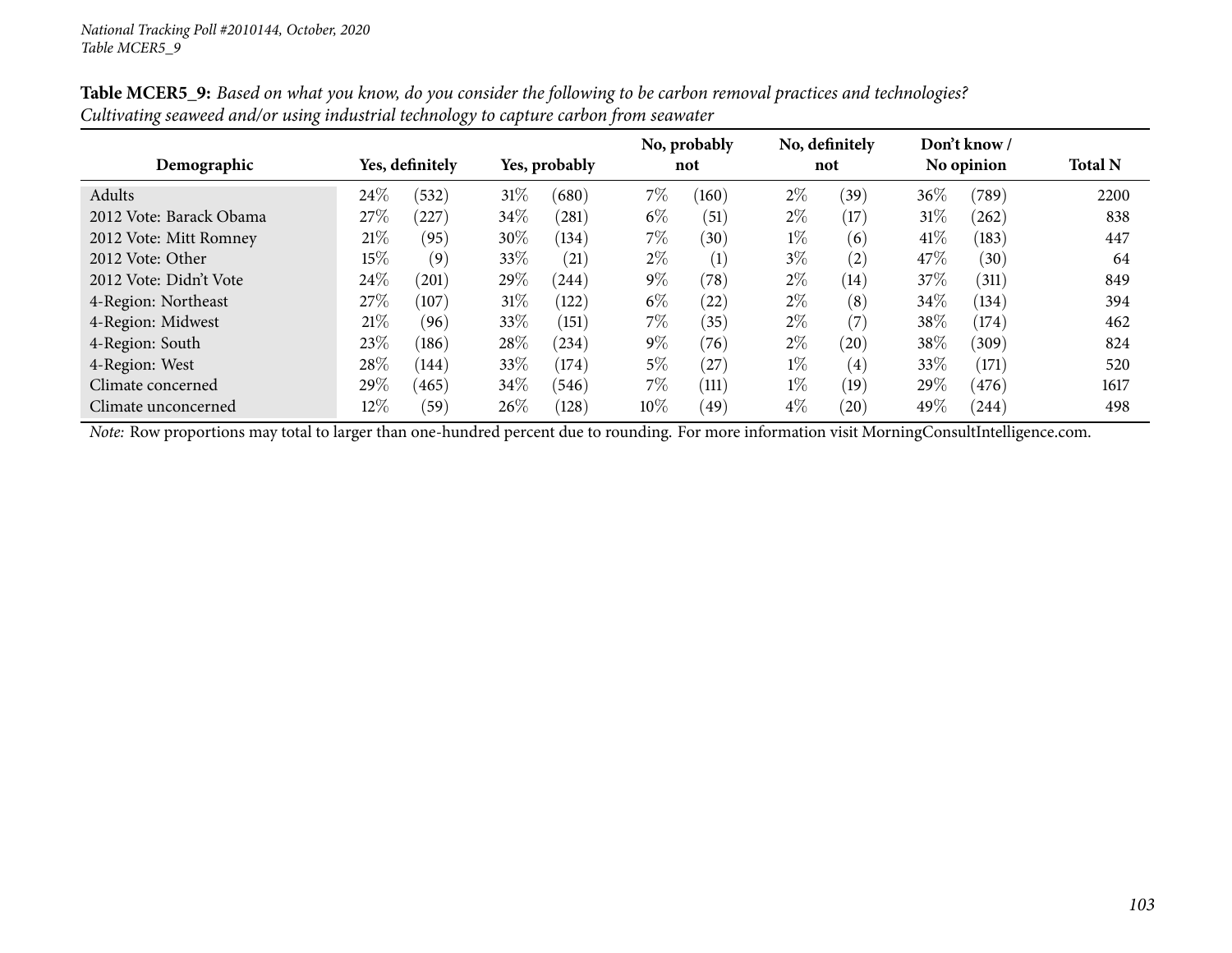**Table MCER5_9:** *Based on what you know, do you consider the following to be carbon removal practices and technologies? Cultivating seaweed and/or using industrial technology to capture carbon from seawater*

| Demographic | Yes, definitely | | Yes, probably | | No, probably not | | No, definitely not | | Don't know / No opinion | | Total N |
|---|---|---|---|---|---|---|---|---|---|---|---|
| Adults | 24% | (532) | 31% | (680) | 7% | (160) | 2% | (39) | 36% | (789) | 2200 |
| 2012 Vote: Barack Obama | 27% | (227) | 34% | (281) | 6% | (51) | 2% | (17) | 31% | (262) | 838 |
| 2012 Vote: Mitt Romney | 21% | (95) | 30% | (134) | 7% | (30) | 1% | (6) | 41% | (183) | 447 |
| 2012 Vote: Other | 15% | (9) | 33% | (21) | 2% | (1) | 3% | (2) | 47% | (30) | 64 |
| 2012 Vote: Didn't Vote | 24% | (201) | 29% | (244) | 9% | (78) | 2% | (14) | 37% | (311) | 849 |
| 4-Region: Northeast | 27% | (107) | 31% | (122) | 6% | (22) | 2% | (8) | 34% | (134) | 394 |
| 4-Region: Midwest | 21% | (96) | 33% | (151) | 7% | (35) | 2% | (7) | 38% | (174) | 462 |
| 4-Region: South | 23% | (186) | 28% | (234) | 9% | (76) | 2% | (20) | 38% | (309) | 824 |
| 4-Region: West | 28% | (144) | 33% | (174) | 5% | (27) | 1% | (4) | 33% | (171) | 520 |
| Climate concerned | 29% | (465) | 34% | (546) | 7% | (111) | 1% | (19) | 29% | (476) | 1617 |
| Climate unconcerned | 12% | (59) | 26% | (128) | 10% | (49) | 4% | (20) | 49% | (244) | 498 |

*Note:* Row proportions may total to larger than one-hundred percent due to rounding. For more information visit MorningConsultIntelligence.com.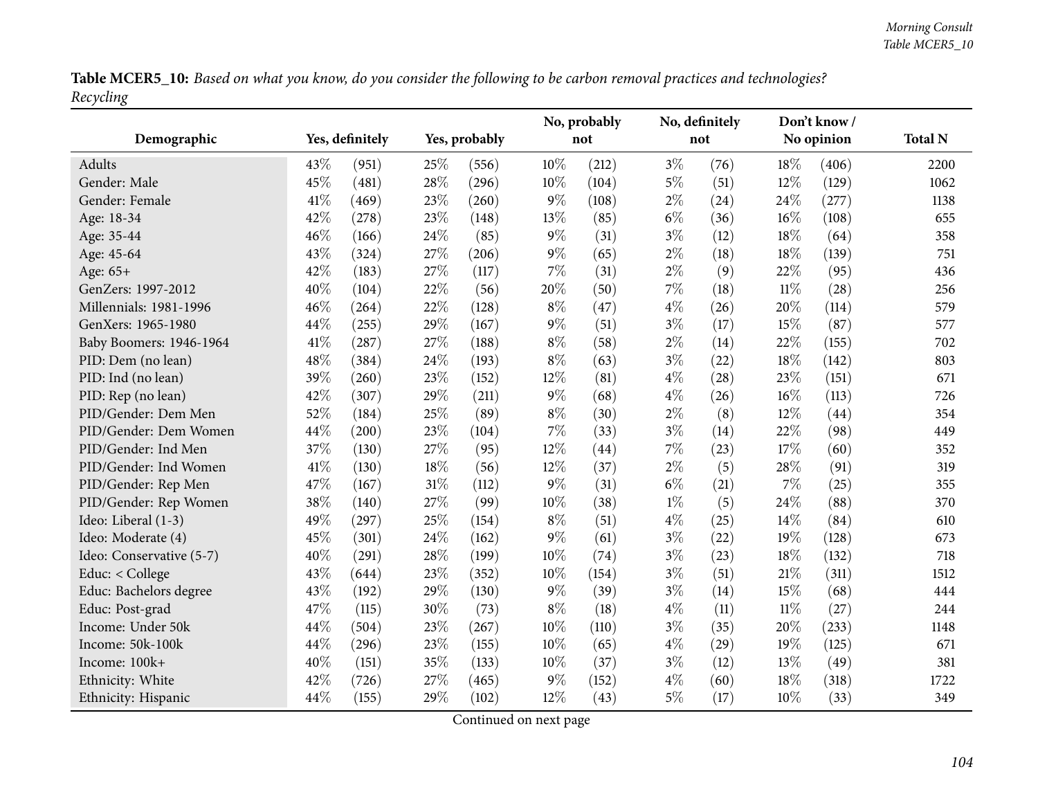**Table MCER5_10:** *Based on what you know, do you consider the following to be carbon removal practices and technologies? Recycling*

| Demographic | Yes, definitely | | Yes, probably | | No, probably not | | No, definitely not | | Don't know / No opinion | | Total N |
|---|---|---|---|---|---|---|---|---|---|---|---|
| Adults | 43% | (951) | 25% | (556) | 10% | (212) | 3% | (76) | 18% | (406) | 2200 |
| Gender: Male | 45% | (481) | 28% | (296) | 10% | (104) | 5% | (51) | 12% | (129) | 1062 |
| Gender: Female | 41% | (469) | 23% | (260) | 9% | (108) | 2% | (24) | 24% | (277) | 1138 |
| Age: 18-34 | 42% | (278) | 23% | (148) | 13% | (85) | 6% | (36) | 16% | (108) | 655 |
| Age: 35-44 | 46% | (166) | 24% | (85) | 9% | (31) | 3% | (12) | 18% | (64) | 358 |
| Age: 45-64 | 43% | (324) | 27% | (206) | 9% | (65) | 2% | (18) | 18% | (139) | 751 |
| Age: 65+ | 42% | (183) | 27% | (117) | 7% | (31) | 2% | (9) | 22% | (95) | 436 |
| GenZers: 1997-2012 | 40% | (104) | 22% | (56) | 20% | (50) | 7% | (18) | 11% | (28) | 256 |
| Millennials: 1981-1996 | 46% | (264) | 22% | (128) | 8% | (47) | 4% | (26) | 20% | (114) | 579 |
| GenXers: 1965-1980 | 44% | (255) | 29% | (167) | 9% | (51) | 3% | (17) | 15% | (87) | 577 |
| Baby Boomers: 1946-1964 | 41% | (287) | 27% | (188) | 8% | (58) | 2% | (14) | 22% | (155) | 702 |
| PID: Dem (no lean) | 48% | (384) | 24% | (193) | 8% | (63) | 3% | (22) | 18% | (142) | 803 |
| PID: Ind (no lean) | 39% | (260) | 23% | (152) | 12% | (81) | 4% | (28) | 23% | (151) | 671 |
| PID: Rep (no lean) | 42% | (307) | 29% | (211) | 9% | (68) | 4% | (26) | 16% | (113) | 726 |
| PID/Gender: Dem Men | 52% | (184) | 25% | (89) | 8% | (30) | 2% | (8) | 12% | (44) | 354 |
| PID/Gender: Dem Women | 44% | (200) | 23% | (104) | 7% | (33) | 3% | (14) | 22% | (98) | 449 |
| PID/Gender: Ind Men | 37% | (130) | 27% | (95) | 12% | (44) | 7% | (23) | 17% | (60) | 352 |
| PID/Gender: Ind Women | 41% | (130) | 18% | (56) | 12% | (37) | 2% | (5) | 28% | (91) | 319 |
| PID/Gender: Rep Men | 47% | (167) | 31% | (112) | 9% | (31) | 6% | (21) | 7% | (25) | 355 |
| PID/Gender: Rep Women | 38% | (140) | 27% | (99) | 10% | (38) | 1% | (5) | 24% | (88) | 370 |
| Ideo: Liberal (1-3) | 49% | (297) | 25% | (154) | 8% | (51) | 4% | (25) | 14% | (84) | 610 |
| Ideo: Moderate (4) | 45% | (301) | 24% | (162) | 9% | (61) | 3% | (22) | 19% | (128) | 673 |
| Ideo: Conservative (5-7) | 40% | (291) | 28% | (199) | 10% | (74) | 3% | (23) | 18% | (132) | 718 |
| Educ: < College | 43% | (644) | 23% | (352) | 10% | (154) | 3% | (51) | 21% | (311) | 1512 |
| Educ: Bachelors degree | 43% | (192) | 29% | (130) | 9% | (39) | 3% | (14) | 15% | (68) | 444 |
| Educ: Post-grad | 47% | (115) | 30% | (73) | 8% | (18) | 4% | (11) | 11% | (27) | 244 |
| Income: Under 50k | 44% | (504) | 23% | (267) | 10% | (110) | 3% | (35) | 20% | (233) | 1148 |
| Income: 50k-100k | 44% | (296) | 23% | (155) | 10% | (65) | 4% | (29) | 19% | (125) | 671 |
| Income: 100k+ | 40% | (151) | 35% | (133) | 10% | (37) | 3% | (12) | 13% | (49) | 381 |
| Ethnicity: White | 42% | (726) | 27% | (465) | 9% | (152) | 4% | (60) | 18% | (318) | 1722 |
| Ethnicity: Hispanic | 44% | (155) | 29% | (102) | 12% | (43) | 5% | (17) | 10% | (33) | 349 |

Continued on next page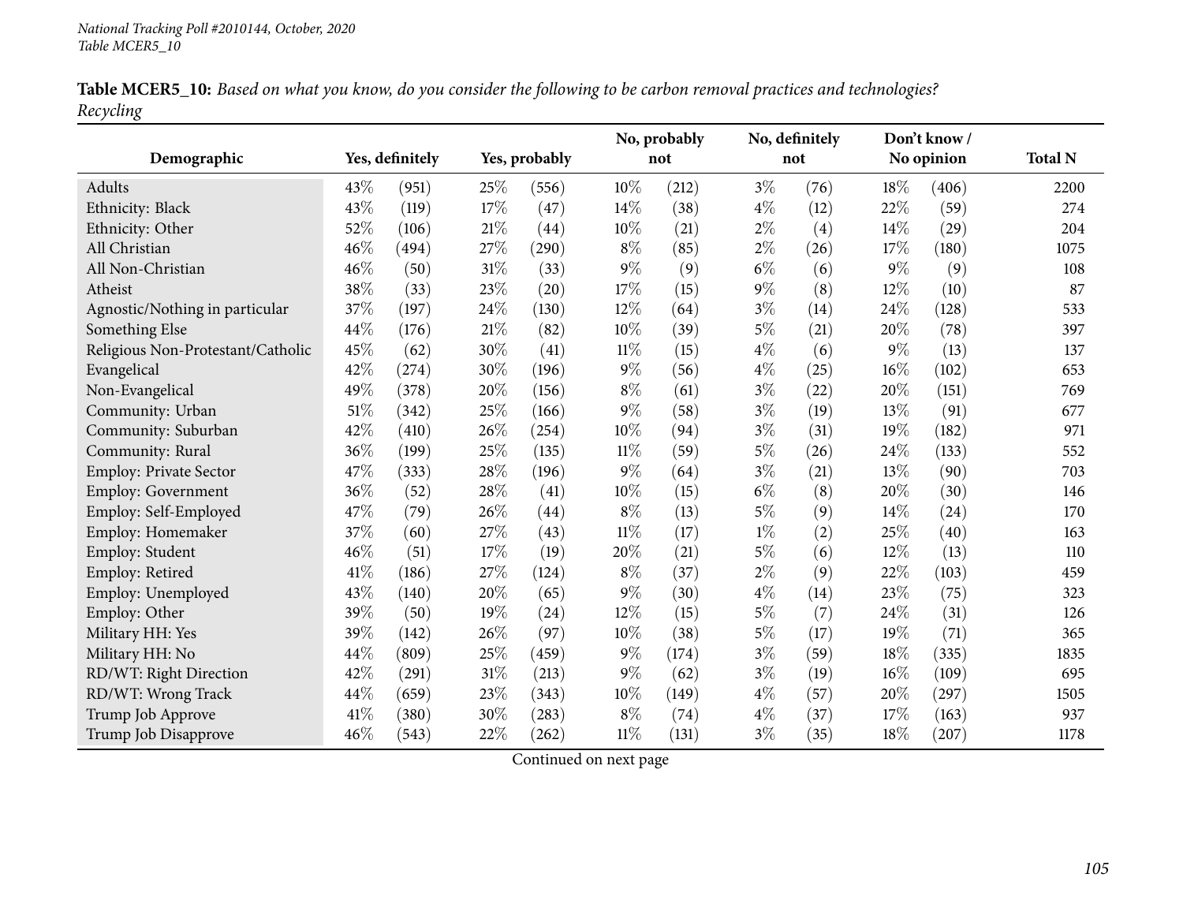National Tracking Poll #2010144, October, 2020
Table MCER5_10

**Table MCER5_10:** *Based on what you know, do you consider the following to be carbon removal practices and technologies? Recycling*

| Demographic | Yes, definitely | | Yes, probably | | No, probably not | | No, definitely not | | Don't know / No opinion | | Total N |
|---|---|---|---|---|---|---|---|---|---|---|---|
| Adults | 43% | (951) | 25% | (556) | 10% | (212) | 3% | (76) | 18% | (406) | 2200 |
| Ethnicity: Black | 43% | (119) | 17% | (47) | 14% | (38) | 4% | (12) | 22% | (59) | 274 |
| Ethnicity: Other | 52% | (106) | 21% | (44) | 10% | (21) | 2% | (4) | 14% | (29) | 204 |
| All Christian | 46% | (494) | 27% | (290) | 8% | (85) | 2% | (26) | 17% | (180) | 1075 |
| All Non-Christian | 46% | (50) | 31% | (33) | 9% | (9) | 6% | (6) | 9% | (9) | 108 |
| Atheist | 38% | (33) | 23% | (20) | 17% | (15) | 9% | (8) | 12% | (10) | 87 |
| Agnostic/Nothing in particular | 37% | (197) | 24% | (130) | 12% | (64) | 3% | (14) | 24% | (128) | 533 |
| Something Else | 44% | (176) | 21% | (82) | 10% | (39) | 5% | (21) | 20% | (78) | 397 |
| Religious Non-Protestant/Catholic | 45% | (62) | 30% | (41) | 11% | (15) | 4% | (6) | 9% | (13) | 137 |
| Evangelical | 42% | (274) | 30% | (196) | 9% | (56) | 4% | (25) | 16% | (102) | 653 |
| Non-Evangelical | 49% | (378) | 20% | (156) | 8% | (61) | 3% | (22) | 20% | (151) | 769 |
| Community: Urban | 51% | (342) | 25% | (166) | 9% | (58) | 3% | (19) | 13% | (91) | 677 |
| Community: Suburban | 42% | (410) | 26% | (254) | 10% | (94) | 3% | (31) | 19% | (182) | 971 |
| Community: Rural | 36% | (199) | 25% | (135) | 11% | (59) | 5% | (26) | 24% | (133) | 552 |
| Employ: Private Sector | 47% | (333) | 28% | (196) | 9% | (64) | 3% | (21) | 13% | (90) | 703 |
| Employ: Government | 36% | (52) | 28% | (41) | 10% | (15) | 6% | (8) | 20% | (30) | 146 |
| Employ: Self-Employed | 47% | (79) | 26% | (44) | 8% | (13) | 5% | (9) | 14% | (24) | 170 |
| Employ: Homemaker | 37% | (60) | 27% | (43) | 11% | (17) | 1% | (2) | 25% | (40) | 163 |
| Employ: Student | 46% | (51) | 17% | (19) | 20% | (21) | 5% | (6) | 12% | (13) | 110 |
| Employ: Retired | 41% | (186) | 27% | (124) | 8% | (37) | 2% | (9) | 22% | (103) | 459 |
| Employ: Unemployed | 43% | (140) | 20% | (65) | 9% | (30) | 4% | (14) | 23% | (75) | 323 |
| Employ: Other | 39% | (50) | 19% | (24) | 12% | (15) | 5% | (7) | 24% | (31) | 126 |
| Military HH: Yes | 39% | (142) | 26% | (97) | 10% | (38) | 5% | (17) | 19% | (71) | 365 |
| Military HH: No | 44% | (809) | 25% | (459) | 9% | (174) | 3% | (59) | 18% | (335) | 1835 |
| RD/WT: Right Direction | 42% | (291) | 31% | (213) | 9% | (62) | 3% | (19) | 16% | (109) | 695 |
| RD/WT: Wrong Track | 44% | (659) | 23% | (343) | 10% | (149) | 4% | (57) | 20% | (297) | 1505 |
| Trump Job Approve | 41% | (380) | 30% | (283) | 8% | (74) | 4% | (37) | 17% | (163) | 937 |
| Trump Job Disapprove | 46% | (543) | 22% | (262) | 11% | (131) | 3% | (35) | 18% | (207) | 1178 |

Continued on next page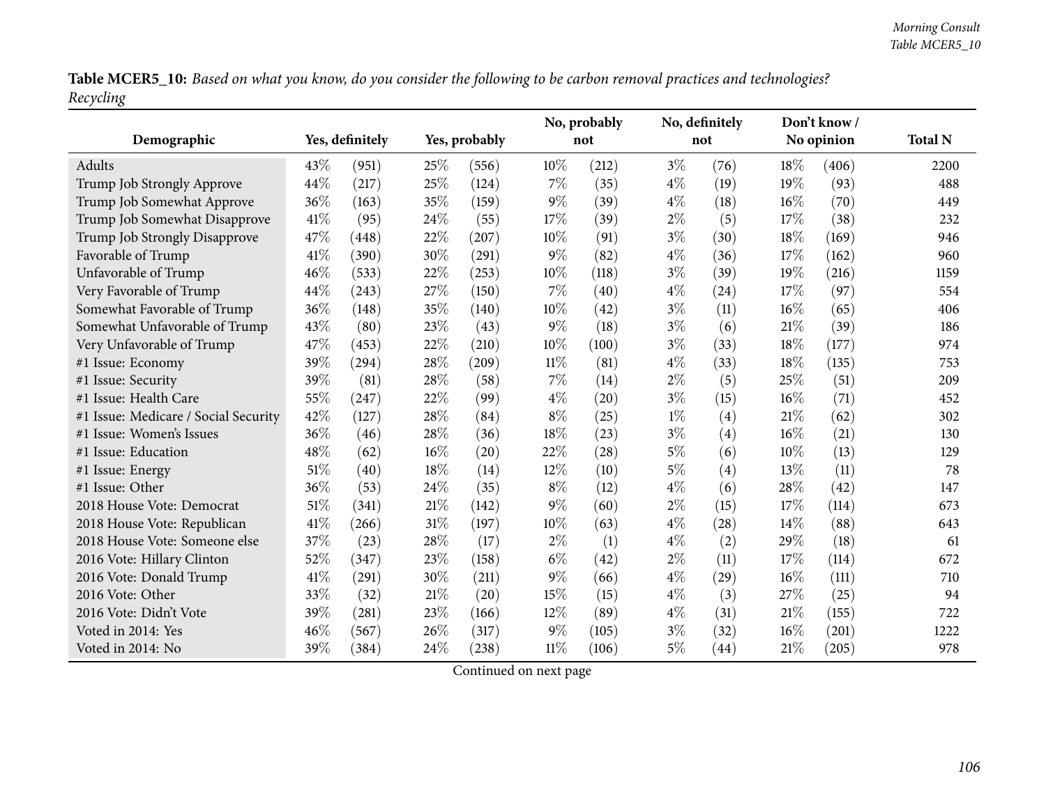**Table MCER5_10:** *Based on what you know, do you consider the following to be carbon removal practices and technologies? Recycling*

| Demographic | Yes, definitely | | Yes, probably | | No, probably not | | No, definitely not | | Don't know / No opinion | | Total N |
|---|---|---|---|---|---|---|---|---|---|---|---|
| Adults | 43% | (951) | 25% | (556) | 10% | (212) | 3% | (76) | 18% | (406) | 2200 |
| Trump Job Strongly Approve | 44% | (217) | 25% | (124) | 7% | (35) | 4% | (19) | 19% | (93) | 488 |
| Trump Job Somewhat Approve | 36% | (163) | 35% | (159) | 9% | (39) | 4% | (18) | 16% | (70) | 449 |
| Trump Job Somewhat Disapprove | 41% | (95) | 24% | (55) | 17% | (39) | 2% | (5) | 17% | (38) | 232 |
| Trump Job Strongly Disapprove | 47% | (448) | 22% | (207) | 10% | (91) | 3% | (30) | 18% | (169) | 946 |
| Favorable of Trump | 41% | (390) | 30% | (291) | 9% | (82) | 4% | (36) | 17% | (162) | 960 |
| Unfavorable of Trump | 46% | (533) | 22% | (253) | 10% | (118) | 3% | (39) | 19% | (216) | 1159 |
| Very Favorable of Trump | 44% | (243) | 27% | (150) | 7% | (40) | 4% | (24) | 17% | (97) | 554 |
| Somewhat Favorable of Trump | 36% | (148) | 35% | (140) | 10% | (42) | 3% | (11) | 16% | (65) | 406 |
| Somewhat Unfavorable of Trump | 43% | (80) | 23% | (43) | 9% | (18) | 3% | (6) | 21% | (39) | 186 |
| Very Unfavorable of Trump | 47% | (453) | 22% | (210) | 10% | (100) | 3% | (33) | 18% | (177) | 974 |
| #1 Issue: Economy | 39% | (294) | 28% | (209) | 11% | (81) | 4% | (33) | 18% | (135) | 753 |
| #1 Issue: Security | 39% | (81) | 28% | (58) | 7% | (14) | 2% | (5) | 25% | (51) | 209 |
| #1 Issue: Health Care | 55% | (247) | 22% | (99) | 4% | (20) | 3% | (15) | 16% | (71) | 452 |
| #1 Issue: Medicare / Social Security | 42% | (127) | 28% | (84) | 8% | (25) | 1% | (4) | 21% | (62) | 302 |
| #1 Issue: Women's Issues | 36% | (46) | 28% | (36) | 18% | (23) | 3% | (4) | 16% | (21) | 130 |
| #1 Issue: Education | 48% | (62) | 16% | (20) | 22% | (28) | 5% | (6) | 10% | (13) | 129 |
| #1 Issue: Energy | 51% | (40) | 18% | (14) | 12% | (10) | 5% | (4) | 13% | (11) | 78 |
| #1 Issue: Other | 36% | (53) | 24% | (35) | 8% | (12) | 4% | (6) | 28% | (42) | 147 |
| 2018 House Vote: Democrat | 51% | (341) | 21% | (142) | 9% | (60) | 2% | (15) | 17% | (114) | 673 |
| 2018 House Vote: Republican | 41% | (266) | 31% | (197) | 10% | (63) | 4% | (28) | 14% | (88) | 643 |
| 2018 House Vote: Someone else | 37% | (23) | 28% | (17) | 2% | (1) | 4% | (2) | 29% | (18) | 61 |
| 2016 Vote: Hillary Clinton | 52% | (347) | 23% | (158) | 6% | (42) | 2% | (11) | 17% | (114) | 672 |
| 2016 Vote: Donald Trump | 41% | (291) | 30% | (211) | 9% | (66) | 4% | (29) | 16% | (111) | 710 |
| 2016 Vote: Other | 33% | (32) | 21% | (20) | 15% | (15) | 4% | (3) | 27% | (25) | 94 |
| 2016 Vote: Didn't Vote | 39% | (281) | 23% | (166) | 12% | (89) | 4% | (31) | 21% | (155) | 722 |
| Voted in 2014: Yes | 46% | (567) | 26% | (317) | 9% | (105) | 3% | (32) | 16% | (201) | 1222 |
| Voted in 2014: No | 39% | (384) | 24% | (238) | 11% | (106) | 5% | (44) | 21% | (205) | 978 |

Continued on next page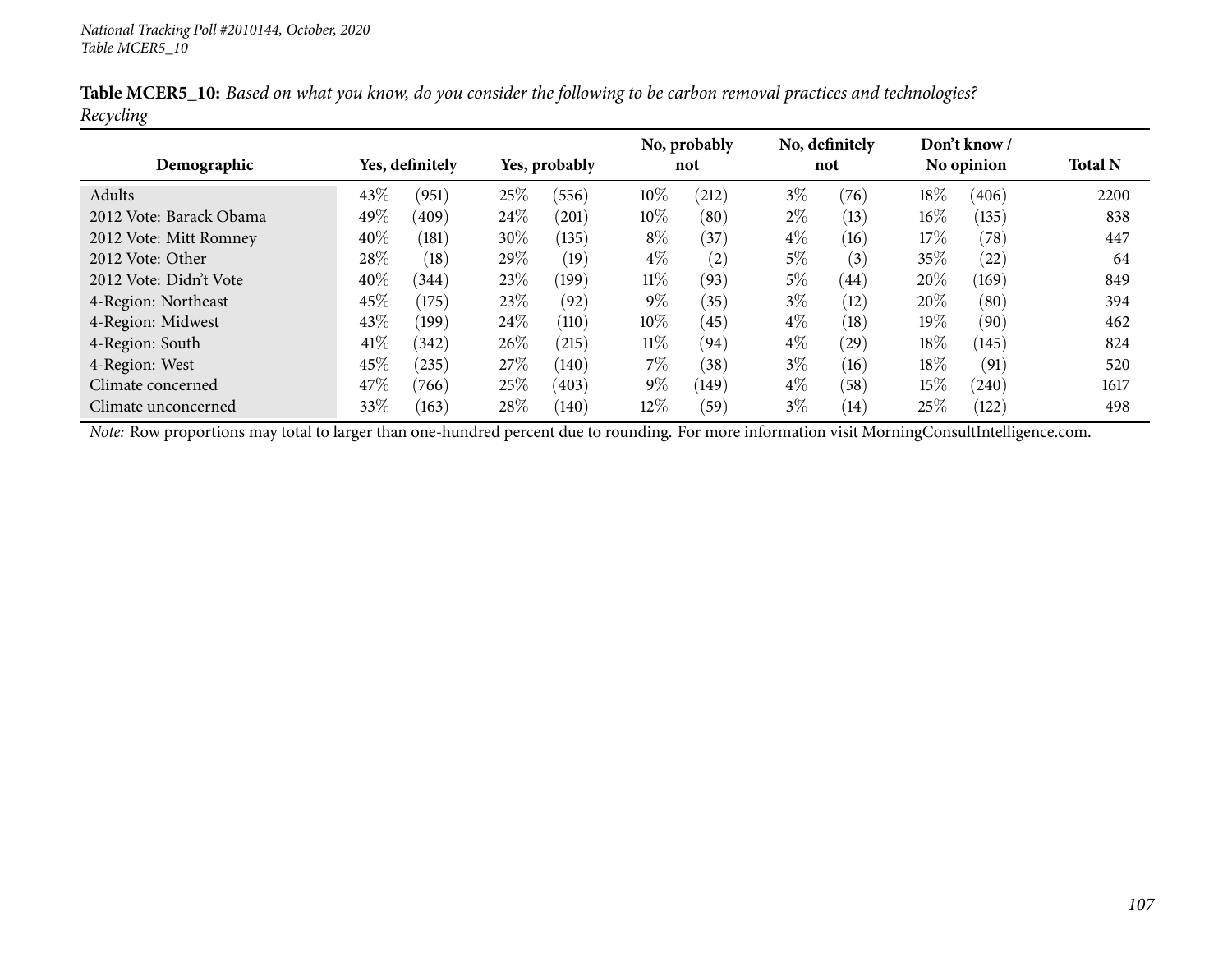National Tracking Poll #2010144, October, 2020
Table MCER5_10

**Table MCER5_10:** *Based on what you know, do you consider the following to be carbon removal practices and technologies? Recycling*

| Demographic | Yes, definitely | | Yes, probably | | No, probably not | | No, definitely not | | Don't know / No opinion | | Total N |
|---|---|---|---|---|---|---|---|---|---|---|---|
| Adults | 43% | (951) | 25% | (556) | 10% | (212) | 3% | (76) | 18% | (406) | 2200 |
| 2012 Vote: Barack Obama | 49% | (409) | 24% | (201) | 10% | (80) | 2% | (13) | 16% | (135) | 838 |
| 2012 Vote: Mitt Romney | 40% | (181) | 30% | (135) | 8% | (37) | 4% | (16) | 17% | (78) | 447 |
| 2012 Vote: Other | 28% | (18) | 29% | (19) | 4% | (2) | 5% | (3) | 35% | (22) | 64 |
| 2012 Vote: Didn't Vote | 40% | (344) | 23% | (199) | 11% | (93) | 5% | (44) | 20% | (169) | 849 |
| 4-Region: Northeast | 45% | (175) | 23% | (92) | 9% | (35) | 3% | (12) | 20% | (80) | 394 |
| 4-Region: Midwest | 43% | (199) | 24% | (110) | 10% | (45) | 4% | (18) | 19% | (90) | 462 |
| 4-Region: South | 41% | (342) | 26% | (215) | 11% | (94) | 4% | (29) | 18% | (145) | 824 |
| 4-Region: West | 45% | (235) | 27% | (140) | 7% | (38) | 3% | (16) | 18% | (91) | 520 |
| Climate concerned | 47% | (766) | 25% | (403) | 9% | (149) | 4% | (58) | 15% | (240) | 1617 |
| Climate unconcerned | 33% | (163) | 28% | (140) | 12% | (59) | 3% | (14) | 25% | (122) | 498 |

*Note:* Row proportions may total to larger than one-hundred percent due to rounding. For more information visit MorningConsultIntelligence.com.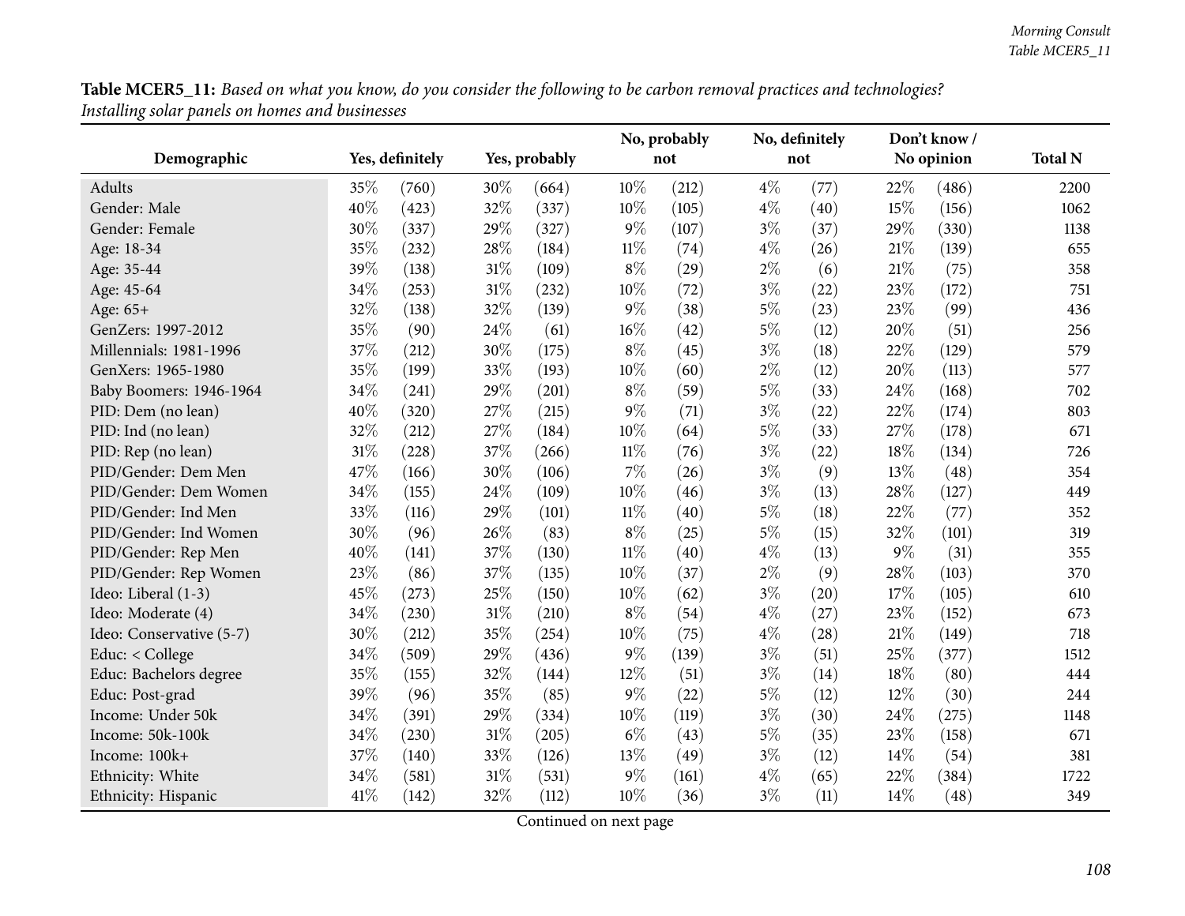**Table MCER5_11:** *Based on what you know, do you consider the following to be carbon removal practices and technologies? Installing solar panels on homes and businesses*

| Demographic | Yes, definitely | | Yes, probably | | No, probably not | | No, definitely not | | Don't know / No opinion | | Total N |
|---|---|---|---|---|---|---|---|---|---|---|---|
| Adults | 35% | (760) | 30% | (664) | 10% | (212) | 4% | (77) | 22% | (486) | 2200 |
| Gender: Male | 40% | (423) | 32% | (337) | 10% | (105) | 4% | (40) | 15% | (156) | 1062 |
| Gender: Female | 30% | (337) | 29% | (327) | 9% | (107) | 3% | (37) | 29% | (330) | 1138 |
| Age: 18-34 | 35% | (232) | 28% | (184) | 11% | (74) | 4% | (26) | 21% | (139) | 655 |
| Age: 35-44 | 39% | (138) | 31% | (109) | 8% | (29) | 2% | (6) | 21% | (75) | 358 |
| Age: 45-64 | 34% | (253) | 31% | (232) | 10% | (72) | 3% | (22) | 23% | (172) | 751 |
| Age: 65+ | 32% | (138) | 32% | (139) | 9% | (38) | 5% | (23) | 23% | (99) | 436 |
| GenZers: 1997-2012 | 35% | (90) | 24% | (61) | 16% | (42) | 5% | (12) | 20% | (51) | 256 |
| Millennials: 1981-1996 | 37% | (212) | 30% | (175) | 8% | (45) | 3% | (18) | 22% | (129) | 579 |
| GenXers: 1965-1980 | 35% | (199) | 33% | (193) | 10% | (60) | 2% | (12) | 20% | (113) | 577 |
| Baby Boomers: 1946-1964 | 34% | (241) | 29% | (201) | 8% | (59) | 5% | (33) | 24% | (168) | 702 |
| PID: Dem (no lean) | 40% | (320) | 27% | (215) | 9% | (71) | 3% | (22) | 22% | (174) | 803 |
| PID: Ind (no lean) | 32% | (212) | 27% | (184) | 10% | (64) | 5% | (33) | 27% | (178) | 671 |
| PID: Rep (no lean) | 31% | (228) | 37% | (266) | 11% | (76) | 3% | (22) | 18% | (134) | 726 |
| PID/Gender: Dem Men | 47% | (166) | 30% | (106) | 7% | (26) | 3% | (9) | 13% | (48) | 354 |
| PID/Gender: Dem Women | 34% | (155) | 24% | (109) | 10% | (46) | 3% | (13) | 28% | (127) | 449 |
| PID/Gender: Ind Men | 33% | (116) | 29% | (101) | 11% | (40) | 5% | (18) | 22% | (77) | 352 |
| PID/Gender: Ind Women | 30% | (96) | 26% | (83) | 8% | (25) | 5% | (15) | 32% | (101) | 319 |
| PID/Gender: Rep Men | 40% | (141) | 37% | (130) | 11% | (40) | 4% | (13) | 9% | (31) | 355 |
| PID/Gender: Rep Women | 23% | (86) | 37% | (135) | 10% | (37) | 2% | (9) | 28% | (103) | 370 |
| Ideo: Liberal (1-3) | 45% | (273) | 25% | (150) | 10% | (62) | 3% | (20) | 17% | (105) | 610 |
| Ideo: Moderate (4) | 34% | (230) | 31% | (210) | 8% | (54) | 4% | (27) | 23% | (152) | 673 |
| Ideo: Conservative (5-7) | 30% | (212) | 35% | (254) | 10% | (75) | 4% | (28) | 21% | (149) | 718 |
| Educ: < College | 34% | (509) | 29% | (436) | 9% | (139) | 3% | (51) | 25% | (377) | 1512 |
| Educ: Bachelors degree | 35% | (155) | 32% | (144) | 12% | (51) | 3% | (14) | 18% | (80) | 444 |
| Educ: Post-grad | 39% | (96) | 35% | (85) | 9% | (22) | 5% | (12) | 12% | (30) | 244 |
| Income: Under 50k | 34% | (391) | 29% | (334) | 10% | (119) | 3% | (30) | 24% | (275) | 1148 |
| Income: 50k-100k | 34% | (230) | 31% | (205) | 6% | (43) | 5% | (35) | 23% | (158) | 671 |
| Income: 100k+ | 37% | (140) | 33% | (126) | 13% | (49) | 3% | (12) | 14% | (54) | 381 |
| Ethnicity: White | 34% | (581) | 31% | (531) | 9% | (161) | 4% | (65) | 22% | (384) | 1722 |
| Ethnicity: Hispanic | 41% | (142) | 32% | (112) | 10% | (36) | 3% | (11) | 14% | (48) | 349 |

Continued on next page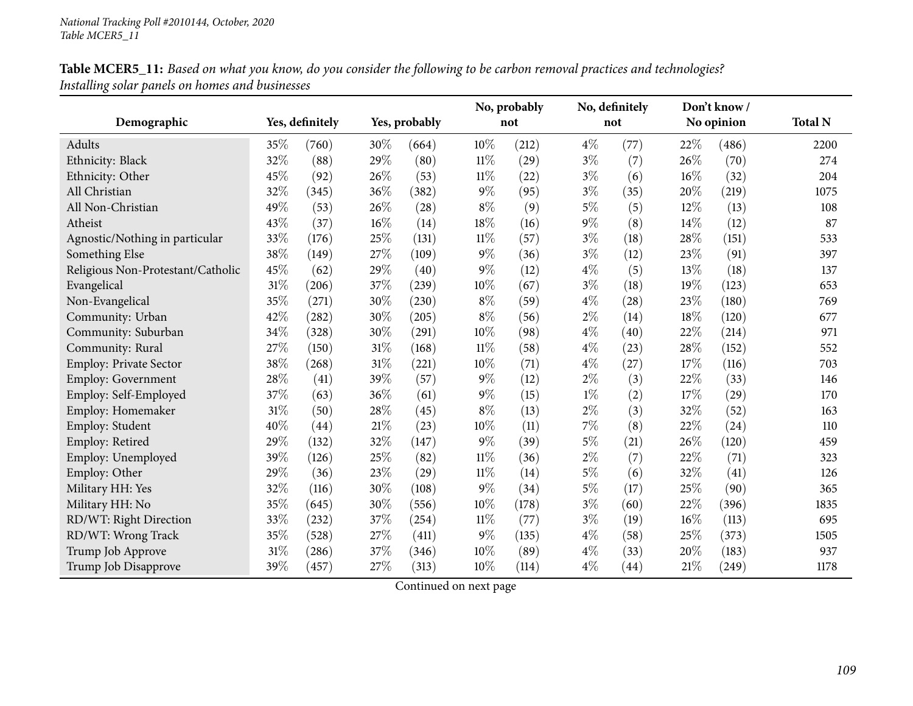**Table MCER5_11:** *Based on what you know, do you consider the following to be carbon removal practices and technologies? Installing solar panels on homes and businesses*

| Demographic | Yes, definitely | | Yes, probably | | No, probably not | | No, definitely not | | Don't know / No opinion | | Total N |
|---|---|---|---|---|---|---|---|---|---|---|---|
| Adults | 35% | (760) | 30% | (664) | 10% | (212) | 4% | (77) | 22% | (486) | 2200 |
| Ethnicity: Black | 32% | (88) | 29% | (80) | 11% | (29) | 3% | (7) | 26% | (70) | 274 |
| Ethnicity: Other | 45% | (92) | 26% | (53) | 11% | (22) | 3% | (6) | 16% | (32) | 204 |
| All Christian | 32% | (345) | 36% | (382) | 9% | (95) | 3% | (35) | 20% | (219) | 1075 |
| All Non-Christian | 49% | (53) | 26% | (28) | 8% | (9) | 5% | (5) | 12% | (13) | 108 |
| Atheist | 43% | (37) | 16% | (14) | 18% | (16) | 9% | (8) | 14% | (12) | 87 |
| Agnostic/Nothing in particular | 33% | (176) | 25% | (131) | 11% | (57) | 3% | (18) | 28% | (151) | 533 |
| Something Else | 38% | (149) | 27% | (109) | 9% | (36) | 3% | (12) | 23% | (91) | 397 |
| Religious Non-Protestant/Catholic | 45% | (62) | 29% | (40) | 9% | (12) | 4% | (5) | 13% | (18) | 137 |
| Evangelical | 31% | (206) | 37% | (239) | 10% | (67) | 3% | (18) | 19% | (123) | 653 |
| Non-Evangelical | 35% | (271) | 30% | (230) | 8% | (59) | 4% | (28) | 23% | (180) | 769 |
| Community: Urban | 42% | (282) | 30% | (205) | 8% | (56) | 2% | (14) | 18% | (120) | 677 |
| Community: Suburban | 34% | (328) | 30% | (291) | 10% | (98) | 4% | (40) | 22% | (214) | 971 |
| Community: Rural | 27% | (150) | 31% | (168) | 11% | (58) | 4% | (23) | 28% | (152) | 552 |
| Employ: Private Sector | 38% | (268) | 31% | (221) | 10% | (71) | 4% | (27) | 17% | (116) | 703 |
| Employ: Government | 28% | (41) | 39% | (57) | 9% | (12) | 2% | (3) | 22% | (33) | 146 |
| Employ: Self-Employed | 37% | (63) | 36% | (61) | 9% | (15) | 1% | (2) | 17% | (29) | 170 |
| Employ: Homemaker | 31% | (50) | 28% | (45) | 8% | (13) | 2% | (3) | 32% | (52) | 163 |
| Employ: Student | 40% | (44) | 21% | (23) | 10% | (11) | 7% | (8) | 22% | (24) | 110 |
| Employ: Retired | 29% | (132) | 32% | (147) | 9% | (39) | 5% | (21) | 26% | (120) | 459 |
| Employ: Unemployed | 39% | (126) | 25% | (82) | 11% | (36) | 2% | (7) | 22% | (71) | 323 |
| Employ: Other | 29% | (36) | 23% | (29) | 11% | (14) | 5% | (6) | 32% | (41) | 126 |
| Military HH: Yes | 32% | (116) | 30% | (108) | 9% | (34) | 5% | (17) | 25% | (90) | 365 |
| Military HH: No | 35% | (645) | 30% | (556) | 10% | (178) | 3% | (60) | 22% | (396) | 1835 |
| RD/WT: Right Direction | 33% | (232) | 37% | (254) | 11% | (77) | 3% | (19) | 16% | (113) | 695 |
| RD/WT: Wrong Track | 35% | (528) | 27% | (411) | 9% | (135) | 4% | (58) | 25% | (373) | 1505 |
| Trump Job Approve | 31% | (286) | 37% | (346) | 10% | (89) | 4% | (33) | 20% | (183) | 937 |
| Trump Job Disapprove | 39% | (457) | 27% | (313) | 10% | (114) | 4% | (44) | 21% | (249) | 1178 |

Continued on next page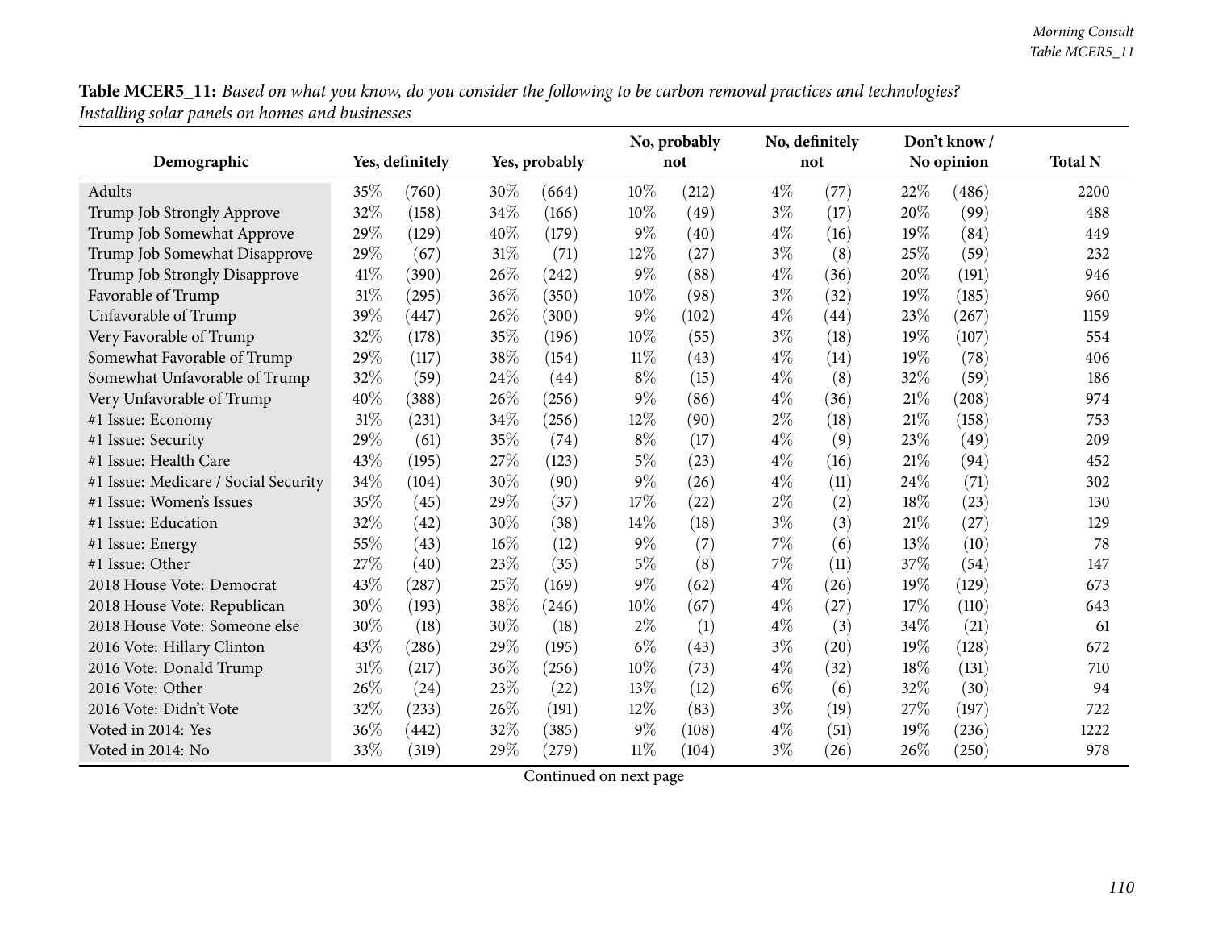**Table MCER5_11:** *Based on what you know, do you consider the following to be carbon removal practices and technologies? Installing solar panels on homes and businesses*

| Demographic | Yes, definitely | | Yes, probably | | No, probably not | | No, definitely not | | Don't know / No opinion | | Total N |
|---|---|---|---|---|---|---|---|---|---|---|---|
| Adults | 35% | (760) | 30% | (664) | 10% | (212) | 4% | (77) | 22% | (486) | 2200 |
| Trump Job Strongly Approve | 32% | (158) | 34% | (166) | 10% | (49) | 3% | (17) | 20% | (99) | 488 |
| Trump Job Somewhat Approve | 29% | (129) | 40% | (179) | 9% | (40) | 4% | (16) | 19% | (84) | 449 |
| Trump Job Somewhat Disapprove | 29% | (67) | 31% | (71) | 12% | (27) | 3% | (8) | 25% | (59) | 232 |
| Trump Job Strongly Disapprove | 41% | (390) | 26% | (242) | 9% | (88) | 4% | (36) | 20% | (191) | 946 |
| Favorable of Trump | 31% | (295) | 36% | (350) | 10% | (98) | 3% | (32) | 19% | (185) | 960 |
| Unfavorable of Trump | 39% | (447) | 26% | (300) | 9% | (102) | 4% | (44) | 23% | (267) | 1159 |
| Very Favorable of Trump | 32% | (178) | 35% | (196) | 10% | (55) | 3% | (18) | 19% | (107) | 554 |
| Somewhat Favorable of Trump | 29% | (117) | 38% | (154) | 11% | (43) | 4% | (14) | 19% | (78) | 406 |
| Somewhat Unfavorable of Trump | 32% | (59) | 24% | (44) | 8% | (15) | 4% | (8) | 32% | (59) | 186 |
| Very Unfavorable of Trump | 40% | (388) | 26% | (256) | 9% | (86) | 4% | (36) | 21% | (208) | 974 |
| #1 Issue: Economy | 31% | (231) | 34% | (256) | 12% | (90) | 2% | (18) | 21% | (158) | 753 |
| #1 Issue: Security | 29% | (61) | 35% | (74) | 8% | (17) | 4% | (9) | 23% | (49) | 209 |
| #1 Issue: Health Care | 43% | (195) | 27% | (123) | 5% | (23) | 4% | (16) | 21% | (94) | 452 |
| #1 Issue: Medicare / Social Security | 34% | (104) | 30% | (90) | 9% | (26) | 4% | (11) | 24% | (71) | 302 |
| #1 Issue: Women's Issues | 35% | (45) | 29% | (37) | 17% | (22) | 2% | (2) | 18% | (23) | 130 |
| #1 Issue: Education | 32% | (42) | 30% | (38) | 14% | (18) | 3% | (3) | 21% | (27) | 129 |
| #1 Issue: Energy | 55% | (43) | 16% | (12) | 9% | (7) | 7% | (6) | 13% | (10) | 78 |
| #1 Issue: Other | 27% | (40) | 23% | (35) | 5% | (8) | 7% | (11) | 37% | (54) | 147 |
| 2018 House Vote: Democrat | 43% | (287) | 25% | (169) | 9% | (62) | 4% | (26) | 19% | (129) | 673 |
| 2018 House Vote: Republican | 30% | (193) | 38% | (246) | 10% | (67) | 4% | (27) | 17% | (110) | 643 |
| 2018 House Vote: Someone else | 30% | (18) | 30% | (18) | 2% | (1) | 4% | (3) | 34% | (21) | 61 |
| 2016 Vote: Hillary Clinton | 43% | (286) | 29% | (195) | 6% | (43) | 3% | (20) | 19% | (128) | 672 |
| 2016 Vote: Donald Trump | 31% | (217) | 36% | (256) | 10% | (73) | 4% | (32) | 18% | (131) | 710 |
| 2016 Vote: Other | 26% | (24) | 23% | (22) | 13% | (12) | 6% | (6) | 32% | (30) | 94 |
| 2016 Vote: Didn't Vote | 32% | (233) | 26% | (191) | 12% | (83) | 3% | (19) | 27% | (197) | 722 |
| Voted in 2014: Yes | 36% | (442) | 32% | (385) | 9% | (108) | 4% | (51) | 19% | (236) | 1222 |
| Voted in 2014: No | 33% | (319) | 29% | (279) | 11% | (104) | 3% | (26) | 26% | (250) | 978 |

Continued on next page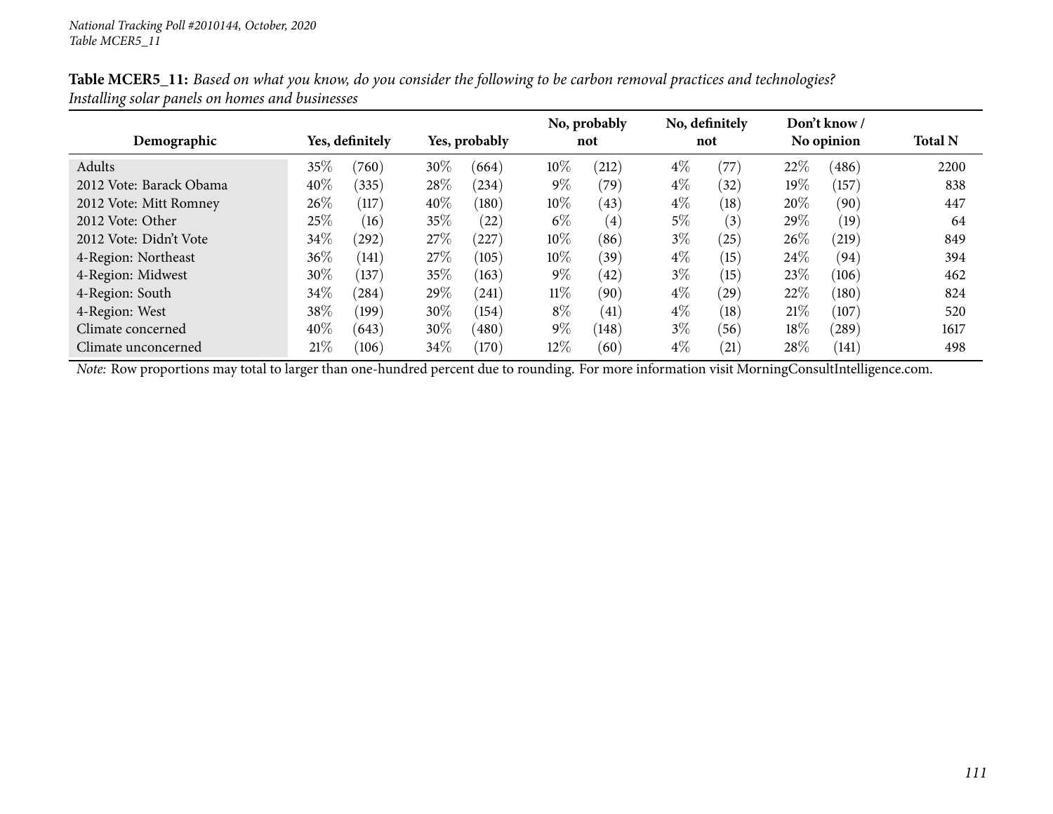**Table MCER5_11:** *Based on what you know, do you consider the following to be carbon removal practices and technologies? Installing solar panels on homes and businesses*

| Demographic | Yes, definitely | | Yes, probably | | No, probably not | | No, definitely not | | Don't know / No opinion | | Total N |
|---|---|---|---|---|---|---|---|---|---|---|---|
| Adults | 35% | (760) | 30% | (664) | 10% | (212) | 4% | (77) | 22% | (486) | 2200 |
| 2012 Vote: Barack Obama | 40% | (335) | 28% | (234) | 9% | (79) | 4% | (32) | 19% | (157) | 838 |
| 2012 Vote: Mitt Romney | 26% | (117) | 40% | (180) | 10% | (43) | 4% | (18) | 20% | (90) | 447 |
| 2012 Vote: Other | 25% | (16) | 35% | (22) | 6% | (4) | 5% | (3) | 29% | (19) | 64 |
| 2012 Vote: Didn't Vote | 34% | (292) | 27% | (227) | 10% | (86) | 3% | (25) | 26% | (219) | 849 |
| 4-Region: Northeast | 36% | (141) | 27% | (105) | 10% | (39) | 4% | (15) | 24% | (94) | 394 |
| 4-Region: Midwest | 30% | (137) | 35% | (163) | 9% | (42) | 3% | (15) | 23% | (106) | 462 |
| 4-Region: South | 34% | (284) | 29% | (241) | 11% | (90) | 4% | (29) | 22% | (180) | 824 |
| 4-Region: West | 38% | (199) | 30% | (154) | 8% | (41) | 4% | (18) | 21% | (107) | 520 |
| Climate concerned | 40% | (643) | 30% | (480) | 9% | (148) | 3% | (56) | 18% | (289) | 1617 |
| Climate unconcerned | 21% | (106) | 34% | (170) | 12% | (60) | 4% | (21) | 28% | (141) | 498 |

*Note:* Row proportions may total to larger than one-hundred percent due to rounding. For more information visit MorningConsultIntelligence.com.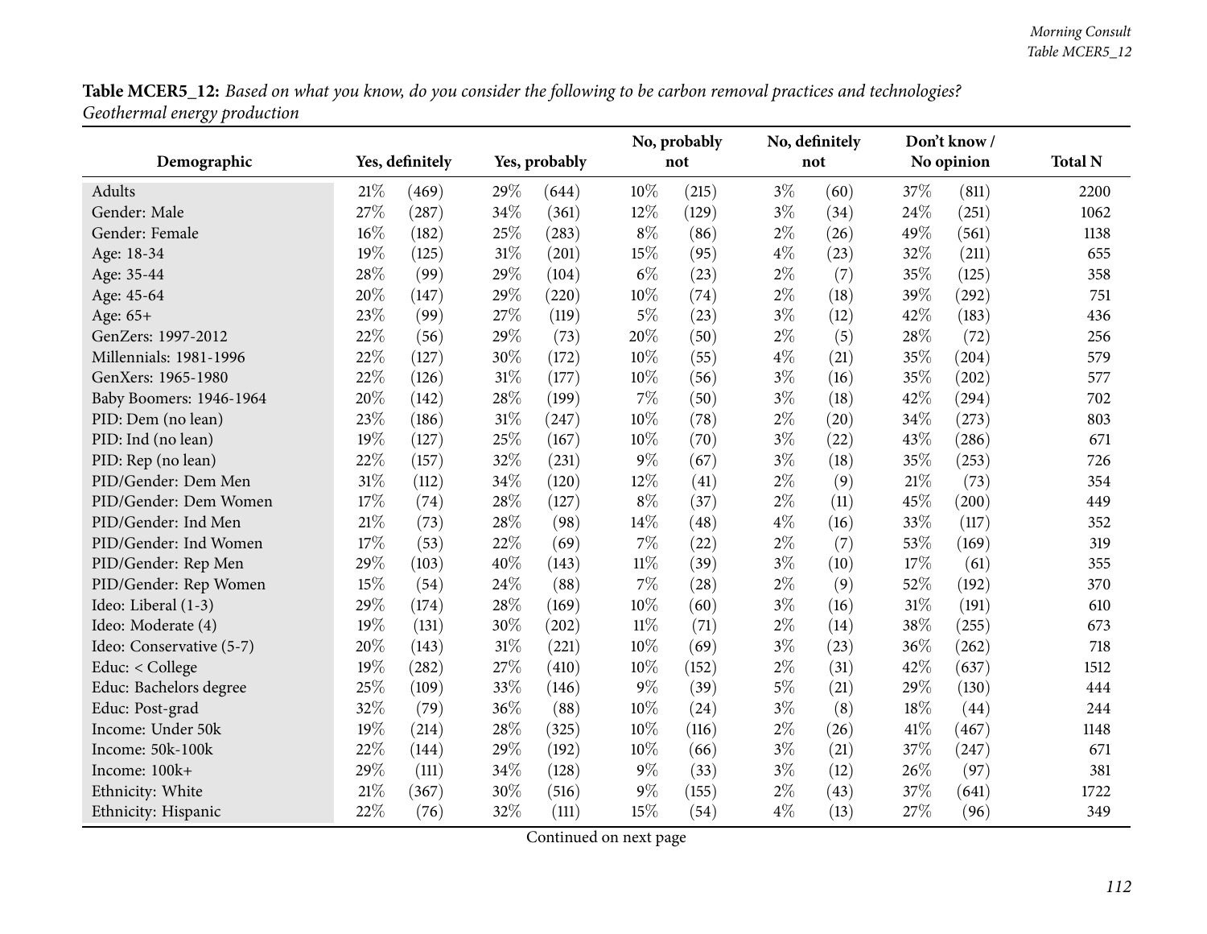**Table MCER5_12:** *Based on what you know, do you consider the following to be carbon removal practices and technologies? Geothermal energy production*

| Demographic | Yes, definitely | | Yes, probably | | No, probably not | | No, definitely not | | Don't know / No opinion | | Total N |
|---|---|---|---|---|---|---|---|---|---|---|---|
| Adults | 21% | (469) | 29% | (644) | 10% | (215) | 3% | (60) | 37% | (811) | 2200 |
| Gender: Male | 27% | (287) | 34% | (361) | 12% | (129) | 3% | (34) | 24% | (251) | 1062 |
| Gender: Female | 16% | (182) | 25% | (283) | 8% | (86) | 2% | (26) | 49% | (561) | 1138 |
| Age: 18-34 | 19% | (125) | 31% | (201) | 15% | (95) | 4% | (23) | 32% | (211) | 655 |
| Age: 35-44 | 28% | (99) | 29% | (104) | 6% | (23) | 2% | (7) | 35% | (125) | 358 |
| Age: 45-64 | 20% | (147) | 29% | (220) | 10% | (74) | 2% | (18) | 39% | (292) | 751 |
| Age: 65+ | 23% | (99) | 27% | (119) | 5% | (23) | 3% | (12) | 42% | (183) | 436 |
| GenZers: 1997-2012 | 22% | (56) | 29% | (73) | 20% | (50) | 2% | (5) | 28% | (72) | 256 |
| Millennials: 1981-1996 | 22% | (127) | 30% | (172) | 10% | (55) | 4% | (21) | 35% | (204) | 579 |
| GenXers: 1965-1980 | 22% | (126) | 31% | (177) | 10% | (56) | 3% | (16) | 35% | (202) | 577 |
| Baby Boomers: 1946-1964 | 20% | (142) | 28% | (199) | 7% | (50) | 3% | (18) | 42% | (294) | 702 |
| PID: Dem (no lean) | 23% | (186) | 31% | (247) | 10% | (78) | 2% | (20) | 34% | (273) | 803 |
| PID: Ind (no lean) | 19% | (127) | 25% | (167) | 10% | (70) | 3% | (22) | 43% | (286) | 671 |
| PID: Rep (no lean) | 22% | (157) | 32% | (231) | 9% | (67) | 3% | (18) | 35% | (253) | 726 |
| PID/Gender: Dem Men | 31% | (112) | 34% | (120) | 12% | (41) | 2% | (9) | 21% | (73) | 354 |
| PID/Gender: Dem Women | 17% | (74) | 28% | (127) | 8% | (37) | 2% | (11) | 45% | (200) | 449 |
| PID/Gender: Ind Men | 21% | (73) | 28% | (98) | 14% | (48) | 4% | (16) | 33% | (117) | 352 |
| PID/Gender: Ind Women | 17% | (53) | 22% | (69) | 7% | (22) | 2% | (7) | 53% | (169) | 319 |
| PID/Gender: Rep Men | 29% | (103) | 40% | (143) | 11% | (39) | 3% | (10) | 17% | (61) | 355 |
| PID/Gender: Rep Women | 15% | (54) | 24% | (88) | 7% | (28) | 2% | (9) | 52% | (192) | 370 |
| Ideo: Liberal (1-3) | 29% | (174) | 28% | (169) | 10% | (60) | 3% | (16) | 31% | (191) | 610 |
| Ideo: Moderate (4) | 19% | (131) | 30% | (202) | 11% | (71) | 2% | (14) | 38% | (255) | 673 |
| Ideo: Conservative (5-7) | 20% | (143) | 31% | (221) | 10% | (69) | 3% | (23) | 36% | (262) | 718 |
| Educ: < College | 19% | (282) | 27% | (410) | 10% | (152) | 2% | (31) | 42% | (637) | 1512 |
| Educ: Bachelors degree | 25% | (109) | 33% | (146) | 9% | (39) | 5% | (21) | 29% | (130) | 444 |
| Educ: Post-grad | 32% | (79) | 36% | (88) | 10% | (24) | 3% | (8) | 18% | (44) | 244 |
| Income: Under 50k | 19% | (214) | 28% | (325) | 10% | (116) | 2% | (26) | 41% | (467) | 1148 |
| Income: 50k-100k | 22% | (144) | 29% | (192) | 10% | (66) | 3% | (21) | 37% | (247) | 671 |
| Income: 100k+ | 29% | (111) | 34% | (128) | 9% | (33) | 3% | (12) | 26% | (97) | 381 |
| Ethnicity: White | 21% | (367) | 30% | (516) | 9% | (155) | 2% | (43) | 37% | (641) | 1722 |
| Ethnicity: Hispanic | 22% | (76) | 32% | (111) | 15% | (54) | 4% | (13) | 27% | (96) | 349 |

Continued on next page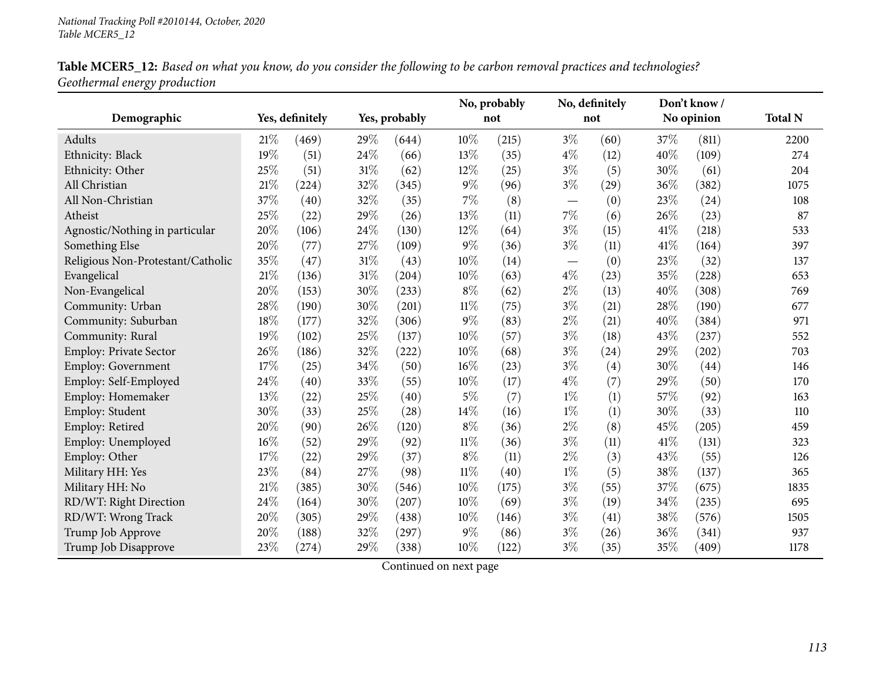**Table MCER5_12:** *Based on what you know, do you consider the following to be carbon removal practices and technologies? Geothermal energy production*

| Demographic | Yes, definitely | | Yes, probably | | No, probably not | | No, definitely not | | Don't know / No opinion | | Total N |
|---|---|---|---|---|---|---|---|---|---|---|---|
| Adults | 21% | (469) | 29% | (644) | 10% | (215) | 3% | (60) | 37% | (811) | 2200 |
| Ethnicity: Black | 19% | (51) | 24% | (66) | 13% | (35) | 4% | (12) | 40% | (109) | 274 |
| Ethnicity: Other | 25% | (51) | 31% | (62) | 12% | (25) | 3% | (5) | 30% | (61) | 204 |
| All Christian | 21% | (224) | 32% | (345) | 9% | (96) | 3% | (29) | 36% | (382) | 1075 |
| All Non-Christian | 37% | (40) | 32% | (35) | 7% | (8) | — | (0) | 23% | (24) | 108 |
| Atheist | 25% | (22) | 29% | (26) | 13% | (11) | 7% | (6) | 26% | (23) | 87 |
| Agnostic/Nothing in particular | 20% | (106) | 24% | (130) | 12% | (64) | 3% | (15) | 41% | (218) | 533 |
| Something Else | 20% | (77) | 27% | (109) | 9% | (36) | 3% | (11) | 41% | (164) | 397 |
| Religious Non-Protestant/Catholic | 35% | (47) | 31% | (43) | 10% | (14) | — | (0) | 23% | (32) | 137 |
| Evangelical | 21% | (136) | 31% | (204) | 10% | (63) | 4% | (23) | 35% | (228) | 653 |
| Non-Evangelical | 20% | (153) | 30% | (233) | 8% | (62) | 2% | (13) | 40% | (308) | 769 |
| Community: Urban | 28% | (190) | 30% | (201) | 11% | (75) | 3% | (21) | 28% | (190) | 677 |
| Community: Suburban | 18% | (177) | 32% | (306) | 9% | (83) | 2% | (21) | 40% | (384) | 971 |
| Community: Rural | 19% | (102) | 25% | (137) | 10% | (57) | 3% | (18) | 43% | (237) | 552 |
| Employ: Private Sector | 26% | (186) | 32% | (222) | 10% | (68) | 3% | (24) | 29% | (202) | 703 |
| Employ: Government | 17% | (25) | 34% | (50) | 16% | (23) | 3% | (4) | 30% | (44) | 146 |
| Employ: Self-Employed | 24% | (40) | 33% | (55) | 10% | (17) | 4% | (7) | 29% | (50) | 170 |
| Employ: Homemaker | 13% | (22) | 25% | (40) | 5% | (7) | 1% | (1) | 57% | (92) | 163 |
| Employ: Student | 30% | (33) | 25% | (28) | 14% | (16) | 1% | (1) | 30% | (33) | 110 |
| Employ: Retired | 20% | (90) | 26% | (120) | 8% | (36) | 2% | (8) | 45% | (205) | 459 |
| Employ: Unemployed | 16% | (52) | 29% | (92) | 11% | (36) | 3% | (11) | 41% | (131) | 323 |
| Employ: Other | 17% | (22) | 29% | (37) | 8% | (11) | 2% | (3) | 43% | (55) | 126 |
| Military HH: Yes | 23% | (84) | 27% | (98) | 11% | (40) | 1% | (5) | 38% | (137) | 365 |
| Military HH: No | 21% | (385) | 30% | (546) | 10% | (175) | 3% | (55) | 37% | (675) | 1835 |
| RD/WT: Right Direction | 24% | (164) | 30% | (207) | 10% | (69) | 3% | (19) | 34% | (235) | 695 |
| RD/WT: Wrong Track | 20% | (305) | 29% | (438) | 10% | (146) | 3% | (41) | 38% | (576) | 1505 |
| Trump Job Approve | 20% | (188) | 32% | (297) | 9% | (86) | 3% | (26) | 36% | (341) | 937 |
| Trump Job Disapprove | 23% | (274) | 29% | (338) | 10% | (122) | 3% | (35) | 35% | (409) | 1178 |

Continued on next page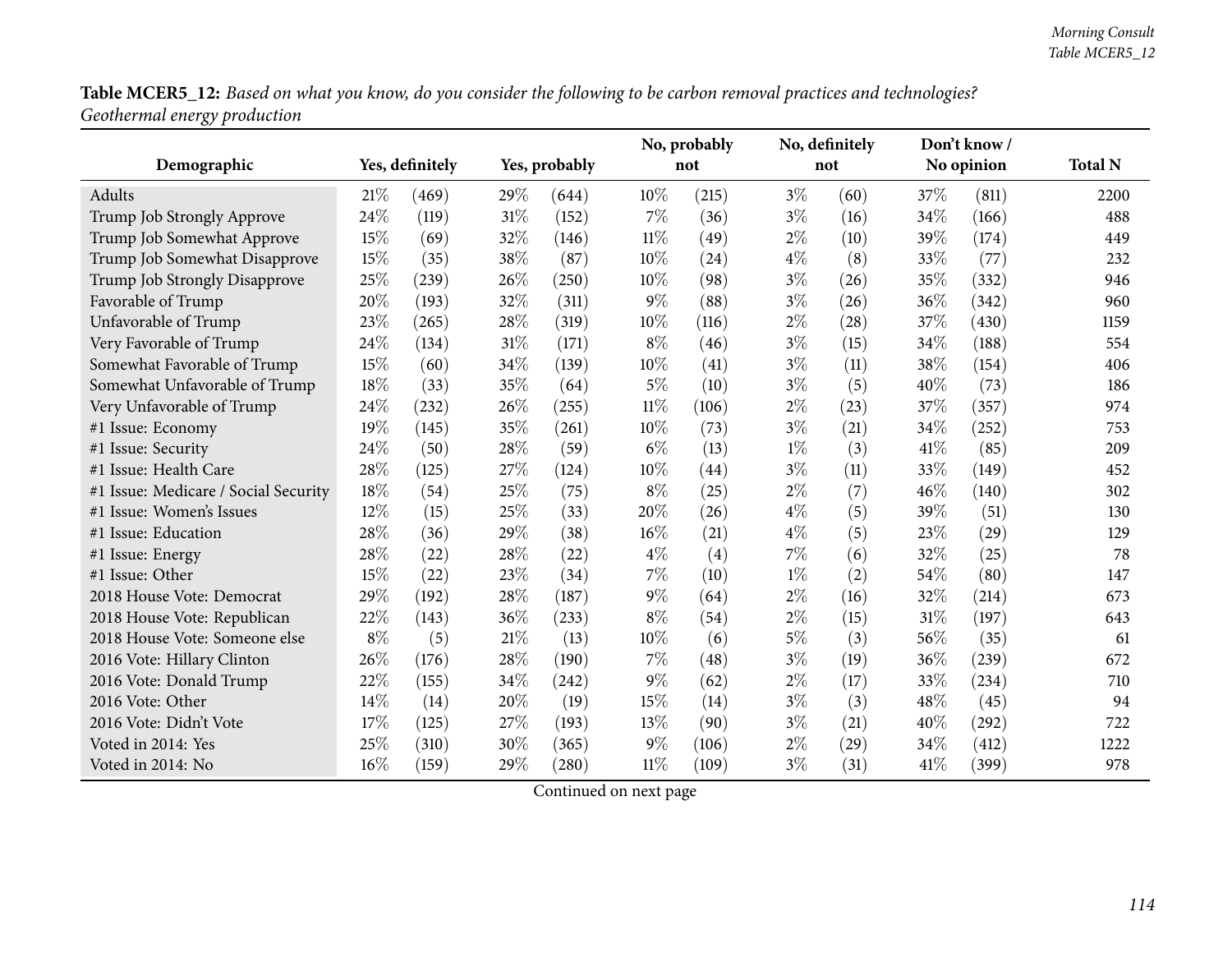**Table MCER5_12:** *Based on what you know, do you consider the following to be carbon removal practices and technologies? Geothermal energy production*

| Demographic | Yes, definitely | | Yes, probably | | No, probably not | | No, definitely not | | Don't know / No opinion | | Total N |
|---|---|---|---|---|---|---|---|---|---|---|---|
| Adults | 21% | (469) | 29% | (644) | 10% | (215) | 3% | (60) | 37% | (811) | 2200 |
| Trump Job Strongly Approve | 24% | (119) | 31% | (152) | 7% | (36) | 3% | (16) | 34% | (166) | 488 |
| Trump Job Somewhat Approve | 15% | (69) | 32% | (146) | 11% | (49) | 2% | (10) | 39% | (174) | 449 |
| Trump Job Somewhat Disapprove | 15% | (35) | 38% | (87) | 10% | (24) | 4% | (8) | 33% | (77) | 232 |
| Trump Job Strongly Disapprove | 25% | (239) | 26% | (250) | 10% | (98) | 3% | (26) | 35% | (332) | 946 |
| Favorable of Trump | 20% | (193) | 32% | (311) | 9% | (88) | 3% | (26) | 36% | (342) | 960 |
| Unfavorable of Trump | 23% | (265) | 28% | (319) | 10% | (116) | 2% | (28) | 37% | (430) | 1159 |
| Very Favorable of Trump | 24% | (134) | 31% | (171) | 8% | (46) | 3% | (15) | 34% | (188) | 554 |
| Somewhat Favorable of Trump | 15% | (60) | 34% | (139) | 10% | (41) | 3% | (11) | 38% | (154) | 406 |
| Somewhat Unfavorable of Trump | 18% | (33) | 35% | (64) | 5% | (10) | 3% | (5) | 40% | (73) | 186 |
| Very Unfavorable of Trump | 24% | (232) | 26% | (255) | 11% | (106) | 2% | (23) | 37% | (357) | 974 |
| #1 Issue: Economy | 19% | (145) | 35% | (261) | 10% | (73) | 3% | (21) | 34% | (252) | 753 |
| #1 Issue: Security | 24% | (50) | 28% | (59) | 6% | (13) | 1% | (3) | 41% | (85) | 209 |
| #1 Issue: Health Care | 28% | (125) | 27% | (124) | 10% | (44) | 3% | (11) | 33% | (149) | 452 |
| #1 Issue: Medicare / Social Security | 18% | (54) | 25% | (75) | 8% | (25) | 2% | (7) | 46% | (140) | 302 |
| #1 Issue: Women's Issues | 12% | (15) | 25% | (33) | 20% | (26) | 4% | (5) | 39% | (51) | 130 |
| #1 Issue: Education | 28% | (36) | 29% | (38) | 16% | (21) | 4% | (5) | 23% | (29) | 129 |
| #1 Issue: Energy | 28% | (22) | 28% | (22) | 4% | (4) | 7% | (6) | 32% | (25) | 78 |
| #1 Issue: Other | 15% | (22) | 23% | (34) | 7% | (10) | 1% | (2) | 54% | (80) | 147 |
| 2018 House Vote: Democrat | 29% | (192) | 28% | (187) | 9% | (64) | 2% | (16) | 32% | (214) | 673 |
| 2018 House Vote: Republican | 22% | (143) | 36% | (233) | 8% | (54) | 2% | (15) | 31% | (197) | 643 |
| 2018 House Vote: Someone else | 8% | (5) | 21% | (13) | 10% | (6) | 5% | (3) | 56% | (35) | 61 |
| 2016 Vote: Hillary Clinton | 26% | (176) | 28% | (190) | 7% | (48) | 3% | (19) | 36% | (239) | 672 |
| 2016 Vote: Donald Trump | 22% | (155) | 34% | (242) | 9% | (62) | 2% | (17) | 33% | (234) | 710 |
| 2016 Vote: Other | 14% | (14) | 20% | (19) | 15% | (14) | 3% | (3) | 48% | (45) | 94 |
| 2016 Vote: Didn't Vote | 17% | (125) | 27% | (193) | 13% | (90) | 3% | (21) | 40% | (292) | 722 |
| Voted in 2014: Yes | 25% | (310) | 30% | (365) | 9% | (106) | 2% | (29) | 34% | (412) | 1222 |
| Voted in 2014: No | 16% | (159) | 29% | (280) | 11% | (109) | 3% | (31) | 41% | (399) | 978 |

Continued on next page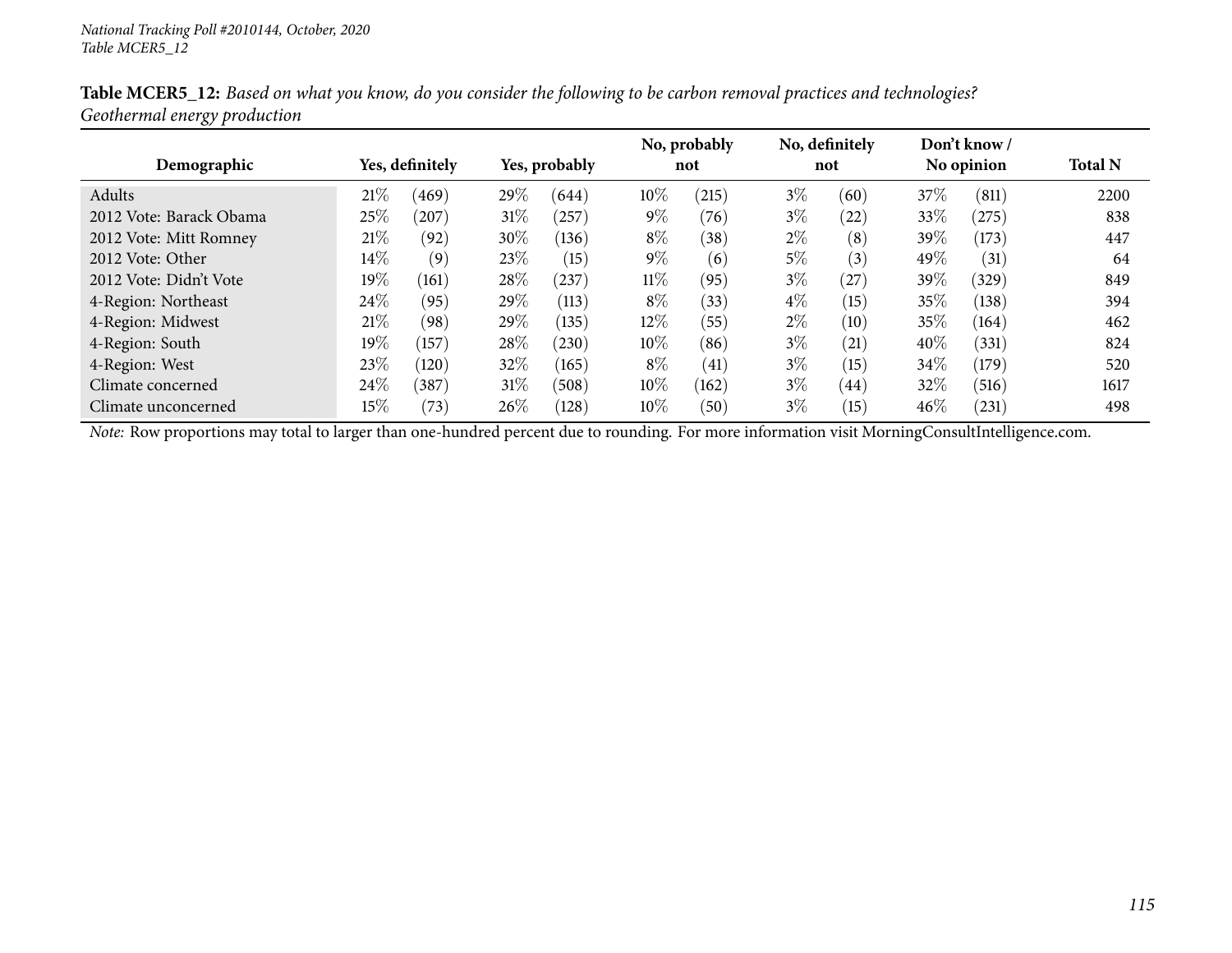**Table MCER5_12:** *Based on what you know, do you consider the following to be carbon removal practices and technologies? Geothermal energy production*

| Demographic | Yes, definitely | | Yes, probably | | No, probably not | | No, definitely not | | Don't know / No opinion | | Total N |
|---|---|---|---|---|---|---|---|---|---|---|---|
| Adults | 21% | (469) | 29% | (644) | 10% | (215) | 3% | (60) | 37% | (811) | 2200 |
| 2012 Vote: Barack Obama | 25% | (207) | 31% | (257) | 9% | (76) | 3% | (22) | 33% | (275) | 838 |
| 2012 Vote: Mitt Romney | 21% | (92) | 30% | (136) | 8% | (38) | 2% | (8) | 39% | (173) | 447 |
| 2012 Vote: Other | 14% | (9) | 23% | (15) | 9% | (6) | 5% | (3) | 49% | (31) | 64 |
| 2012 Vote: Didn't Vote | 19% | (161) | 28% | (237) | 11% | (95) | 3% | (27) | 39% | (329) | 849 |
| 4-Region: Northeast | 24% | (95) | 29% | (113) | 8% | (33) | 4% | (15) | 35% | (138) | 394 |
| 4-Region: Midwest | 21% | (98) | 29% | (135) | 12% | (55) | 2% | (10) | 35% | (164) | 462 |
| 4-Region: South | 19% | (157) | 28% | (230) | 10% | (86) | 3% | (21) | 40% | (331) | 824 |
| 4-Region: West | 23% | (120) | 32% | (165) | 8% | (41) | 3% | (15) | 34% | (179) | 520 |
| Climate concerned | 24% | (387) | 31% | (508) | 10% | (162) | 3% | (44) | 32% | (516) | 1617 |
| Climate unconcerned | 15% | (73) | 26% | (128) | 10% | (50) | 3% | (15) | 46% | (231) | 498 |

*Note:* Row proportions may total to larger than one-hundred percent due to rounding. For more information visit MorningConsultIntelligence.com.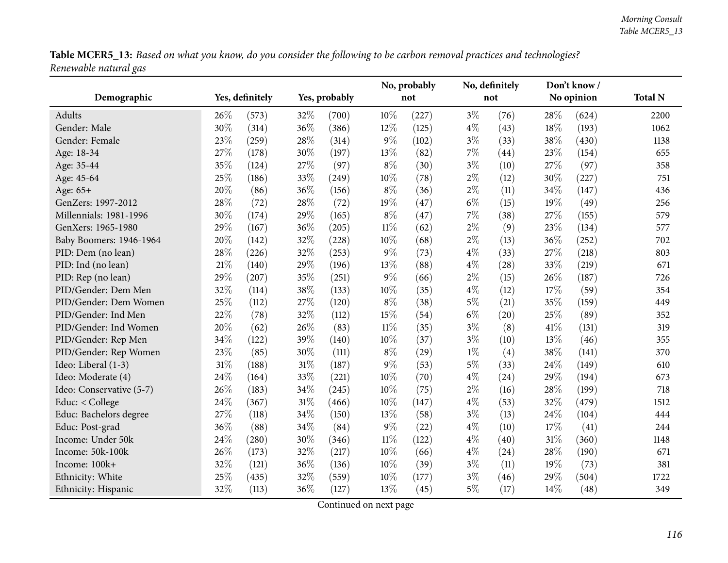**Table MCER5_13:** *Based on what you know, do you consider the following to be carbon removal practices and technologies? Renewable natural gas*

| Demographic | Yes, definitely | | Yes, probably | | No, probably not | | No, definitely not | | Don't know / No opinion | | Total N |
|---|---|---|---|---|---|---|---|---|---|---|---|
| Adults | 26% | (573) | 32% | (700) | 10% | (227) | 3% | (76) | 28% | (624) | 2200 |
| Gender: Male | 30% | (314) | 36% | (386) | 12% | (125) | 4% | (43) | 18% | (193) | 1062 |
| Gender: Female | 23% | (259) | 28% | (314) | 9% | (102) | 3% | (33) | 38% | (430) | 1138 |
| Age: 18-34 | 27% | (178) | 30% | (197) | 13% | (82) | 7% | (44) | 23% | (154) | 655 |
| Age: 35-44 | 35% | (124) | 27% | (97) | 8% | (30) | 3% | (10) | 27% | (97) | 358 |
| Age: 45-64 | 25% | (186) | 33% | (249) | 10% | (78) | 2% | (12) | 30% | (227) | 751 |
| Age: 65+ | 20% | (86) | 36% | (156) | 8% | (36) | 2% | (11) | 34% | (147) | 436 |
| GenZers: 1997-2012 | 28% | (72) | 28% | (72) | 19% | (47) | 6% | (15) | 19% | (49) | 256 |
| Millennials: 1981-1996 | 30% | (174) | 29% | (165) | 8% | (47) | 7% | (38) | 27% | (155) | 579 |
| GenXers: 1965-1980 | 29% | (167) | 36% | (205) | 11% | (62) | 2% | (9) | 23% | (134) | 577 |
| Baby Boomers: 1946-1964 | 20% | (142) | 32% | (228) | 10% | (68) | 2% | (13) | 36% | (252) | 702 |
| PID: Dem (no lean) | 28% | (226) | 32% | (253) | 9% | (73) | 4% | (33) | 27% | (218) | 803 |
| PID: Ind (no lean) | 21% | (140) | 29% | (196) | 13% | (88) | 4% | (28) | 33% | (219) | 671 |
| PID: Rep (no lean) | 29% | (207) | 35% | (251) | 9% | (66) | 2% | (15) | 26% | (187) | 726 |
| PID/Gender: Dem Men | 32% | (114) | 38% | (133) | 10% | (35) | 4% | (12) | 17% | (59) | 354 |
| PID/Gender: Dem Women | 25% | (112) | 27% | (120) | 8% | (38) | 5% | (21) | 35% | (159) | 449 |
| PID/Gender: Ind Men | 22% | (78) | 32% | (112) | 15% | (54) | 6% | (20) | 25% | (89) | 352 |
| PID/Gender: Ind Women | 20% | (62) | 26% | (83) | 11% | (35) | 3% | (8) | 41% | (131) | 319 |
| PID/Gender: Rep Men | 34% | (122) | 39% | (140) | 10% | (37) | 3% | (10) | 13% | (46) | 355 |
| PID/Gender: Rep Women | 23% | (85) | 30% | (111) | 8% | (29) | 1% | (4) | 38% | (141) | 370 |
| Ideo: Liberal (1-3) | 31% | (188) | 31% | (187) | 9% | (53) | 5% | (33) | 24% | (149) | 610 |
| Ideo: Moderate (4) | 24% | (164) | 33% | (221) | 10% | (70) | 4% | (24) | 29% | (194) | 673 |
| Ideo: Conservative (5-7) | 26% | (183) | 34% | (245) | 10% | (75) | 2% | (16) | 28% | (199) | 718 |
| Educ: < College | 24% | (367) | 31% | (466) | 10% | (147) | 4% | (53) | 32% | (479) | 1512 |
| Educ: Bachelors degree | 27% | (118) | 34% | (150) | 13% | (58) | 3% | (13) | 24% | (104) | 444 |
| Educ: Post-grad | 36% | (88) | 34% | (84) | 9% | (22) | 4% | (10) | 17% | (41) | 244 |
| Income: Under 50k | 24% | (280) | 30% | (346) | 11% | (122) | 4% | (40) | 31% | (360) | 1148 |
| Income: 50k-100k | 26% | (173) | 32% | (217) | 10% | (66) | 4% | (24) | 28% | (190) | 671 |
| Income: 100k+ | 32% | (121) | 36% | (136) | 10% | (39) | 3% | (11) | 19% | (73) | 381 |
| Ethnicity: White | 25% | (435) | 32% | (559) | 10% | (177) | 3% | (46) | 29% | (504) | 1722 |
| Ethnicity: Hispanic | 32% | (113) | 36% | (127) | 13% | (45) | 5% | (17) | 14% | (48) | 349 |

Continued on next page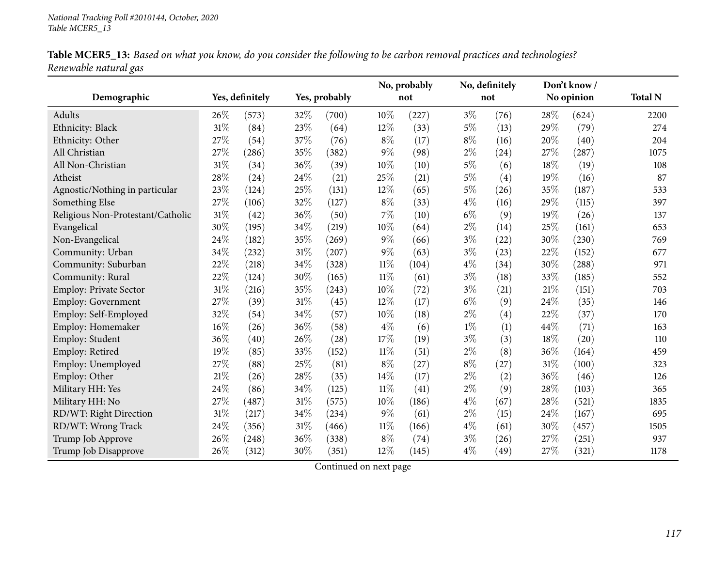National Tracking Poll #2010144, October, 2020
Table MCER5_13

**Table MCER5_13:** *Based on what you know, do you consider the following to be carbon removal practices and technologies? Renewable natural gas*

| Demographic | Yes, definitely | | Yes, probably | | No, probably not | | No, definitely not | | Don't know / No opinion | | Total N |
|---|---|---|---|---|---|---|---|---|---|---|---|
| Adults | 26% | (573) | 32% | (700) | 10% | (227) | 3% | (76) | 28% | (624) | 2200 |
| Ethnicity: Black | 31% | (84) | 23% | (64) | 12% | (33) | 5% | (13) | 29% | (79) | 274 |
| Ethnicity: Other | 27% | (54) | 37% | (76) | 8% | (17) | 8% | (16) | 20% | (40) | 204 |
| All Christian | 27% | (286) | 35% | (382) | 9% | (98) | 2% | (24) | 27% | (287) | 1075 |
| All Non-Christian | 31% | (34) | 36% | (39) | 10% | (10) | 5% | (6) | 18% | (19) | 108 |
| Atheist | 28% | (24) | 24% | (21) | 25% | (21) | 5% | (4) | 19% | (16) | 87 |
| Agnostic/Nothing in particular | 23% | (124) | 25% | (131) | 12% | (65) | 5% | (26) | 35% | (187) | 533 |
| Something Else | 27% | (106) | 32% | (127) | 8% | (33) | 4% | (16) | 29% | (115) | 397 |
| Religious Non-Protestant/Catholic | 31% | (42) | 36% | (50) | 7% | (10) | 6% | (9) | 19% | (26) | 137 |
| Evangelical | 30% | (195) | 34% | (219) | 10% | (64) | 2% | (14) | 25% | (161) | 653 |
| Non-Evangelical | 24% | (182) | 35% | (269) | 9% | (66) | 3% | (22) | 30% | (230) | 769 |
| Community: Urban | 34% | (232) | 31% | (207) | 9% | (63) | 3% | (23) | 22% | (152) | 677 |
| Community: Suburban | 22% | (218) | 34% | (328) | 11% | (104) | 4% | (34) | 30% | (288) | 971 |
| Community: Rural | 22% | (124) | 30% | (165) | 11% | (61) | 3% | (18) | 33% | (185) | 552 |
| Employ: Private Sector | 31% | (216) | 35% | (243) | 10% | (72) | 3% | (21) | 21% | (151) | 703 |
| Employ: Government | 27% | (39) | 31% | (45) | 12% | (17) | 6% | (9) | 24% | (35) | 146 |
| Employ: Self-Employed | 32% | (54) | 34% | (57) | 10% | (18) | 2% | (4) | 22% | (37) | 170 |
| Employ: Homemaker | 16% | (26) | 36% | (58) | 4% | (6) | 1% | (1) | 44% | (71) | 163 |
| Employ: Student | 36% | (40) | 26% | (28) | 17% | (19) | 3% | (3) | 18% | (20) | 110 |
| Employ: Retired | 19% | (85) | 33% | (152) | 11% | (51) | 2% | (8) | 36% | (164) | 459 |
| Employ: Unemployed | 27% | (88) | 25% | (81) | 8% | (27) | 8% | (27) | 31% | (100) | 323 |
| Employ: Other | 21% | (26) | 28% | (35) | 14% | (17) | 2% | (2) | 36% | (46) | 126 |
| Military HH: Yes | 24% | (86) | 34% | (125) | 11% | (41) | 2% | (9) | 28% | (103) | 365 |
| Military HH: No | 27% | (487) | 31% | (575) | 10% | (186) | 4% | (67) | 28% | (521) | 1835 |
| RD/WT: Right Direction | 31% | (217) | 34% | (234) | 9% | (61) | 2% | (15) | 24% | (167) | 695 |
| RD/WT: Wrong Track | 24% | (356) | 31% | (466) | 11% | (166) | 4% | (61) | 30% | (457) | 1505 |
| Trump Job Approve | 26% | (248) | 36% | (338) | 8% | (74) | 3% | (26) | 27% | (251) | 937 |
| Trump Job Disapprove | 26% | (312) | 30% | (351) | 12% | (145) | 4% | (49) | 27% | (321) | 1178 |

Continued on next page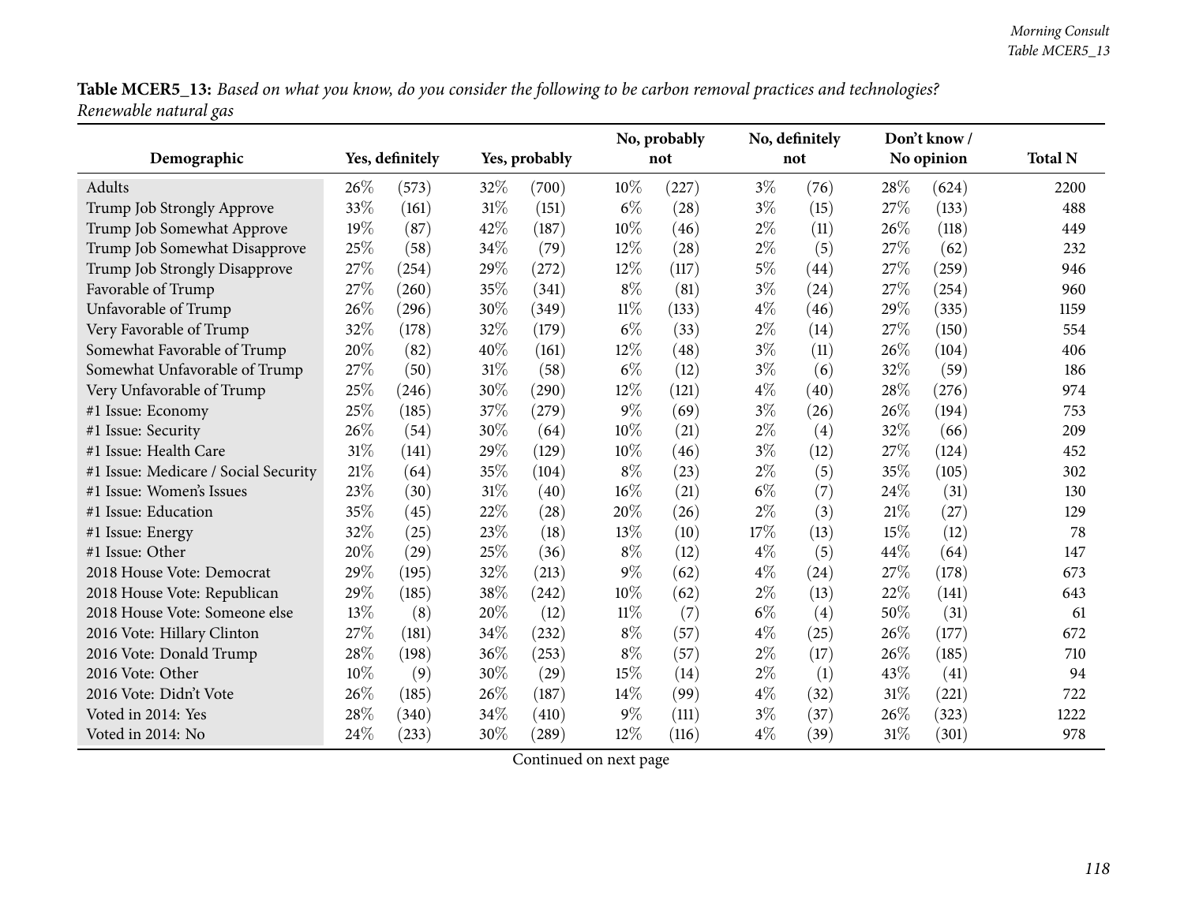**Table MCER5_13:** *Based on what you know, do you consider the following to be carbon removal practices and technologies? Renewable natural gas*

| Demographic | Yes, definitely | | Yes, probably | | No, probably not | | No, definitely not | | Don't know / No opinion | | Total N |
|---|---|---|---|---|---|---|---|---|---|---|---|
| Adults | 26% | (573) | 32% | (700) | 10% | (227) | 3% | (76) | 28% | (624) | 2200 |
| Trump Job Strongly Approve | 33% | (161) | 31% | (151) | 6% | (28) | 3% | (15) | 27% | (133) | 488 |
| Trump Job Somewhat Approve | 19% | (87) | 42% | (187) | 10% | (46) | 2% | (11) | 26% | (118) | 449 |
| Trump Job Somewhat Disapprove | 25% | (58) | 34% | (79) | 12% | (28) | 2% | (5) | 27% | (62) | 232 |
| Trump Job Strongly Disapprove | 27% | (254) | 29% | (272) | 12% | (117) | 5% | (44) | 27% | (259) | 946 |
| Favorable of Trump | 27% | (260) | 35% | (341) | 8% | (81) | 3% | (24) | 27% | (254) | 960 |
| Unfavorable of Trump | 26% | (296) | 30% | (349) | 11% | (133) | 4% | (46) | 29% | (335) | 1159 |
| Very Favorable of Trump | 32% | (178) | 32% | (179) | 6% | (33) | 2% | (14) | 27% | (150) | 554 |
| Somewhat Favorable of Trump | 20% | (82) | 40% | (161) | 12% | (48) | 3% | (11) | 26% | (104) | 406 |
| Somewhat Unfavorable of Trump | 27% | (50) | 31% | (58) | 6% | (12) | 3% | (6) | 32% | (59) | 186 |
| Very Unfavorable of Trump | 25% | (246) | 30% | (290) | 12% | (121) | 4% | (40) | 28% | (276) | 974 |
| #1 Issue: Economy | 25% | (185) | 37% | (279) | 9% | (69) | 3% | (26) | 26% | (194) | 753 |
| #1 Issue: Security | 26% | (54) | 30% | (64) | 10% | (21) | 2% | (4) | 32% | (66) | 209 |
| #1 Issue: Health Care | 31% | (141) | 29% | (129) | 10% | (46) | 3% | (12) | 27% | (124) | 452 |
| #1 Issue: Medicare / Social Security | 21% | (64) | 35% | (104) | 8% | (23) | 2% | (5) | 35% | (105) | 302 |
| #1 Issue: Women's Issues | 23% | (30) | 31% | (40) | 16% | (21) | 6% | (7) | 24% | (31) | 130 |
| #1 Issue: Education | 35% | (45) | 22% | (28) | 20% | (26) | 2% | (3) | 21% | (27) | 129 |
| #1 Issue: Energy | 32% | (25) | 23% | (18) | 13% | (10) | 17% | (13) | 15% | (12) | 78 |
| #1 Issue: Other | 20% | (29) | 25% | (36) | 8% | (12) | 4% | (5) | 44% | (64) | 147 |
| 2018 House Vote: Democrat | 29% | (195) | 32% | (213) | 9% | (62) | 4% | (24) | 27% | (178) | 673 |
| 2018 House Vote: Republican | 29% | (185) | 38% | (242) | 10% | (62) | 2% | (13) | 22% | (141) | 643 |
| 2018 House Vote: Someone else | 13% | (8) | 20% | (12) | 11% | (7) | 6% | (4) | 50% | (31) | 61 |
| 2016 Vote: Hillary Clinton | 27% | (181) | 34% | (232) | 8% | (57) | 4% | (25) | 26% | (177) | 672 |
| 2016 Vote: Donald Trump | 28% | (198) | 36% | (253) | 8% | (57) | 2% | (17) | 26% | (185) | 710 |
| 2016 Vote: Other | 10% | (9) | 30% | (29) | 15% | (14) | 2% | (1) | 43% | (41) | 94 |
| 2016 Vote: Didn't Vote | 26% | (185) | 26% | (187) | 14% | (99) | 4% | (32) | 31% | (221) | 722 |
| Voted in 2014: Yes | 28% | (340) | 34% | (410) | 9% | (111) | 3% | (37) | 26% | (323) | 1222 |
| Voted in 2014: No | 24% | (233) | 30% | (289) | 12% | (116) | 4% | (39) | 31% | (301) | 978 |

Continued on next page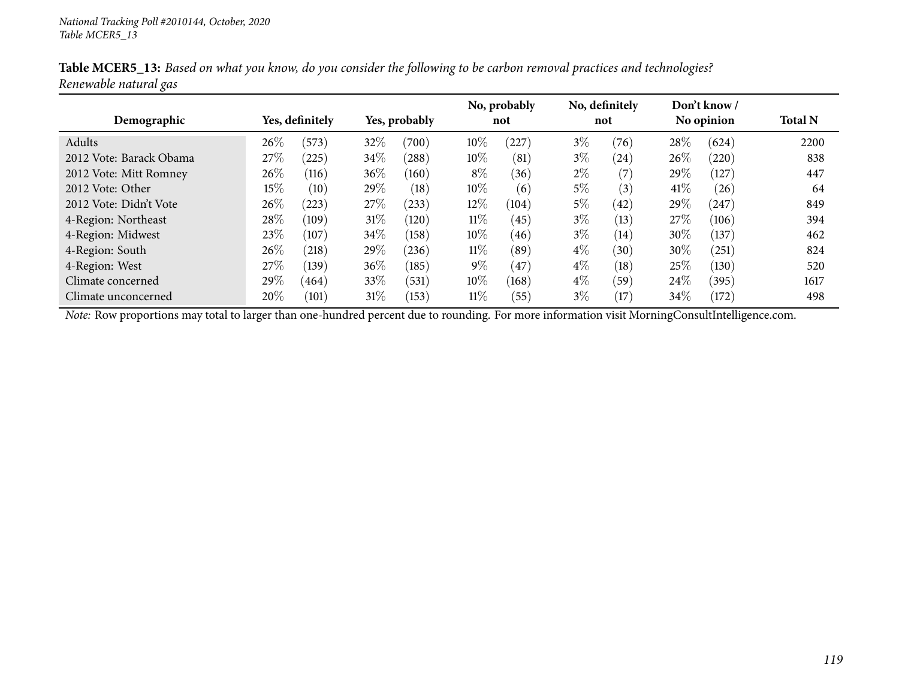*National Tracking Poll #2010144, October, 2020*
*Table MCER5_13*

**Table MCER5_13:** *Based on what you know, do you consider the following to be carbon removal practices and technologies? Renewable natural gas*

| Demographic | Yes, definitely | | Yes, probably | | No, probably not | | No, definitely not | | Don't know / No opinion | | Total N |
|---|---|---|---|---|---|---|---|---|---|---|---|
| Adults | 26% | (573) | 32% | (700) | 10% | (227) | 3% | (76) | 28% | (624) | 2200 |
| 2012 Vote: Barack Obama | 27% | (225) | 34% | (288) | 10% | (81) | 3% | (24) | 26% | (220) | 838 |
| 2012 Vote: Mitt Romney | 26% | (116) | 36% | (160) | 8% | (36) | 2% | (7) | 29% | (127) | 447 |
| 2012 Vote: Other | 15% | (10) | 29% | (18) | 10% | (6) | 5% | (3) | 41% | (26) | 64 |
| 2012 Vote: Didn't Vote | 26% | (223) | 27% | (233) | 12% | (104) | 5% | (42) | 29% | (247) | 849 |
| 4-Region: Northeast | 28% | (109) | 31% | (120) | 11% | (45) | 3% | (13) | 27% | (106) | 394 |
| 4-Region: Midwest | 23% | (107) | 34% | (158) | 10% | (46) | 3% | (14) | 30% | (137) | 462 |
| 4-Region: South | 26% | (218) | 29% | (236) | 11% | (89) | 4% | (30) | 30% | (251) | 824 |
| 4-Region: West | 27% | (139) | 36% | (185) | 9% | (47) | 4% | (18) | 25% | (130) | 520 |
| Climate concerned | 29% | (464) | 33% | (531) | 10% | (168) | 4% | (59) | 24% | (395) | 1617 |
| Climate unconcerned | 20% | (101) | 31% | (153) | 11% | (55) | 3% | (17) | 34% | (172) | 498 |

*Note:* Row proportions may total to larger than one-hundred percent due to rounding. For more information visit MorningConsultIntelligence.com.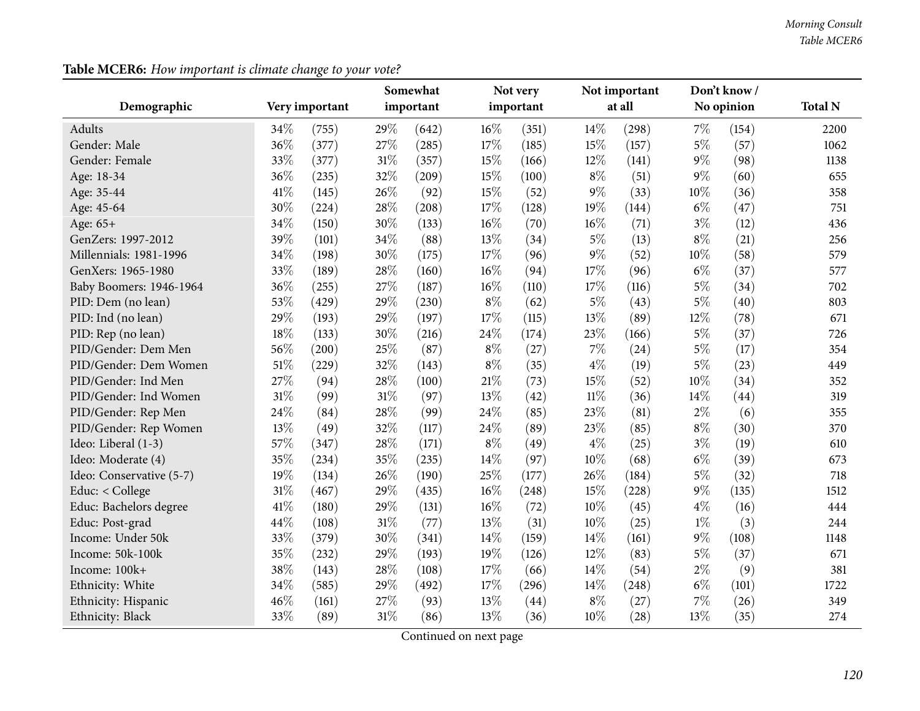**Table MCER6:** *How important is climate change to your vote?*

| Demographic | Very important | | Somewhat important | | Not very important | | Not important at all | | Don't know / No opinion | | Total N |
|---|---|---|---|---|---|---|---|---|---|---|---|
| Adults | 34% | (755) | 29% | (642) | 16% | (351) | 14% | (298) | 7% | (154) | 2200 |
| Gender: Male | 36% | (377) | 27% | (285) | 17% | (185) | 15% | (157) | 5% | (57) | 1062 |
| Gender: Female | 33% | (377) | 31% | (357) | 15% | (166) | 12% | (141) | 9% | (98) | 1138 |
| Age: 18-34 | 36% | (235) | 32% | (209) | 15% | (100) | 8% | (51) | 9% | (60) | 655 |
| Age: 35-44 | 41% | (145) | 26% | (92) | 15% | (52) | 9% | (33) | 10% | (36) | 358 |
| Age: 45-64 | 30% | (224) | 28% | (208) | 17% | (128) | 19% | (144) | 6% | (47) | 751 |
| Age: 65+ | 34% | (150) | 30% | (133) | 16% | (70) | 16% | (71) | 3% | (12) | 436 |
| GenZers: 1997-2012 | 39% | (101) | 34% | (88) | 13% | (34) | 5% | (13) | 8% | (21) | 256 |
| Millennials: 1981-1996 | 34% | (198) | 30% | (175) | 17% | (96) | 9% | (52) | 10% | (58) | 579 |
| GenXers: 1965-1980 | 33% | (189) | 28% | (160) | 16% | (94) | 17% | (96) | 6% | (37) | 577 |
| Baby Boomers: 1946-1964 | 36% | (255) | 27% | (187) | 16% | (110) | 17% | (116) | 5% | (34) | 702 |
| PID: Dem (no lean) | 53% | (429) | 29% | (230) | 8% | (62) | 5% | (43) | 5% | (40) | 803 |
| PID: Ind (no lean) | 29% | (193) | 29% | (197) | 17% | (115) | 13% | (89) | 12% | (78) | 671 |
| PID: Rep (no lean) | 18% | (133) | 30% | (216) | 24% | (174) | 23% | (166) | 5% | (37) | 726 |
| PID/Gender: Dem Men | 56% | (200) | 25% | (87) | 8% | (27) | 7% | (24) | 5% | (17) | 354 |
| PID/Gender: Dem Women | 51% | (229) | 32% | (143) | 8% | (35) | 4% | (19) | 5% | (23) | 449 |
| PID/Gender: Ind Men | 27% | (94) | 28% | (100) | 21% | (73) | 15% | (52) | 10% | (34) | 352 |
| PID/Gender: Ind Women | 31% | (99) | 31% | (97) | 13% | (42) | 11% | (36) | 14% | (44) | 319 |
| PID/Gender: Rep Men | 24% | (84) | 28% | (99) | 24% | (85) | 23% | (81) | 2% | (6) | 355 |
| PID/Gender: Rep Women | 13% | (49) | 32% | (117) | 24% | (89) | 23% | (85) | 8% | (30) | 370 |
| Ideo: Liberal (1-3) | 57% | (347) | 28% | (171) | 8% | (49) | 4% | (25) | 3% | (19) | 610 |
| Ideo: Moderate (4) | 35% | (234) | 35% | (235) | 14% | (97) | 10% | (68) | 6% | (39) | 673 |
| Ideo: Conservative (5-7) | 19% | (134) | 26% | (190) | 25% | (177) | 26% | (184) | 5% | (32) | 718 |
| Educ: < College | 31% | (467) | 29% | (435) | 16% | (248) | 15% | (228) | 9% | (135) | 1512 |
| Educ: Bachelors degree | 41% | (180) | 29% | (131) | 16% | (72) | 10% | (45) | 4% | (16) | 444 |
| Educ: Post-grad | 44% | (108) | 31% | (77) | 13% | (31) | 10% | (25) | 1% | (3) | 244 |
| Income: Under 50k | 33% | (379) | 30% | (341) | 14% | (159) | 14% | (161) | 9% | (108) | 1148 |
| Income: 50k-100k | 35% | (232) | 29% | (193) | 19% | (126) | 12% | (83) | 5% | (37) | 671 |
| Income: 100k+ | 38% | (143) | 28% | (108) | 17% | (66) | 14% | (54) | 2% | (9) | 381 |
| Ethnicity: White | 34% | (585) | 29% | (492) | 17% | (296) | 14% | (248) | 6% | (101) | 1722 |
| Ethnicity: Hispanic | 46% | (161) | 27% | (93) | 13% | (44) | 8% | (27) | 7% | (26) | 349 |
| Ethnicity: Black | 33% | (89) | 31% | (86) | 13% | (36) | 10% | (28) | 13% | (35) | 274 |

Continued on next page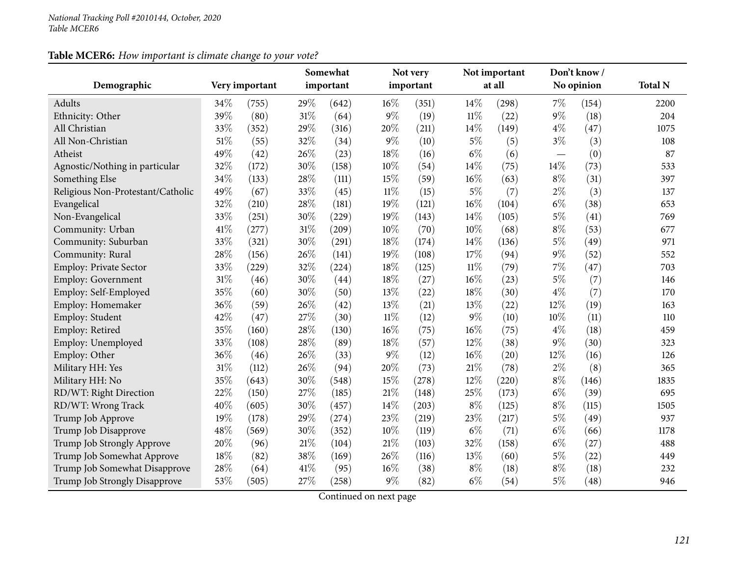*National Tracking Poll #2010144, October, 2020*
*Table MCER6*

**Table MCER6:** *How important is climate change to your vote?*

| Demographic | Very important | | Somewhat important | | Not very important | | Not important at all | | Don't know / No opinion | | Total N |
|---|---|---|---|---|---|---|---|---|---|---|---|
| Adults | 34% | (755) | 29% | (642) | 16% | (351) | 14% | (298) | 7% | (154) | 2200 |
| Ethnicity: Other | 39% | (80) | 31% | (64) | 9% | (19) | 11% | (22) | 9% | (18) | 204 |
| All Christian | 33% | (352) | 29% | (316) | 20% | (211) | 14% | (149) | 4% | (47) | 1075 |
| All Non-Christian | 51% | (55) | 32% | (34) | 9% | (10) | 5% | (5) | 3% | (3) | 108 |
| Atheist | 49% | (42) | 26% | (23) | 18% | (16) | 6% | (6) | — | (0) | 87 |
| Agnostic/Nothing in particular | 32% | (172) | 30% | (158) | 10% | (54) | 14% | (75) | 14% | (73) | 533 |
| Something Else | 34% | (133) | 28% | (111) | 15% | (59) | 16% | (63) | 8% | (31) | 397 |
| Religious Non-Protestant/Catholic | 49% | (67) | 33% | (45) | 11% | (15) | 5% | (7) | 2% | (3) | 137 |
| Evangelical | 32% | (210) | 28% | (181) | 19% | (121) | 16% | (104) | 6% | (38) | 653 |
| Non-Evangelical | 33% | (251) | 30% | (229) | 19% | (143) | 14% | (105) | 5% | (41) | 769 |
| Community: Urban | 41% | (277) | 31% | (209) | 10% | (70) | 10% | (68) | 8% | (53) | 677 |
| Community: Suburban | 33% | (321) | 30% | (291) | 18% | (174) | 14% | (136) | 5% | (49) | 971 |
| Community: Rural | 28% | (156) | 26% | (141) | 19% | (108) | 17% | (94) | 9% | (52) | 552 |
| Employ: Private Sector | 33% | (229) | 32% | (224) | 18% | (125) | 11% | (79) | 7% | (47) | 703 |
| Employ: Government | 31% | (46) | 30% | (44) | 18% | (27) | 16% | (23) | 5% | (7) | 146 |
| Employ: Self-Employed | 35% | (60) | 30% | (50) | 13% | (22) | 18% | (30) | 4% | (7) | 170 |
| Employ: Homemaker | 36% | (59) | 26% | (42) | 13% | (21) | 13% | (22) | 12% | (19) | 163 |
| Employ: Student | 42% | (47) | 27% | (30) | 11% | (12) | 9% | (10) | 10% | (11) | 110 |
| Employ: Retired | 35% | (160) | 28% | (130) | 16% | (75) | 16% | (75) | 4% | (18) | 459 |
| Employ: Unemployed | 33% | (108) | 28% | (89) | 18% | (57) | 12% | (38) | 9% | (30) | 323 |
| Employ: Other | 36% | (46) | 26% | (33) | 9% | (12) | 16% | (20) | 12% | (16) | 126 |
| Military HH: Yes | 31% | (112) | 26% | (94) | 20% | (73) | 21% | (78) | 2% | (8) | 365 |
| Military HH: No | 35% | (643) | 30% | (548) | 15% | (278) | 12% | (220) | 8% | (146) | 1835 |
| RD/WT: Right Direction | 22% | (150) | 27% | (185) | 21% | (148) | 25% | (173) | 6% | (39) | 695 |
| RD/WT: Wrong Track | 40% | (605) | 30% | (457) | 14% | (203) | 8% | (125) | 8% | (115) | 1505 |
| Trump Job Approve | 19% | (178) | 29% | (274) | 23% | (219) | 23% | (217) | 5% | (49) | 937 |
| Trump Job Disapprove | 48% | (569) | 30% | (352) | 10% | (119) | 6% | (71) | 6% | (66) | 1178 |
| Trump Job Strongly Approve | 20% | (96) | 21% | (104) | 21% | (103) | 32% | (158) | 6% | (27) | 488 |
| Trump Job Somewhat Approve | 18% | (82) | 38% | (169) | 26% | (116) | 13% | (60) | 5% | (22) | 449 |
| Trump Job Somewhat Disapprove | 28% | (64) | 41% | (95) | 16% | (38) | 8% | (18) | 8% | (18) | 232 |
| Trump Job Strongly Disapprove | 53% | (505) | 27% | (258) | 9% | (82) | 6% | (54) | 5% | (48) | 946 |

Continued on next page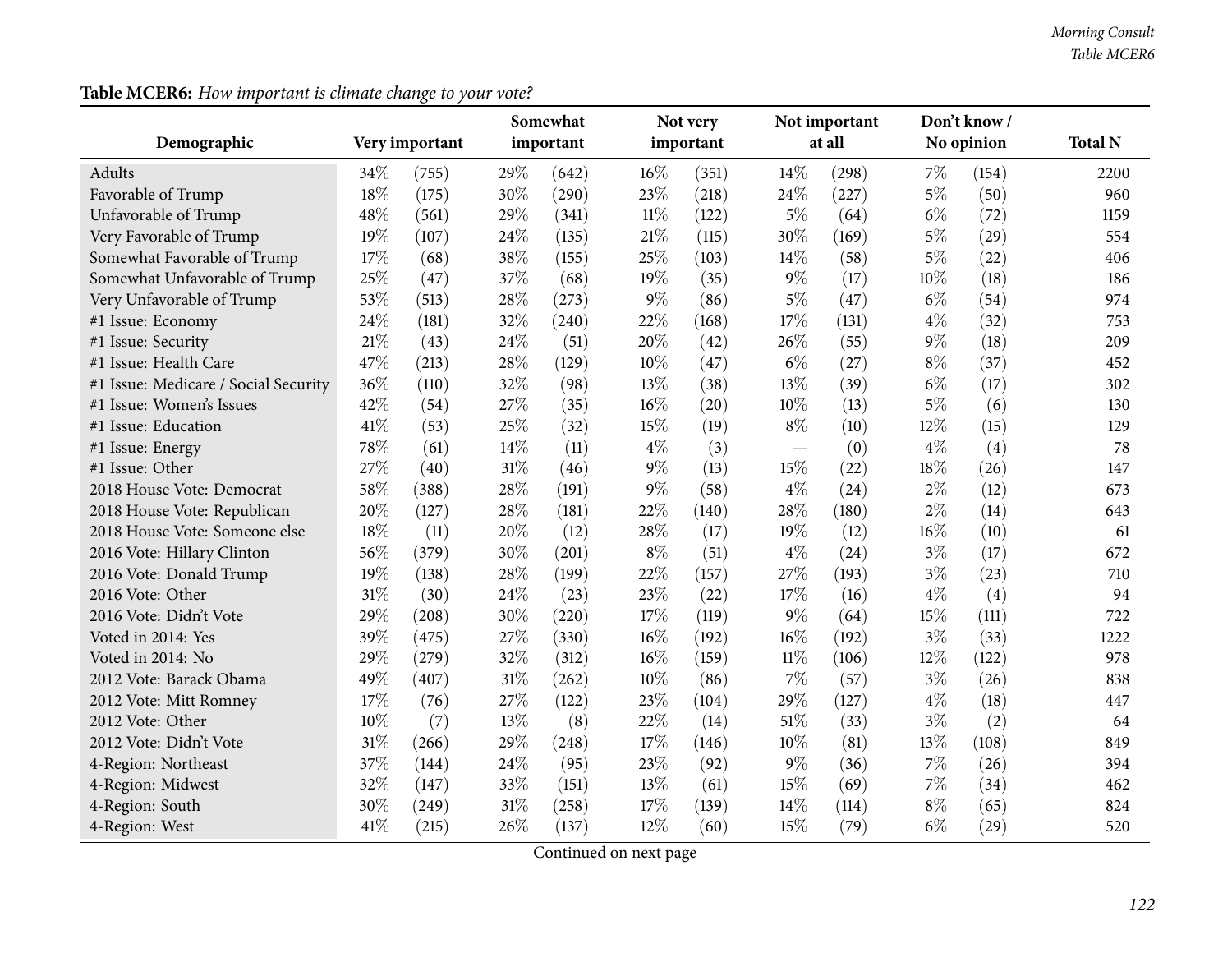**Table MCER6:** *How important is climate change to your vote?*

| Demographic | Very important | | Somewhat important | | Not very important | | Not important at all | | Don't know / No opinion | | Total N |
|---|---|---|---|---|---|---|---|---|---|---|---|
| Adults | 34% | (755) | 29% | (642) | 16% | (351) | 14% | (298) | 7% | (154) | 2200 |
| Favorable of Trump | 18% | (175) | 30% | (290) | 23% | (218) | 24% | (227) | 5% | (50) | 960 |
| Unfavorable of Trump | 48% | (561) | 29% | (341) | 11% | (122) | 5% | (64) | 6% | (72) | 1159 |
| Very Favorable of Trump | 19% | (107) | 24% | (135) | 21% | (115) | 30% | (169) | 5% | (29) | 554 |
| Somewhat Favorable of Trump | 17% | (68) | 38% | (155) | 25% | (103) | 14% | (58) | 5% | (22) | 406 |
| Somewhat Unfavorable of Trump | 25% | (47) | 37% | (68) | 19% | (35) | 9% | (17) | 10% | (18) | 186 |
| Very Unfavorable of Trump | 53% | (513) | 28% | (273) | 9% | (86) | 5% | (47) | 6% | (54) | 974 |
| #1 Issue: Economy | 24% | (181) | 32% | (240) | 22% | (168) | 17% | (131) | 4% | (32) | 753 |
| #1 Issue: Security | 21% | (43) | 24% | (51) | 20% | (42) | 26% | (55) | 9% | (18) | 209 |
| #1 Issue: Health Care | 47% | (213) | 28% | (129) | 10% | (47) | 6% | (27) | 8% | (37) | 452 |
| #1 Issue: Medicare / Social Security | 36% | (110) | 32% | (98) | 13% | (38) | 13% | (39) | 6% | (17) | 302 |
| #1 Issue: Women's Issues | 42% | (54) | 27% | (35) | 16% | (20) | 10% | (13) | 5% | (6) | 130 |
| #1 Issue: Education | 41% | (53) | 25% | (32) | 15% | (19) | 8% | (10) | 12% | (15) | 129 |
| #1 Issue: Energy | 78% | (61) | 14% | (11) | 4% | (3) | — | (0) | 4% | (4) | 78 |
| #1 Issue: Other | 27% | (40) | 31% | (46) | 9% | (13) | 15% | (22) | 18% | (26) | 147 |
| 2018 House Vote: Democrat | 58% | (388) | 28% | (191) | 9% | (58) | 4% | (24) | 2% | (12) | 673 |
| 2018 House Vote: Republican | 20% | (127) | 28% | (181) | 22% | (140) | 28% | (180) | 2% | (14) | 643 |
| 2018 House Vote: Someone else | 18% | (11) | 20% | (12) | 28% | (17) | 19% | (12) | 16% | (10) | 61 |
| 2016 Vote: Hillary Clinton | 56% | (379) | 30% | (201) | 8% | (51) | 4% | (24) | 3% | (17) | 672 |
| 2016 Vote: Donald Trump | 19% | (138) | 28% | (199) | 22% | (157) | 27% | (193) | 3% | (23) | 710 |
| 2016 Vote: Other | 31% | (30) | 24% | (23) | 23% | (22) | 17% | (16) | 4% | (4) | 94 |
| 2016 Vote: Didn't Vote | 29% | (208) | 30% | (220) | 17% | (119) | 9% | (64) | 15% | (111) | 722 |
| Voted in 2014: Yes | 39% | (475) | 27% | (330) | 16% | (192) | 16% | (192) | 3% | (33) | 1222 |
| Voted in 2014: No | 29% | (279) | 32% | (312) | 16% | (159) | 11% | (106) | 12% | (122) | 978 |
| 2012 Vote: Barack Obama | 49% | (407) | 31% | (262) | 10% | (86) | 7% | (57) | 3% | (26) | 838 |
| 2012 Vote: Mitt Romney | 17% | (76) | 27% | (122) | 23% | (104) | 29% | (127) | 4% | (18) | 447 |
| 2012 Vote: Other | 10% | (7) | 13% | (8) | 22% | (14) | 51% | (33) | 3% | (2) | 64 |
| 2012 Vote: Didn't Vote | 31% | (266) | 29% | (248) | 17% | (146) | 10% | (81) | 13% | (108) | 849 |
| 4-Region: Northeast | 37% | (144) | 24% | (95) | 23% | (92) | 9% | (36) | 7% | (26) | 394 |
| 4-Region: Midwest | 32% | (147) | 33% | (151) | 13% | (61) | 15% | (69) | 7% | (34) | 462 |
| 4-Region: South | 30% | (249) | 31% | (258) | 17% | (139) | 14% | (114) | 8% | (65) | 824 |
| 4-Region: West | 41% | (215) | 26% | (137) | 12% | (60) | 15% | (79) | 6% | (29) | 520 |

Continued on next page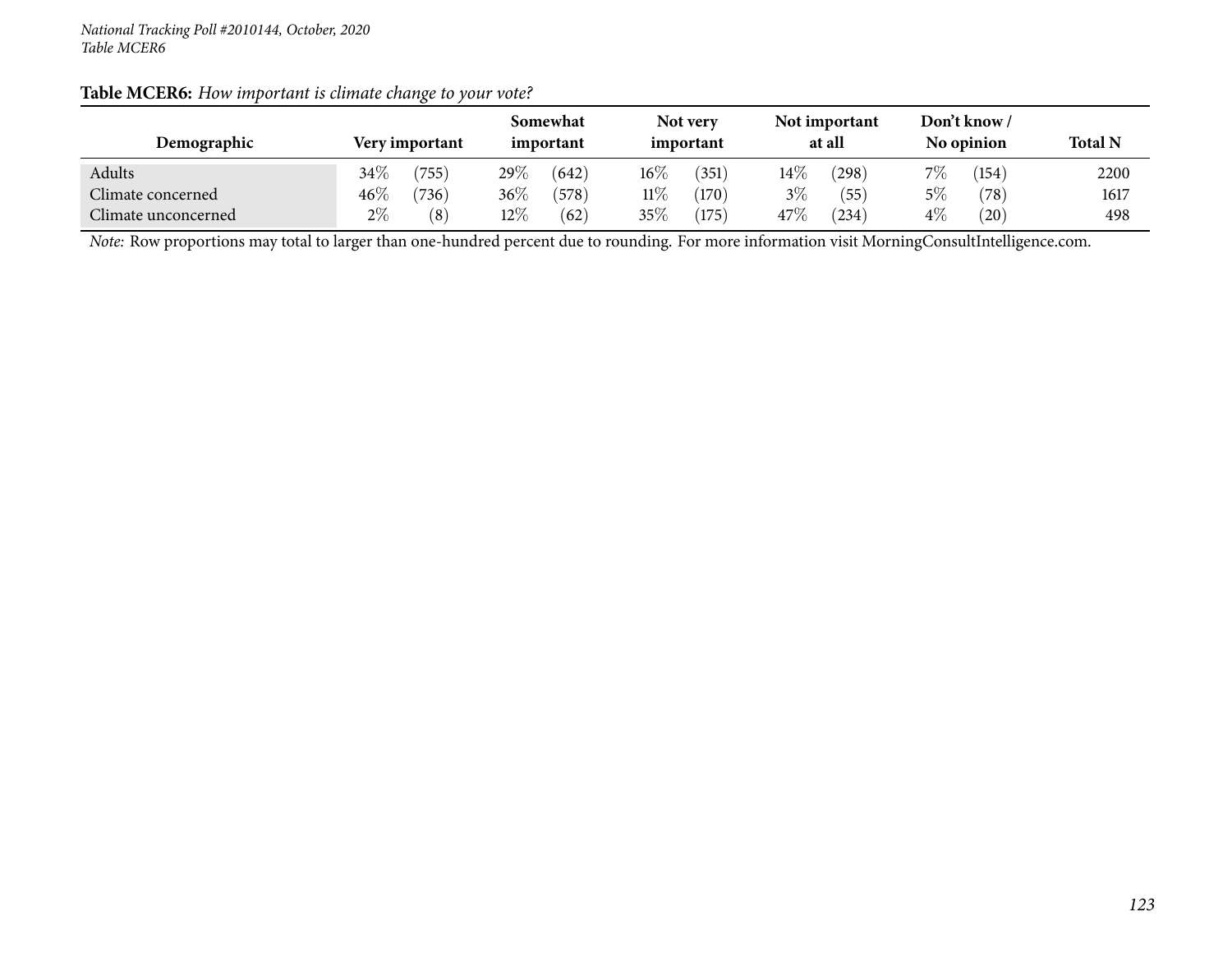*National Tracking Poll #2010144, October, 2020*
*Table MCER6*

**Table MCER6:** *How important is climate change to your vote?*

| Demographic | Very important | Somewhat important | Not very important | Not important at all | Don't know / No opinion | Total N |
|---|---|---|---|---|---|---|
| Adults | 34% (755) | 29% (642) | 16% (351) | 14% (298) | 7% (154) | 2200 |
| Climate concerned | 46% (736) | 36% (578) | 11% (170) | 3% (55) | 5% (78) | 1617 |
| Climate unconcerned | 2% (8) | 12% (62) | 35% (175) | 47% (234) | 4% (20) | 498 |

*Note:* Row proportions may total to larger than one-hundred percent due to rounding. For more information visit MorningConsultIntelligence.com.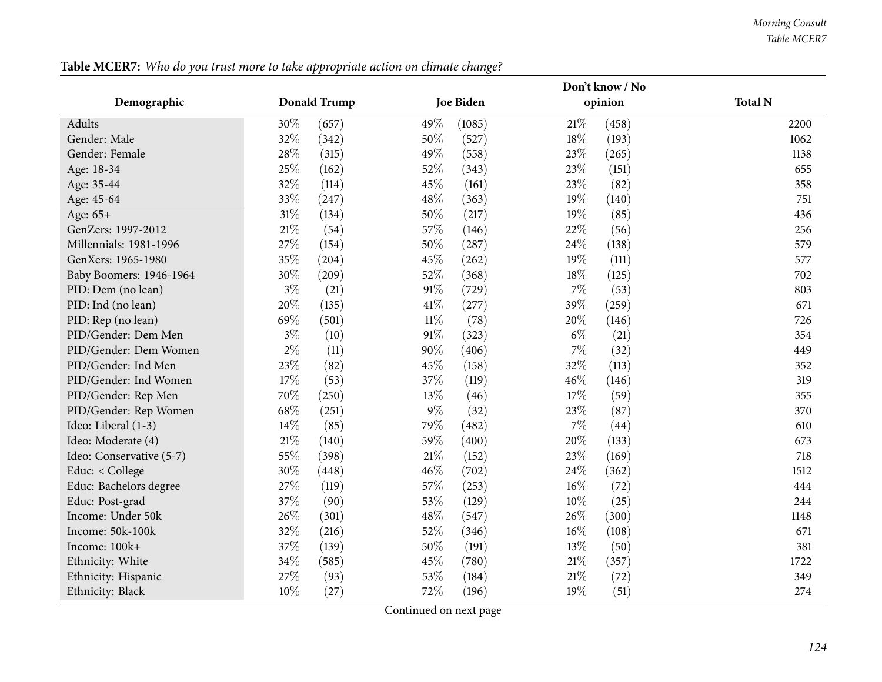**Table MCER7:** *Who do you trust more to take appropriate action on climate change?*

| Demographic | Donald Trump | | Joe Biden | | Don't know / No opinion | | Total N |
|---|---|---|---|---|---|---|---|
| Adults | 30% | (657) | 49% | (1085) | 21% | (458) | 2200 |
| Gender: Male | 32% | (342) | 50% | (527) | 18% | (193) | 1062 |
| Gender: Female | 28% | (315) | 49% | (558) | 23% | (265) | 1138 |
| Age: 18-34 | 25% | (162) | 52% | (343) | 23% | (151) | 655 |
| Age: 35-44 | 32% | (114) | 45% | (161) | 23% | (82) | 358 |
| Age: 45-64 | 33% | (247) | 48% | (363) | 19% | (140) | 751 |
| Age: 65+ | 31% | (134) | 50% | (217) | 19% | (85) | 436 |
| GenZers: 1997-2012 | 21% | (54) | 57% | (146) | 22% | (56) | 256 |
| Millennials: 1981-1996 | 27% | (154) | 50% | (287) | 24% | (138) | 579 |
| GenXers: 1965-1980 | 35% | (204) | 45% | (262) | 19% | (111) | 577 |
| Baby Boomers: 1946-1964 | 30% | (209) | 52% | (368) | 18% | (125) | 702 |
| PID: Dem (no lean) | 3% | (21) | 91% | (729) | 7% | (53) | 803 |
| PID: Ind (no lean) | 20% | (135) | 41% | (277) | 39% | (259) | 671 |
| PID: Rep (no lean) | 69% | (501) | 11% | (78) | 20% | (146) | 726 |
| PID/Gender: Dem Men | 3% | (10) | 91% | (323) | 6% | (21) | 354 |
| PID/Gender: Dem Women | 2% | (11) | 90% | (406) | 7% | (32) | 449 |
| PID/Gender: Ind Men | 23% | (82) | 45% | (158) | 32% | (113) | 352 |
| PID/Gender: Ind Women | 17% | (53) | 37% | (119) | 46% | (146) | 319 |
| PID/Gender: Rep Men | 70% | (250) | 13% | (46) | 17% | (59) | 355 |
| PID/Gender: Rep Women | 68% | (251) | 9% | (32) | 23% | (87) | 370 |
| Ideo: Liberal (1-3) | 14% | (85) | 79% | (482) | 7% | (44) | 610 |
| Ideo: Moderate (4) | 21% | (140) | 59% | (400) | 20% | (133) | 673 |
| Ideo: Conservative (5-7) | 55% | (398) | 21% | (152) | 23% | (169) | 718 |
| Educ: < College | 30% | (448) | 46% | (702) | 24% | (362) | 1512 |
| Educ: Bachelors degree | 27% | (119) | 57% | (253) | 16% | (72) | 444 |
| Educ: Post-grad | 37% | (90) | 53% | (129) | 10% | (25) | 244 |
| Income: Under 50k | 26% | (301) | 48% | (547) | 26% | (300) | 1148 |
| Income: 50k-100k | 32% | (216) | 52% | (346) | 16% | (108) | 671 |
| Income: 100k+ | 37% | (139) | 50% | (191) | 13% | (50) | 381 |
| Ethnicity: White | 34% | (585) | 45% | (780) | 21% | (357) | 1722 |
| Ethnicity: Hispanic | 27% | (93) | 53% | (184) | 21% | (72) | 349 |
| Ethnicity: Black | 10% | (27) | 72% | (196) | 19% | (51) | 274 |

Continued on next page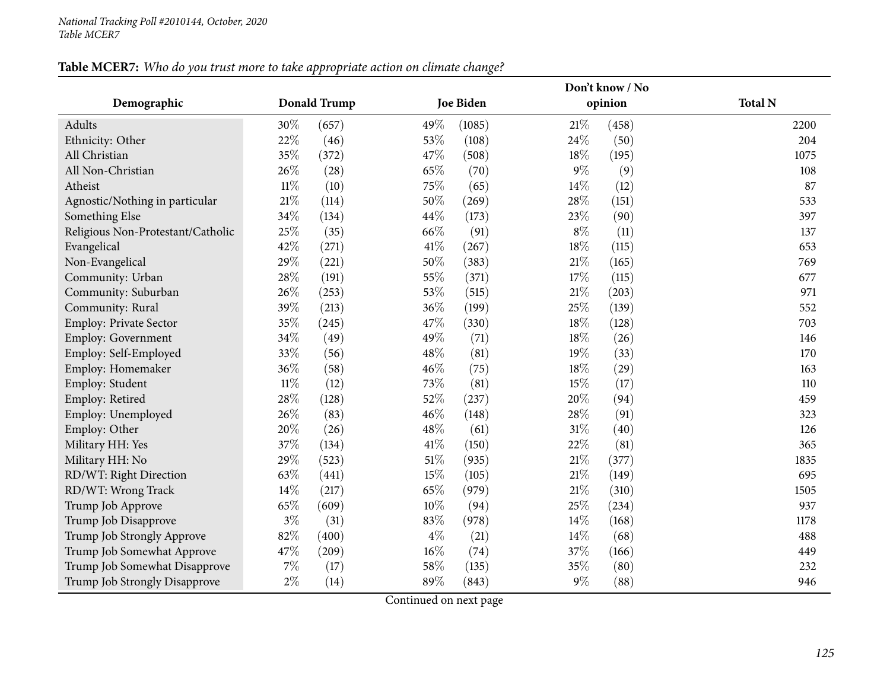*National Tracking Poll #2010144, October, 2020*
*Table MCER7*

**Table MCER7:** *Who do you trust more to take appropriate action on climate change?*

| Demographic | Donald Trump | | Joe Biden | | Don't know / No opinion | | Total N |
|---|---|---|---|---|---|---|---|
| Adults | 30% | (657) | 49% | (1085) | 21% | (458) | 2200 |
| Ethnicity: Other | 22% | (46) | 53% | (108) | 24% | (50) | 204 |
| All Christian | 35% | (372) | 47% | (508) | 18% | (195) | 1075 |
| All Non-Christian | 26% | (28) | 65% | (70) | 9% | (9) | 108 |
| Atheist | 11% | (10) | 75% | (65) | 14% | (12) | 87 |
| Agnostic/Nothing in particular | 21% | (114) | 50% | (269) | 28% | (151) | 533 |
| Something Else | 34% | (134) | 44% | (173) | 23% | (90) | 397 |
| Religious Non-Protestant/Catholic | 25% | (35) | 66% | (91) | 8% | (11) | 137 |
| Evangelical | 42% | (271) | 41% | (267) | 18% | (115) | 653 |
| Non-Evangelical | 29% | (221) | 50% | (383) | 21% | (165) | 769 |
| Community: Urban | 28% | (191) | 55% | (371) | 17% | (115) | 677 |
| Community: Suburban | 26% | (253) | 53% | (515) | 21% | (203) | 971 |
| Community: Rural | 39% | (213) | 36% | (199) | 25% | (139) | 552 |
| Employ: Private Sector | 35% | (245) | 47% | (330) | 18% | (128) | 703 |
| Employ: Government | 34% | (49) | 49% | (71) | 18% | (26) | 146 |
| Employ: Self-Employed | 33% | (56) | 48% | (81) | 19% | (33) | 170 |
| Employ: Homemaker | 36% | (58) | 46% | (75) | 18% | (29) | 163 |
| Employ: Student | 11% | (12) | 73% | (81) | 15% | (17) | 110 |
| Employ: Retired | 28% | (128) | 52% | (237) | 20% | (94) | 459 |
| Employ: Unemployed | 26% | (83) | 46% | (148) | 28% | (91) | 323 |
| Employ: Other | 20% | (26) | 48% | (61) | 31% | (40) | 126 |
| Military HH: Yes | 37% | (134) | 41% | (150) | 22% | (81) | 365 |
| Military HH: No | 29% | (523) | 51% | (935) | 21% | (377) | 1835 |
| RD/WT: Right Direction | 63% | (441) | 15% | (105) | 21% | (149) | 695 |
| RD/WT: Wrong Track | 14% | (217) | 65% | (979) | 21% | (310) | 1505 |
| Trump Job Approve | 65% | (609) | 10% | (94) | 25% | (234) | 937 |
| Trump Job Disapprove | 3% | (31) | 83% | (978) | 14% | (168) | 1178 |
| Trump Job Strongly Approve | 82% | (400) | 4% | (21) | 14% | (68) | 488 |
| Trump Job Somewhat Approve | 47% | (209) | 16% | (74) | 37% | (166) | 449 |
| Trump Job Somewhat Disapprove | 7% | (17) | 58% | (135) | 35% | (80) | 232 |
| Trump Job Strongly Disapprove | 2% | (14) | 89% | (843) | 9% | (88) | 946 |

Continued on next page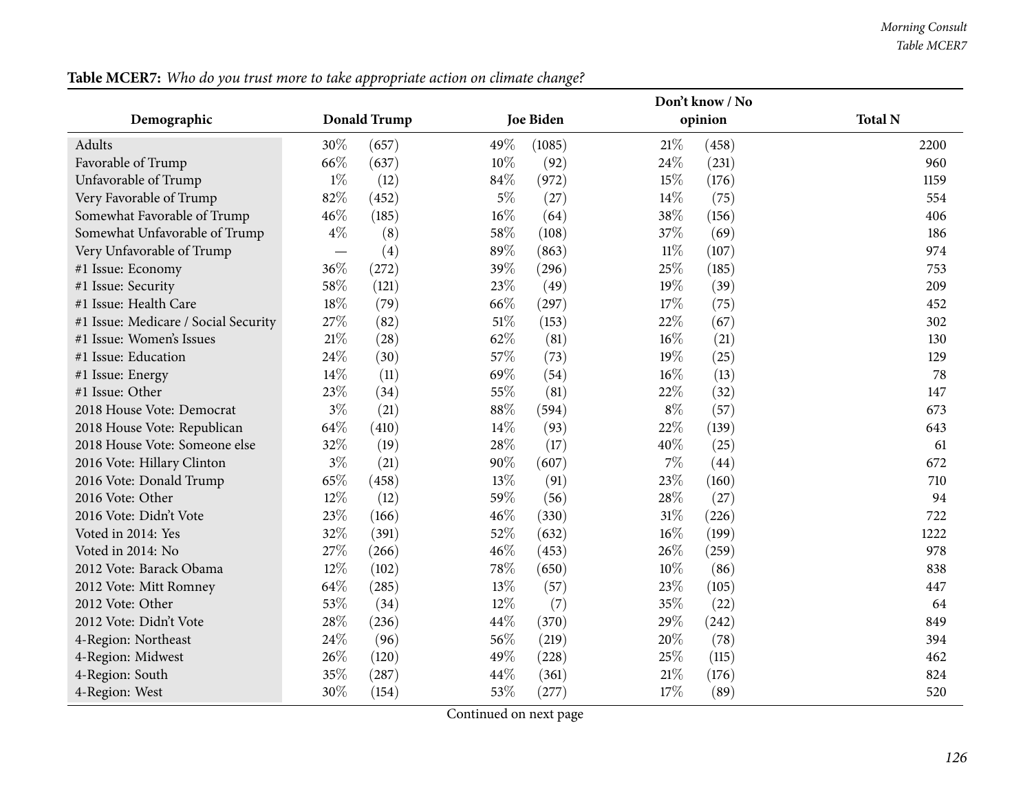**Table MCER7:** *Who do you trust more to take appropriate action on climate change?*

| Demographic | Donald Trump | | Joe Biden | | Don't know / No opinion | | Total N |
|---|---|---|---|---|---|---|---|
| Adults | 30% | (657) | 49% | (1085) | 21% | (458) | 2200 |
| Favorable of Trump | 66% | (637) | 10% | (92) | 24% | (231) | 960 |
| Unfavorable of Trump | 1% | (12) | 84% | (972) | 15% | (176) | 1159 |
| Very Favorable of Trump | 82% | (452) | 5% | (27) | 14% | (75) | 554 |
| Somewhat Favorable of Trump | 46% | (185) | 16% | (64) | 38% | (156) | 406 |
| Somewhat Unfavorable of Trump | 4% | (8) | 58% | (108) | 37% | (69) | 186 |
| Very Unfavorable of Trump | — | (4) | 89% | (863) | 11% | (107) | 974 |
| #1 Issue: Economy | 36% | (272) | 39% | (296) | 25% | (185) | 753 |
| #1 Issue: Security | 58% | (121) | 23% | (49) | 19% | (39) | 209 |
| #1 Issue: Health Care | 18% | (79) | 66% | (297) | 17% | (75) | 452 |
| #1 Issue: Medicare / Social Security | 27% | (82) | 51% | (153) | 22% | (67) | 302 |
| #1 Issue: Women's Issues | 21% | (28) | 62% | (81) | 16% | (21) | 130 |
| #1 Issue: Education | 24% | (30) | 57% | (73) | 19% | (25) | 129 |
| #1 Issue: Energy | 14% | (11) | 69% | (54) | 16% | (13) | 78 |
| #1 Issue: Other | 23% | (34) | 55% | (81) | 22% | (32) | 147 |
| 2018 House Vote: Democrat | 3% | (21) | 88% | (594) | 8% | (57) | 673 |
| 2018 House Vote: Republican | 64% | (410) | 14% | (93) | 22% | (139) | 643 |
| 2018 House Vote: Someone else | 32% | (19) | 28% | (17) | 40% | (25) | 61 |
| 2016 Vote: Hillary Clinton | 3% | (21) | 90% | (607) | 7% | (44) | 672 |
| 2016 Vote: Donald Trump | 65% | (458) | 13% | (91) | 23% | (160) | 710 |
| 2016 Vote: Other | 12% | (12) | 59% | (56) | 28% | (27) | 94 |
| 2016 Vote: Didn't Vote | 23% | (166) | 46% | (330) | 31% | (226) | 722 |
| Voted in 2014: Yes | 32% | (391) | 52% | (632) | 16% | (199) | 1222 |
| Voted in 2014: No | 27% | (266) | 46% | (453) | 26% | (259) | 978 |
| 2012 Vote: Barack Obama | 12% | (102) | 78% | (650) | 10% | (86) | 838 |
| 2012 Vote: Mitt Romney | 64% | (285) | 13% | (57) | 23% | (105) | 447 |
| 2012 Vote: Other | 53% | (34) | 12% | (7) | 35% | (22) | 64 |
| 2012 Vote: Didn't Vote | 28% | (236) | 44% | (370) | 29% | (242) | 849 |
| 4-Region: Northeast | 24% | (96) | 56% | (219) | 20% | (78) | 394 |
| 4-Region: Midwest | 26% | (120) | 49% | (228) | 25% | (115) | 462 |
| 4-Region: South | 35% | (287) | 44% | (361) | 21% | (176) | 824 |
| 4-Region: West | 30% | (154) | 53% | (277) | 17% | (89) | 520 |

Continued on next page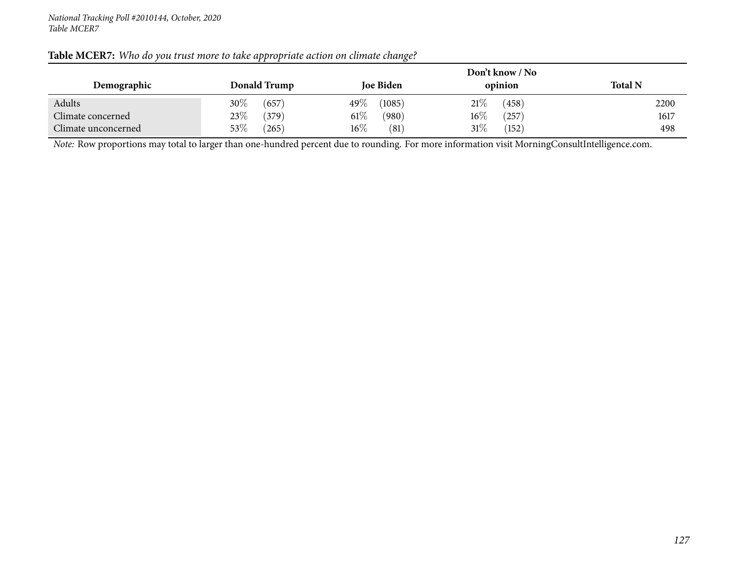**Table MCER7:** *Who do you trust more to take appropriate action on climate change?*

| Demographic | Donald Trump | | Joe Biden | | Don't know / No opinion | | Total N |
|---|---|---|---|---|---|---|---|
| Adults | 30% | (657) | 49% | (1085) | 21% | (458) | 2200 |
| Climate concerned | 23% | (379) | 61% | (980) | 16% | (257) | 1617 |
| Climate unconcerned | 53% | (265) | 16% | (81) | 31% | (152) | 498 |

*Note:* Row proportions may total to larger than one-hundred percent due to rounding. For more information visit MorningConsultIntelligence.com.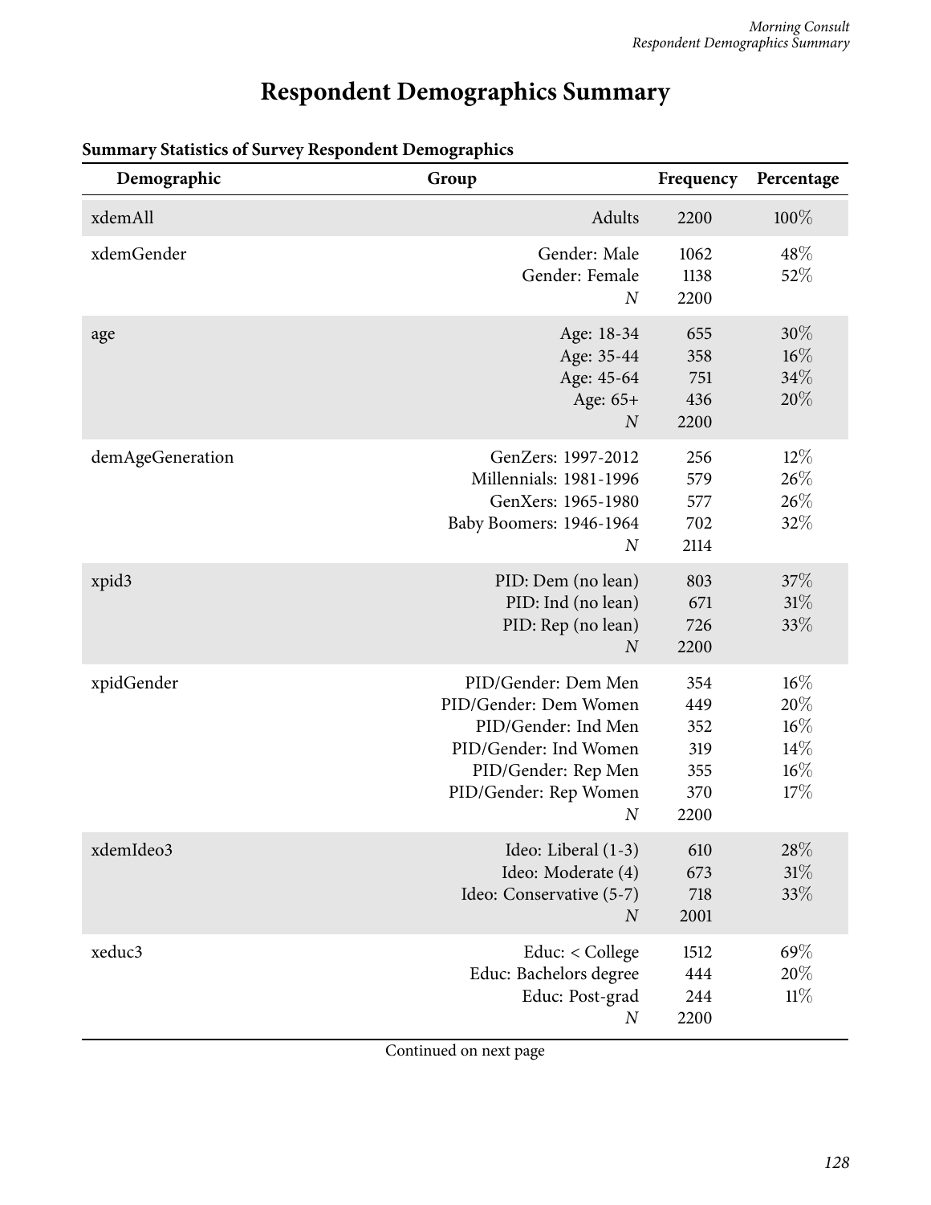# Respondent Demographics Summary

**Summary Statistics of Survey Respondent Demographics**

| Demographic | Group | Frequency | Percentage |
|---|---|---|---|
| xdemAll | Adults | 2200 | 100% |
| xdemGender | Gender: Male | 1062 | 48% |
| | Gender: Female | 1138 | 52% |
| | *N* | 2200 | |
| age | Age: 18-34 | 655 | 30% |
| | Age: 35-44 | 358 | 16% |
| | Age: 45-64 | 751 | 34% |
| | Age: 65+ | 436 | 20% |
| | *N* | 2200 | |
| demAgeGeneration | GenZers: 1997-2012 | 256 | 12% |
| | Millennials: 1981-1996 | 579 | 26% |
| | GenXers: 1965-1980 | 577 | 26% |
| | Baby Boomers: 1946-1964 | 702 | 32% |
| | *N* | 2114 | |
| xpid3 | PID: Dem (no lean) | 803 | 37% |
| | PID: Ind (no lean) | 671 | 31% |
| | PID: Rep (no lean) | 726 | 33% |
| | *N* | 2200 | |
| xpidGender | PID/Gender: Dem Men | 354 | 16% |
| | PID/Gender: Dem Women | 449 | 20% |
| | PID/Gender: Ind Men | 352 | 16% |
| | PID/Gender: Ind Women | 319 | 14% |
| | PID/Gender: Rep Men | 355 | 16% |
| | PID/Gender: Rep Women | 370 | 17% |
| | *N* | 2200 | |
| xdemIdeo3 | Ideo: Liberal (1-3) | 610 | 28% |
| | Ideo: Moderate (4) | 673 | 31% |
| | Ideo: Conservative (5-7) | 718 | 33% |
| | *N* | 2001 | |
| xeduc3 | Educ: < College | 1512 | 69% |
| | Educ: Bachelors degree | 444 | 20% |
| | Educ: Post-grad | 244 | 11% |
| | *N* | 2200 | |

Continued on next page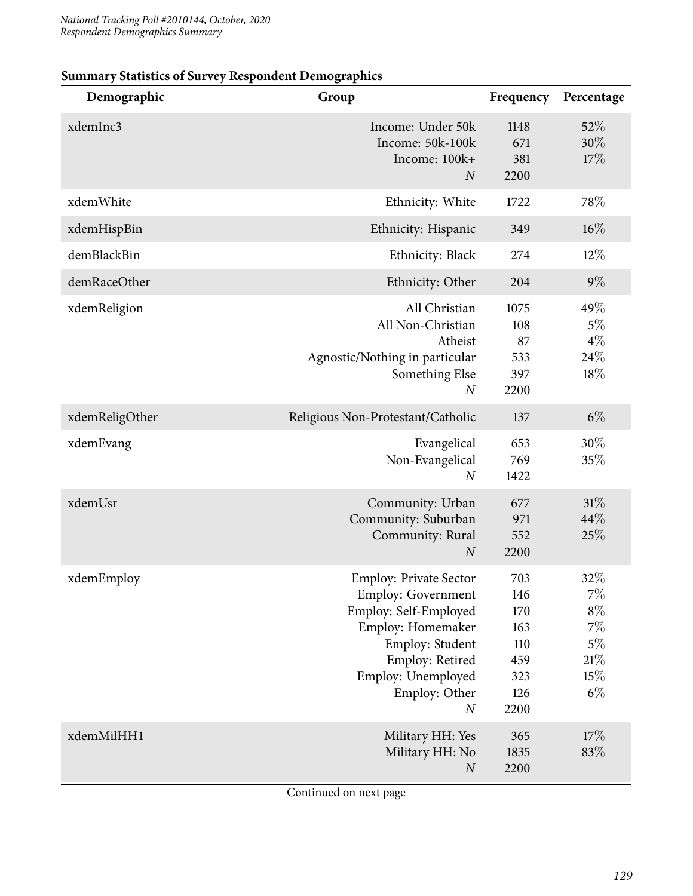**Summary Statistics of Survey Respondent Demographics**

| Demographic | Group | Frequency | Percentage |
|---|---|---|---|
| xdemInc3 | Income: Under 50k | 1148 | 52% |
| | Income: 50k-100k | 671 | 30% |
| | Income: 100k+ | 381 | 17% |
| | *N* | 2200 | |
| xdemWhite | Ethnicity: White | 1722 | 78% |
| xdemHispBin | Ethnicity: Hispanic | 349 | 16% |
| demBlackBin | Ethnicity: Black | 274 | 12% |
| demRaceOther | Ethnicity: Other | 204 | 9% |
| xdemReligion | All Christian | 1075 | 49% |
| | All Non-Christian | 108 | 5% |
| | Atheist | 87 | 4% |
| | Agnostic/Nothing in particular | 533 | 24% |
| | Something Else | 397 | 18% |
| | *N* | 2200 | |
| xdemReligOther | Religious Non-Protestant/Catholic | 137 | 6% |
| xdemEvang | Evangelical | 653 | 30% |
| | Non-Evangelical | 769 | 35% |
| | *N* | 1422 | |
| xdemUsr | Community: Urban | 677 | 31% |
| | Community: Suburban | 971 | 44% |
| | Community: Rural | 552 | 25% |
| | *N* | 2200 | |
| xdemEmploy | Employ: Private Sector | 703 | 32% |
| | Employ: Government | 146 | 7% |
| | Employ: Self-Employed | 170 | 8% |
| | Employ: Homemaker | 163 | 7% |
| | Employ: Student | 110 | 5% |
| | Employ: Retired | 459 | 21% |
| | Employ: Unemployed | 323 | 15% |
| | Employ: Other | 126 | 6% |
| | *N* | 2200 | |
| xdemMilHH1 | Military HH: Yes | 365 | 17% |
| | Military HH: No | 1835 | 83% |
| | *N* | 2200 | |

Continued on next page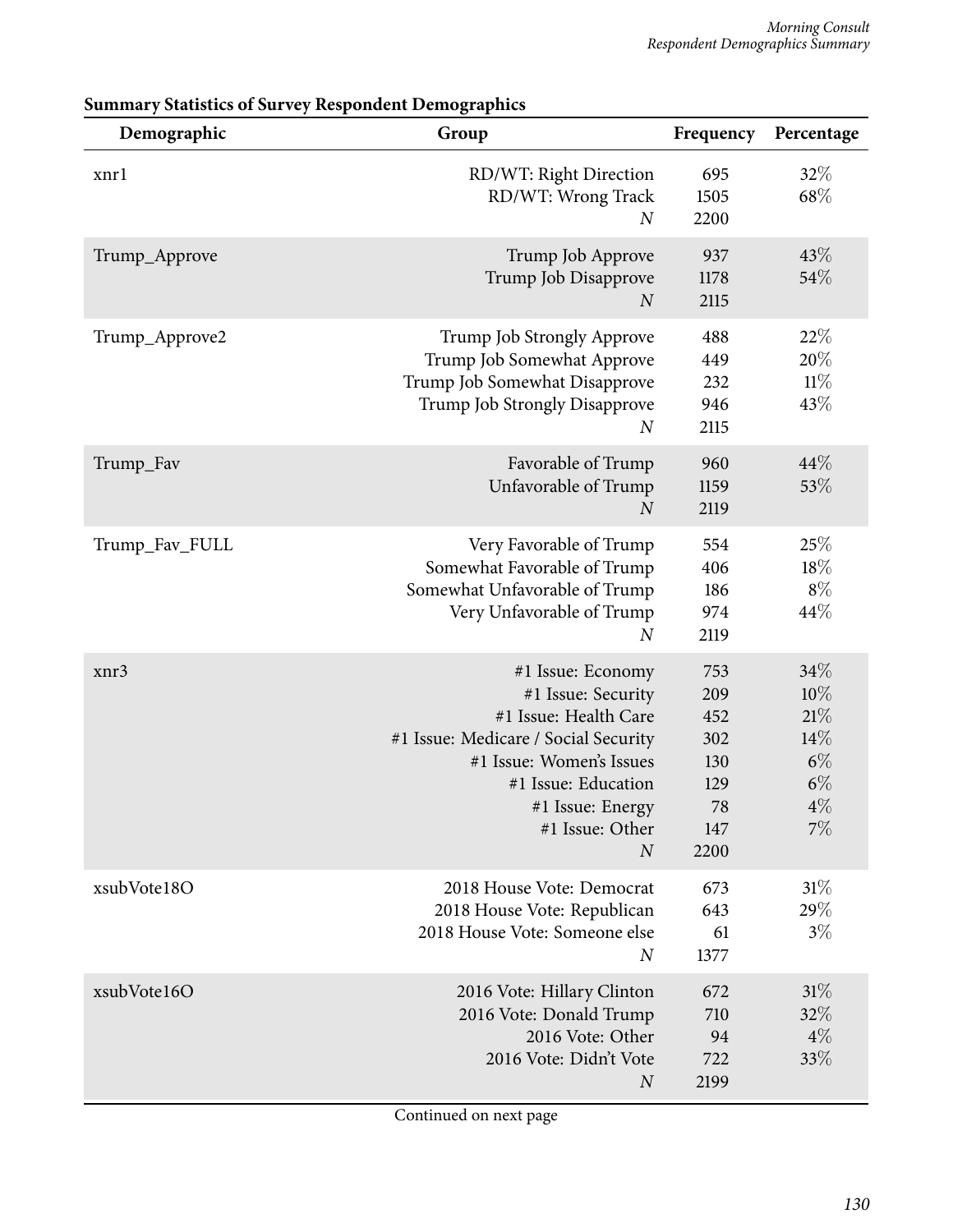**Summary Statistics of Survey Respondent Demographics**

| Demographic | Group | Frequency | Percentage |
|---|---|---|---|
| xnr1 | RD/WT: Right Direction | 695 | 32% |
| | RD/WT: Wrong Track | 1505 | 68% |
| | *N* | 2200 | |
| Trump_Approve | Trump Job Approve | 937 | 43% |
| | Trump Job Disapprove | 1178 | 54% |
| | *N* | 2115 | |
| Trump_Approve2 | Trump Job Strongly Approve | 488 | 22% |
| | Trump Job Somewhat Approve | 449 | 20% |
| | Trump Job Somewhat Disapprove | 232 | 11% |
| | Trump Job Strongly Disapprove | 946 | 43% |
| | *N* | 2115 | |
| Trump_Fav | Favorable of Trump | 960 | 44% |
| | Unfavorable of Trump | 1159 | 53% |
| | *N* | 2119 | |
| Trump_Fav_FULL | Very Favorable of Trump | 554 | 25% |
| | Somewhat Favorable of Trump | 406 | 18% |
| | Somewhat Unfavorable of Trump | 186 | 8% |
| | Very Unfavorable of Trump | 974 | 44% |
| | *N* | 2119 | |
| xnr3 | #1 Issue: Economy | 753 | 34% |
| | #1 Issue: Security | 209 | 10% |
| | #1 Issue: Health Care | 452 | 21% |
| | #1 Issue: Medicare / Social Security | 302 | 14% |
| | #1 Issue: Women's Issues | 130 | 6% |
| | #1 Issue: Education | 129 | 6% |
| | #1 Issue: Energy | 78 | 4% |
| | #1 Issue: Other | 147 | 7% |
| | *N* | 2200 | |
| xsubVote18O | 2018 House Vote: Democrat | 673 | 31% |
| | 2018 House Vote: Republican | 643 | 29% |
| | 2018 House Vote: Someone else | 61 | 3% |
| | *N* | 1377 | |
| xsubVote16O | 2016 Vote: Hillary Clinton | 672 | 31% |
| | 2016 Vote: Donald Trump | 710 | 32% |
| | 2016 Vote: Other | 94 | 4% |
| | 2016 Vote: Didn't Vote | 722 | 33% |
| | *N* | 2199 | |

Continued on next page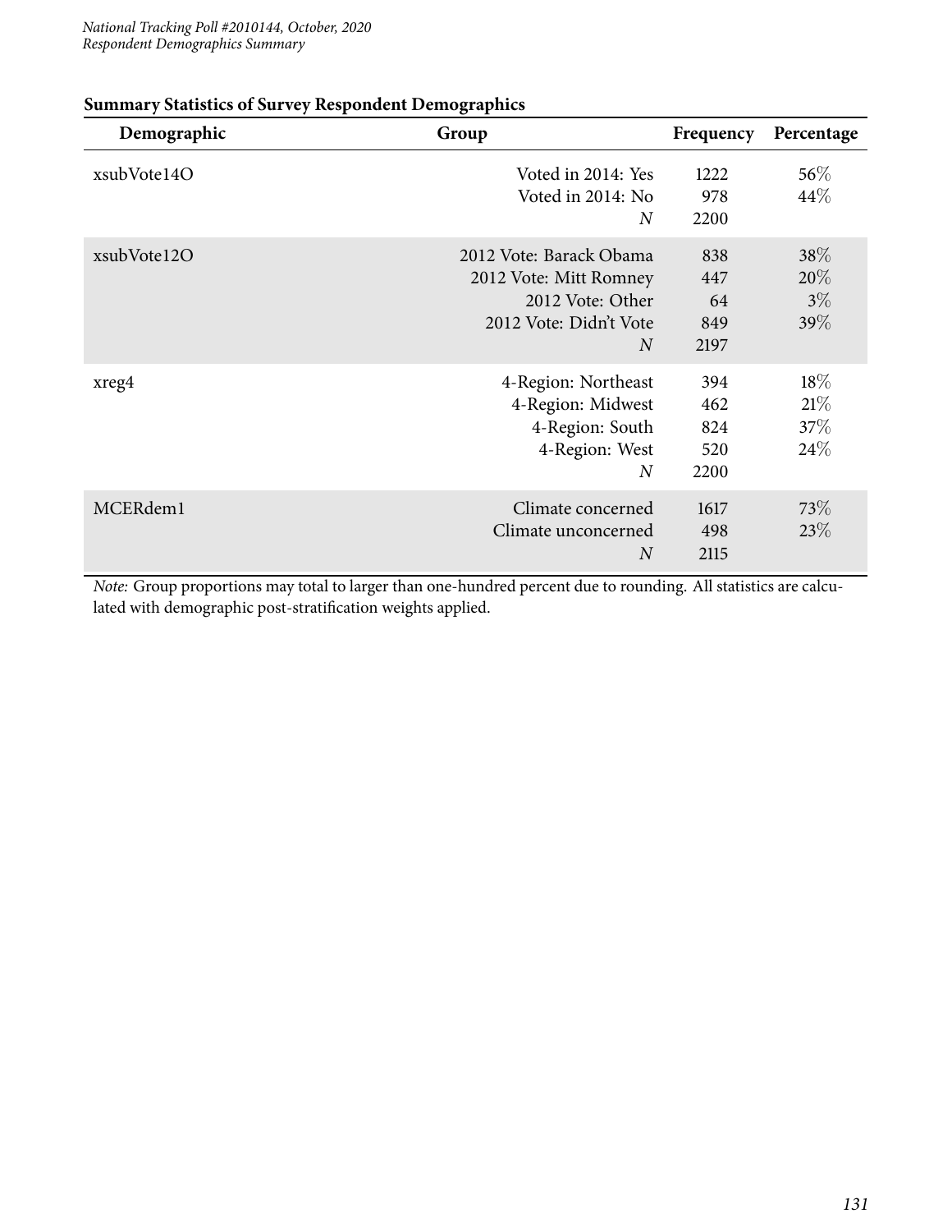**Summary Statistics of Survey Respondent Demographics**

| Demographic | Group | Frequency | Percentage |
|---|---|---|---|
| xsubVote14O | Voted in 2014: Yes | 1222 | 56% |
| | Voted in 2014: No | 978 | 44% |
| | *N* | 2200 | |
| xsubVote12O | 2012 Vote: Barack Obama | 838 | 38% |
| | 2012 Vote: Mitt Romney | 447 | 20% |
| | 2012 Vote: Other | 64 | 3% |
| | 2012 Vote: Didn't Vote | 849 | 39% |
| | *N* | 2197 | |
| xreg4 | 4-Region: Northeast | 394 | 18% |
| | 4-Region: Midwest | 462 | 21% |
| | 4-Region: South | 824 | 37% |
| | 4-Region: West | 520 | 24% |
| | *N* | 2200 | |
| MCERdem1 | Climate concerned | 1617 | 73% |
| | Climate unconcerned | 498 | 23% |
| | *N* | 2115 | |

*Note:* Group proportions may total to larger than one-hundred percent due to rounding. All statistics are calculated with demographic post-stratification weights applied.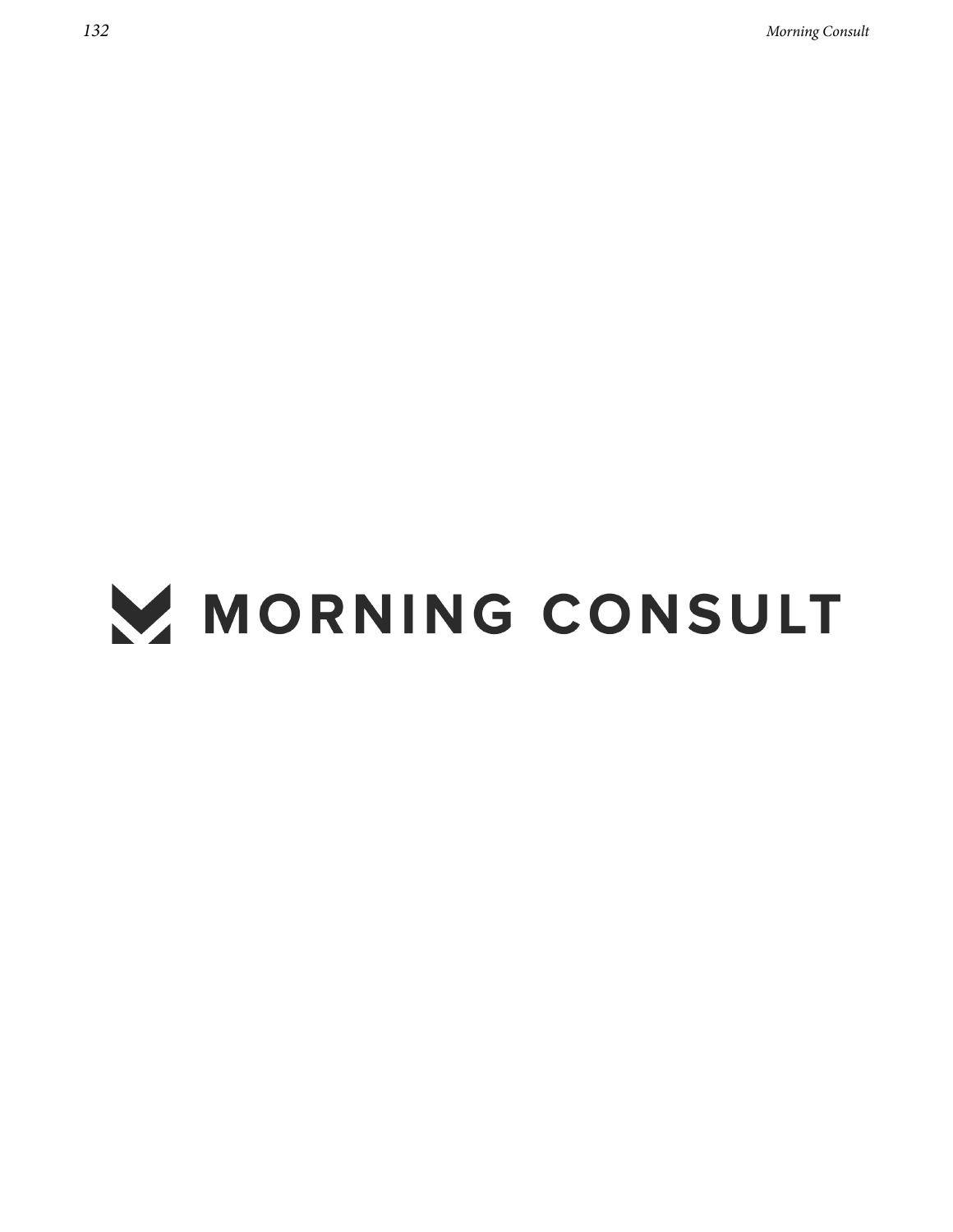MORNING CONSULT